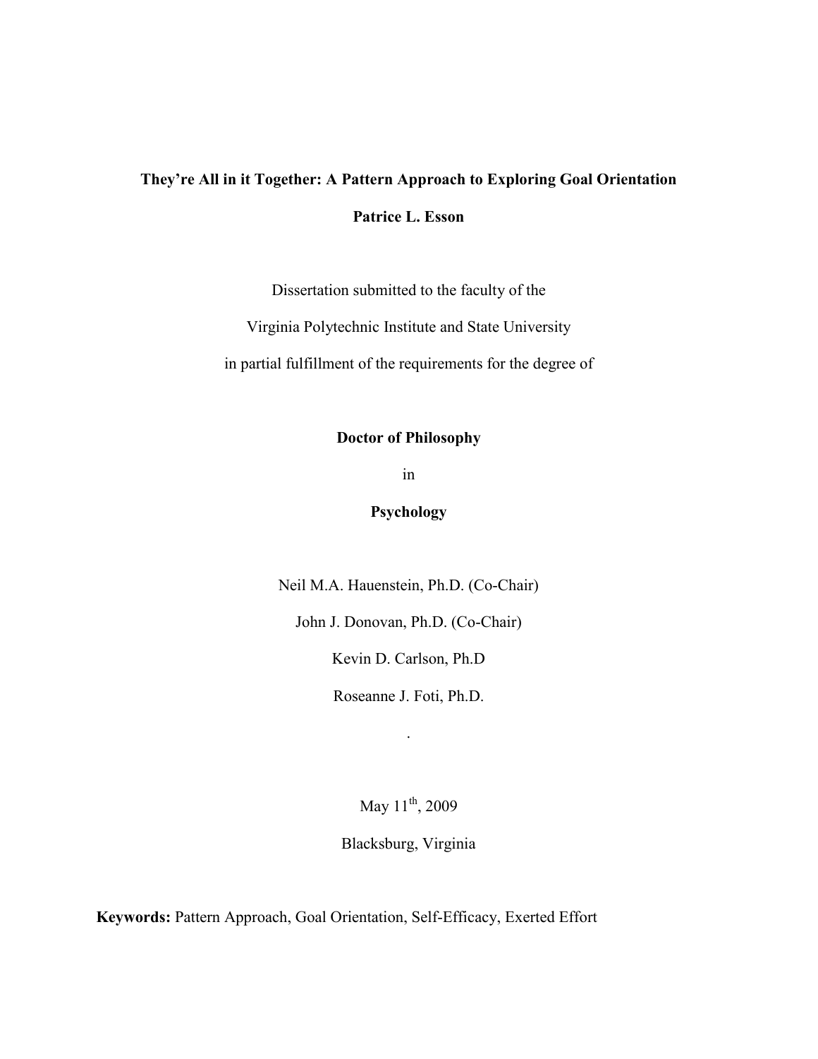**They're All in it Together: A Pattern Approach to Exploring Goal Orientation**

**Patrice L. Esson**

Dissertation submitted to the faculty of the

Virginia Polytechnic Institute and State University

in partial fulfillment of the requirements for the degree of

**Doctor of Philosophy**

in

**Psychology**

Neil M.A. Hauenstein, Ph.D. (Co-Chair)

John J. Donovan, Ph.D. (Co-Chair)

Kevin D. Carlson, Ph.D

Roseanne J. Foti, Ph.D.

.

May 11th, 2009

Blacksburg, Virginia

**Keywords:** Pattern Approach, Goal Orientation, Self-Efficacy, Exerted Effort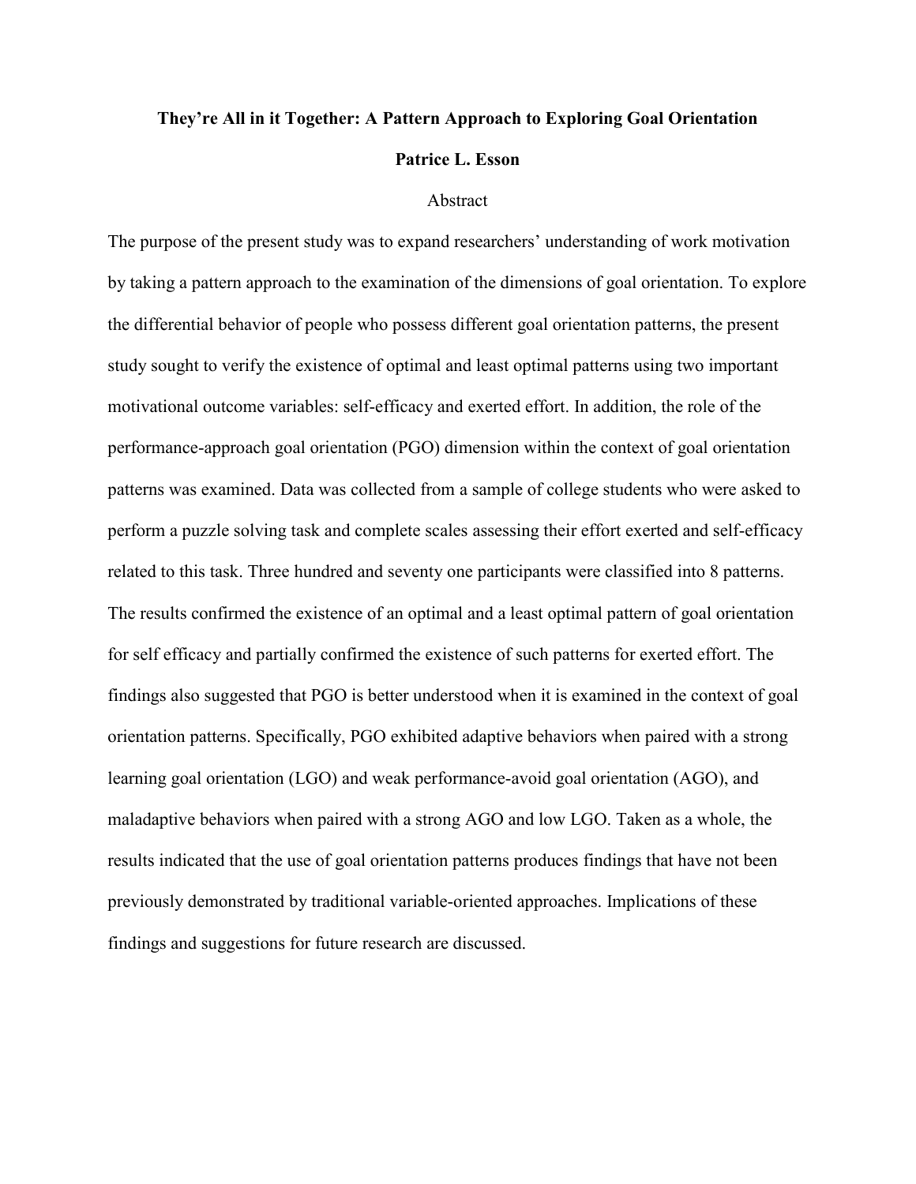**They're All in it Together: A Pattern Approach to Exploring Goal Orientation**

**Patrice L. Esson**

Abstract

The purpose of the present study was to expand researchers' understanding of work motivation by taking a pattern approach to the examination of the dimensions of goal orientation. To explore the differential behavior of people who possess different goal orientation patterns, the present study sought to verify the existence of optimal and least optimal patterns using two important motivational outcome variables: self-efficacy and exerted effort. In addition, the role of the performance-approach goal orientation (PGO) dimension within the context of goal orientation patterns was examined. Data was collected from a sample of college students who were asked to perform a puzzle solving task and complete scales assessing their effort exerted and self-efficacy related to this task. Three hundred and seventy one participants were classified into 8 patterns. The results confirmed the existence of an optimal and a least optimal pattern of goal orientation for self efficacy and partially confirmed the existence of such patterns for exerted effort. The findings also suggested that PGO is better understood when it is examined in the context of goal orientation patterns. Specifically, PGO exhibited adaptive behaviors when paired with a strong learning goal orientation (LGO) and weak performance-avoid goal orientation (AGO), and maladaptive behaviors when paired with a strong AGO and low LGO. Taken as a whole, the results indicated that the use of goal orientation patterns produces findings that have not been previously demonstrated by traditional variable-oriented approaches. Implications of these findings and suggestions for future research are discussed.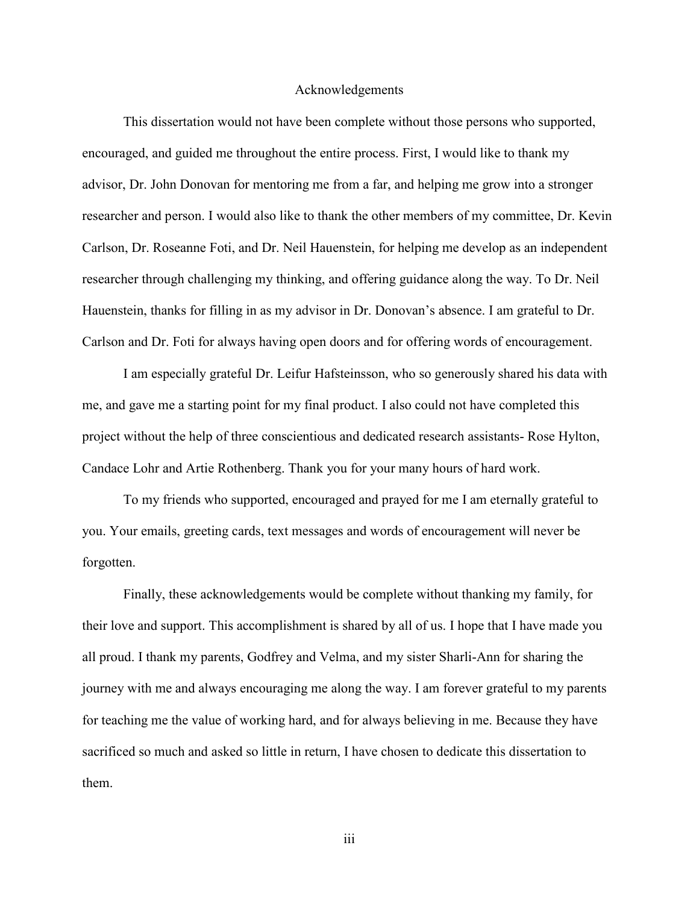# Acknowledgements

This dissertation would not have been complete without those persons who supported, encouraged, and guided me throughout the entire process. First, I would like to thank my advisor, Dr. John Donovan for mentoring me from a far, and helping me grow into a stronger researcher and person. I would also like to thank the other members of my committee, Dr. Kevin Carlson, Dr. Roseanne Foti, and Dr. Neil Hauenstein, for helping me develop as an independent researcher through challenging my thinking, and offering guidance along the way. To Dr. Neil Hauenstein, thanks for filling in as my advisor in Dr. Donovan's absence. I am grateful to Dr. Carlson and Dr. Foti for always having open doors and for offering words of encouragement.

I am especially grateful Dr. Leifur Hafsteinsson, who so generously shared his data with me, and gave me a starting point for my final product. I also could not have completed this project without the help of three conscientious and dedicated research assistants- Rose Hylton, Candace Lohr and Artie Rothenberg. Thank you for your many hours of hard work.

To my friends who supported, encouraged and prayed for me I am eternally grateful to you. Your emails, greeting cards, text messages and words of encouragement will never be forgotten.

Finally, these acknowledgements would be complete without thanking my family, for their love and support. This accomplishment is shared by all of us. I hope that I have made you all proud. I thank my parents, Godfrey and Velma, and my sister Sharli-Ann for sharing the journey with me and always encouraging me along the way. I am forever grateful to my parents for teaching me the value of working hard, and for always believing in me. Because they have sacrificed so much and asked so little in return, I have chosen to dedicate this dissertation to them.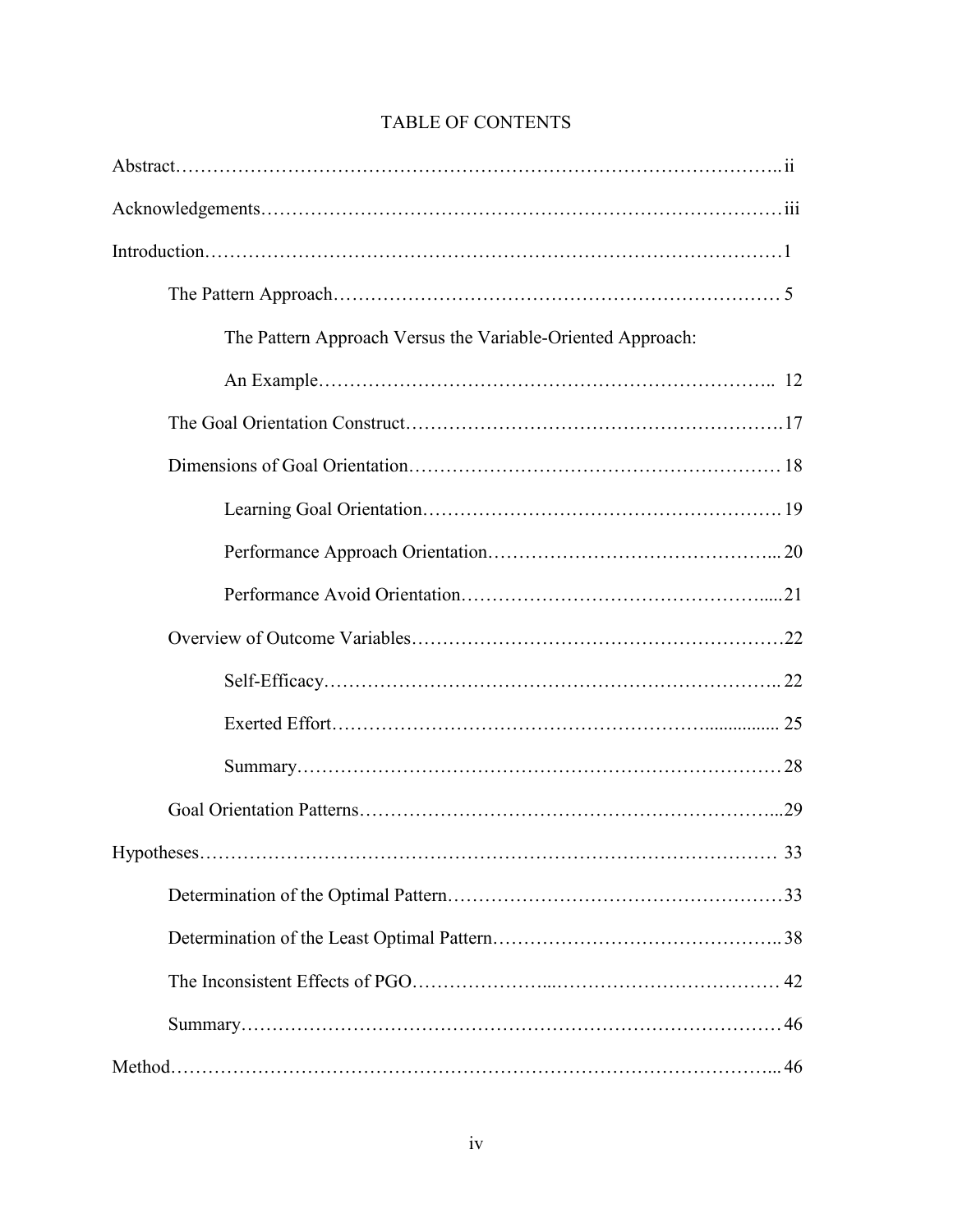# TABLE OF CONTENTS

Abstract……………………………………………………………………………………….. ii

Acknowledgements……………………………………………………………………… iii

Introduction………………………………………………………………………………1

- The Pattern Approach…………………………………………………………… 5
    - The Pattern Approach Versus the Variable-Oriented Approach: An Example……………………………………………………………….. 12
- The Goal Orientation Construct…………………………………………………….17
- Dimensions of Goal Orientation………………………………………………… 18
    - Learning Goal Orientation………………………………………………. 19
    - Performance Approach Orientation……………………………………... 20
    - Performance Avoid Orientation…………………………………….....21
- Overview of Outcome Variables…………………………………………………22
    - Self-Efficacy……………………………………………………………….. 22
    - Exerted Effort………………………………………………................ 25
    - Summary…………………………………………………………………28
- Goal Orientation Patterns…………………………………………………………...29

Hypotheses……………………………………………………………………………… 33

- Determination of the Optimal Pattern……………………………………………33
- Determination of the Least Optimal Pattern……………………………………….. 38
- The Inconsistent Effects of PGO…………………...……………………………… 42
- Summary…………………………………………………………………………46

Method…………………………………………………………………………………... 46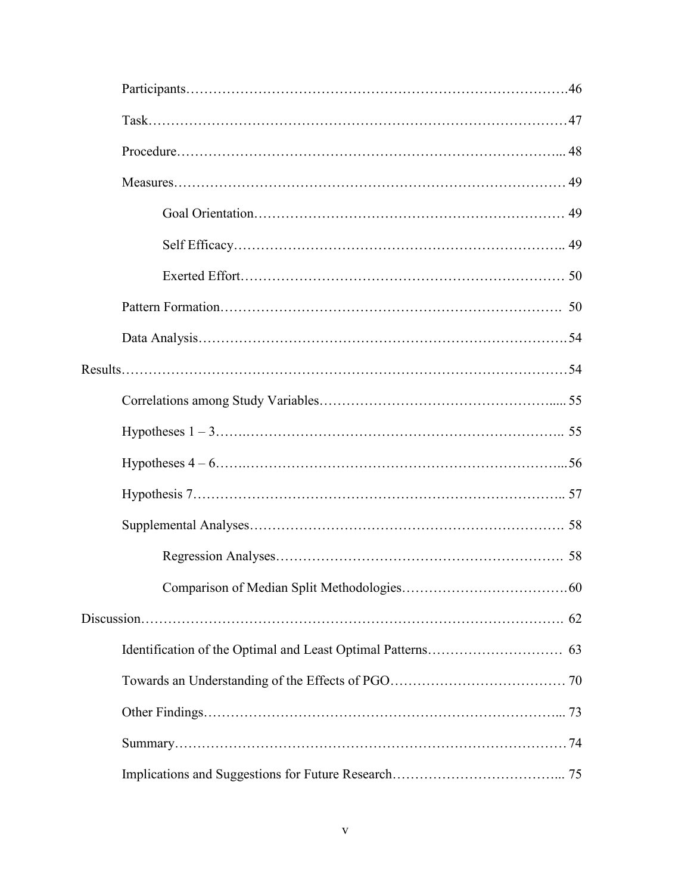Participants……………………………………………………………………….46

Task………………………………………………………………………………47

Procedure………………………………………………………………………... 48

Measures………………………………………………………………………… 49

Goal Orientation………………………………………………………… 49

Self Efficacy……………………………………………………………….. 49

Exerted Effort…………………………………………………………… 50

Pattern Formation………………………………………………………………… 50

Data Analysis……………………………………………………………………54

Results……………………………………………………………………………………54

Correlations among Study Variables……………………………………………..... 55

Hypotheses 1 – 3……………………………………………………………….. 55

Hypotheses 4 – 6………………………………………………………………...56

Hypothesis 7…………………………………………………………………….. 57

Supplemental Analyses…………………………………………………………. 58

Regression Analyses……………………………………………………. 58

Comparison of Median Split Methodologies………………………………60

Discussion……………………………………………………………………………… 62

Identification of the Optimal and Least Optimal Patterns………………………… 63

Towards an Understanding of the Effects of PGO………………………………… 70

Other Findings…………………………………………………………………... 73

Summary…………………………………………………………………………74

Implications and Suggestions for Future Research……………………………….. 75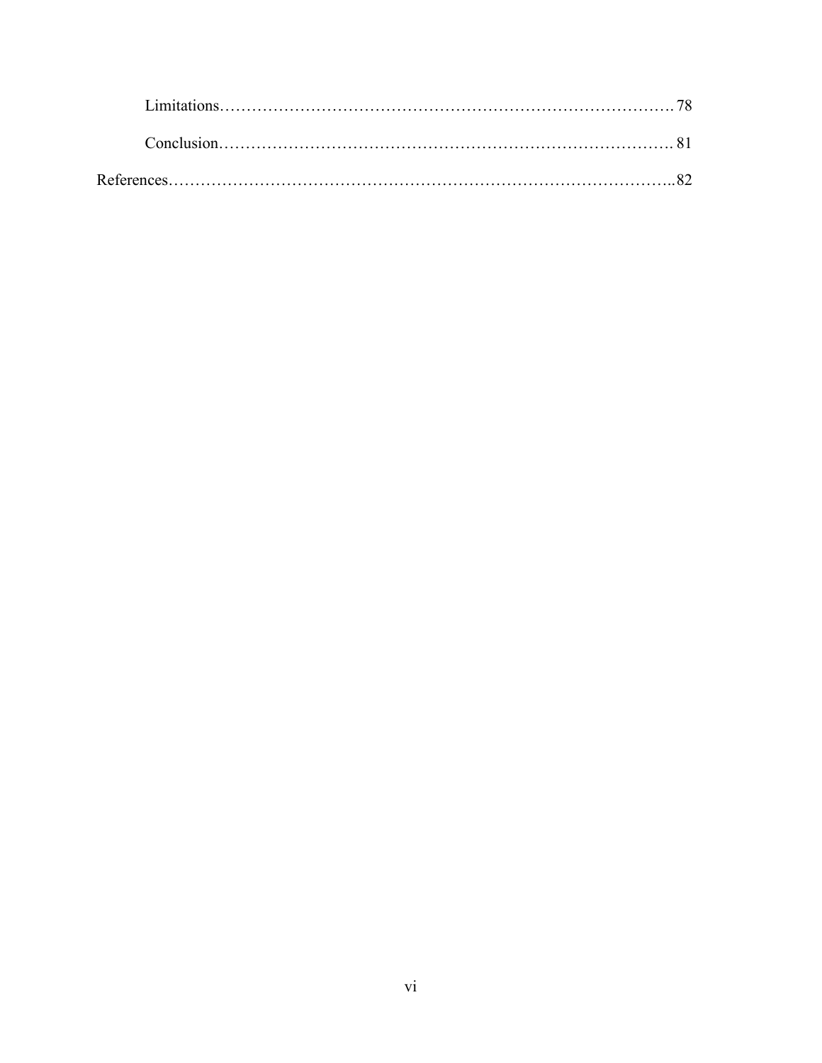Limitations……………………………………………………………………………. 78

Conclusion……………………………………………………………………………. 81

References…………………………………………………………………………………..82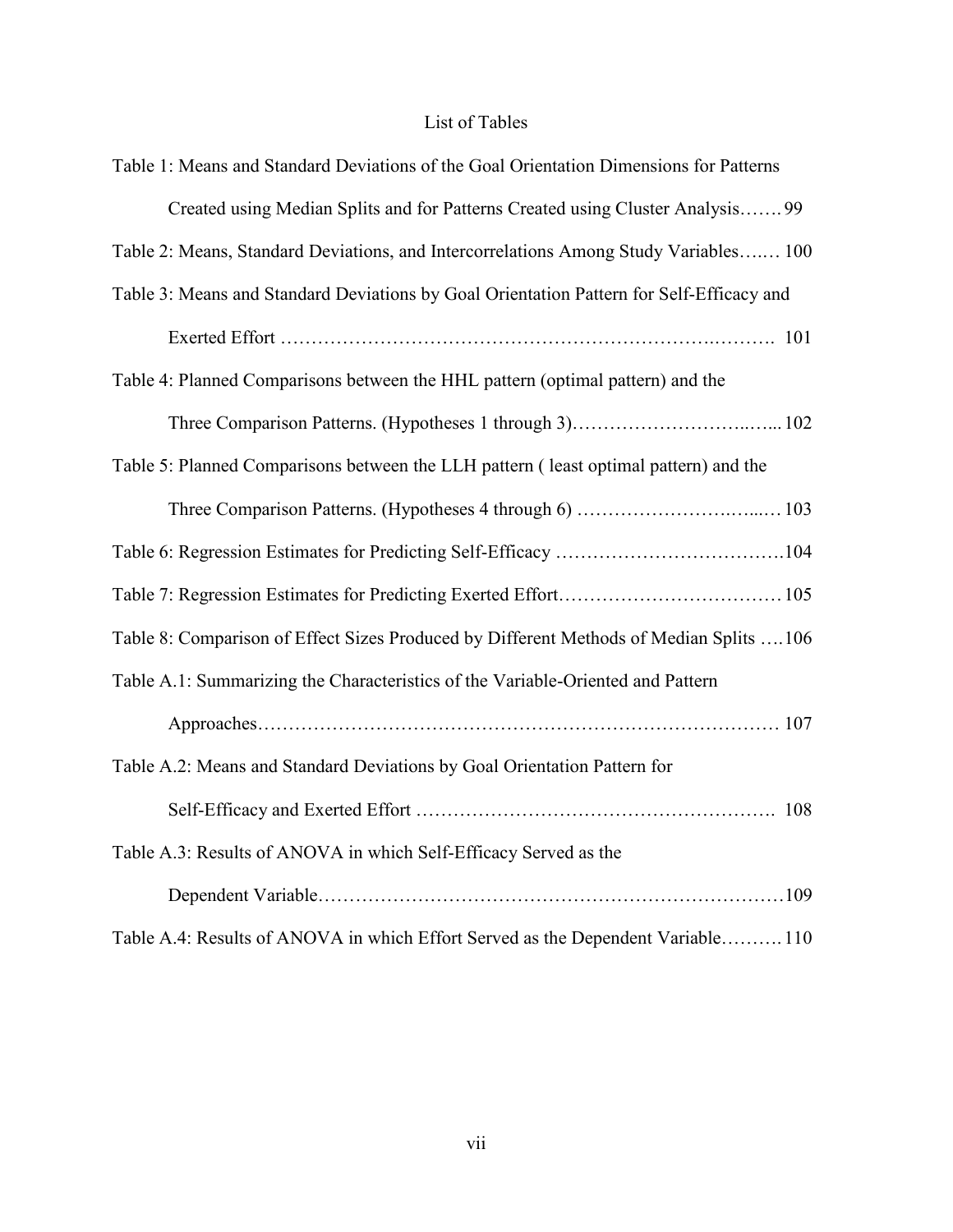# List of Tables

Table 1: Means and Standard Deviations of the Goal Orientation Dimensions for Patterns Created using Median Splits and for Patterns Created using Cluster Analysis....... 99

Table 2: Means, Standard Deviations, and Intercorrelations Among Study Variables...... 100

Table 3: Means and Standard Deviations by Goal Orientation Pattern for Self-Efficacy and Exerted Effort .................................................................. 101

Table 4: Planned Comparisons between the HHL pattern (optimal pattern) and the Three Comparison Patterns. (Hypotheses 1 through 3)................................ 102

Table 5: Planned Comparisons between the LLH pattern ( least optimal pattern) and the Three Comparison Patterns. (Hypotheses 4 through 6) ................................ 103

Table 6: Regression Estimates for Predicting Self-Efficacy ..................................104

Table 7: Regression Estimates for Predicting Exerted Effort.................................105

Table 8: Comparison of Effect Sizes Produced by Different Methods of Median Splits ....106

Table A.1: Summarizing the Characteristics of the Variable-Oriented and Pattern Approaches........................................................................... 107

Table A.2: Means and Standard Deviations by Goal Orientation Pattern for Self-Efficacy and Exerted Effort ................................................. 108

Table A.3: Results of ANOVA in which Self-Efficacy Served as the Dependent Variable...............................................................109

Table A.4: Results of ANOVA in which Effort Served as the Dependent Variable..........110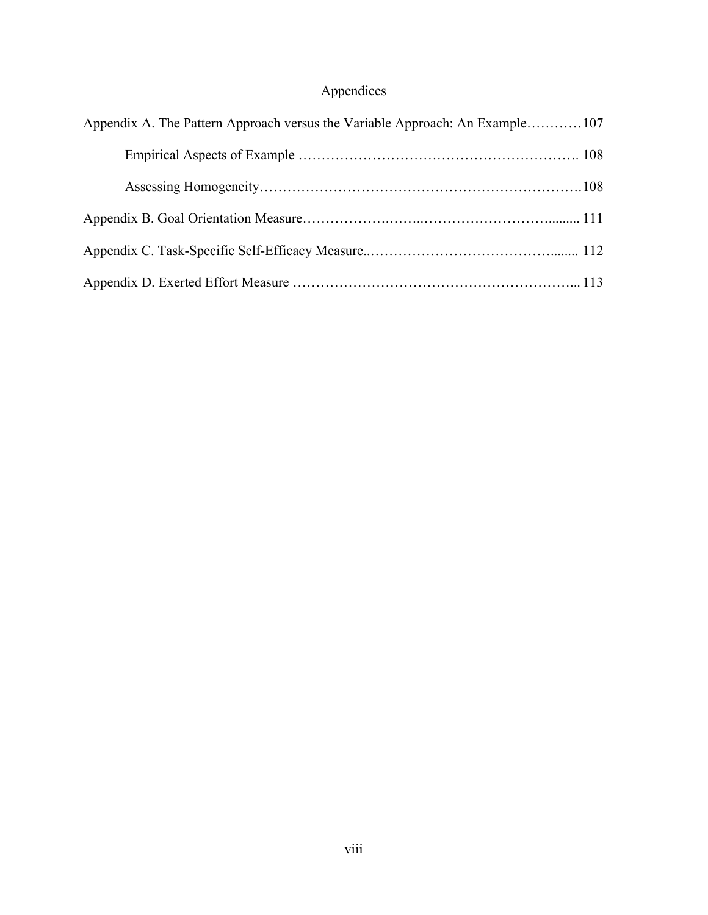# Appendices

Appendix A. The Pattern Approach versus the Variable Approach: An Example............107

- Empirical Aspects of Example ............................................................. 108
- Assessing Homogeneity.............................................................................108

Appendix B. Goal Orientation Measure..................................................... 111

Appendix C. Task-Specific Self-Efficacy Measure............................................ 112

Appendix D. Exerted Effort Measure ........................................................... 113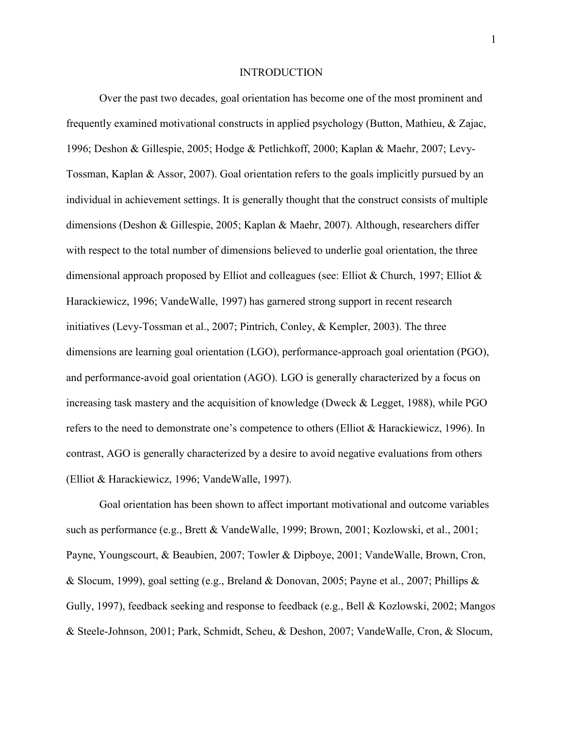# INTRODUCTION

Over the past two decades, goal orientation has become one of the most prominent and frequently examined motivational constructs in applied psychology (Button, Mathieu, & Zajac, 1996; Deshon & Gillespie, 2005; Hodge & Petlichkoff, 2000; Kaplan & Maehr, 2007; Levy-Tossman, Kaplan & Assor, 2007). Goal orientation refers to the goals implicitly pursued by an individual in achievement settings. It is generally thought that the construct consists of multiple dimensions (Deshon & Gillespie, 2005; Kaplan & Maehr, 2007). Although, researchers differ with respect to the total number of dimensions believed to underlie goal orientation, the three dimensional approach proposed by Elliot and colleagues (see: Elliot & Church, 1997; Elliot & Harackiewicz, 1996; VandeWalle, 1997) has garnered strong support in recent research initiatives (Levy-Tossman et al., 2007; Pintrich, Conley, & Kempler, 2003). The three dimensions are learning goal orientation (LGO), performance-approach goal orientation (PGO), and performance-avoid goal orientation (AGO). LGO is generally characterized by a focus on increasing task mastery and the acquisition of knowledge (Dweck & Legget, 1988), while PGO refers to the need to demonstrate one's competence to others (Elliot & Harackiewicz, 1996). In contrast, AGO is generally characterized by a desire to avoid negative evaluations from others (Elliot & Harackiewicz, 1996; VandeWalle, 1997).

Goal orientation has been shown to affect important motivational and outcome variables such as performance (e.g., Brett & VandeWalle, 1999; Brown, 2001; Kozlowski, et al., 2001; Payne, Youngscourt, & Beaubien, 2007; Towler & Dipboye, 2001; VandeWalle, Brown, Cron, & Slocum, 1999), goal setting (e.g., Breland & Donovan, 2005; Payne et al., 2007; Phillips & Gully, 1997), feedback seeking and response to feedback (e.g., Bell & Kozlowski, 2002; Mangos & Steele-Johnson, 2001; Park, Schmidt, Scheu, & Deshon, 2007; VandeWalle, Cron, & Slocum,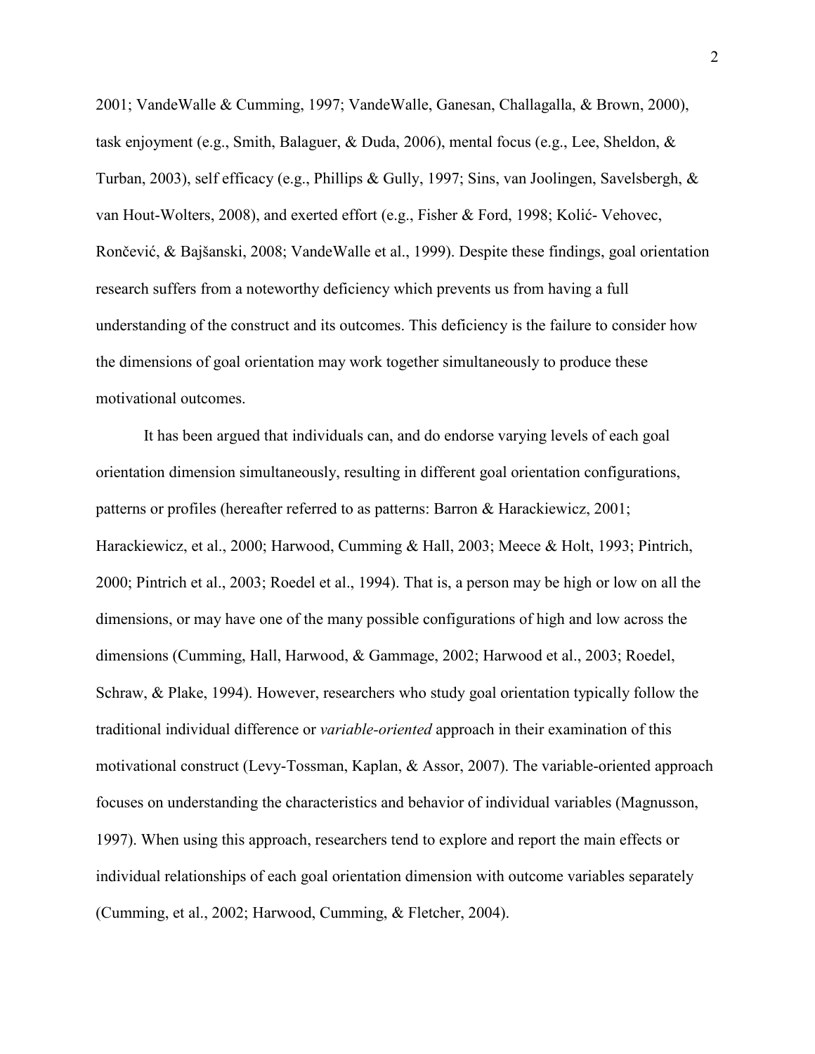2001; VandeWalle & Cumming, 1997; VandeWalle, Ganesan, Challagalla, & Brown, 2000), task enjoyment (e.g., Smith, Balaguer, & Duda, 2006), mental focus (e.g., Lee, Sheldon, & Turban, 2003), self efficacy (e.g., Phillips & Gully, 1997; Sins, van Joolingen, Savelsbergh, & van Hout-Wolters, 2008), and exerted effort (e.g., Fisher & Ford, 1998; Kolić- Vehovec, Rončević, & Bajšanski, 2008; VandeWalle et al., 1999). Despite these findings, goal orientation research suffers from a noteworthy deficiency which prevents us from having a full understanding of the construct and its outcomes. This deficiency is the failure to consider how the dimensions of goal orientation may work together simultaneously to produce these motivational outcomes.

It has been argued that individuals can, and do endorse varying levels of each goal orientation dimension simultaneously, resulting in different goal orientation configurations, patterns or profiles (hereafter referred to as patterns: Barron & Harackiewicz, 2001; Harackiewicz, et al., 2000; Harwood, Cumming & Hall, 2003; Meece & Holt, 1993; Pintrich, 2000; Pintrich et al., 2003; Roedel et al., 1994). That is, a person may be high or low on all the dimensions, or may have one of the many possible configurations of high and low across the dimensions (Cumming, Hall, Harwood, & Gammage, 2002; Harwood et al., 2003; Roedel, Schraw, & Plake, 1994). However, researchers who study goal orientation typically follow the traditional individual difference or *variable-oriented* approach in their examination of this motivational construct (Levy-Tossman, Kaplan, & Assor, 2007). The variable-oriented approach focuses on understanding the characteristics and behavior of individual variables (Magnusson, 1997). When using this approach, researchers tend to explore and report the main effects or individual relationships of each goal orientation dimension with outcome variables separately (Cumming, et al., 2002; Harwood, Cumming, & Fletcher, 2004).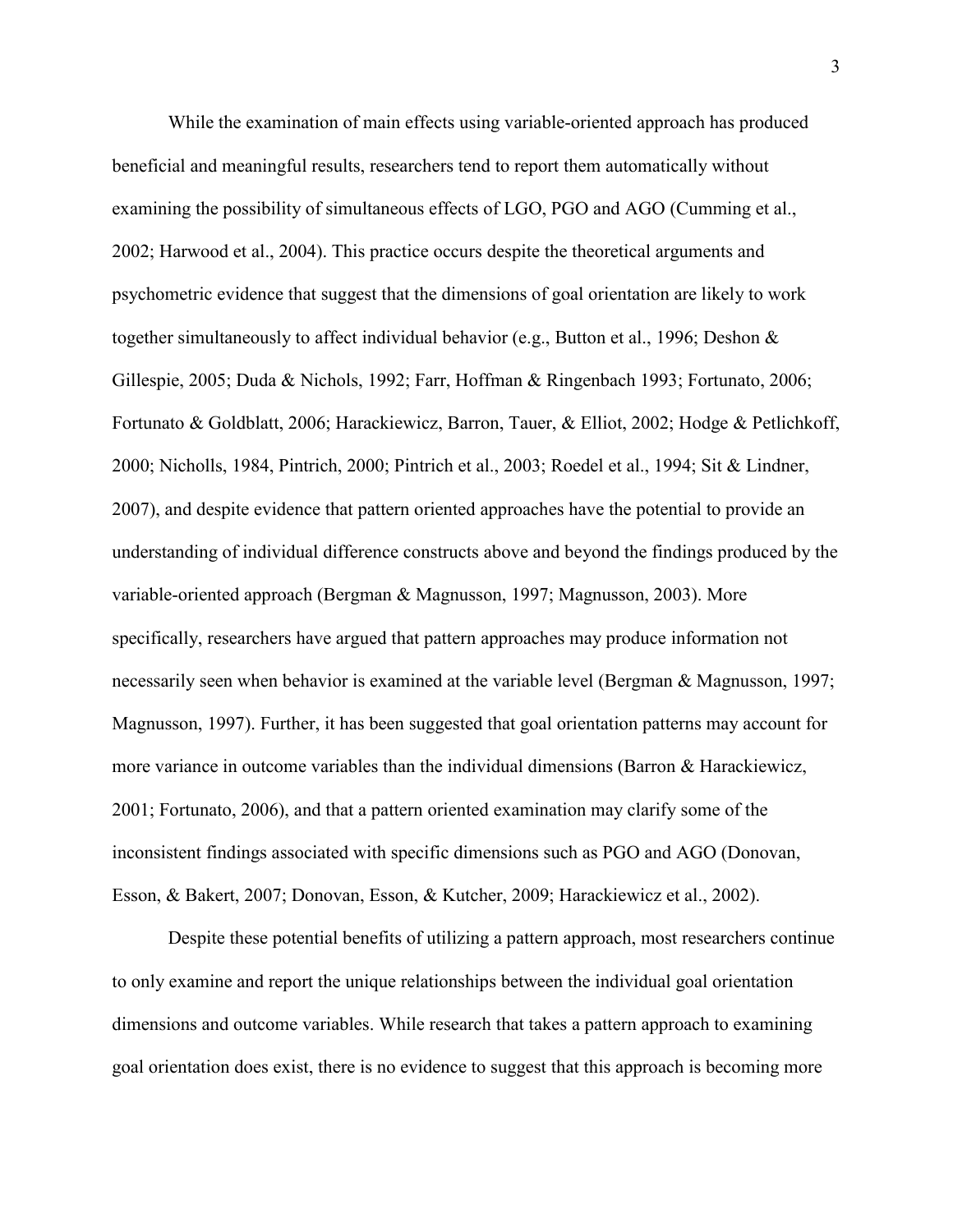While the examination of main effects using variable-oriented approach has produced beneficial and meaningful results, researchers tend to report them automatically without examining the possibility of simultaneous effects of LGO, PGO and AGO (Cumming et al., 2002; Harwood et al., 2004). This practice occurs despite the theoretical arguments and psychometric evidence that suggest that the dimensions of goal orientation are likely to work together simultaneously to affect individual behavior (e.g., Button et al., 1996; Deshon & Gillespie, 2005; Duda & Nichols, 1992; Farr, Hoffman & Ringenbach 1993; Fortunato, 2006; Fortunato & Goldblatt, 2006; Harackiewicz, Barron, Tauer, & Elliot, 2002; Hodge & Petlichkoff, 2000; Nicholls, 1984, Pintrich, 2000; Pintrich et al., 2003; Roedel et al., 1994; Sit & Lindner, 2007), and despite evidence that pattern oriented approaches have the potential to provide an understanding of individual difference constructs above and beyond the findings produced by the variable-oriented approach (Bergman & Magnusson, 1997; Magnusson, 2003). More specifically, researchers have argued that pattern approaches may produce information not necessarily seen when behavior is examined at the variable level (Bergman & Magnusson, 1997; Magnusson, 1997). Further, it has been suggested that goal orientation patterns may account for more variance in outcome variables than the individual dimensions (Barron & Harackiewicz, 2001; Fortunato, 2006), and that a pattern oriented examination may clarify some of the inconsistent findings associated with specific dimensions such as PGO and AGO (Donovan, Esson, & Bakert, 2007; Donovan, Esson, & Kutcher, 2009; Harackiewicz et al., 2002).

Despite these potential benefits of utilizing a pattern approach, most researchers continue to only examine and report the unique relationships between the individual goal orientation dimensions and outcome variables. While research that takes a pattern approach to examining goal orientation does exist, there is no evidence to suggest that this approach is becoming more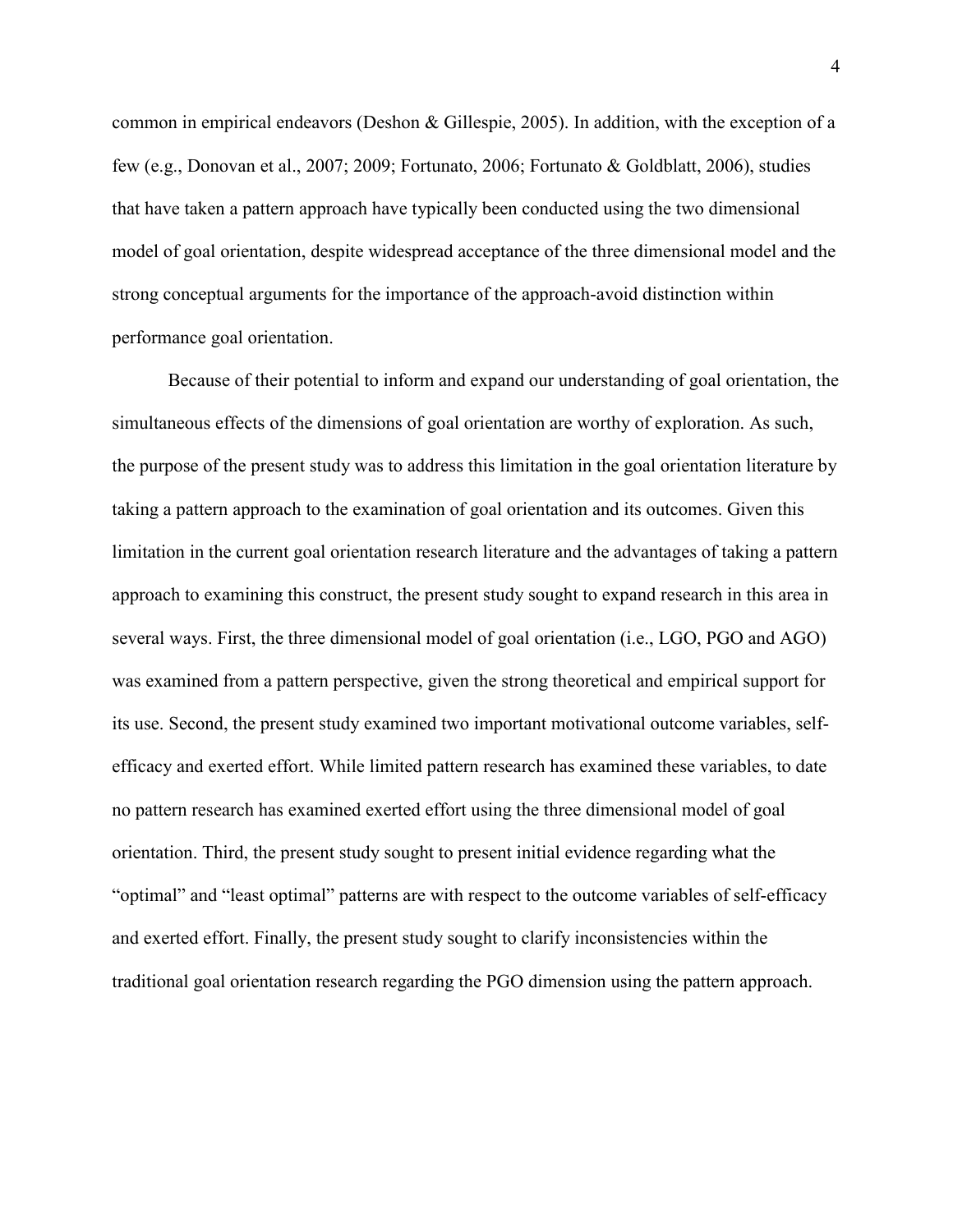common in empirical endeavors (Deshon & Gillespie, 2005). In addition, with the exception of a few (e.g., Donovan et al., 2007; 2009; Fortunato, 2006; Fortunato & Goldblatt, 2006), studies that have taken a pattern approach have typically been conducted using the two dimensional model of goal orientation, despite widespread acceptance of the three dimensional model and the strong conceptual arguments for the importance of the approach-avoid distinction within performance goal orientation.

Because of their potential to inform and expand our understanding of goal orientation, the simultaneous effects of the dimensions of goal orientation are worthy of exploration. As such, the purpose of the present study was to address this limitation in the goal orientation literature by taking a pattern approach to the examination of goal orientation and its outcomes. Given this limitation in the current goal orientation research literature and the advantages of taking a pattern approach to examining this construct, the present study sought to expand research in this area in several ways. First, the three dimensional model of goal orientation (i.e., LGO, PGO and AGO) was examined from a pattern perspective, given the strong theoretical and empirical support for its use. Second, the present study examined two important motivational outcome variables, self-efficacy and exerted effort. While limited pattern research has examined these variables, to date no pattern research has examined exerted effort using the three dimensional model of goal orientation. Third, the present study sought to present initial evidence regarding what the "optimal" and "least optimal" patterns are with respect to the outcome variables of self-efficacy and exerted effort. Finally, the present study sought to clarify inconsistencies within the traditional goal orientation research regarding the PGO dimension using the pattern approach.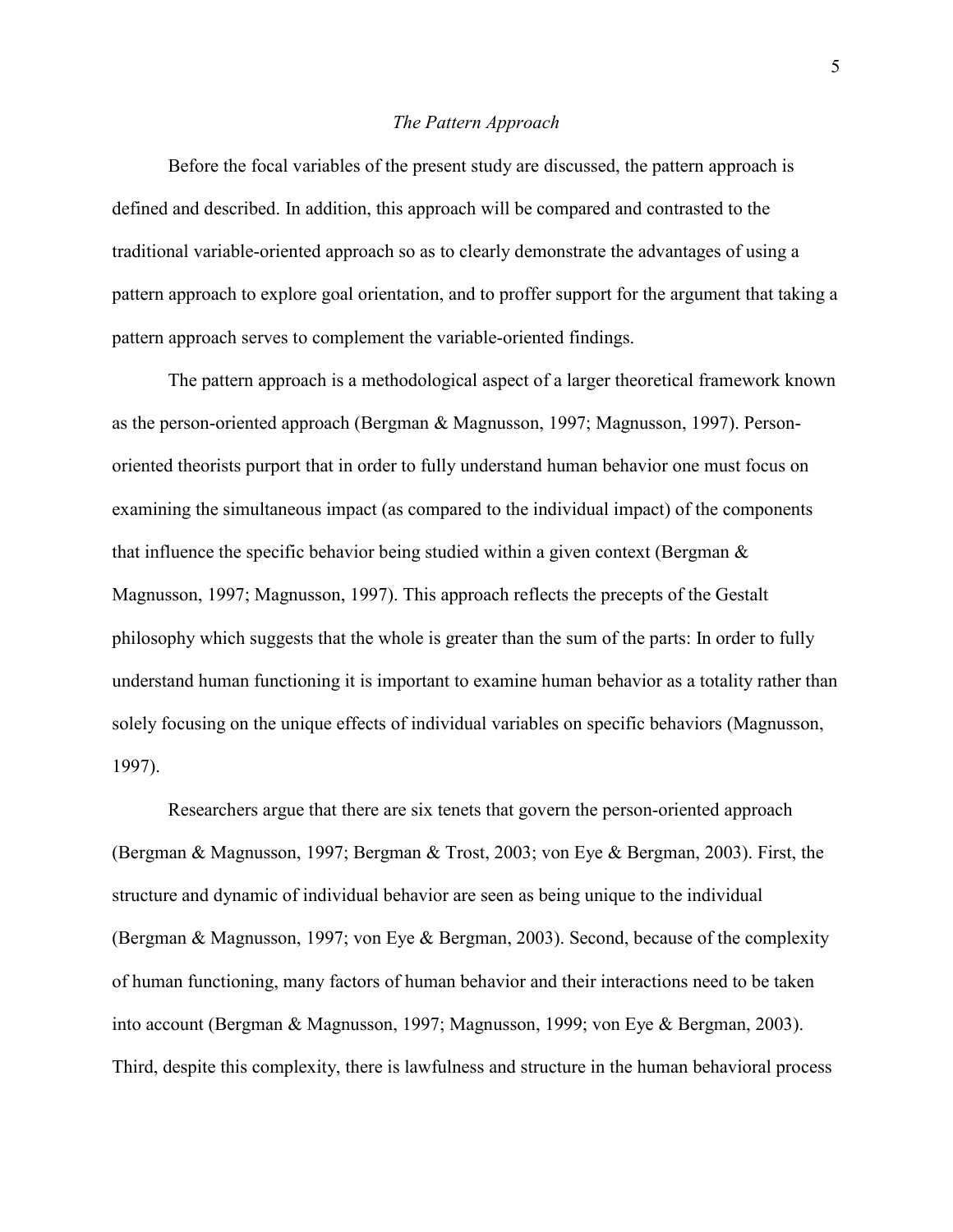### *The Pattern Approach*

Before the focal variables of the present study are discussed, the pattern approach is defined and described. In addition, this approach will be compared and contrasted to the traditional variable-oriented approach so as to clearly demonstrate the advantages of using a pattern approach to explore goal orientation, and to proffer support for the argument that taking a pattern approach serves to complement the variable-oriented findings.

The pattern approach is a methodological aspect of a larger theoretical framework known as the person-oriented approach (Bergman & Magnusson, 1997; Magnusson, 1997). Person-oriented theorists purport that in order to fully understand human behavior one must focus on examining the simultaneous impact (as compared to the individual impact) of the components that influence the specific behavior being studied within a given context (Bergman & Magnusson, 1997; Magnusson, 1997). This approach reflects the precepts of the Gestalt philosophy which suggests that the whole is greater than the sum of the parts: In order to fully understand human functioning it is important to examine human behavior as a totality rather than solely focusing on the unique effects of individual variables on specific behaviors (Magnusson, 1997).

Researchers argue that there are six tenets that govern the person-oriented approach (Bergman & Magnusson, 1997; Bergman & Trost, 2003; von Eye & Bergman, 2003). First, the structure and dynamic of individual behavior are seen as being unique to the individual (Bergman & Magnusson, 1997; von Eye & Bergman, 2003). Second, because of the complexity of human functioning, many factors of human behavior and their interactions need to be taken into account (Bergman & Magnusson, 1997; Magnusson, 1999; von Eye & Bergman, 2003). Third, despite this complexity, there is lawfulness and structure in the human behavioral process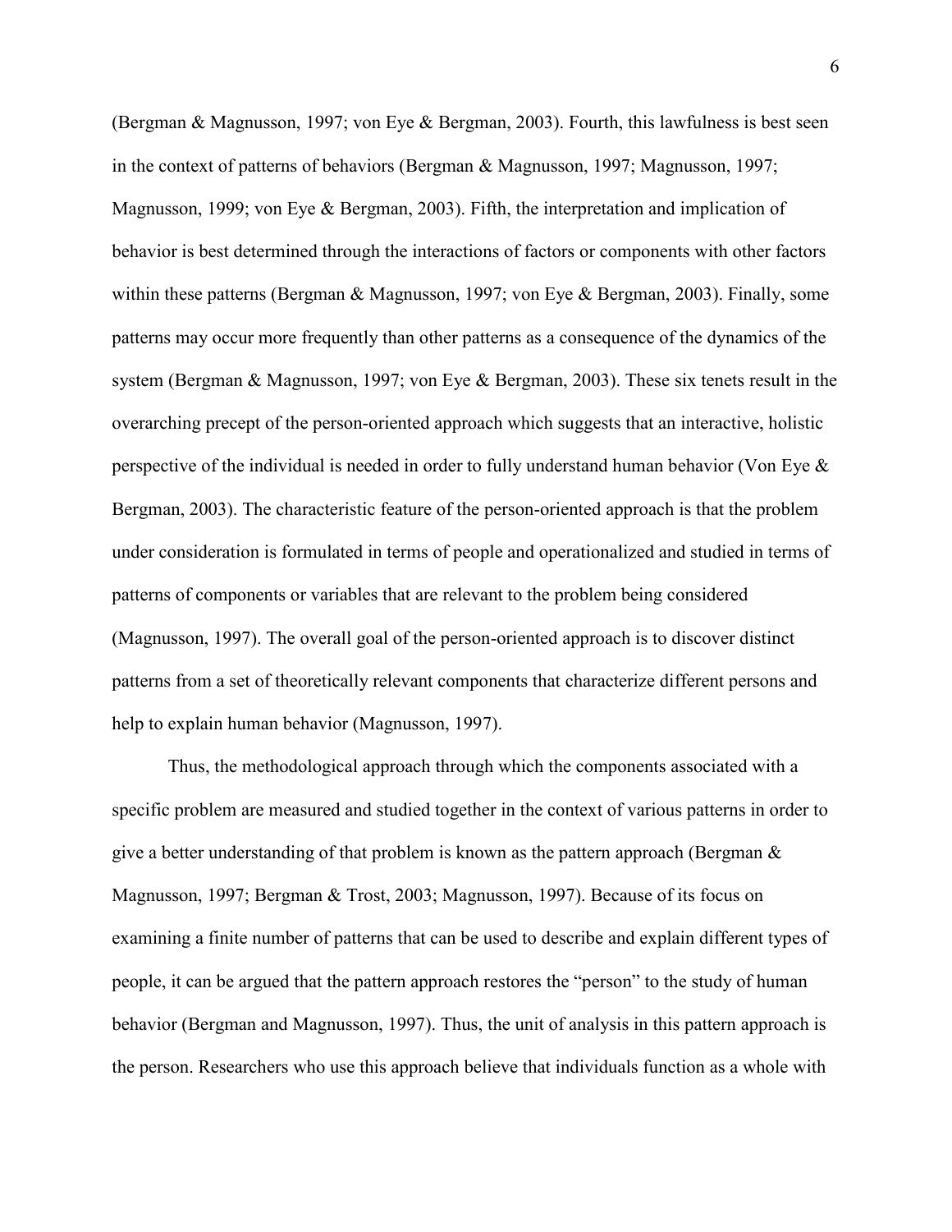(Bergman & Magnusson, 1997; von Eye & Bergman, 2003). Fourth, this lawfulness is best seen in the context of patterns of behaviors (Bergman & Magnusson, 1997; Magnusson, 1997; Magnusson, 1999; von Eye & Bergman, 2003). Fifth, the interpretation and implication of behavior is best determined through the interactions of factors or components with other factors within these patterns (Bergman & Magnusson, 1997; von Eye & Bergman, 2003). Finally, some patterns may occur more frequently than other patterns as a consequence of the dynamics of the system (Bergman & Magnusson, 1997; von Eye & Bergman, 2003). These six tenets result in the overarching precept of the person-oriented approach which suggests that an interactive, holistic perspective of the individual is needed in order to fully understand human behavior (Von Eye & Bergman, 2003). The characteristic feature of the person-oriented approach is that the problem under consideration is formulated in terms of people and operationalized and studied in terms of patterns of components or variables that are relevant to the problem being considered (Magnusson, 1997). The overall goal of the person-oriented approach is to discover distinct patterns from a set of theoretically relevant components that characterize different persons and help to explain human behavior (Magnusson, 1997).

Thus, the methodological approach through which the components associated with a specific problem are measured and studied together in the context of various patterns in order to give a better understanding of that problem is known as the pattern approach (Bergman & Magnusson, 1997; Bergman & Trost, 2003; Magnusson, 1997). Because of its focus on examining a finite number of patterns that can be used to describe and explain different types of people, it can be argued that the pattern approach restores the "person" to the study of human behavior (Bergman and Magnusson, 1997). Thus, the unit of analysis in this pattern approach is the person. Researchers who use this approach believe that individuals function as a whole with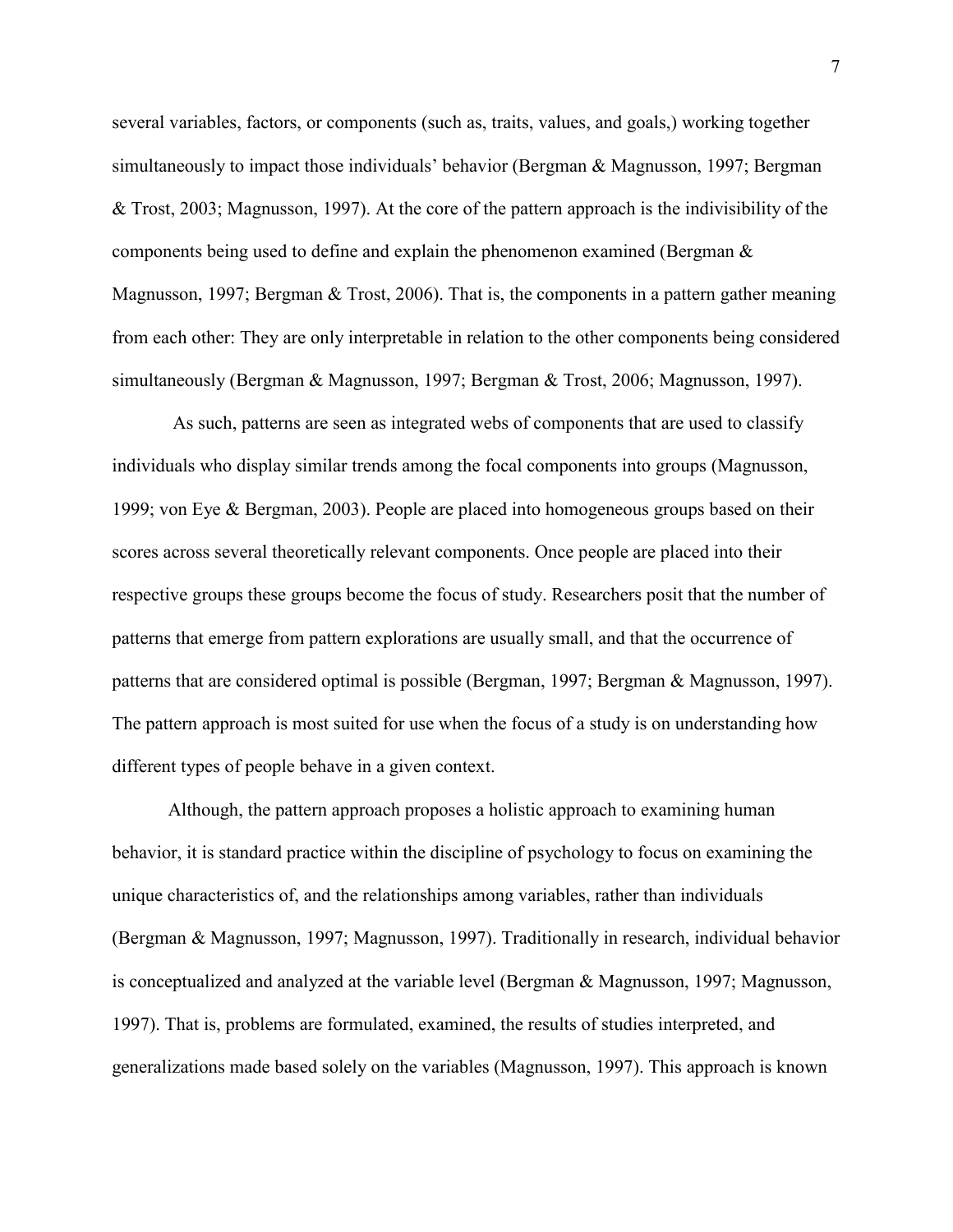several variables, factors, or components (such as, traits, values, and goals,) working together simultaneously to impact those individuals' behavior (Bergman & Magnusson, 1997; Bergman & Trost, 2003; Magnusson, 1997). At the core of the pattern approach is the indivisibility of the components being used to define and explain the phenomenon examined (Bergman & Magnusson, 1997; Bergman & Trost, 2006). That is, the components in a pattern gather meaning from each other: They are only interpretable in relation to the other components being considered simultaneously (Bergman & Magnusson, 1997; Bergman & Trost, 2006; Magnusson, 1997).

As such, patterns are seen as integrated webs of components that are used to classify individuals who display similar trends among the focal components into groups (Magnusson, 1999; von Eye & Bergman, 2003). People are placed into homogeneous groups based on their scores across several theoretically relevant components. Once people are placed into their respective groups these groups become the focus of study. Researchers posit that the number of patterns that emerge from pattern explorations are usually small, and that the occurrence of patterns that are considered optimal is possible (Bergman, 1997; Bergman & Magnusson, 1997). The pattern approach is most suited for use when the focus of a study is on understanding how different types of people behave in a given context.

Although, the pattern approach proposes a holistic approach to examining human behavior, it is standard practice within the discipline of psychology to focus on examining the unique characteristics of, and the relationships among variables, rather than individuals (Bergman & Magnusson, 1997; Magnusson, 1997). Traditionally in research, individual behavior is conceptualized and analyzed at the variable level (Bergman & Magnusson, 1997; Magnusson, 1997). That is, problems are formulated, examined, the results of studies interpreted, and generalizations made based solely on the variables (Magnusson, 1997). This approach is known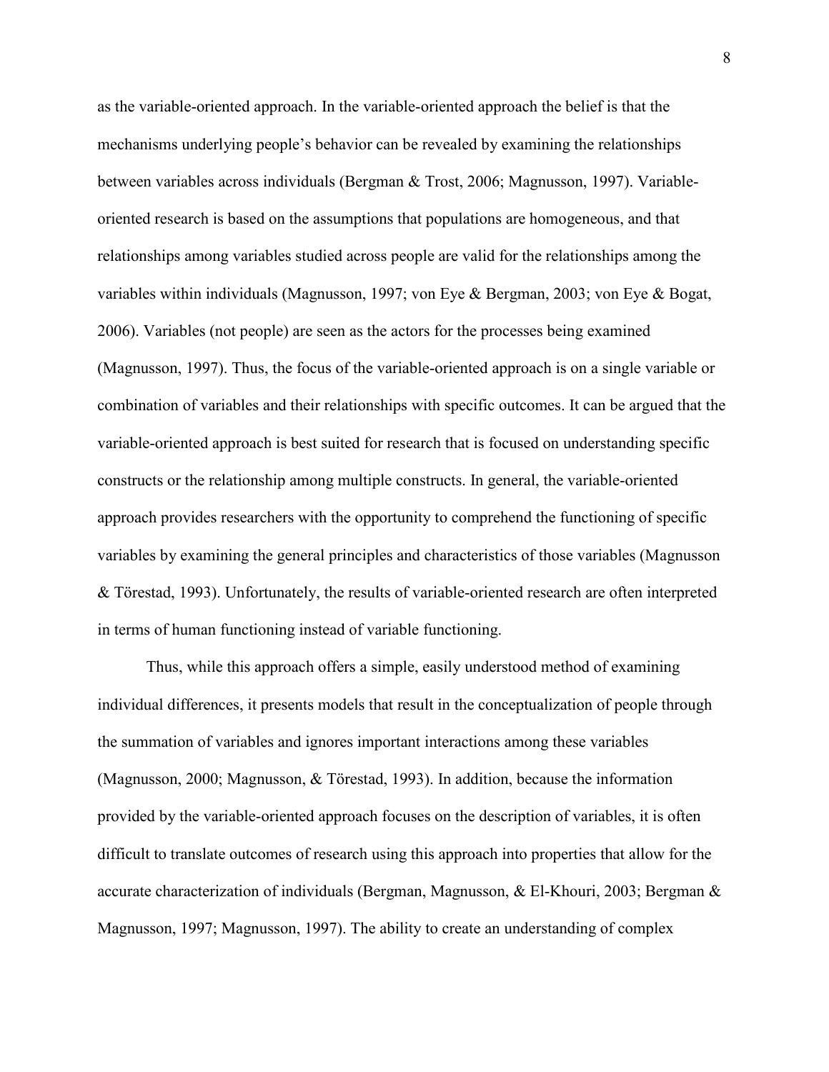as the variable-oriented approach. In the variable-oriented approach the belief is that the mechanisms underlying people's behavior can be revealed by examining the relationships between variables across individuals (Bergman & Trost, 2006; Magnusson, 1997). Variable-oriented research is based on the assumptions that populations are homogeneous, and that relationships among variables studied across people are valid for the relationships among the variables within individuals (Magnusson, 1997; von Eye & Bergman, 2003; von Eye & Bogat, 2006). Variables (not people) are seen as the actors for the processes being examined (Magnusson, 1997). Thus, the focus of the variable-oriented approach is on a single variable or combination of variables and their relationships with specific outcomes. It can be argued that the variable-oriented approach is best suited for research that is focused on understanding specific constructs or the relationship among multiple constructs. In general, the variable-oriented approach provides researchers with the opportunity to comprehend the functioning of specific variables by examining the general principles and characteristics of those variables (Magnusson & Törestad, 1993). Unfortunately, the results of variable-oriented research are often interpreted in terms of human functioning instead of variable functioning.

Thus, while this approach offers a simple, easily understood method of examining individual differences, it presents models that result in the conceptualization of people through the summation of variables and ignores important interactions among these variables (Magnusson, 2000; Magnusson, & Törestad, 1993). In addition, because the information provided by the variable-oriented approach focuses on the description of variables, it is often difficult to translate outcomes of research using this approach into properties that allow for the accurate characterization of individuals (Bergman, Magnusson, & El-Khouri, 2003; Bergman & Magnusson, 1997; Magnusson, 1997). The ability to create an understanding of complex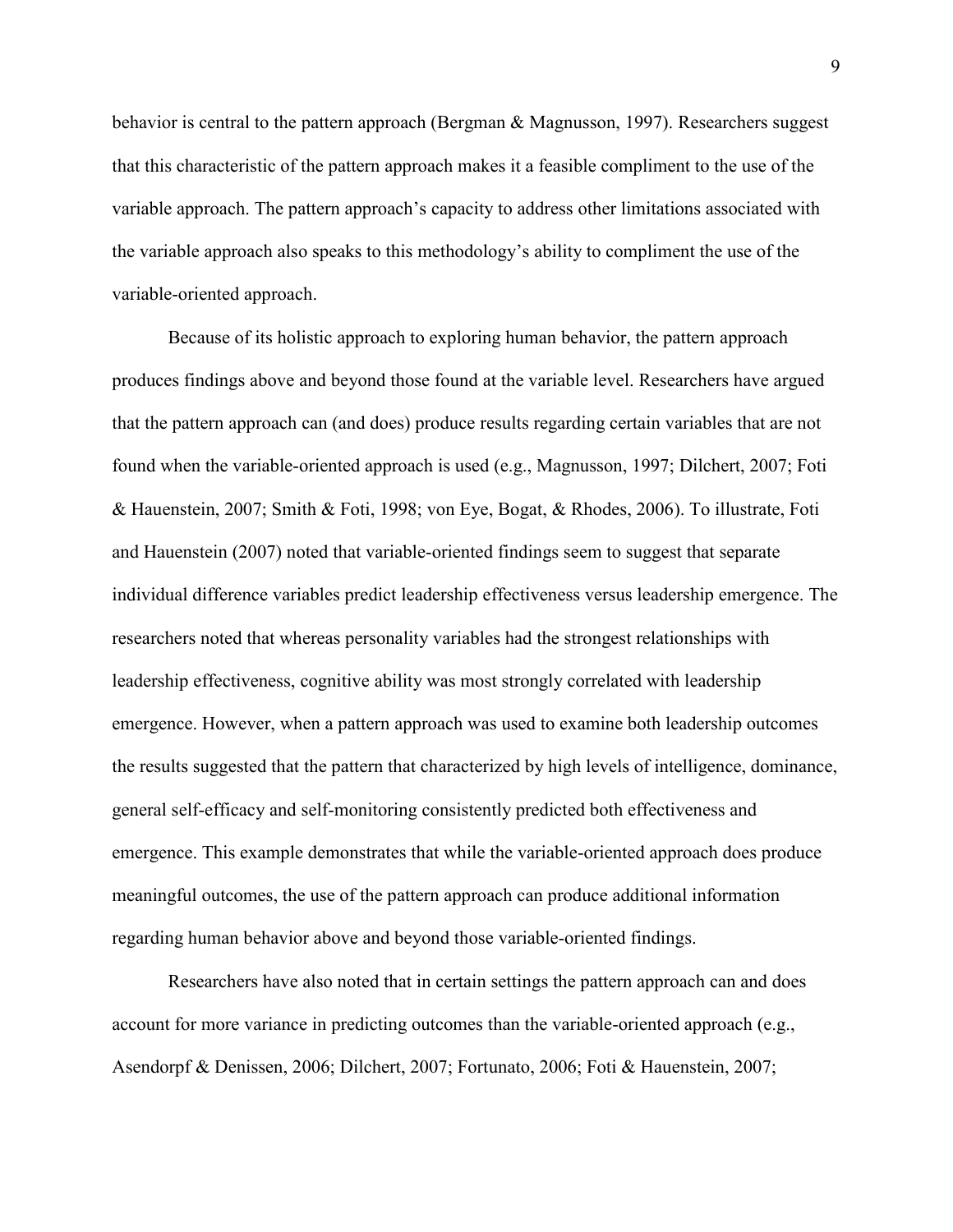behavior is central to the pattern approach (Bergman & Magnusson, 1997). Researchers suggest that this characteristic of the pattern approach makes it a feasible compliment to the use of the variable approach. The pattern approach's capacity to address other limitations associated with the variable approach also speaks to this methodology's ability to compliment the use of the variable-oriented approach.

Because of its holistic approach to exploring human behavior, the pattern approach produces findings above and beyond those found at the variable level. Researchers have argued that the pattern approach can (and does) produce results regarding certain variables that are not found when the variable-oriented approach is used (e.g., Magnusson, 1997; Dilchert, 2007; Foti & Hauenstein, 2007; Smith & Foti, 1998; von Eye, Bogat, & Rhodes, 2006). To illustrate, Foti and Hauenstein (2007) noted that variable-oriented findings seem to suggest that separate individual difference variables predict leadership effectiveness versus leadership emergence. The researchers noted that whereas personality variables had the strongest relationships with leadership effectiveness, cognitive ability was most strongly correlated with leadership emergence. However, when a pattern approach was used to examine both leadership outcomes the results suggested that the pattern that characterized by high levels of intelligence, dominance, general self-efficacy and self-monitoring consistently predicted both effectiveness and emergence. This example demonstrates that while the variable-oriented approach does produce meaningful outcomes, the use of the pattern approach can produce additional information regarding human behavior above and beyond those variable-oriented findings.

Researchers have also noted that in certain settings the pattern approach can and does account for more variance in predicting outcomes than the variable-oriented approach (e.g., Asendorpf & Denissen, 2006; Dilchert, 2007; Fortunato, 2006; Foti & Hauenstein, 2007;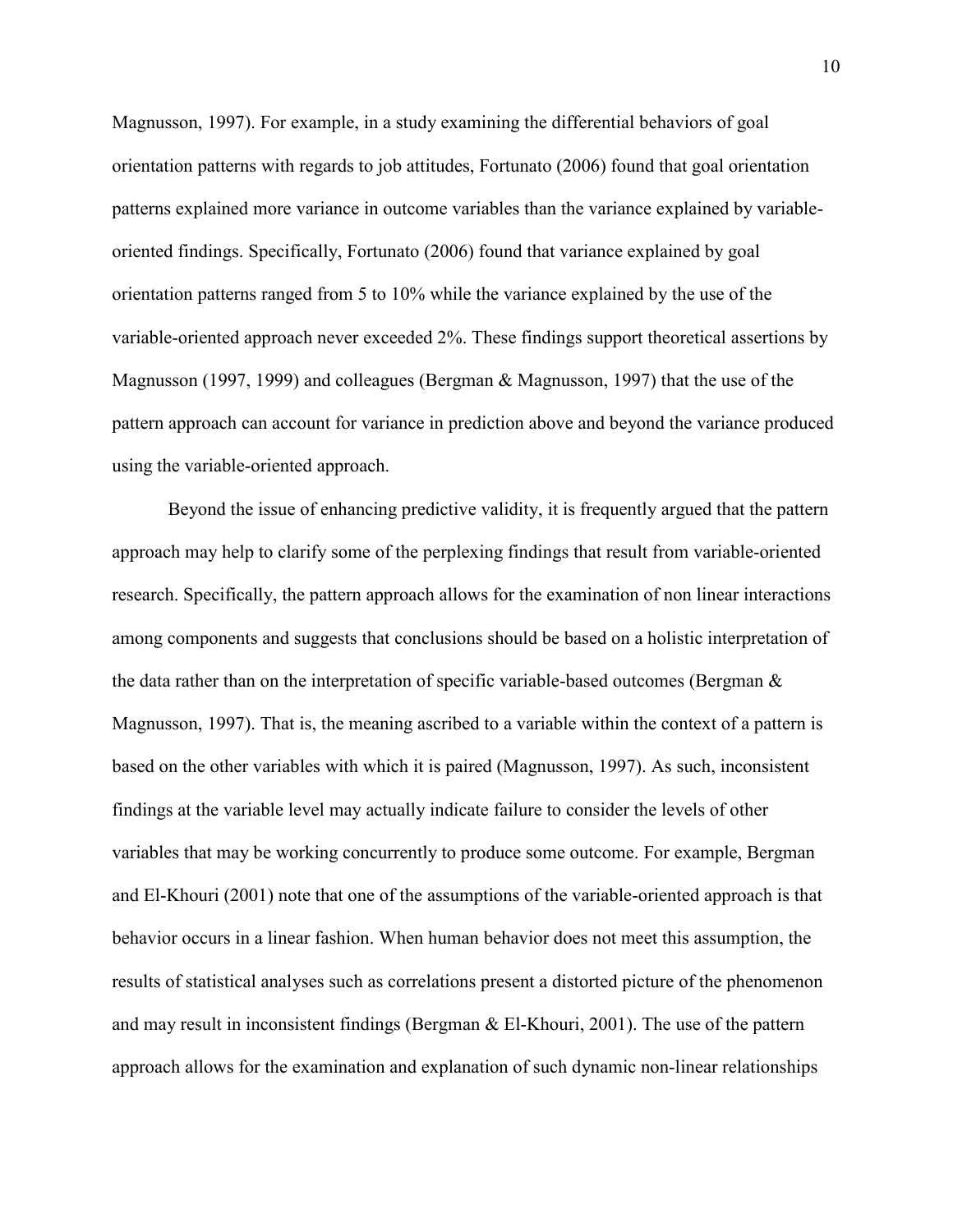Magnusson, 1997). For example, in a study examining the differential behaviors of goal orientation patterns with regards to job attitudes, Fortunato (2006) found that goal orientation patterns explained more variance in outcome variables than the variance explained by variable-oriented findings. Specifically, Fortunato (2006) found that variance explained by goal orientation patterns ranged from 5 to 10% while the variance explained by the use of the variable-oriented approach never exceeded 2%. These findings support theoretical assertions by Magnusson (1997, 1999) and colleagues (Bergman & Magnusson, 1997) that the use of the pattern approach can account for variance in prediction above and beyond the variance produced using the variable-oriented approach.

Beyond the issue of enhancing predictive validity, it is frequently argued that the pattern approach may help to clarify some of the perplexing findings that result from variable-oriented research. Specifically, the pattern approach allows for the examination of non linear interactions among components and suggests that conclusions should be based on a holistic interpretation of the data rather than on the interpretation of specific variable-based outcomes (Bergman & Magnusson, 1997). That is, the meaning ascribed to a variable within the context of a pattern is based on the other variables with which it is paired (Magnusson, 1997). As such, inconsistent findings at the variable level may actually indicate failure to consider the levels of other variables that may be working concurrently to produce some outcome. For example, Bergman and El-Khouri (2001) note that one of the assumptions of the variable-oriented approach is that behavior occurs in a linear fashion. When human behavior does not meet this assumption, the results of statistical analyses such as correlations present a distorted picture of the phenomenon and may result in inconsistent findings (Bergman & El-Khouri, 2001). The use of the pattern approach allows for the examination and explanation of such dynamic non-linear relationships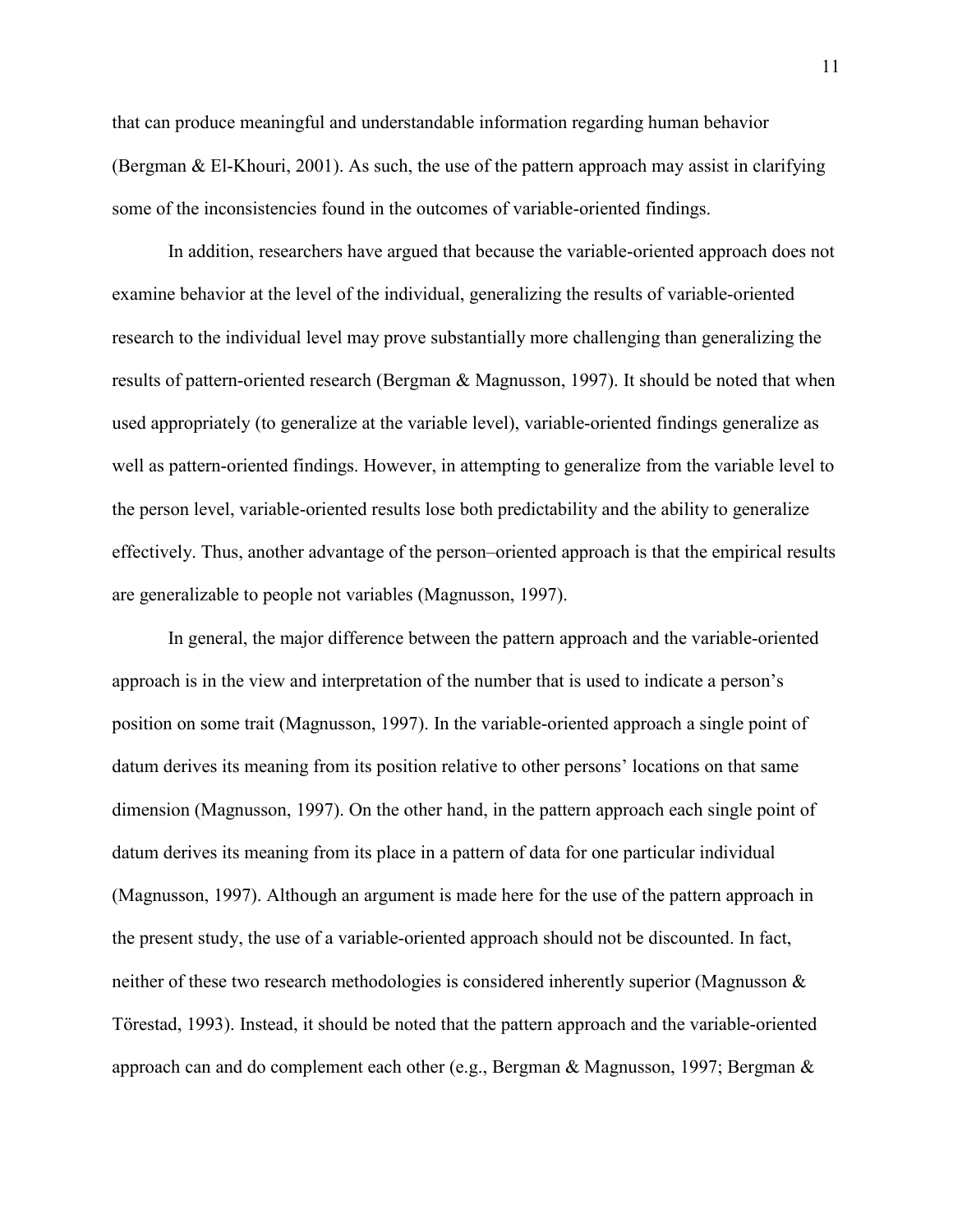that can produce meaningful and understandable information regarding human behavior (Bergman & El-Khouri, 2001). As such, the use of the pattern approach may assist in clarifying some of the inconsistencies found in the outcomes of variable-oriented findings.

In addition, researchers have argued that because the variable-oriented approach does not examine behavior at the level of the individual, generalizing the results of variable-oriented research to the individual level may prove substantially more challenging than generalizing the results of pattern-oriented research (Bergman & Magnusson, 1997). It should be noted that when used appropriately (to generalize at the variable level), variable-oriented findings generalize as well as pattern-oriented findings. However, in attempting to generalize from the variable level to the person level, variable-oriented results lose both predictability and the ability to generalize effectively. Thus, another advantage of the person–oriented approach is that the empirical results are generalizable to people not variables (Magnusson, 1997).

In general, the major difference between the pattern approach and the variable-oriented approach is in the view and interpretation of the number that is used to indicate a person's position on some trait (Magnusson, 1997). In the variable-oriented approach a single point of datum derives its meaning from its position relative to other persons' locations on that same dimension (Magnusson, 1997). On the other hand, in the pattern approach each single point of datum derives its meaning from its place in a pattern of data for one particular individual (Magnusson, 1997). Although an argument is made here for the use of the pattern approach in the present study, the use of a variable-oriented approach should not be discounted. In fact, neither of these two research methodologies is considered inherently superior (Magnusson & Törestad, 1993). Instead, it should be noted that the pattern approach and the variable-oriented approach can and do complement each other (e.g., Bergman & Magnusson, 1997; Bergman &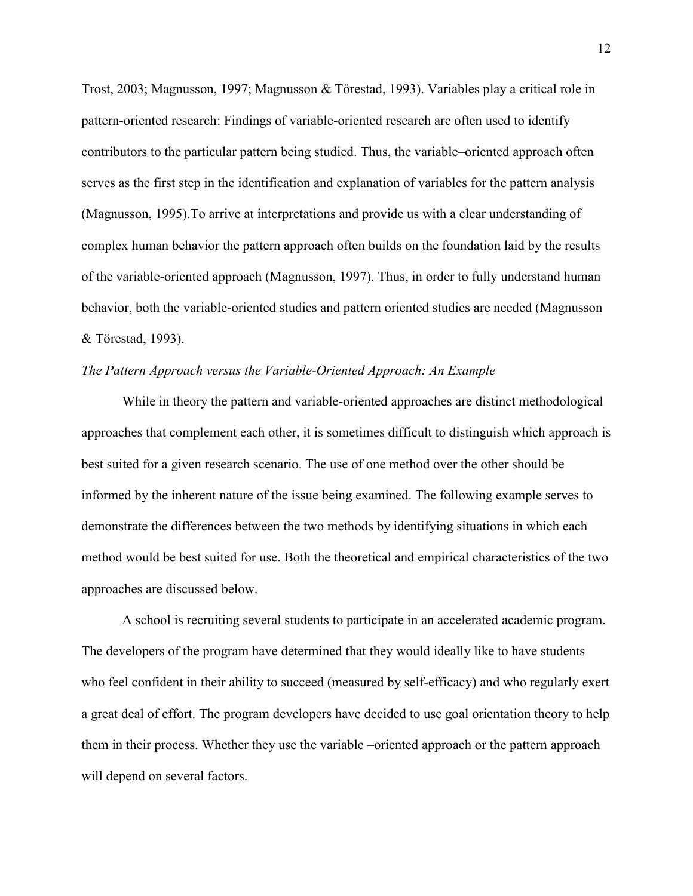Trost, 2003; Magnusson, 1997; Magnusson & Törestad, 1993). Variables play a critical role in pattern-oriented research: Findings of variable-oriented research are often used to identify contributors to the particular pattern being studied. Thus, the variable–oriented approach often serves as the first step in the identification and explanation of variables for the pattern analysis (Magnusson, 1995).To arrive at interpretations and provide us with a clear understanding of complex human behavior the pattern approach often builds on the foundation laid by the results of the variable-oriented approach (Magnusson, 1997). Thus, in order to fully understand human behavior, both the variable-oriented studies and pattern oriented studies are needed (Magnusson & Törestad, 1993).

*The Pattern Approach versus the Variable-Oriented Approach: An Example*

While in theory the pattern and variable-oriented approaches are distinct methodological approaches that complement each other, it is sometimes difficult to distinguish which approach is best suited for a given research scenario. The use of one method over the other should be informed by the inherent nature of the issue being examined. The following example serves to demonstrate the differences between the two methods by identifying situations in which each method would be best suited for use. Both the theoretical and empirical characteristics of the two approaches are discussed below.

A school is recruiting several students to participate in an accelerated academic program. The developers of the program have determined that they would ideally like to have students who feel confident in their ability to succeed (measured by self-efficacy) and who regularly exert a great deal of effort. The program developers have decided to use goal orientation theory to help them in their process. Whether they use the variable –oriented approach or the pattern approach will depend on several factors.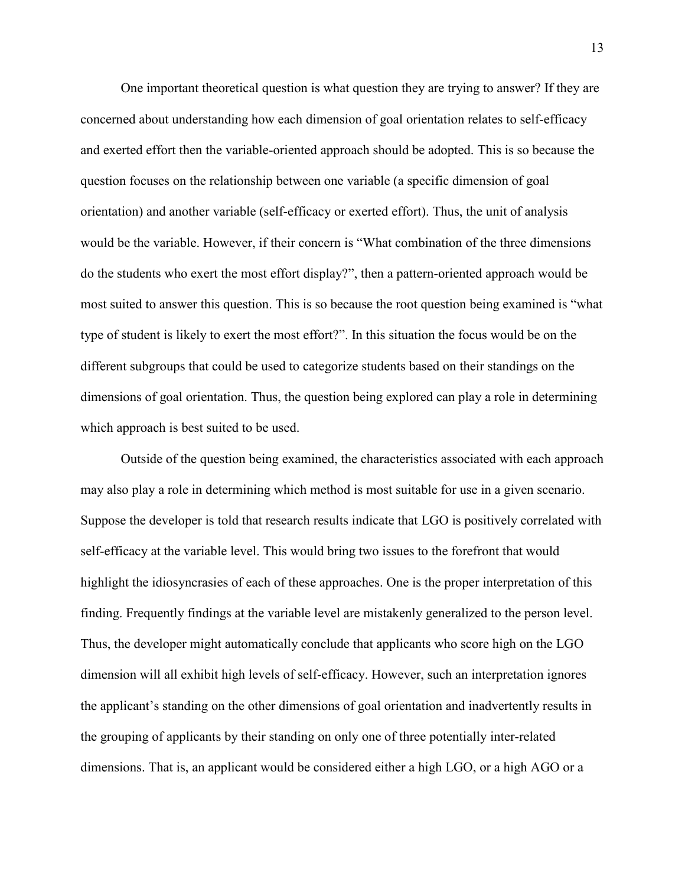One important theoretical question is what question they are trying to answer? If they are concerned about understanding how each dimension of goal orientation relates to self-efficacy and exerted effort then the variable-oriented approach should be adopted. This is so because the question focuses on the relationship between one variable (a specific dimension of goal orientation) and another variable (self-efficacy or exerted effort). Thus, the unit of analysis would be the variable. However, if their concern is "What combination of the three dimensions do the students who exert the most effort display?", then a pattern-oriented approach would be most suited to answer this question. This is so because the root question being examined is "what type of student is likely to exert the most effort?". In this situation the focus would be on the different subgroups that could be used to categorize students based on their standings on the dimensions of goal orientation. Thus, the question being explored can play a role in determining which approach is best suited to be used.

Outside of the question being examined, the characteristics associated with each approach may also play a role in determining which method is most suitable for use in a given scenario. Suppose the developer is told that research results indicate that LGO is positively correlated with self-efficacy at the variable level. This would bring two issues to the forefront that would highlight the idiosyncrasies of each of these approaches. One is the proper interpretation of this finding. Frequently findings at the variable level are mistakenly generalized to the person level. Thus, the developer might automatically conclude that applicants who score high on the LGO dimension will all exhibit high levels of self-efficacy. However, such an interpretation ignores the applicant's standing on the other dimensions of goal orientation and inadvertently results in the grouping of applicants by their standing on only one of three potentially inter-related dimensions. That is, an applicant would be considered either a high LGO, or a high AGO or a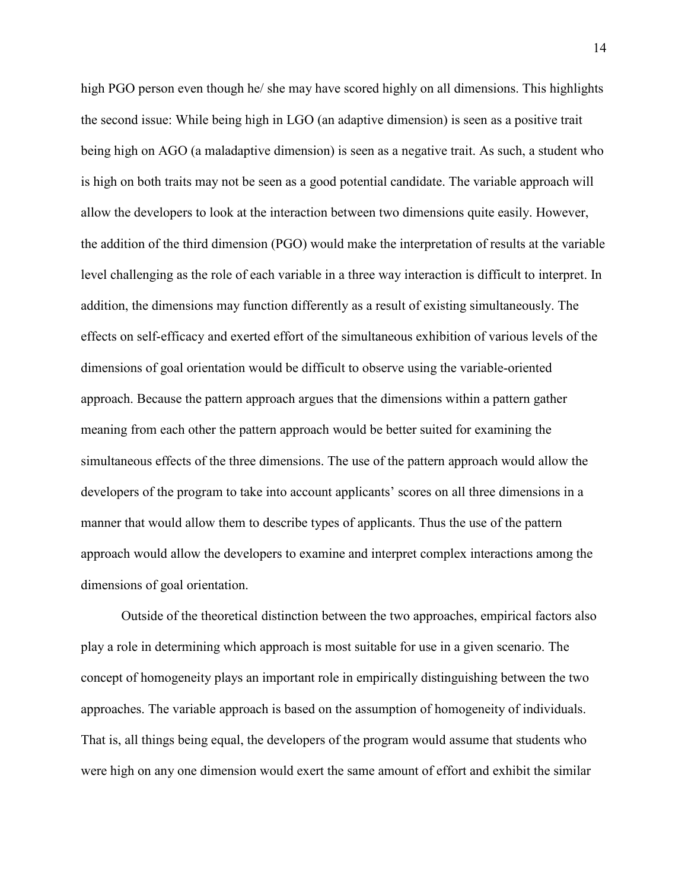high PGO person even though he/ she may have scored highly on all dimensions. This highlights the second issue: While being high in LGO (an adaptive dimension) is seen as a positive trait being high on AGO (a maladaptive dimension) is seen as a negative trait. As such, a student who is high on both traits may not be seen as a good potential candidate. The variable approach will allow the developers to look at the interaction between two dimensions quite easily. However, the addition of the third dimension (PGO) would make the interpretation of results at the variable level challenging as the role of each variable in a three way interaction is difficult to interpret. In addition, the dimensions may function differently as a result of existing simultaneously. The effects on self-efficacy and exerted effort of the simultaneous exhibition of various levels of the dimensions of goal orientation would be difficult to observe using the variable-oriented approach. Because the pattern approach argues that the dimensions within a pattern gather meaning from each other the pattern approach would be better suited for examining the simultaneous effects of the three dimensions. The use of the pattern approach would allow the developers of the program to take into account applicants' scores on all three dimensions in a manner that would allow them to describe types of applicants. Thus the use of the pattern approach would allow the developers to examine and interpret complex interactions among the dimensions of goal orientation.

Outside of the theoretical distinction between the two approaches, empirical factors also play a role in determining which approach is most suitable for use in a given scenario. The concept of homogeneity plays an important role in empirically distinguishing between the two approaches. The variable approach is based on the assumption of homogeneity of individuals. That is, all things being equal, the developers of the program would assume that students who were high on any one dimension would exert the same amount of effort and exhibit the similar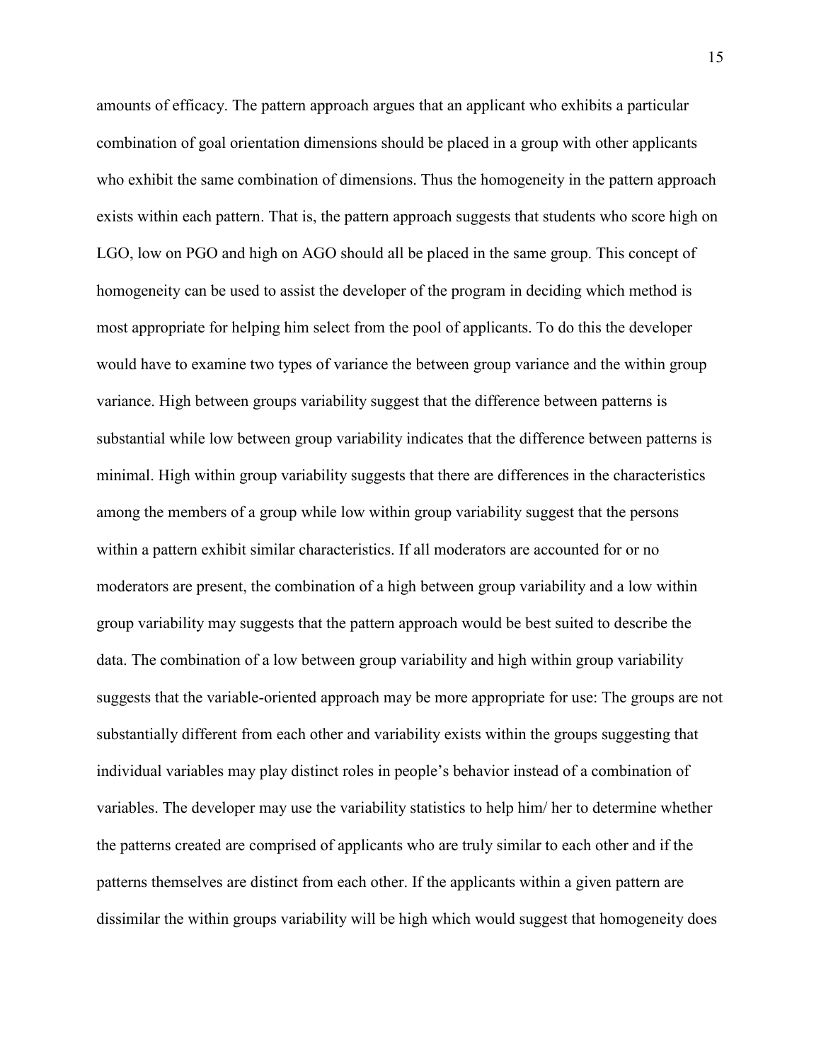amounts of efficacy. The pattern approach argues that an applicant who exhibits a particular combination of goal orientation dimensions should be placed in a group with other applicants who exhibit the same combination of dimensions. Thus the homogeneity in the pattern approach exists within each pattern. That is, the pattern approach suggests that students who score high on LGO, low on PGO and high on AGO should all be placed in the same group. This concept of homogeneity can be used to assist the developer of the program in deciding which method is most appropriate for helping him select from the pool of applicants. To do this the developer would have to examine two types of variance the between group variance and the within group variance. High between groups variability suggest that the difference between patterns is substantial while low between group variability indicates that the difference between patterns is minimal. High within group variability suggests that there are differences in the characteristics among the members of a group while low within group variability suggest that the persons within a pattern exhibit similar characteristics. If all moderators are accounted for or no moderators are present, the combination of a high between group variability and a low within group variability may suggests that the pattern approach would be best suited to describe the data. The combination of a low between group variability and high within group variability suggests that the variable-oriented approach may be more appropriate for use: The groups are not substantially different from each other and variability exists within the groups suggesting that individual variables may play distinct roles in people's behavior instead of a combination of variables. The developer may use the variability statistics to help him/ her to determine whether the patterns created are comprised of applicants who are truly similar to each other and if the patterns themselves are distinct from each other. If the applicants within a given pattern are dissimilar the within groups variability will be high which would suggest that homogeneity does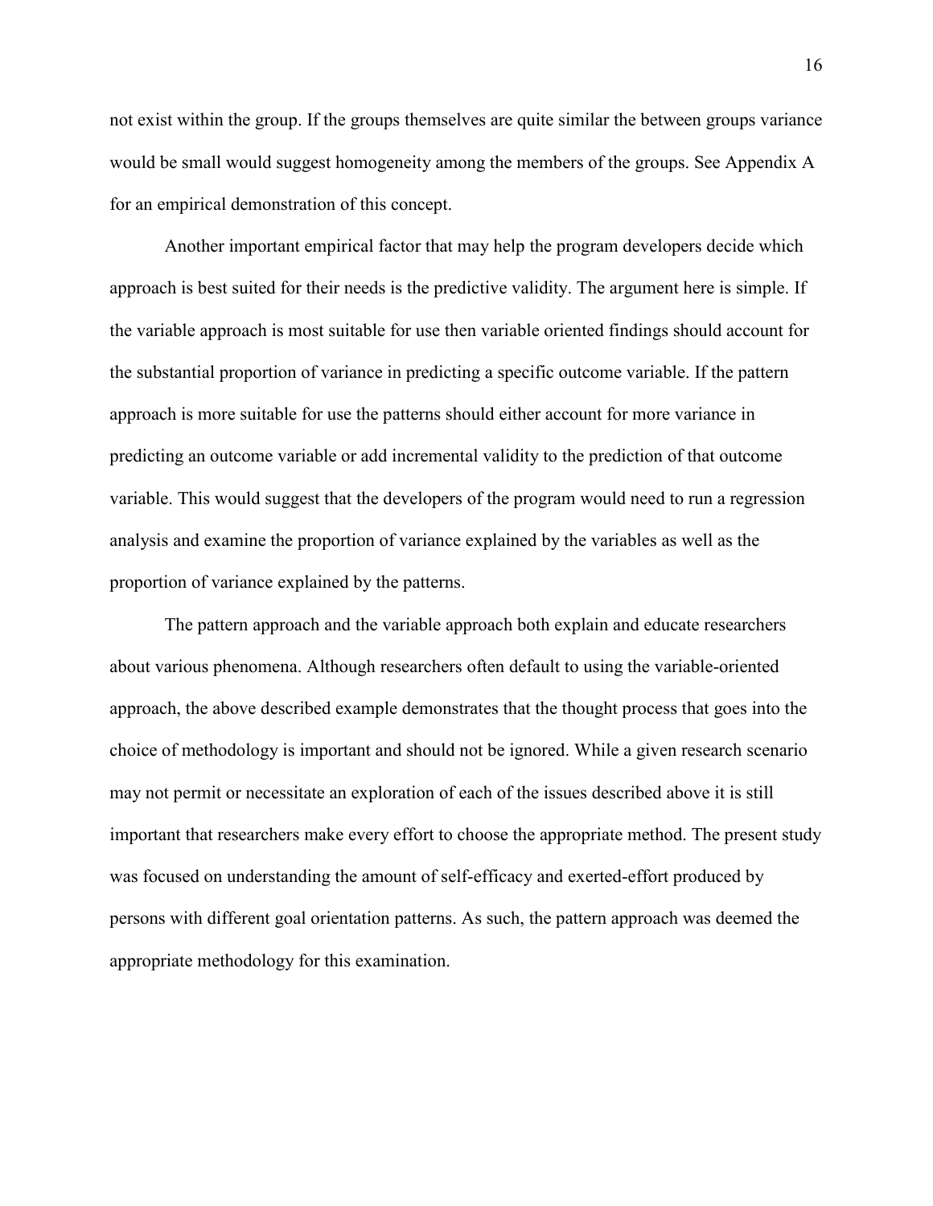not exist within the group. If the groups themselves are quite similar the between groups variance would be small would suggest homogeneity among the members of the groups. See Appendix A for an empirical demonstration of this concept.

Another important empirical factor that may help the program developers decide which approach is best suited for their needs is the predictive validity. The argument here is simple. If the variable approach is most suitable for use then variable oriented findings should account for the substantial proportion of variance in predicting a specific outcome variable. If the pattern approach is more suitable for use the patterns should either account for more variance in predicting an outcome variable or add incremental validity to the prediction of that outcome variable. This would suggest that the developers of the program would need to run a regression analysis and examine the proportion of variance explained by the variables as well as the proportion of variance explained by the patterns.

The pattern approach and the variable approach both explain and educate researchers about various phenomena. Although researchers often default to using the variable-oriented approach, the above described example demonstrates that the thought process that goes into the choice of methodology is important and should not be ignored. While a given research scenario may not permit or necessitate an exploration of each of the issues described above it is still important that researchers make every effort to choose the appropriate method. The present study was focused on understanding the amount of self-efficacy and exerted-effort produced by persons with different goal orientation patterns. As such, the pattern approach was deemed the appropriate methodology for this examination.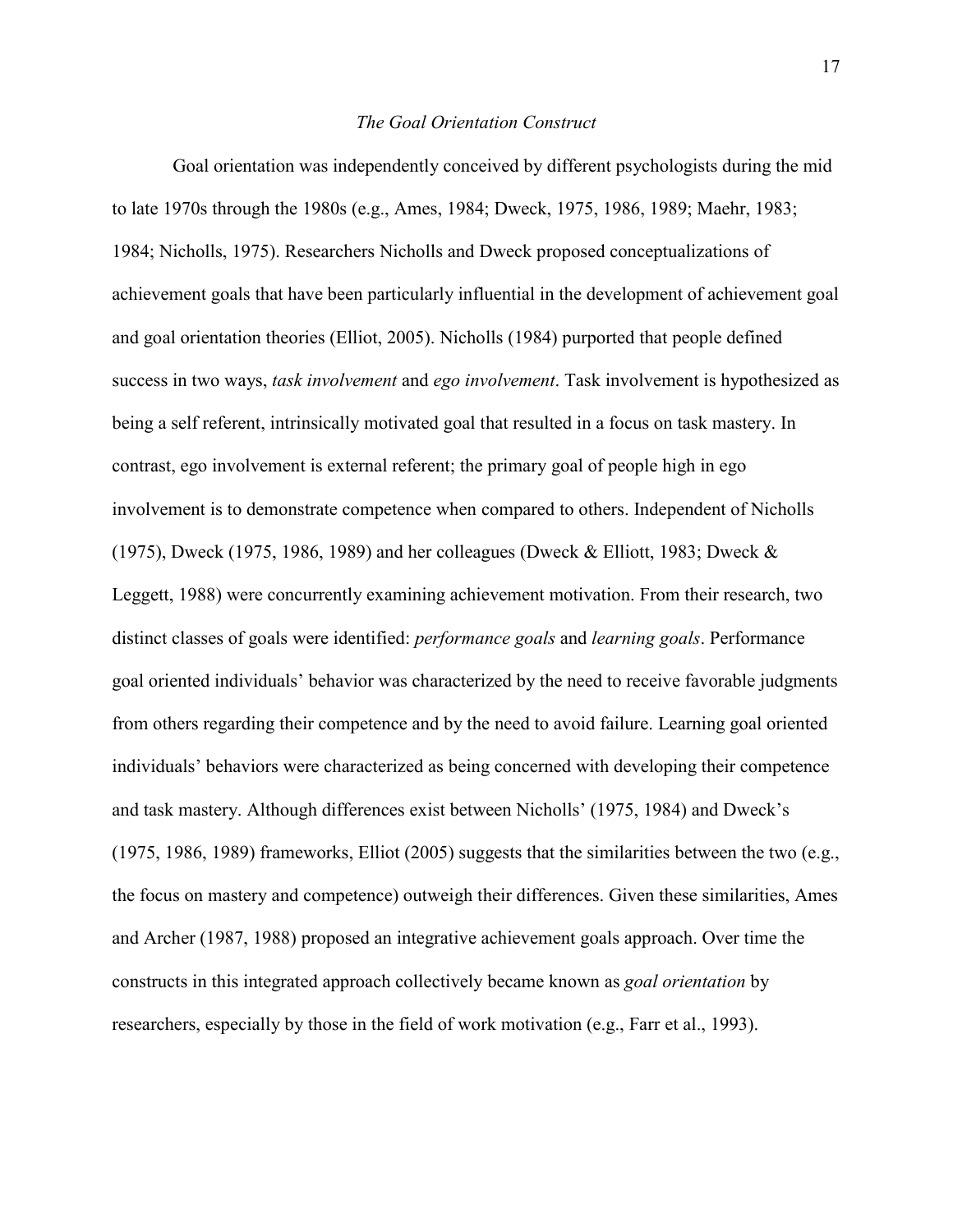### *The Goal Orientation Construct*

Goal orientation was independently conceived by different psychologists during the mid to late 1970s through the 1980s (e.g., Ames, 1984; Dweck, 1975, 1986, 1989; Maehr, 1983; 1984; Nicholls, 1975). Researchers Nicholls and Dweck proposed conceptualizations of achievement goals that have been particularly influential in the development of achievement goal and goal orientation theories (Elliot, 2005). Nicholls (1984) purported that people defined success in two ways, *task involvement* and *ego involvement*. Task involvement is hypothesized as being a self referent, intrinsically motivated goal that resulted in a focus on task mastery. In contrast, ego involvement is external referent; the primary goal of people high in ego involvement is to demonstrate competence when compared to others. Independent of Nicholls (1975), Dweck (1975, 1986, 1989) and her colleagues (Dweck & Elliott, 1983; Dweck & Leggett, 1988) were concurrently examining achievement motivation. From their research, two distinct classes of goals were identified: *performance goals* and *learning goals*. Performance goal oriented individuals' behavior was characterized by the need to receive favorable judgments from others regarding their competence and by the need to avoid failure. Learning goal oriented individuals' behaviors were characterized as being concerned with developing their competence and task mastery. Although differences exist between Nicholls' (1975, 1984) and Dweck's (1975, 1986, 1989) frameworks, Elliot (2005) suggests that the similarities between the two (e.g., the focus on mastery and competence) outweigh their differences. Given these similarities, Ames and Archer (1987, 1988) proposed an integrative achievement goals approach. Over time the constructs in this integrated approach collectively became known as *goal orientation* by researchers, especially by those in the field of work motivation (e.g., Farr et al., 1993).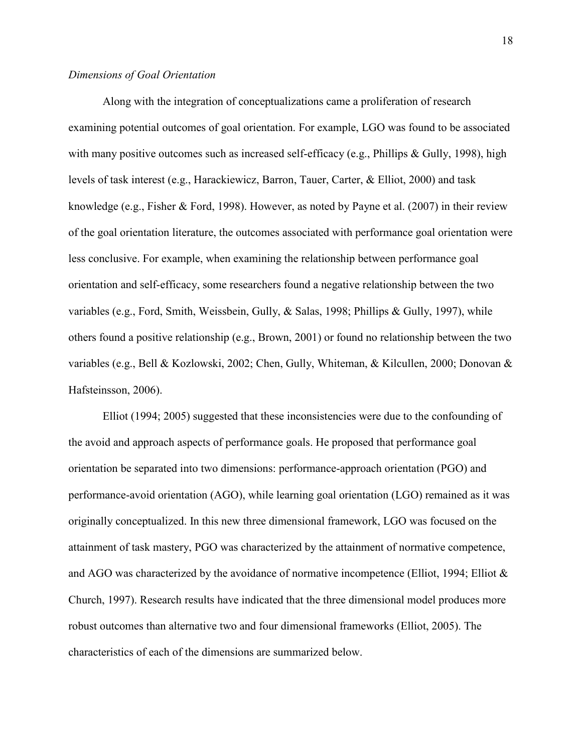*Dimensions of Goal Orientation*

Along with the integration of conceptualizations came a proliferation of research examining potential outcomes of goal orientation. For example, LGO was found to be associated with many positive outcomes such as increased self-efficacy (e.g., Phillips & Gully, 1998), high levels of task interest (e.g., Harackiewicz, Barron, Tauer, Carter, & Elliot, 2000) and task knowledge (e.g., Fisher & Ford, 1998). However, as noted by Payne et al. (2007) in their review of the goal orientation literature, the outcomes associated with performance goal orientation were less conclusive. For example, when examining the relationship between performance goal orientation and self-efficacy, some researchers found a negative relationship between the two variables (e.g., Ford, Smith, Weissbein, Gully, & Salas, 1998; Phillips & Gully, 1997), while others found a positive relationship (e.g., Brown, 2001) or found no relationship between the two variables (e.g., Bell & Kozlowski, 2002; Chen, Gully, Whiteman, & Kilcullen, 2000; Donovan & Hafsteinsson, 2006).

Elliot (1994; 2005) suggested that these inconsistencies were due to the confounding of the avoid and approach aspects of performance goals. He proposed that performance goal orientation be separated into two dimensions: performance-approach orientation (PGO) and performance-avoid orientation (AGO), while learning goal orientation (LGO) remained as it was originally conceptualized. In this new three dimensional framework, LGO was focused on the attainment of task mastery, PGO was characterized by the attainment of normative competence, and AGO was characterized by the avoidance of normative incompetence (Elliot, 1994; Elliot & Church, 1997). Research results have indicated that the three dimensional model produces more robust outcomes than alternative two and four dimensional frameworks (Elliot, 2005). The characteristics of each of the dimensions are summarized below.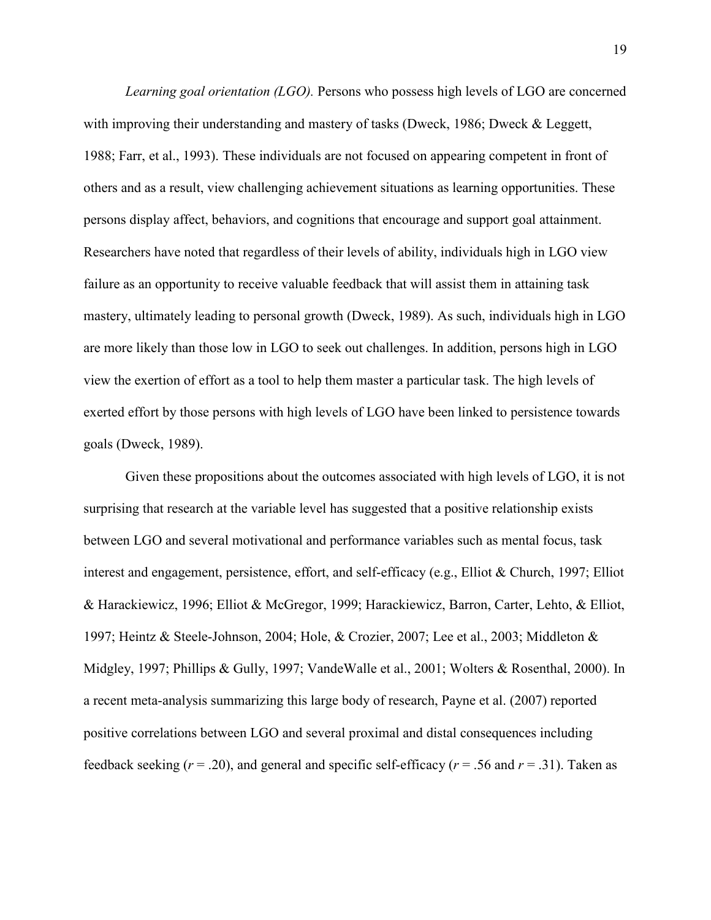*Learning goal orientation (LGO).* Persons who possess high levels of LGO are concerned with improving their understanding and mastery of tasks (Dweck, 1986; Dweck & Leggett, 1988; Farr, et al., 1993). These individuals are not focused on appearing competent in front of others and as a result, view challenging achievement situations as learning opportunities. These persons display affect, behaviors, and cognitions that encourage and support goal attainment. Researchers have noted that regardless of their levels of ability, individuals high in LGO view failure as an opportunity to receive valuable feedback that will assist them in attaining task mastery, ultimately leading to personal growth (Dweck, 1989). As such, individuals high in LGO are more likely than those low in LGO to seek out challenges. In addition, persons high in LGO view the exertion of effort as a tool to help them master a particular task. The high levels of exerted effort by those persons with high levels of LGO have been linked to persistence towards goals (Dweck, 1989).

Given these propositions about the outcomes associated with high levels of LGO, it is not surprising that research at the variable level has suggested that a positive relationship exists between LGO and several motivational and performance variables such as mental focus, task interest and engagement, persistence, effort, and self-efficacy (e.g., Elliot & Church, 1997; Elliot & Harackiewicz, 1996; Elliot & McGregor, 1999; Harackiewicz, Barron, Carter, Lehto, & Elliot, 1997; Heintz & Steele-Johnson, 2004; Hole, & Crozier, 2007; Lee et al., 2003; Middleton & Midgley, 1997; Phillips & Gully, 1997; VandeWalle et al., 2001; Wolters & Rosenthal, 2000). In a recent meta-analysis summarizing this large body of research, Payne et al. (2007) reported positive correlations between LGO and several proximal and distal consequences including feedback seeking ($r = .20$), and general and specific self-efficacy ($r = .56$ and $r = .31$). Taken as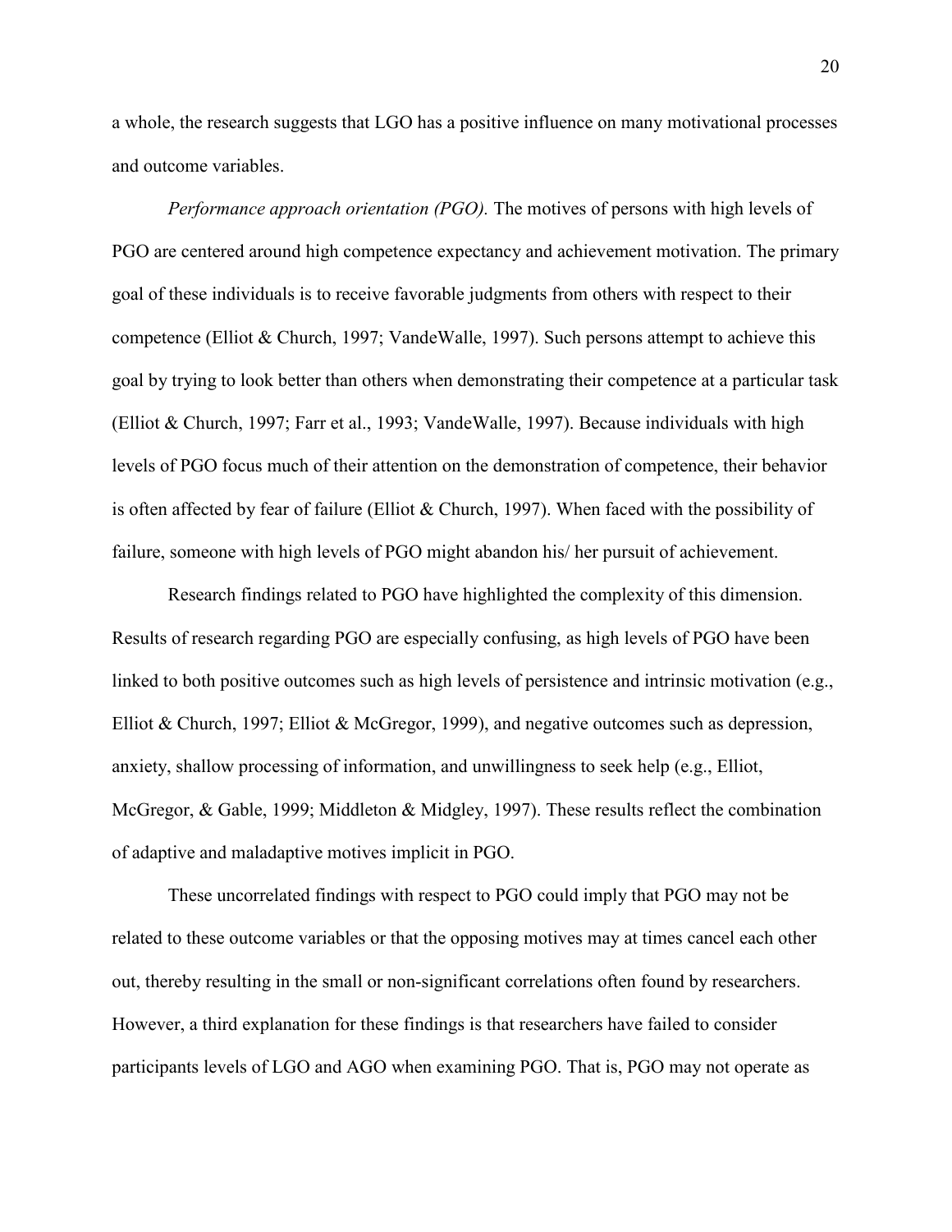a whole, the research suggests that LGO has a positive influence on many motivational processes and outcome variables.

*Performance approach orientation (PGO).* The motives of persons with high levels of PGO are centered around high competence expectancy and achievement motivation. The primary goal of these individuals is to receive favorable judgments from others with respect to their competence (Elliot & Church, 1997; VandeWalle, 1997). Such persons attempt to achieve this goal by trying to look better than others when demonstrating their competence at a particular task (Elliot & Church, 1997; Farr et al., 1993; VandeWalle, 1997). Because individuals with high levels of PGO focus much of their attention on the demonstration of competence, their behavior is often affected by fear of failure (Elliot & Church, 1997). When faced with the possibility of failure, someone with high levels of PGO might abandon his/ her pursuit of achievement.

Research findings related to PGO have highlighted the complexity of this dimension. Results of research regarding PGO are especially confusing, as high levels of PGO have been linked to both positive outcomes such as high levels of persistence and intrinsic motivation (e.g., Elliot & Church, 1997; Elliot & McGregor, 1999), and negative outcomes such as depression, anxiety, shallow processing of information, and unwillingness to seek help (e.g., Elliot, McGregor, & Gable, 1999; Middleton & Midgley, 1997). These results reflect the combination of adaptive and maladaptive motives implicit in PGO.

These uncorrelated findings with respect to PGO could imply that PGO may not be related to these outcome variables or that the opposing motives may at times cancel each other out, thereby resulting in the small or non-significant correlations often found by researchers. However, a third explanation for these findings is that researchers have failed to consider participants levels of LGO and AGO when examining PGO. That is, PGO may not operate as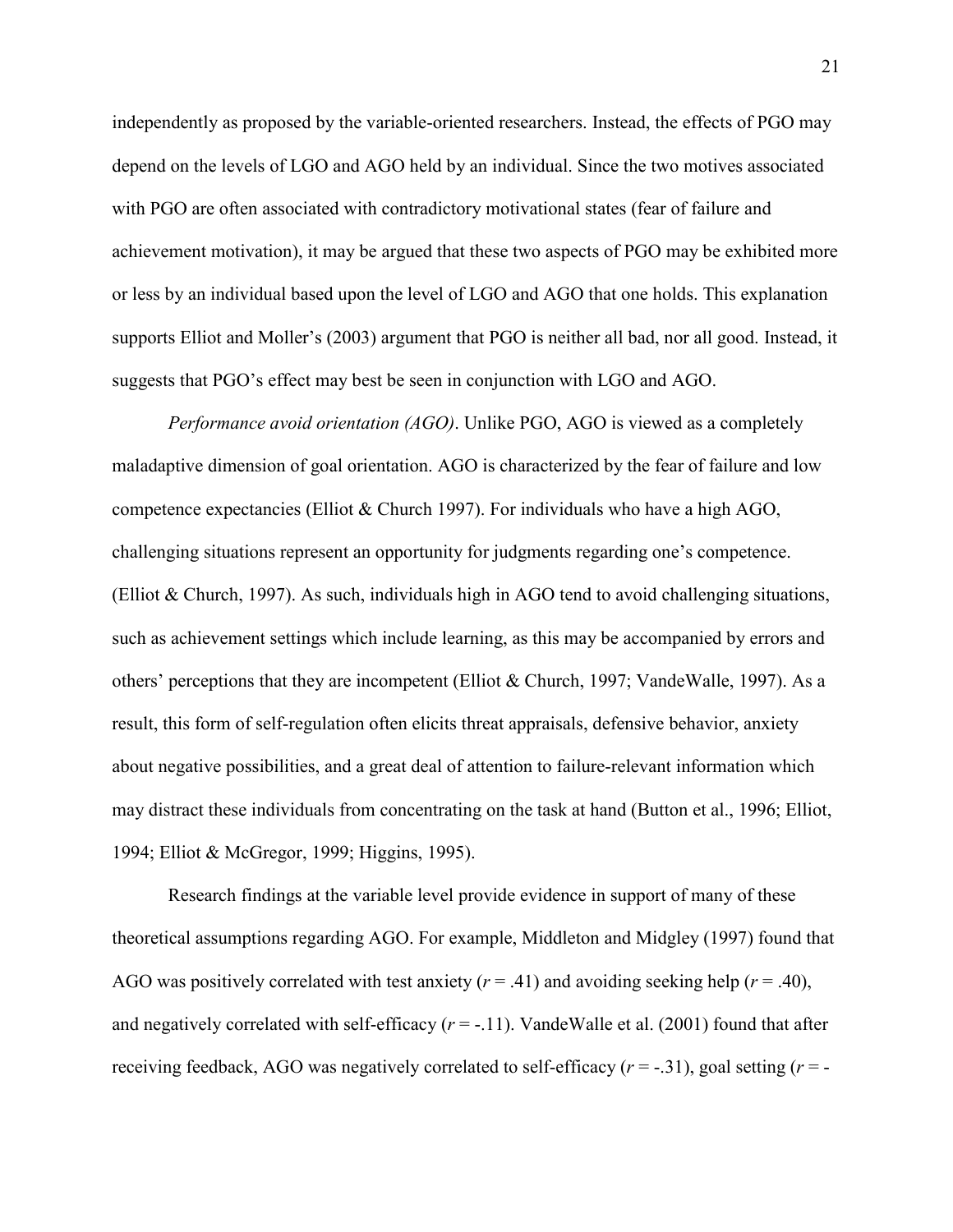independently as proposed by the variable-oriented researchers. Instead, the effects of PGO may depend on the levels of LGO and AGO held by an individual. Since the two motives associated with PGO are often associated with contradictory motivational states (fear of failure and achievement motivation), it may be argued that these two aspects of PGO may be exhibited more or less by an individual based upon the level of LGO and AGO that one holds. This explanation supports Elliot and Moller's (2003) argument that PGO is neither all bad, nor all good. Instead, it suggests that PGO's effect may best be seen in conjunction with LGO and AGO.

*Performance avoid orientation (AGO)*. Unlike PGO, AGO is viewed as a completely maladaptive dimension of goal orientation. AGO is characterized by the fear of failure and low competence expectancies (Elliot & Church 1997). For individuals who have a high AGO, challenging situations represent an opportunity for judgments regarding one's competence. (Elliot & Church, 1997). As such, individuals high in AGO tend to avoid challenging situations, such as achievement settings which include learning, as this may be accompanied by errors and others' perceptions that they are incompetent (Elliot & Church, 1997; VandeWalle, 1997). As a result, this form of self-regulation often elicits threat appraisals, defensive behavior, anxiety about negative possibilities, and a great deal of attention to failure-relevant information which may distract these individuals from concentrating on the task at hand (Button et al., 1996; Elliot, 1994; Elliot & McGregor, 1999; Higgins, 1995).

Research findings at the variable level provide evidence in support of many of these theoretical assumptions regarding AGO. For example, Middleton and Midgley (1997) found that AGO was positively correlated with test anxiety ($r = .41$) and avoiding seeking help ($r = .40$), and negatively correlated with self-efficacy ($r = -.11$). VandeWalle et al. (2001) found that after receiving feedback, AGO was negatively correlated to self-efficacy ($r = -.31$), goal setting ($r = -$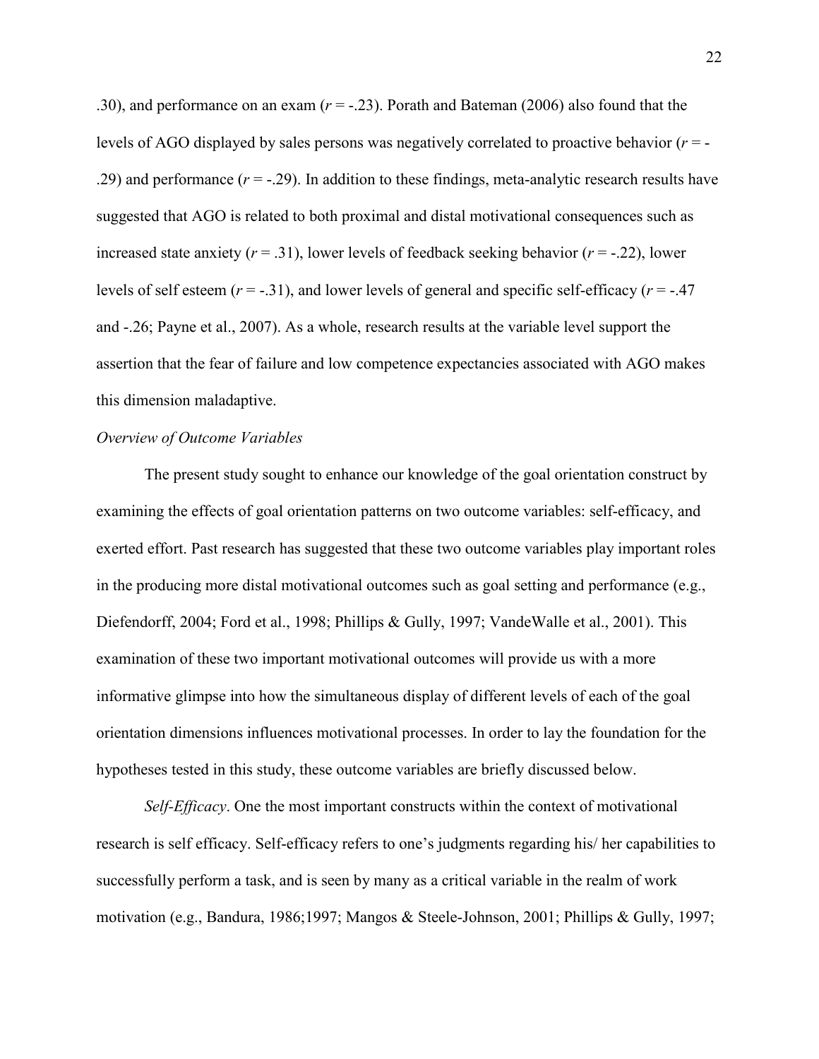.30), and performance on an exam ($r = -.23$). Porath and Bateman (2006) also found that the levels of AGO displayed by sales persons was negatively correlated to proactive behavior ($r = -.29$) and performance ($r = -.29$). In addition to these findings, meta-analytic research results have suggested that AGO is related to both proximal and distal motivational consequences such as increased state anxiety ($r = .31$), lower levels of feedback seeking behavior ($r = -.22$), lower levels of self esteem ($r = -.31$), and lower levels of general and specific self-efficacy ($r = -.47$ and -.26; Payne et al., 2007). As a whole, research results at the variable level support the assertion that the fear of failure and low competence expectancies associated with AGO makes this dimension maladaptive.

*Overview of Outcome Variables*

The present study sought to enhance our knowledge of the goal orientation construct by examining the effects of goal orientation patterns on two outcome variables: self-efficacy, and exerted effort. Past research has suggested that these two outcome variables play important roles in the producing more distal motivational outcomes such as goal setting and performance (e.g., Diefendorff, 2004; Ford et al., 1998; Phillips & Gully, 1997; VandeWalle et al., 2001). This examination of these two important motivational outcomes will provide us with a more informative glimpse into how the simultaneous display of different levels of each of the goal orientation dimensions influences motivational processes. In order to lay the foundation for the hypotheses tested in this study, these outcome variables are briefly discussed below.

*Self-Efficacy*. One the most important constructs within the context of motivational research is self efficacy. Self-efficacy refers to one's judgments regarding his/ her capabilities to successfully perform a task, and is seen by many as a critical variable in the realm of work motivation (e.g., Bandura, 1986;1997; Mangos & Steele-Johnson, 2001; Phillips & Gully, 1997;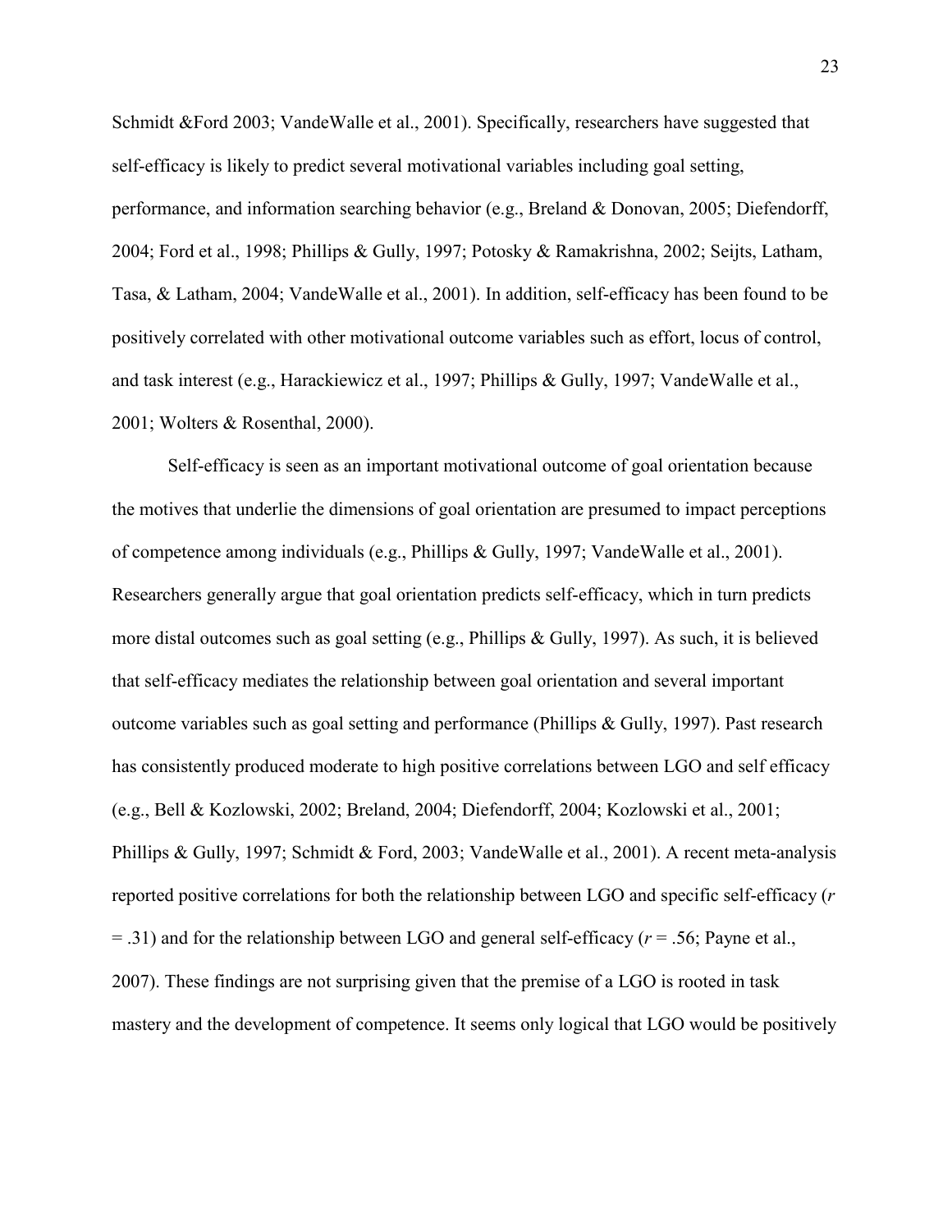Schmidt &Ford 2003; VandeWalle et al., 2001). Specifically, researchers have suggested that self-efficacy is likely to predict several motivational variables including goal setting, performance, and information searching behavior (e.g., Breland & Donovan, 2005; Diefendorff, 2004; Ford et al., 1998; Phillips & Gully, 1997; Potosky & Ramakrishna, 2002; Seijts, Latham, Tasa, & Latham, 2004; VandeWalle et al., 2001). In addition, self-efficacy has been found to be positively correlated with other motivational outcome variables such as effort, locus of control, and task interest (e.g., Harackiewicz et al., 1997; Phillips & Gully, 1997; VandeWalle et al., 2001; Wolters & Rosenthal, 2000).

Self-efficacy is seen as an important motivational outcome of goal orientation because the motives that underlie the dimensions of goal orientation are presumed to impact perceptions of competence among individuals (e.g., Phillips & Gully, 1997; VandeWalle et al., 2001). Researchers generally argue that goal orientation predicts self-efficacy, which in turn predicts more distal outcomes such as goal setting (e.g., Phillips & Gully, 1997). As such, it is believed that self-efficacy mediates the relationship between goal orientation and several important outcome variables such as goal setting and performance (Phillips & Gully, 1997). Past research has consistently produced moderate to high positive correlations between LGO and self efficacy (e.g., Bell & Kozlowski, 2002; Breland, 2004; Diefendorff, 2004; Kozlowski et al., 2001; Phillips & Gully, 1997; Schmidt & Ford, 2003; VandeWalle et al., 2001). A recent meta-analysis reported positive correlations for both the relationship between LGO and specific self-efficacy ($r = .31$) and for the relationship between LGO and general self-efficacy ($r = .56$; Payne et al., 2007). These findings are not surprising given that the premise of a LGO is rooted in task mastery and the development of competence. It seems only logical that LGO would be positively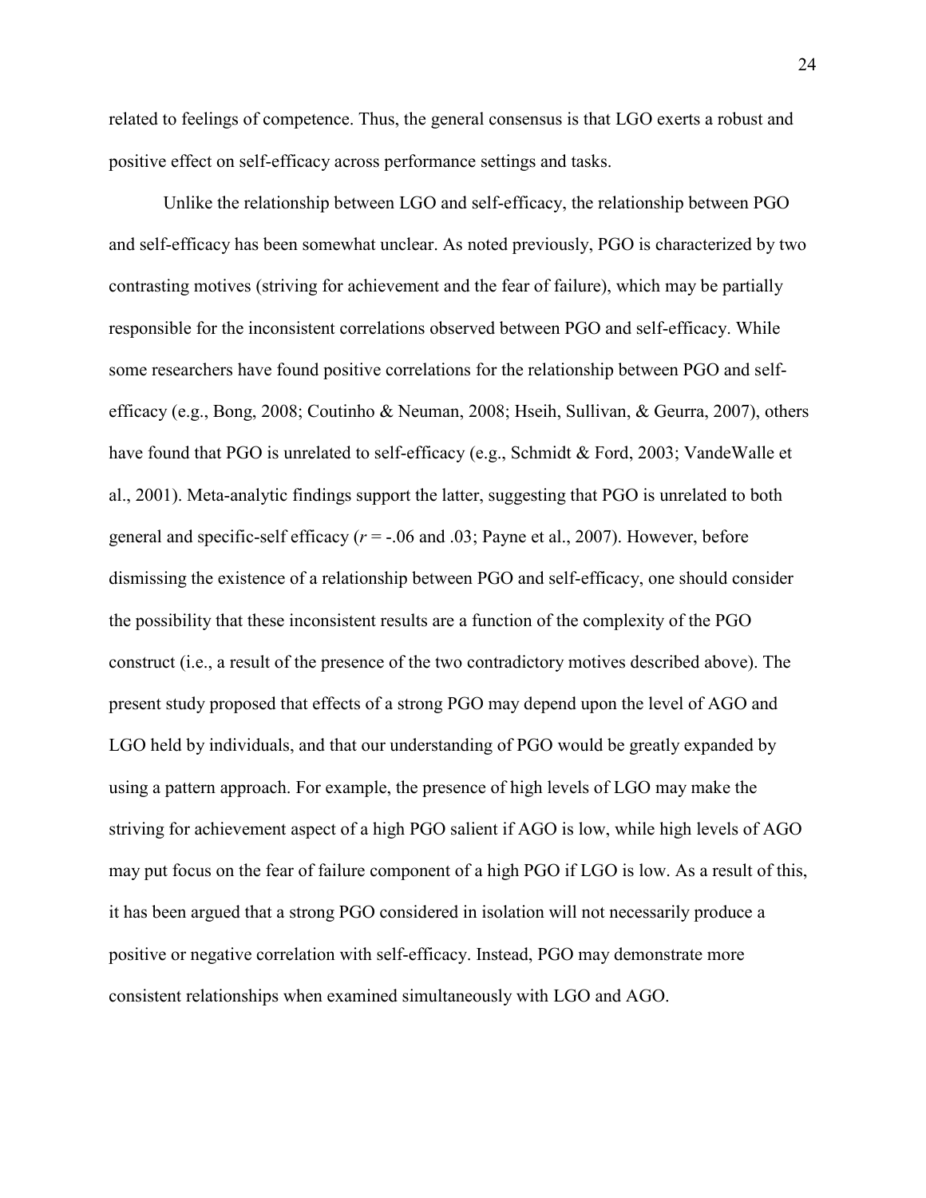related to feelings of competence. Thus, the general consensus is that LGO exerts a robust and positive effect on self-efficacy across performance settings and tasks.

Unlike the relationship between LGO and self-efficacy, the relationship between PGO and self-efficacy has been somewhat unclear. As noted previously, PGO is characterized by two contrasting motives (striving for achievement and the fear of failure), which may be partially responsible for the inconsistent correlations observed between PGO and self-efficacy. While some researchers have found positive correlations for the relationship between PGO and self-efficacy (e.g., Bong, 2008; Coutinho & Neuman, 2008; Hseih, Sullivan, & Geurra, 2007), others have found that PGO is unrelated to self-efficacy (e.g., Schmidt & Ford, 2003; VandeWalle et al., 2001). Meta-analytic findings support the latter, suggesting that PGO is unrelated to both general and specific-self efficacy ($r = -.06$ and $.03$; Payne et al., 2007). However, before dismissing the existence of a relationship between PGO and self-efficacy, one should consider the possibility that these inconsistent results are a function of the complexity of the PGO construct (i.e., a result of the presence of the two contradictory motives described above). The present study proposed that effects of a strong PGO may depend upon the level of AGO and LGO held by individuals, and that our understanding of PGO would be greatly expanded by using a pattern approach. For example, the presence of high levels of LGO may make the striving for achievement aspect of a high PGO salient if AGO is low, while high levels of AGO may put focus on the fear of failure component of a high PGO if LGO is low. As a result of this, it has been argued that a strong PGO considered in isolation will not necessarily produce a positive or negative correlation with self-efficacy. Instead, PGO may demonstrate more consistent relationships when examined simultaneously with LGO and AGO.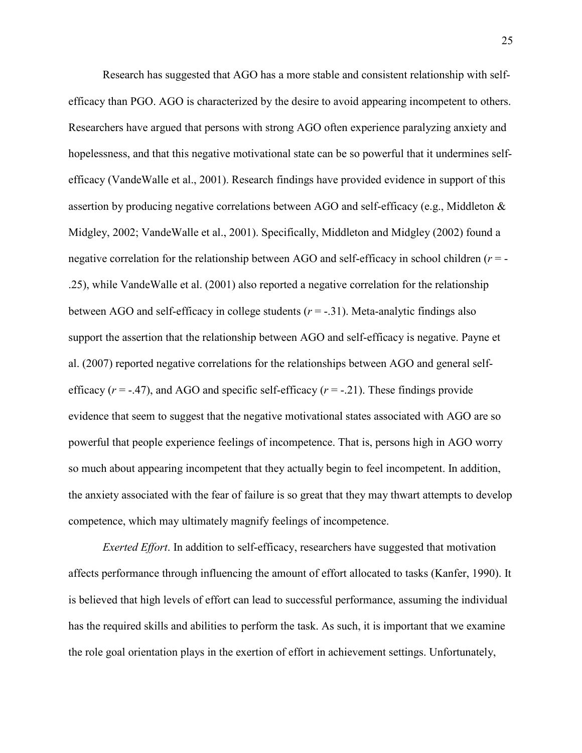Research has suggested that AGO has a more stable and consistent relationship with self-efficacy than PGO. AGO is characterized by the desire to avoid appearing incompetent to others. Researchers have argued that persons with strong AGO often experience paralyzing anxiety and hopelessness, and that this negative motivational state can be so powerful that it undermines self-efficacy (VandeWalle et al., 2001). Research findings have provided evidence in support of this assertion by producing negative correlations between AGO and self-efficacy (e.g., Middleton & Midgley, 2002; VandeWalle et al., 2001). Specifically, Middleton and Midgley (2002) found a negative correlation for the relationship between AGO and self-efficacy in school children ($r = -.25$), while VandeWalle et al. (2001) also reported a negative correlation for the relationship between AGO and self-efficacy in college students ($r = -.31$). Meta-analytic findings also support the assertion that the relationship between AGO and self-efficacy is negative. Payne et al. (2007) reported negative correlations for the relationships between AGO and general self-efficacy ($r = -.47$), and AGO and specific self-efficacy ($r = -.21$). These findings provide evidence that seem to suggest that the negative motivational states associated with AGO are so powerful that people experience feelings of incompetence. That is, persons high in AGO worry so much about appearing incompetent that they actually begin to feel incompetent. In addition, the anxiety associated with the fear of failure is so great that they may thwart attempts to develop competence, which may ultimately magnify feelings of incompetence.

*Exerted Effort*. In addition to self-efficacy, researchers have suggested that motivation affects performance through influencing the amount of effort allocated to tasks (Kanfer, 1990). It is believed that high levels of effort can lead to successful performance, assuming the individual has the required skills and abilities to perform the task. As such, it is important that we examine the role goal orientation plays in the exertion of effort in achievement settings. Unfortunately,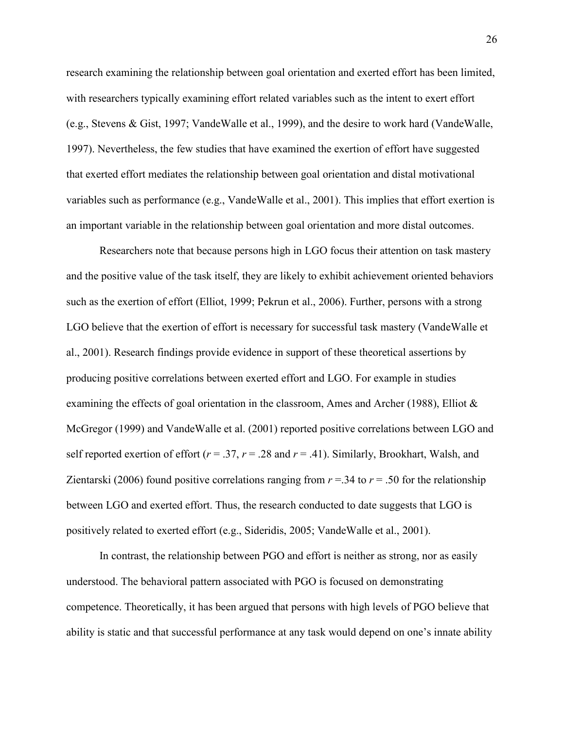research examining the relationship between goal orientation and exerted effort has been limited, with researchers typically examining effort related variables such as the intent to exert effort (e.g., Stevens & Gist, 1997; VandeWalle et al., 1999), and the desire to work hard (VandeWalle, 1997). Nevertheless, the few studies that have examined the exertion of effort have suggested that exerted effort mediates the relationship between goal orientation and distal motivational variables such as performance (e.g., VandeWalle et al., 2001). This implies that effort exertion is an important variable in the relationship between goal orientation and more distal outcomes.

Researchers note that because persons high in LGO focus their attention on task mastery and the positive value of the task itself, they are likely to exhibit achievement oriented behaviors such as the exertion of effort (Elliot, 1999; Pekrun et al., 2006). Further, persons with a strong LGO believe that the exertion of effort is necessary for successful task mastery (VandeWalle et al., 2001). Research findings provide evidence in support of these theoretical assertions by producing positive correlations between exerted effort and LGO. For example in studies examining the effects of goal orientation in the classroom, Ames and Archer (1988), Elliot & McGregor (1999) and VandeWalle et al. (2001) reported positive correlations between LGO and self reported exertion of effort ($r = .37$, $r = .28$ and $r = .41$). Similarly, Brookhart, Walsh, and Zientarski (2006) found positive correlations ranging from $r = .34$ to $r = .50$ for the relationship between LGO and exerted effort. Thus, the research conducted to date suggests that LGO is positively related to exerted effort (e.g., Sideridis, 2005; VandeWalle et al., 2001).

In contrast, the relationship between PGO and effort is neither as strong, nor as easily understood. The behavioral pattern associated with PGO is focused on demonstrating competence. Theoretically, it has been argued that persons with high levels of PGO believe that ability is static and that successful performance at any task would depend on one's innate ability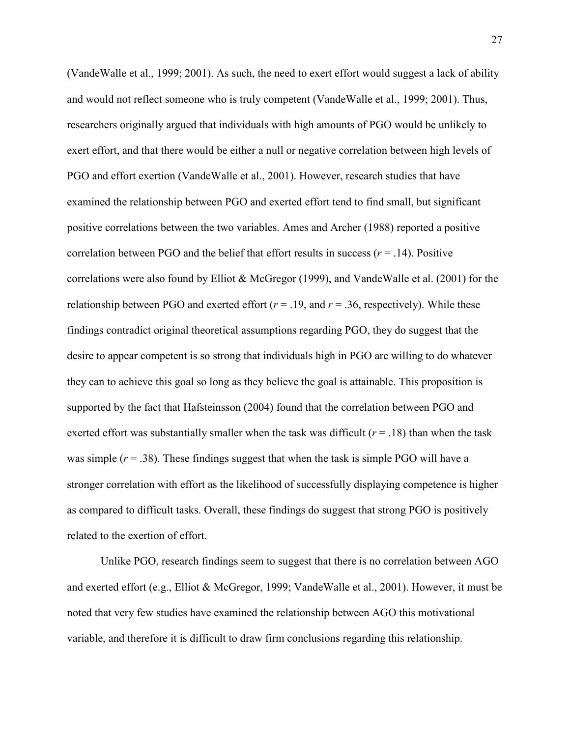(VandeWalle et al., 1999; 2001). As such, the need to exert effort would suggest a lack of ability and would not reflect someone who is truly competent (VandeWalle et al., 1999; 2001). Thus, researchers originally argued that individuals with high amounts of PGO would be unlikely to exert effort, and that there would be either a null or negative correlation between high levels of PGO and effort exertion (VandeWalle et al., 2001). However, research studies that have examined the relationship between PGO and exerted effort tend to find small, but significant positive correlations between the two variables. Ames and Archer (1988) reported a positive correlation between PGO and the belief that effort results in success ($r = .14$). Positive correlations were also found by Elliot & McGregor (1999), and VandeWalle et al. (2001) for the relationship between PGO and exerted effort ($r = .19$, and $r = .36$, respectively). While these findings contradict original theoretical assumptions regarding PGO, they do suggest that the desire to appear competent is so strong that individuals high in PGO are willing to do whatever they can to achieve this goal so long as they believe the goal is attainable. This proposition is supported by the fact that Hafsteinsson (2004) found that the correlation between PGO and exerted effort was substantially smaller when the task was difficult ($r = .18$) than when the task was simple ($r = .38$). These findings suggest that when the task is simple PGO will have a stronger correlation with effort as the likelihood of successfully displaying competence is higher as compared to difficult tasks. Overall, these findings do suggest that strong PGO is positively related to the exertion of effort.

Unlike PGO, research findings seem to suggest that there is no correlation between AGO and exerted effort (e.g., Elliot & McGregor, 1999; VandeWalle et al., 2001). However, it must be noted that very few studies have examined the relationship between AGO this motivational variable, and therefore it is difficult to draw firm conclusions regarding this relationship.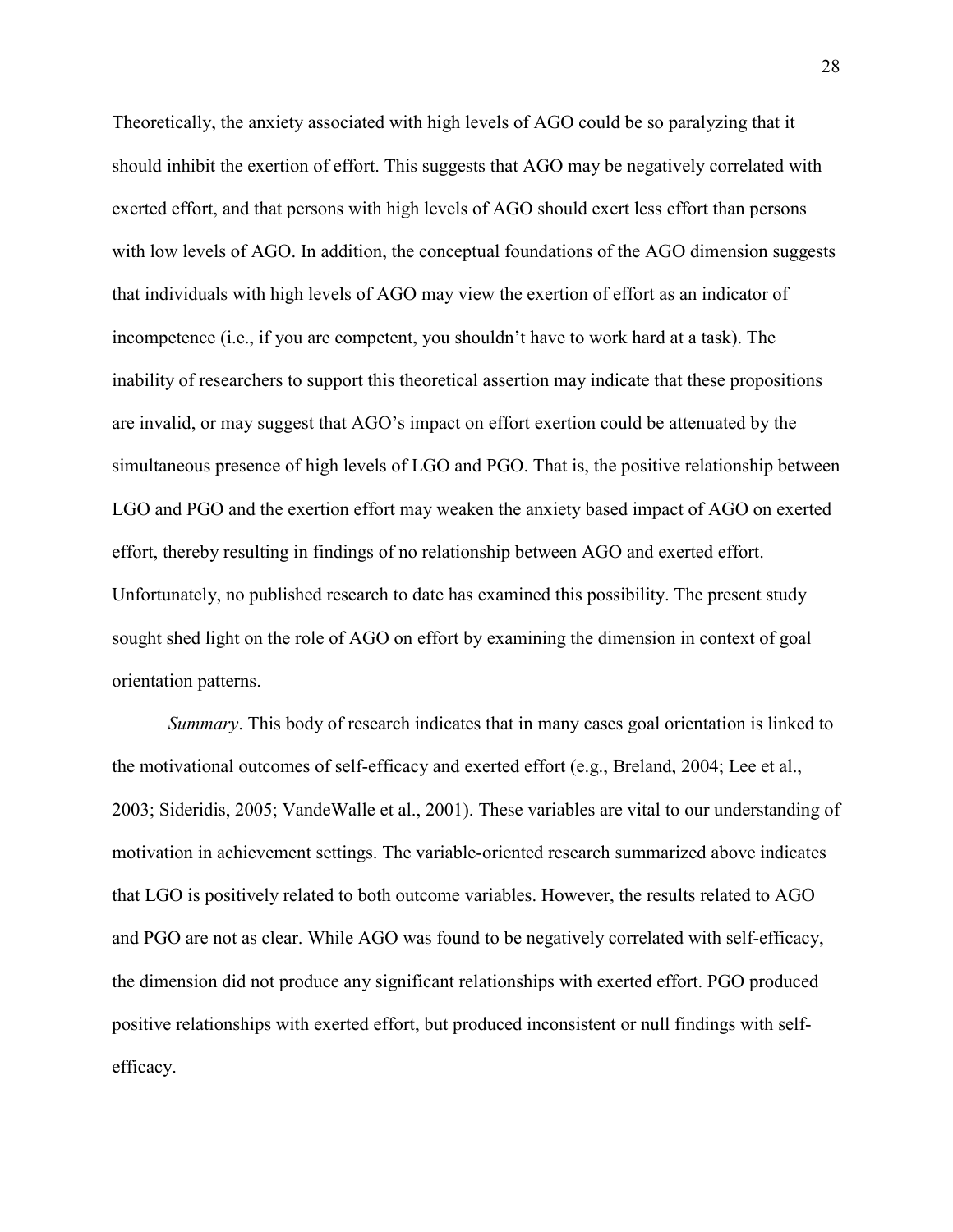Theoretically, the anxiety associated with high levels of AGO could be so paralyzing that it should inhibit the exertion of effort. This suggests that AGO may be negatively correlated with exerted effort, and that persons with high levels of AGO should exert less effort than persons with low levels of AGO. In addition, the conceptual foundations of the AGO dimension suggests that individuals with high levels of AGO may view the exertion of effort as an indicator of incompetence (i.e., if you are competent, you shouldn't have to work hard at a task). The inability of researchers to support this theoretical assertion may indicate that these propositions are invalid, or may suggest that AGO's impact on effort exertion could be attenuated by the simultaneous presence of high levels of LGO and PGO. That is, the positive relationship between LGO and PGO and the exertion effort may weaken the anxiety based impact of AGO on exerted effort, thereby resulting in findings of no relationship between AGO and exerted effort. Unfortunately, no published research to date has examined this possibility. The present study sought shed light on the role of AGO on effort by examining the dimension in context of goal orientation patterns.

*Summary*. This body of research indicates that in many cases goal orientation is linked to the motivational outcomes of self-efficacy and exerted effort (e.g., Breland, 2004; Lee et al., 2003; Sideridis, 2005; VandeWalle et al., 2001). These variables are vital to our understanding of motivation in achievement settings. The variable-oriented research summarized above indicates that LGO is positively related to both outcome variables. However, the results related to AGO and PGO are not as clear. While AGO was found to be negatively correlated with self-efficacy, the dimension did not produce any significant relationships with exerted effort. PGO produced positive relationships with exerted effort, but produced inconsistent or null findings with self-efficacy.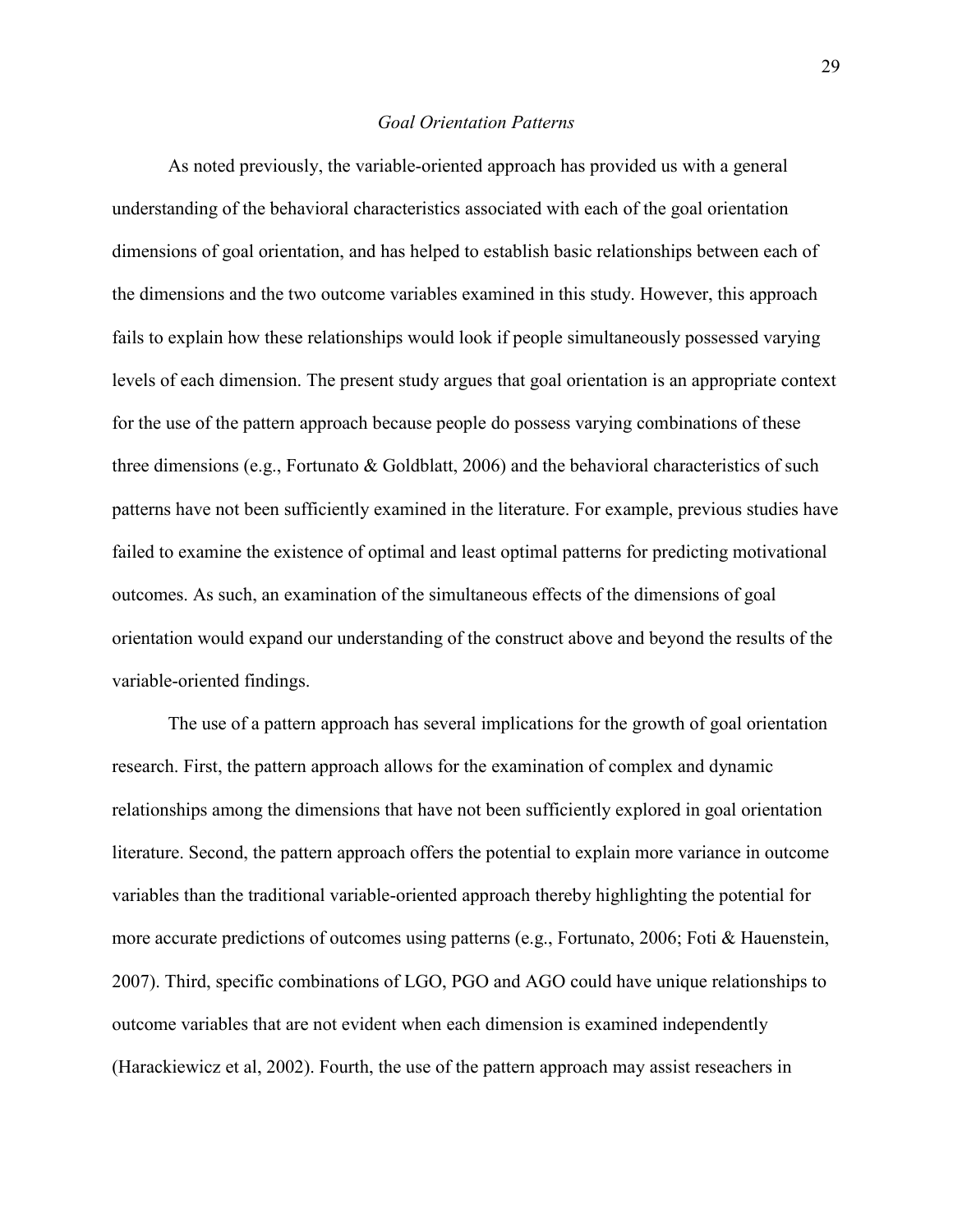*Goal Orientation Patterns*

As noted previously, the variable-oriented approach has provided us with a general understanding of the behavioral characteristics associated with each of the goal orientation dimensions of goal orientation, and has helped to establish basic relationships between each of the dimensions and the two outcome variables examined in this study. However, this approach fails to explain how these relationships would look if people simultaneously possessed varying levels of each dimension. The present study argues that goal orientation is an appropriate context for the use of the pattern approach because people do possess varying combinations of these three dimensions (e.g., Fortunato & Goldblatt, 2006) and the behavioral characteristics of such patterns have not been sufficiently examined in the literature. For example, previous studies have failed to examine the existence of optimal and least optimal patterns for predicting motivational outcomes. As such, an examination of the simultaneous effects of the dimensions of goal orientation would expand our understanding of the construct above and beyond the results of the variable-oriented findings.

The use of a pattern approach has several implications for the growth of goal orientation research. First, the pattern approach allows for the examination of complex and dynamic relationships among the dimensions that have not been sufficiently explored in goal orientation literature. Second, the pattern approach offers the potential to explain more variance in outcome variables than the traditional variable-oriented approach thereby highlighting the potential for more accurate predictions of outcomes using patterns (e.g., Fortunato, 2006; Foti & Hauenstein, 2007). Third, specific combinations of LGO, PGO and AGO could have unique relationships to outcome variables that are not evident when each dimension is examined independently (Harackiewicz et al, 2002). Fourth, the use of the pattern approach may assist reseachers in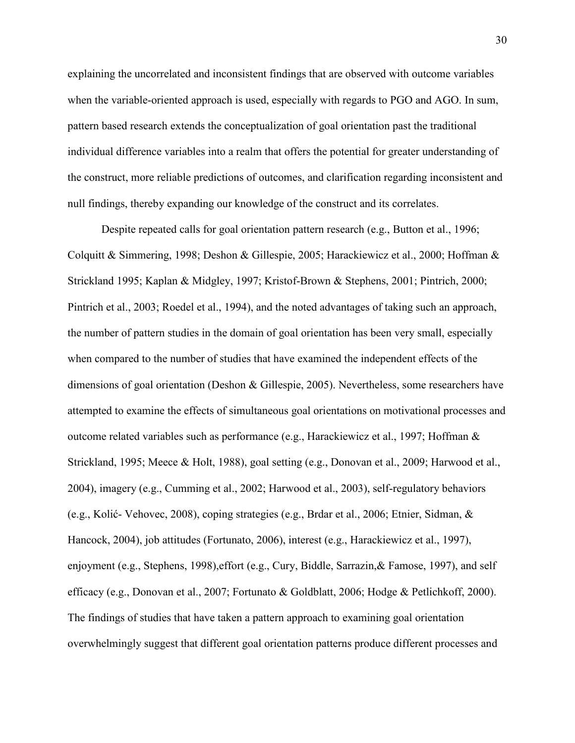explaining the uncorrelated and inconsistent findings that are observed with outcome variables when the variable-oriented approach is used, especially with regards to PGO and AGO. In sum, pattern based research extends the conceptualization of goal orientation past the traditional individual difference variables into a realm that offers the potential for greater understanding of the construct, more reliable predictions of outcomes, and clarification regarding inconsistent and null findings, thereby expanding our knowledge of the construct and its correlates.

Despite repeated calls for goal orientation pattern research (e.g., Button et al., 1996; Colquitt & Simmering, 1998; Deshon & Gillespie, 2005; Harackiewicz et al., 2000; Hoffman & Strickland 1995; Kaplan & Midgley, 1997; Kristof-Brown & Stephens, 2001; Pintrich, 2000; Pintrich et al., 2003; Roedel et al., 1994), and the noted advantages of taking such an approach, the number of pattern studies in the domain of goal orientation has been very small, especially when compared to the number of studies that have examined the independent effects of the dimensions of goal orientation (Deshon & Gillespie, 2005). Nevertheless, some researchers have attempted to examine the effects of simultaneous goal orientations on motivational processes and outcome related variables such as performance (e.g., Harackiewicz et al., 1997; Hoffman & Strickland, 1995; Meece & Holt, 1988), goal setting (e.g., Donovan et al., 2009; Harwood et al., 2004), imagery (e.g., Cumming et al., 2002; Harwood et al., 2003), self-regulatory behaviors (e.g., Kolić- Vehovec, 2008), coping strategies (e.g., Brdar et al., 2006; Etnier, Sidman, & Hancock, 2004), job attitudes (Fortunato, 2006), interest (e.g., Harackiewicz et al., 1997), enjoyment (e.g., Stephens, 1998),effort (e.g., Cury, Biddle, Sarrazin,& Famose, 1997), and self efficacy (e.g., Donovan et al., 2007; Fortunato & Goldblatt, 2006; Hodge & Petlichkoff, 2000). The findings of studies that have taken a pattern approach to examining goal orientation overwhelmingly suggest that different goal orientation patterns produce different processes and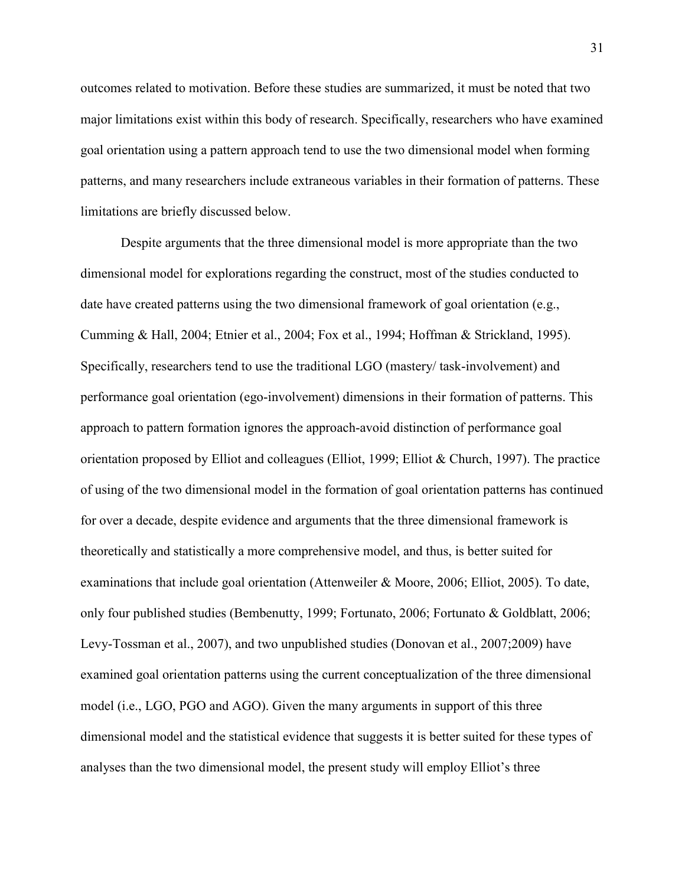outcomes related to motivation. Before these studies are summarized, it must be noted that two major limitations exist within this body of research. Specifically, researchers who have examined goal orientation using a pattern approach tend to use the two dimensional model when forming patterns, and many researchers include extraneous variables in their formation of patterns. These limitations are briefly discussed below.

Despite arguments that the three dimensional model is more appropriate than the two dimensional model for explorations regarding the construct, most of the studies conducted to date have created patterns using the two dimensional framework of goal orientation (e.g., Cumming & Hall, 2004; Etnier et al., 2004; Fox et al., 1994; Hoffman & Strickland, 1995). Specifically, researchers tend to use the traditional LGO (mastery/ task-involvement) and performance goal orientation (ego-involvement) dimensions in their formation of patterns. This approach to pattern formation ignores the approach-avoid distinction of performance goal orientation proposed by Elliot and colleagues (Elliot, 1999; Elliot & Church, 1997). The practice of using of the two dimensional model in the formation of goal orientation patterns has continued for over a decade, despite evidence and arguments that the three dimensional framework is theoretically and statistically a more comprehensive model, and thus, is better suited for examinations that include goal orientation (Attenweiler & Moore, 2006; Elliot, 2005). To date, only four published studies (Bembenutty, 1999; Fortunato, 2006; Fortunato & Goldblatt, 2006; Levy-Tossman et al., 2007), and two unpublished studies (Donovan et al., 2007;2009) have examined goal orientation patterns using the current conceptualization of the three dimensional model (i.e., LGO, PGO and AGO). Given the many arguments in support of this three dimensional model and the statistical evidence that suggests it is better suited for these types of analyses than the two dimensional model, the present study will employ Elliot's three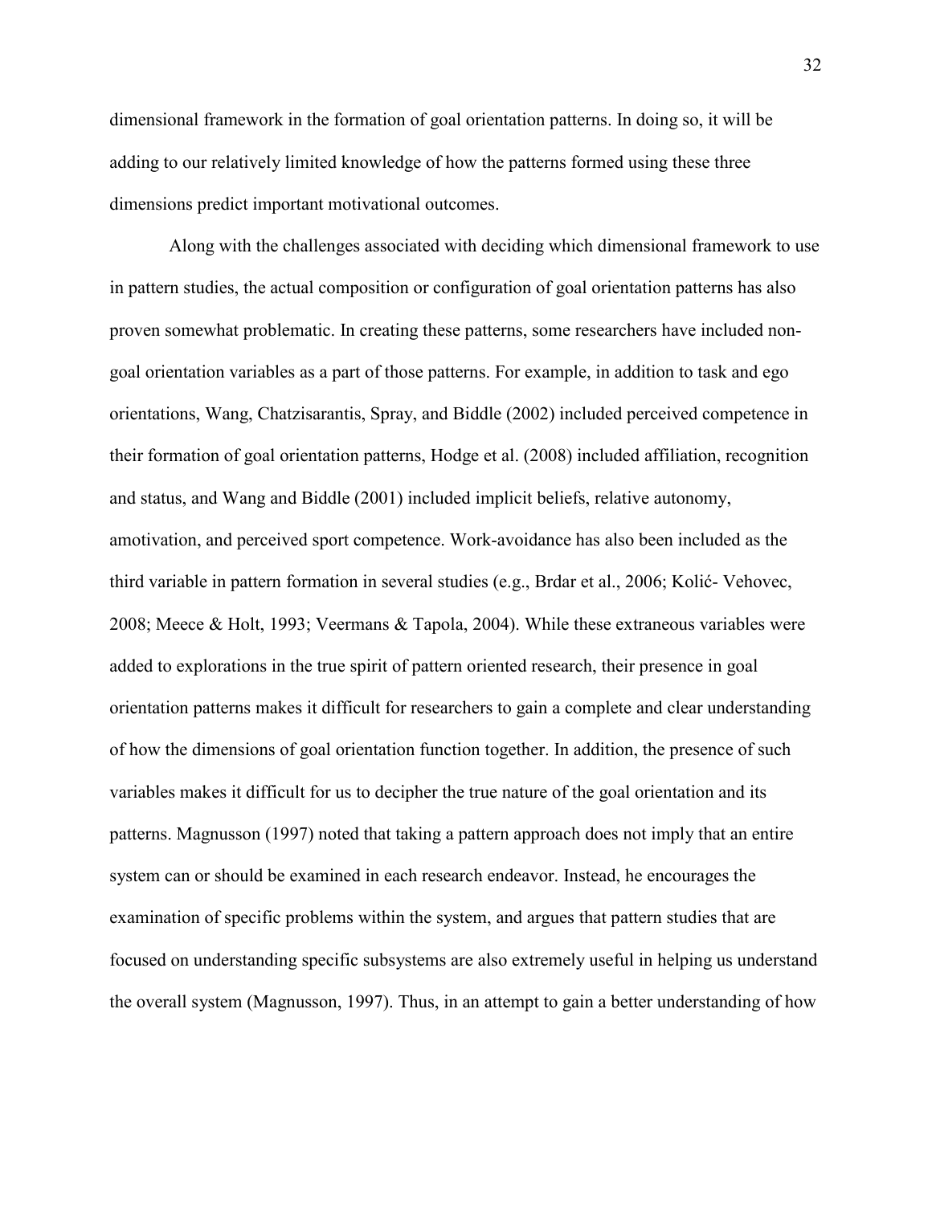dimensional framework in the formation of goal orientation patterns. In doing so, it will be adding to our relatively limited knowledge of how the patterns formed using these three dimensions predict important motivational outcomes.

Along with the challenges associated with deciding which dimensional framework to use in pattern studies, the actual composition or configuration of goal orientation patterns has also proven somewhat problematic. In creating these patterns, some researchers have included non-goal orientation variables as a part of those patterns. For example, in addition to task and ego orientations, Wang, Chatzisarantis, Spray, and Biddle (2002) included perceived competence in their formation of goal orientation patterns, Hodge et al. (2008) included affiliation, recognition and status, and Wang and Biddle (2001) included implicit beliefs, relative autonomy, amotivation, and perceived sport competence. Work-avoidance has also been included as the third variable in pattern formation in several studies (e.g., Brdar et al., 2006; Kolić- Vehovec, 2008; Meece & Holt, 1993; Veermans & Tapola, 2004). While these extraneous variables were added to explorations in the true spirit of pattern oriented research, their presence in goal orientation patterns makes it difficult for researchers to gain a complete and clear understanding of how the dimensions of goal orientation function together. In addition, the presence of such variables makes it difficult for us to decipher the true nature of the goal orientation and its patterns. Magnusson (1997) noted that taking a pattern approach does not imply that an entire system can or should be examined in each research endeavor. Instead, he encourages the examination of specific problems within the system, and argues that pattern studies that are focused on understanding specific subsystems are also extremely useful in helping us understand the overall system (Magnusson, 1997). Thus, in an attempt to gain a better understanding of how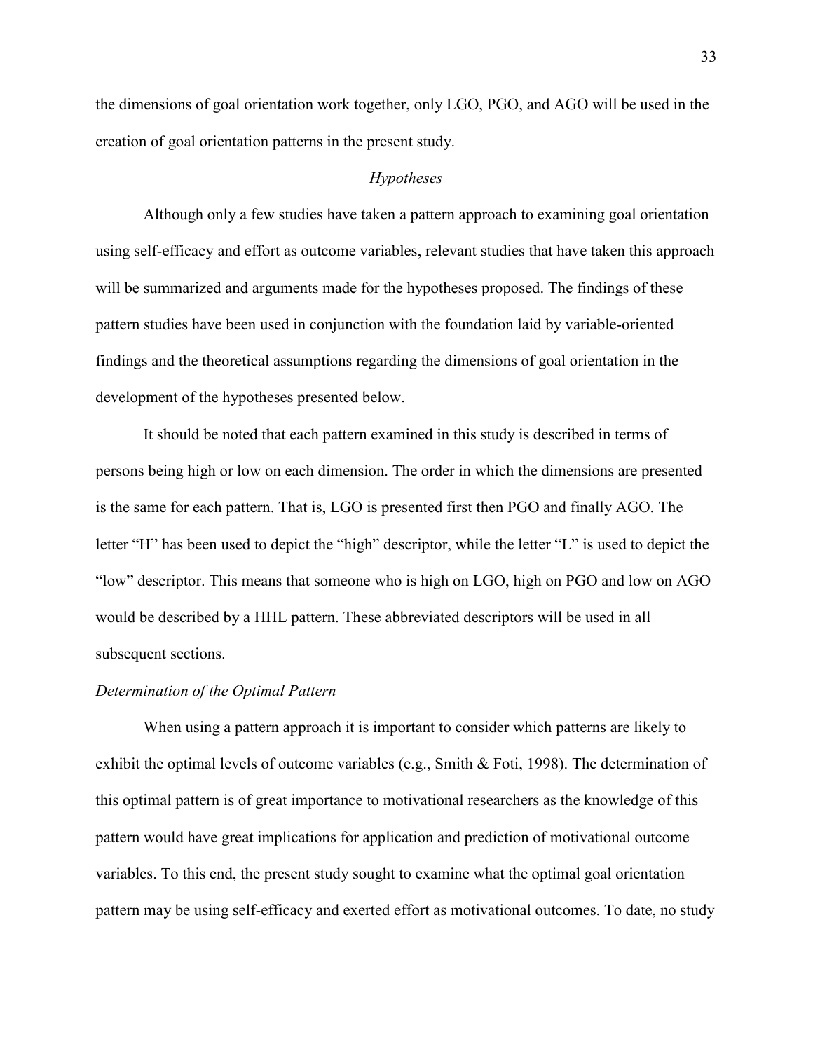the dimensions of goal orientation work together, only LGO, PGO, and AGO will be used in the creation of goal orientation patterns in the present study.

## *Hypotheses*

Although only a few studies have taken a pattern approach to examining goal orientation using self-efficacy and effort as outcome variables, relevant studies that have taken this approach will be summarized and arguments made for the hypotheses proposed. The findings of these pattern studies have been used in conjunction with the foundation laid by variable-oriented findings and the theoretical assumptions regarding the dimensions of goal orientation in the development of the hypotheses presented below.

It should be noted that each pattern examined in this study is described in terms of persons being high or low on each dimension. The order in which the dimensions are presented is the same for each pattern. That is, LGO is presented first then PGO and finally AGO. The letter "H" has been used to depict the "high" descriptor, while the letter "L" is used to depict the "low" descriptor. This means that someone who is high on LGO, high on PGO and low on AGO would be described by a HHL pattern. These abbreviated descriptors will be used in all subsequent sections.

### *Determination of the Optimal Pattern*

When using a pattern approach it is important to consider which patterns are likely to exhibit the optimal levels of outcome variables (e.g., Smith & Foti, 1998). The determination of this optimal pattern is of great importance to motivational researchers as the knowledge of this pattern would have great implications for application and prediction of motivational outcome variables. To this end, the present study sought to examine what the optimal goal orientation pattern may be using self-efficacy and exerted effort as motivational outcomes. To date, no study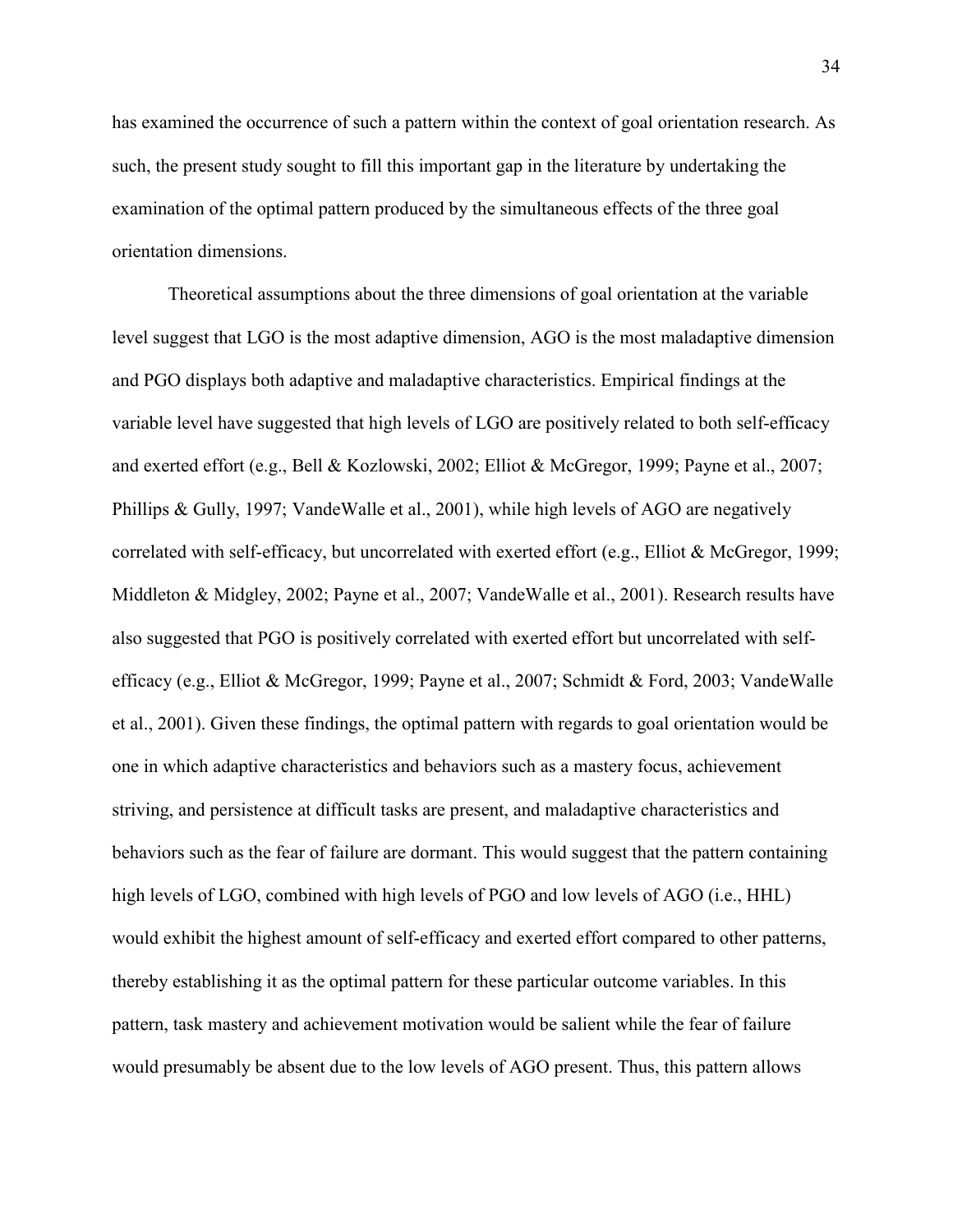has examined the occurrence of such a pattern within the context of goal orientation research. As such, the present study sought to fill this important gap in the literature by undertaking the examination of the optimal pattern produced by the simultaneous effects of the three goal orientation dimensions.

Theoretical assumptions about the three dimensions of goal orientation at the variable level suggest that LGO is the most adaptive dimension, AGO is the most maladaptive dimension and PGO displays both adaptive and maladaptive characteristics. Empirical findings at the variable level have suggested that high levels of LGO are positively related to both self-efficacy and exerted effort (e.g., Bell & Kozlowski, 2002; Elliot & McGregor, 1999; Payne et al., 2007; Phillips & Gully, 1997; VandeWalle et al., 2001), while high levels of AGO are negatively correlated with self-efficacy, but uncorrelated with exerted effort (e.g., Elliot & McGregor, 1999; Middleton & Midgley, 2002; Payne et al., 2007; VandeWalle et al., 2001). Research results have also suggested that PGO is positively correlated with exerted effort but uncorrelated with self-efficacy (e.g., Elliot & McGregor, 1999; Payne et al., 2007; Schmidt & Ford, 2003; VandeWalle et al., 2001). Given these findings, the optimal pattern with regards to goal orientation would be one in which adaptive characteristics and behaviors such as a mastery focus, achievement striving, and persistence at difficult tasks are present, and maladaptive characteristics and behaviors such as the fear of failure are dormant. This would suggest that the pattern containing high levels of LGO, combined with high levels of PGO and low levels of AGO (i.e., HHL) would exhibit the highest amount of self-efficacy and exerted effort compared to other patterns, thereby establishing it as the optimal pattern for these particular outcome variables. In this pattern, task mastery and achievement motivation would be salient while the fear of failure would presumably be absent due to the low levels of AGO present. Thus, this pattern allows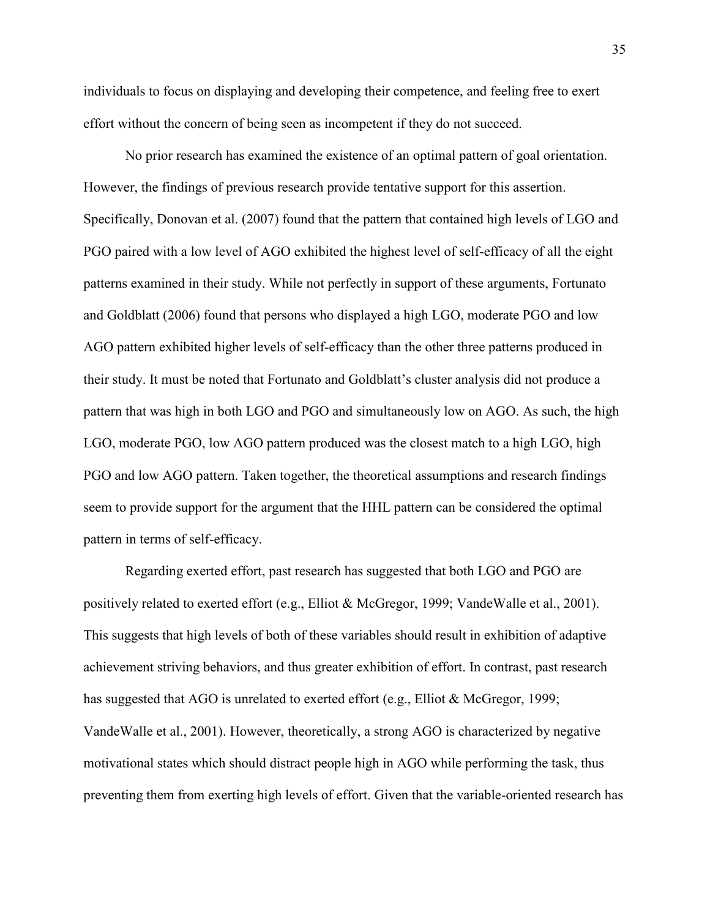individuals to focus on displaying and developing their competence, and feeling free to exert effort without the concern of being seen as incompetent if they do not succeed.

No prior research has examined the existence of an optimal pattern of goal orientation. However, the findings of previous research provide tentative support for this assertion. Specifically, Donovan et al. (2007) found that the pattern that contained high levels of LGO and PGO paired with a low level of AGO exhibited the highest level of self-efficacy of all the eight patterns examined in their study. While not perfectly in support of these arguments, Fortunato and Goldblatt (2006) found that persons who displayed a high LGO, moderate PGO and low AGO pattern exhibited higher levels of self-efficacy than the other three patterns produced in their study. It must be noted that Fortunato and Goldblatt's cluster analysis did not produce a pattern that was high in both LGO and PGO and simultaneously low on AGO. As such, the high LGO, moderate PGO, low AGO pattern produced was the closest match to a high LGO, high PGO and low AGO pattern. Taken together, the theoretical assumptions and research findings seem to provide support for the argument that the HHL pattern can be considered the optimal pattern in terms of self-efficacy.

Regarding exerted effort, past research has suggested that both LGO and PGO are positively related to exerted effort (e.g., Elliot & McGregor, 1999; VandeWalle et al., 2001). This suggests that high levels of both of these variables should result in exhibition of adaptive achievement striving behaviors, and thus greater exhibition of effort. In contrast, past research has suggested that AGO is unrelated to exerted effort (e.g., Elliot & McGregor, 1999; VandeWalle et al., 2001). However, theoretically, a strong AGO is characterized by negative motivational states which should distract people high in AGO while performing the task, thus preventing them from exerting high levels of effort. Given that the variable-oriented research has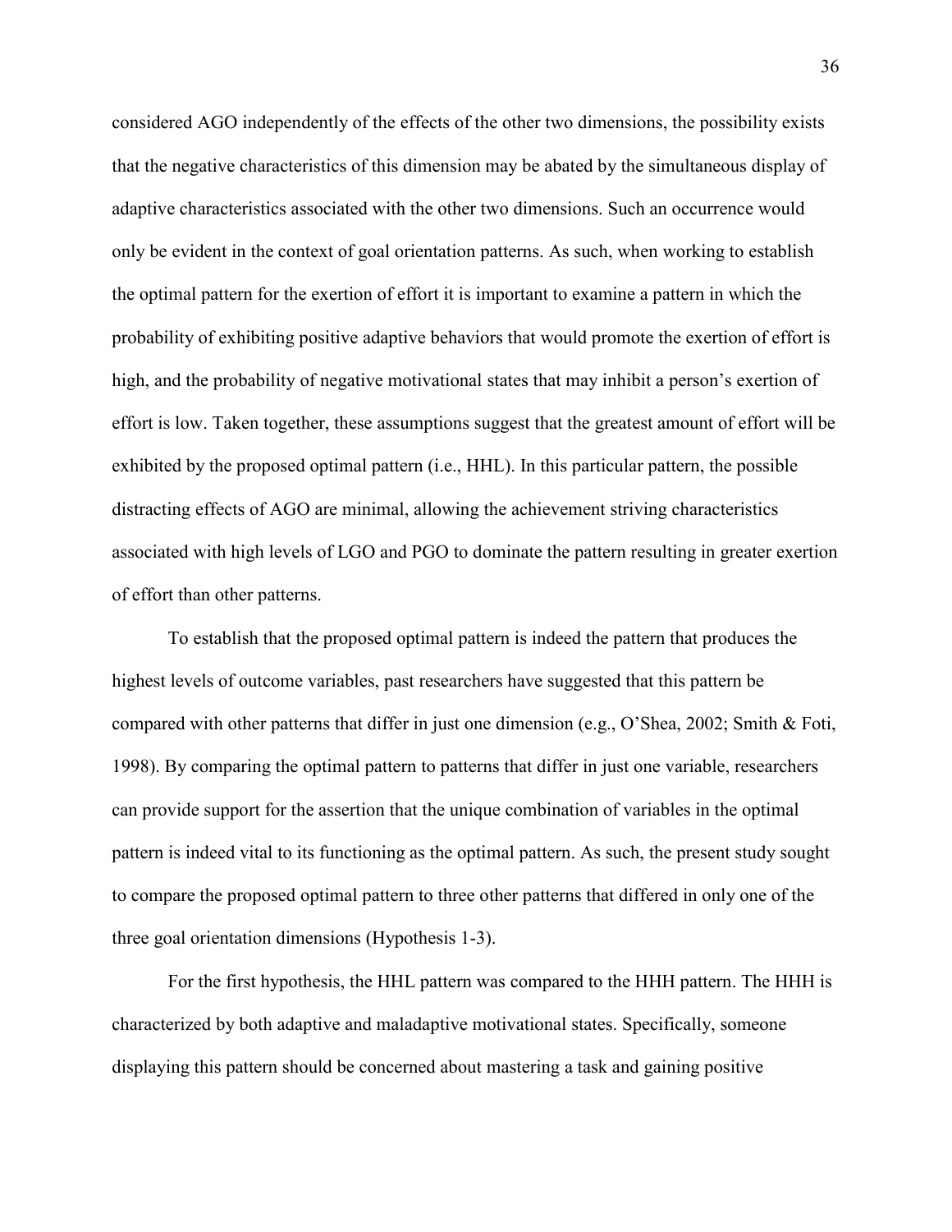considered AGO independently of the effects of the other two dimensions, the possibility exists that the negative characteristics of this dimension may be abated by the simultaneous display of adaptive characteristics associated with the other two dimensions. Such an occurrence would only be evident in the context of goal orientation patterns. As such, when working to establish the optimal pattern for the exertion of effort it is important to examine a pattern in which the probability of exhibiting positive adaptive behaviors that would promote the exertion of effort is high, and the probability of negative motivational states that may inhibit a person's exertion of effort is low. Taken together, these assumptions suggest that the greatest amount of effort will be exhibited by the proposed optimal pattern (i.e., HHL). In this particular pattern, the possible distracting effects of AGO are minimal, allowing the achievement striving characteristics associated with high levels of LGO and PGO to dominate the pattern resulting in greater exertion of effort than other patterns.

To establish that the proposed optimal pattern is indeed the pattern that produces the highest levels of outcome variables, past researchers have suggested that this pattern be compared with other patterns that differ in just one dimension (e.g., O'Shea, 2002; Smith & Foti, 1998). By comparing the optimal pattern to patterns that differ in just one variable, researchers can provide support for the assertion that the unique combination of variables in the optimal pattern is indeed vital to its functioning as the optimal pattern. As such, the present study sought to compare the proposed optimal pattern to three other patterns that differed in only one of the three goal orientation dimensions (Hypothesis 1-3).

For the first hypothesis, the HHL pattern was compared to the HHH pattern. The HHH is characterized by both adaptive and maladaptive motivational states. Specifically, someone displaying this pattern should be concerned about mastering a task and gaining positive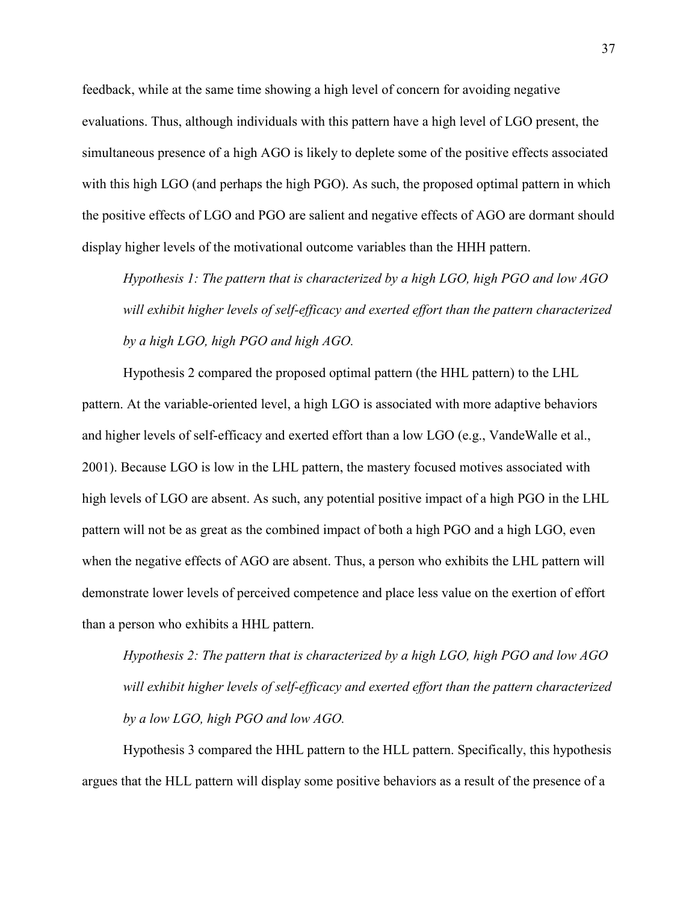feedback, while at the same time showing a high level of concern for avoiding negative evaluations. Thus, although individuals with this pattern have a high level of LGO present, the simultaneous presence of a high AGO is likely to deplete some of the positive effects associated with this high LGO (and perhaps the high PGO). As such, the proposed optimal pattern in which the positive effects of LGO and PGO are salient and negative effects of AGO are dormant should display higher levels of the motivational outcome variables than the HHH pattern.

*Hypothesis 1: The pattern that is characterized by a high LGO, high PGO and low AGO will exhibit higher levels of self-efficacy and exerted effort than the pattern characterized by a high LGO, high PGO and high AGO.*

Hypothesis 2 compared the proposed optimal pattern (the HHL pattern) to the LHL pattern. At the variable-oriented level, a high LGO is associated with more adaptive behaviors and higher levels of self-efficacy and exerted effort than a low LGO (e.g., VandeWalle et al., 2001). Because LGO is low in the LHL pattern, the mastery focused motives associated with high levels of LGO are absent. As such, any potential positive impact of a high PGO in the LHL pattern will not be as great as the combined impact of both a high PGO and a high LGO, even when the negative effects of AGO are absent. Thus, a person who exhibits the LHL pattern will demonstrate lower levels of perceived competence and place less value on the exertion of effort than a person who exhibits a HHL pattern.

*Hypothesis 2: The pattern that is characterized by a high LGO, high PGO and low AGO will exhibit higher levels of self-efficacy and exerted effort than the pattern characterized by a low LGO, high PGO and low AGO.*

Hypothesis 3 compared the HHL pattern to the HLL pattern. Specifically, this hypothesis argues that the HLL pattern will display some positive behaviors as a result of the presence of a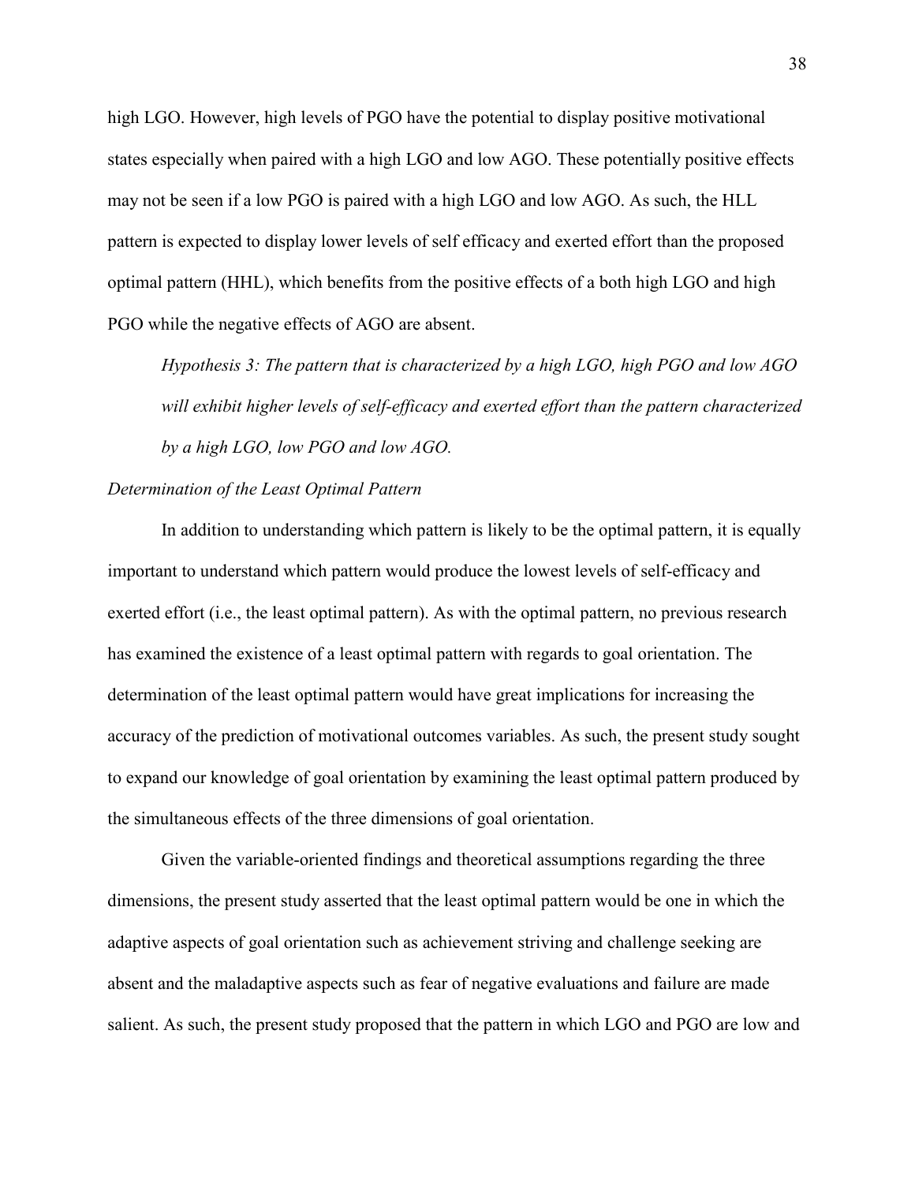high LGO. However, high levels of PGO have the potential to display positive motivational states especially when paired with a high LGO and low AGO. These potentially positive effects may not be seen if a low PGO is paired with a high LGO and low AGO. As such, the HLL pattern is expected to display lower levels of self efficacy and exerted effort than the proposed optimal pattern (HHL), which benefits from the positive effects of a both high LGO and high PGO while the negative effects of AGO are absent.

*Hypothesis 3: The pattern that is characterized by a high LGO, high PGO and low AGO will exhibit higher levels of self-efficacy and exerted effort than the pattern characterized by a high LGO, low PGO and low AGO.*

*Determination of the Least Optimal Pattern*

In addition to understanding which pattern is likely to be the optimal pattern, it is equally important to understand which pattern would produce the lowest levels of self-efficacy and exerted effort (i.e., the least optimal pattern). As with the optimal pattern, no previous research has examined the existence of a least optimal pattern with regards to goal orientation. The determination of the least optimal pattern would have great implications for increasing the accuracy of the prediction of motivational outcomes variables. As such, the present study sought to expand our knowledge of goal orientation by examining the least optimal pattern produced by the simultaneous effects of the three dimensions of goal orientation.

Given the variable-oriented findings and theoretical assumptions regarding the three dimensions, the present study asserted that the least optimal pattern would be one in which the adaptive aspects of goal orientation such as achievement striving and challenge seeking are absent and the maladaptive aspects such as fear of negative evaluations and failure are made salient. As such, the present study proposed that the pattern in which LGO and PGO are low and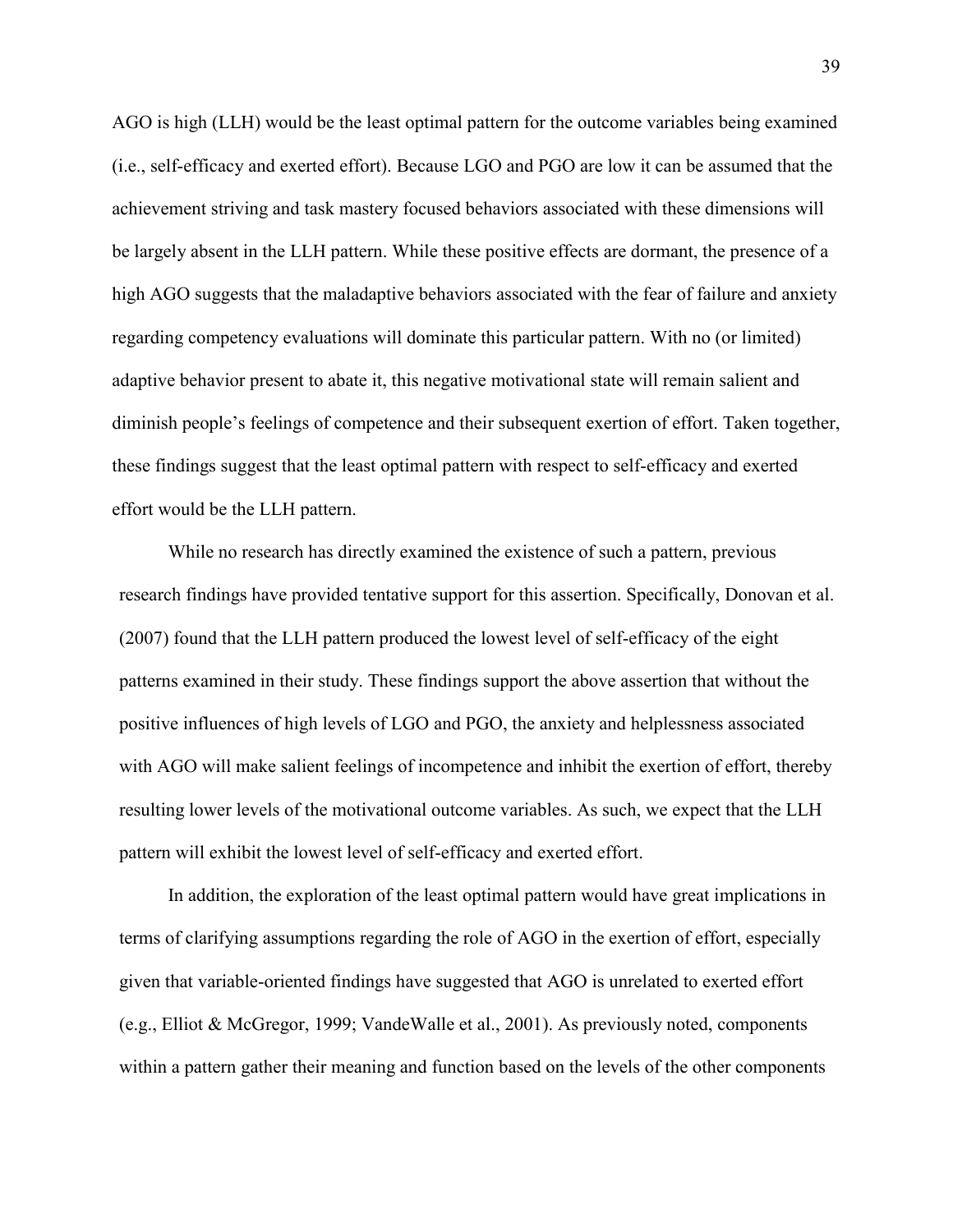AGO is high (LLH) would be the least optimal pattern for the outcome variables being examined (i.e., self-efficacy and exerted effort). Because LGO and PGO are low it can be assumed that the achievement striving and task mastery focused behaviors associated with these dimensions will be largely absent in the LLH pattern. While these positive effects are dormant, the presence of a high AGO suggests that the maladaptive behaviors associated with the fear of failure and anxiety regarding competency evaluations will dominate this particular pattern. With no (or limited) adaptive behavior present to abate it, this negative motivational state will remain salient and diminish people's feelings of competence and their subsequent exertion of effort. Taken together, these findings suggest that the least optimal pattern with respect to self-efficacy and exerted effort would be the LLH pattern.

While no research has directly examined the existence of such a pattern, previous research findings have provided tentative support for this assertion. Specifically, Donovan et al. (2007) found that the LLH pattern produced the lowest level of self-efficacy of the eight patterns examined in their study. These findings support the above assertion that without the positive influences of high levels of LGO and PGO, the anxiety and helplessness associated with AGO will make salient feelings of incompetence and inhibit the exertion of effort, thereby resulting lower levels of the motivational outcome variables. As such, we expect that the LLH pattern will exhibit the lowest level of self-efficacy and exerted effort.

In addition, the exploration of the least optimal pattern would have great implications in terms of clarifying assumptions regarding the role of AGO in the exertion of effort, especially given that variable-oriented findings have suggested that AGO is unrelated to exerted effort (e.g., Elliot & McGregor, 1999; VandeWalle et al., 2001). As previously noted, components within a pattern gather their meaning and function based on the levels of the other components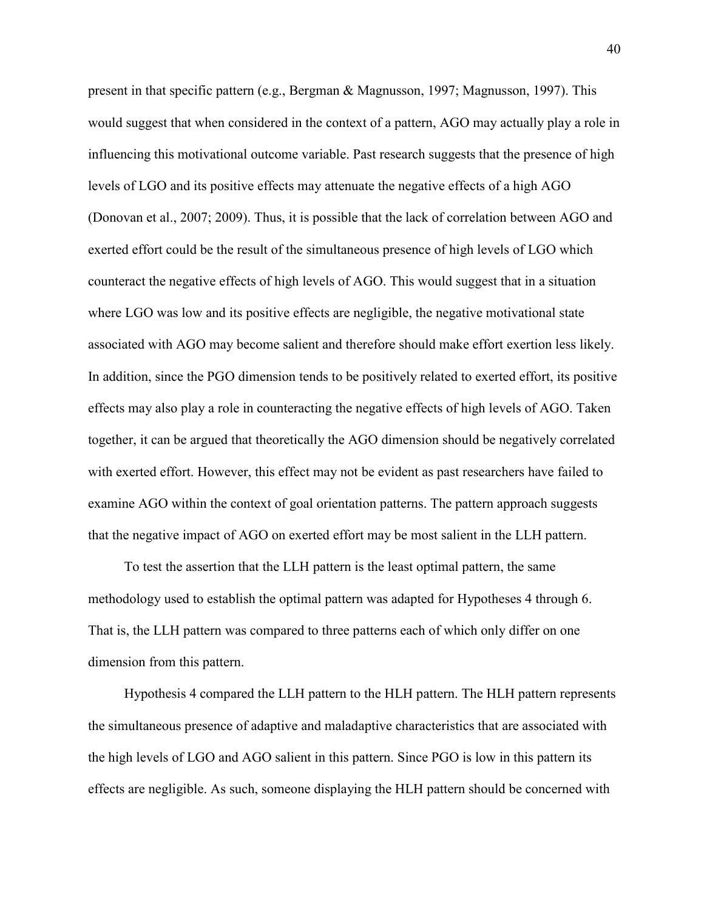present in that specific pattern (e.g., Bergman & Magnusson, 1997; Magnusson, 1997). This would suggest that when considered in the context of a pattern, AGO may actually play a role in influencing this motivational outcome variable. Past research suggests that the presence of high levels of LGO and its positive effects may attenuate the negative effects of a high AGO (Donovan et al., 2007; 2009). Thus, it is possible that the lack of correlation between AGO and exerted effort could be the result of the simultaneous presence of high levels of LGO which counteract the negative effects of high levels of AGO. This would suggest that in a situation where LGO was low and its positive effects are negligible, the negative motivational state associated with AGO may become salient and therefore should make effort exertion less likely. In addition, since the PGO dimension tends to be positively related to exerted effort, its positive effects may also play a role in counteracting the negative effects of high levels of AGO. Taken together, it can be argued that theoretically the AGO dimension should be negatively correlated with exerted effort. However, this effect may not be evident as past researchers have failed to examine AGO within the context of goal orientation patterns. The pattern approach suggests that the negative impact of AGO on exerted effort may be most salient in the LLH pattern.

To test the assertion that the LLH pattern is the least optimal pattern, the same methodology used to establish the optimal pattern was adapted for Hypotheses 4 through 6. That is, the LLH pattern was compared to three patterns each of which only differ on one dimension from this pattern.

Hypothesis 4 compared the LLH pattern to the HLH pattern. The HLH pattern represents the simultaneous presence of adaptive and maladaptive characteristics that are associated with the high levels of LGO and AGO salient in this pattern. Since PGO is low in this pattern its effects are negligible. As such, someone displaying the HLH pattern should be concerned with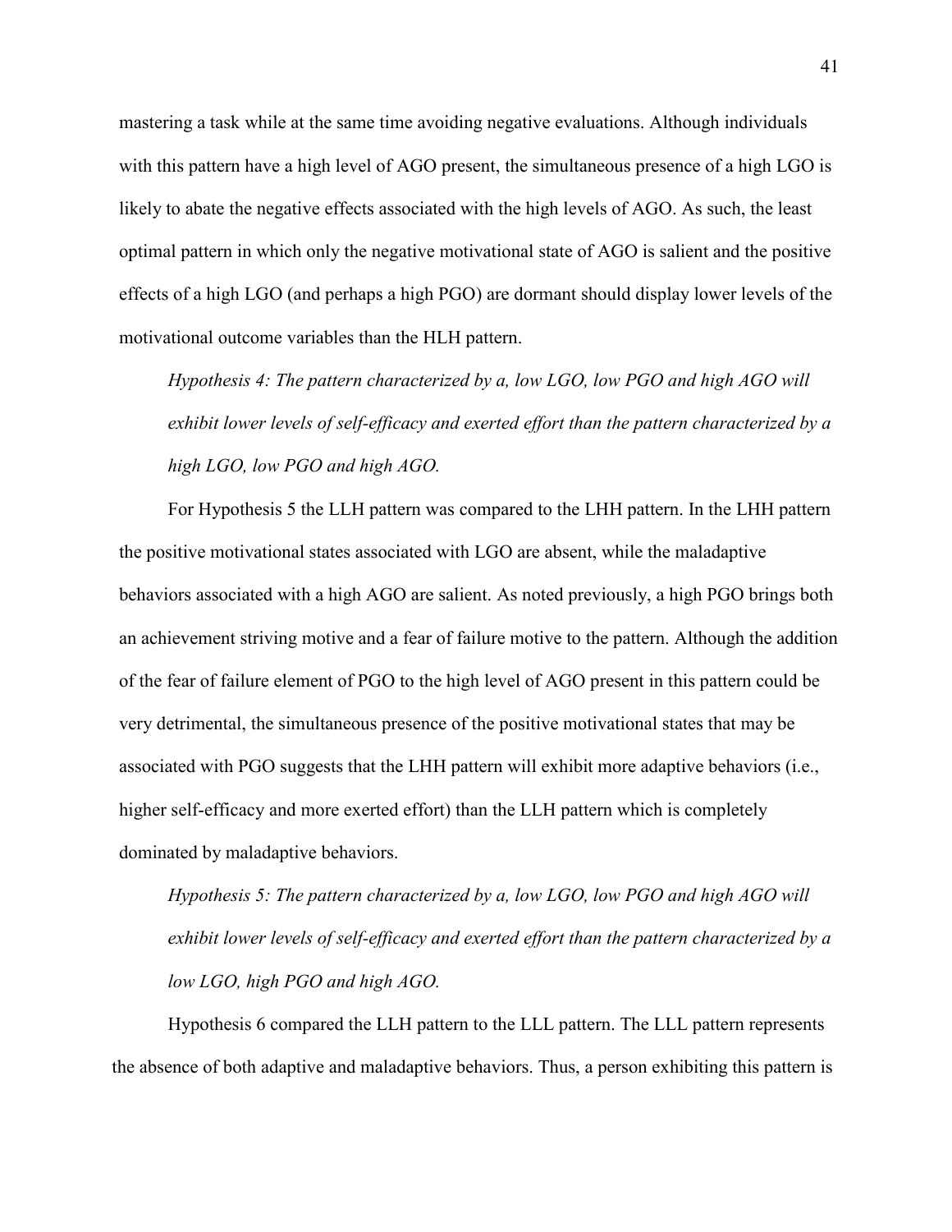mastering a task while at the same time avoiding negative evaluations. Although individuals with this pattern have a high level of AGO present, the simultaneous presence of a high LGO is likely to abate the negative effects associated with the high levels of AGO. As such, the least optimal pattern in which only the negative motivational state of AGO is salient and the positive effects of a high LGO (and perhaps a high PGO) are dormant should display lower levels of the motivational outcome variables than the HLH pattern.

*Hypothesis 4: The pattern characterized by a, low LGO, low PGO and high AGO will exhibit lower levels of self-efficacy and exerted effort than the pattern characterized by a high LGO, low PGO and high AGO.*

For Hypothesis 5 the LLH pattern was compared to the LHH pattern. In the LHH pattern the positive motivational states associated with LGO are absent, while the maladaptive behaviors associated with a high AGO are salient. As noted previously, a high PGO brings both an achievement striving motive and a fear of failure motive to the pattern. Although the addition of the fear of failure element of PGO to the high level of AGO present in this pattern could be very detrimental, the simultaneous presence of the positive motivational states that may be associated with PGO suggests that the LHH pattern will exhibit more adaptive behaviors (i.e., higher self-efficacy and more exerted effort) than the LLH pattern which is completely dominated by maladaptive behaviors.

*Hypothesis 5: The pattern characterized by a, low LGO, low PGO and high AGO will exhibit lower levels of self-efficacy and exerted effort than the pattern characterized by a low LGO, high PGO and high AGO.*

Hypothesis 6 compared the LLH pattern to the LLL pattern. The LLL pattern represents the absence of both adaptive and maladaptive behaviors. Thus, a person exhibiting this pattern is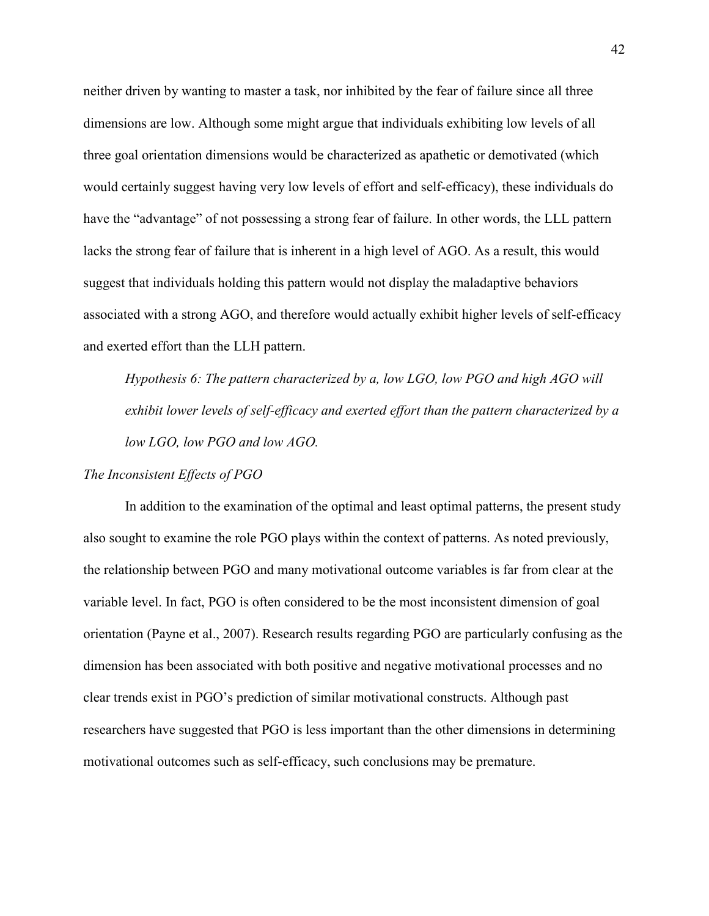neither driven by wanting to master a task, nor inhibited by the fear of failure since all three dimensions are low. Although some might argue that individuals exhibiting low levels of all three goal orientation dimensions would be characterized as apathetic or demotivated (which would certainly suggest having very low levels of effort and self-efficacy), these individuals do have the "advantage" of not possessing a strong fear of failure. In other words, the LLL pattern lacks the strong fear of failure that is inherent in a high level of AGO. As a result, this would suggest that individuals holding this pattern would not display the maladaptive behaviors associated with a strong AGO, and therefore would actually exhibit higher levels of self-efficacy and exerted effort than the LLH pattern.

*Hypothesis 6: The pattern characterized by a, low LGO, low PGO and high AGO will exhibit lower levels of self-efficacy and exerted effort than the pattern characterized by a low LGO, low PGO and low AGO.*

*The Inconsistent Effects of PGO*

In addition to the examination of the optimal and least optimal patterns, the present study also sought to examine the role PGO plays within the context of patterns. As noted previously, the relationship between PGO and many motivational outcome variables is far from clear at the variable level. In fact, PGO is often considered to be the most inconsistent dimension of goal orientation (Payne et al., 2007). Research results regarding PGO are particularly confusing as the dimension has been associated with both positive and negative motivational processes and no clear trends exist in PGO's prediction of similar motivational constructs. Although past researchers have suggested that PGO is less important than the other dimensions in determining motivational outcomes such as self-efficacy, such conclusions may be premature.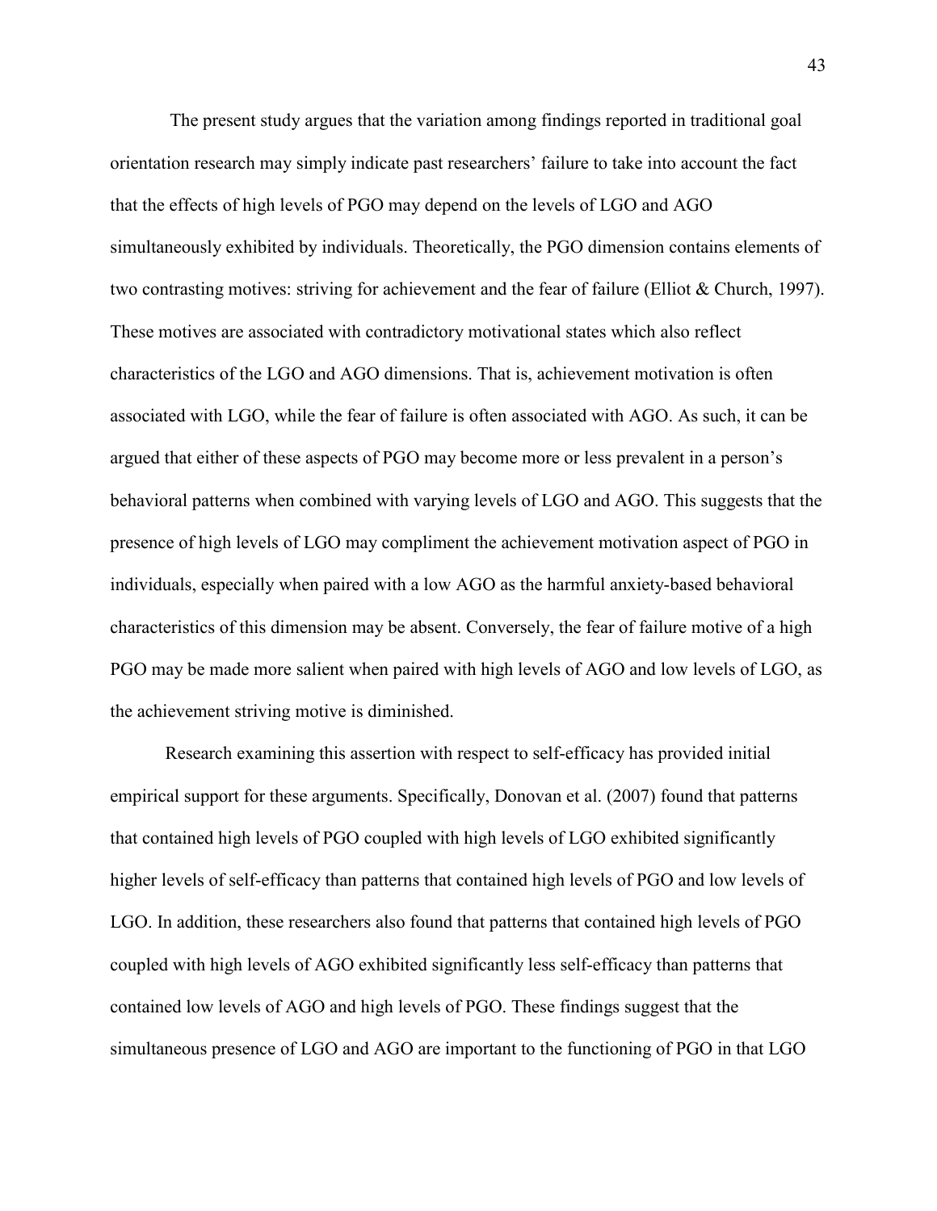The present study argues that the variation among findings reported in traditional goal orientation research may simply indicate past researchers' failure to take into account the fact that the effects of high levels of PGO may depend on the levels of LGO and AGO simultaneously exhibited by individuals. Theoretically, the PGO dimension contains elements of two contrasting motives: striving for achievement and the fear of failure (Elliot & Church, 1997). These motives are associated with contradictory motivational states which also reflect characteristics of the LGO and AGO dimensions. That is, achievement motivation is often associated with LGO, while the fear of failure is often associated with AGO. As such, it can be argued that either of these aspects of PGO may become more or less prevalent in a person's behavioral patterns when combined with varying levels of LGO and AGO. This suggests that the presence of high levels of LGO may compliment the achievement motivation aspect of PGO in individuals, especially when paired with a low AGO as the harmful anxiety-based behavioral characteristics of this dimension may be absent. Conversely, the fear of failure motive of a high PGO may be made more salient when paired with high levels of AGO and low levels of LGO, as the achievement striving motive is diminished.

Research examining this assertion with respect to self-efficacy has provided initial empirical support for these arguments. Specifically, Donovan et al. (2007) found that patterns that contained high levels of PGO coupled with high levels of LGO exhibited significantly higher levels of self-efficacy than patterns that contained high levels of PGO and low levels of LGO. In addition, these researchers also found that patterns that contained high levels of PGO coupled with high levels of AGO exhibited significantly less self-efficacy than patterns that contained low levels of AGO and high levels of PGO. These findings suggest that the simultaneous presence of LGO and AGO are important to the functioning of PGO in that LGO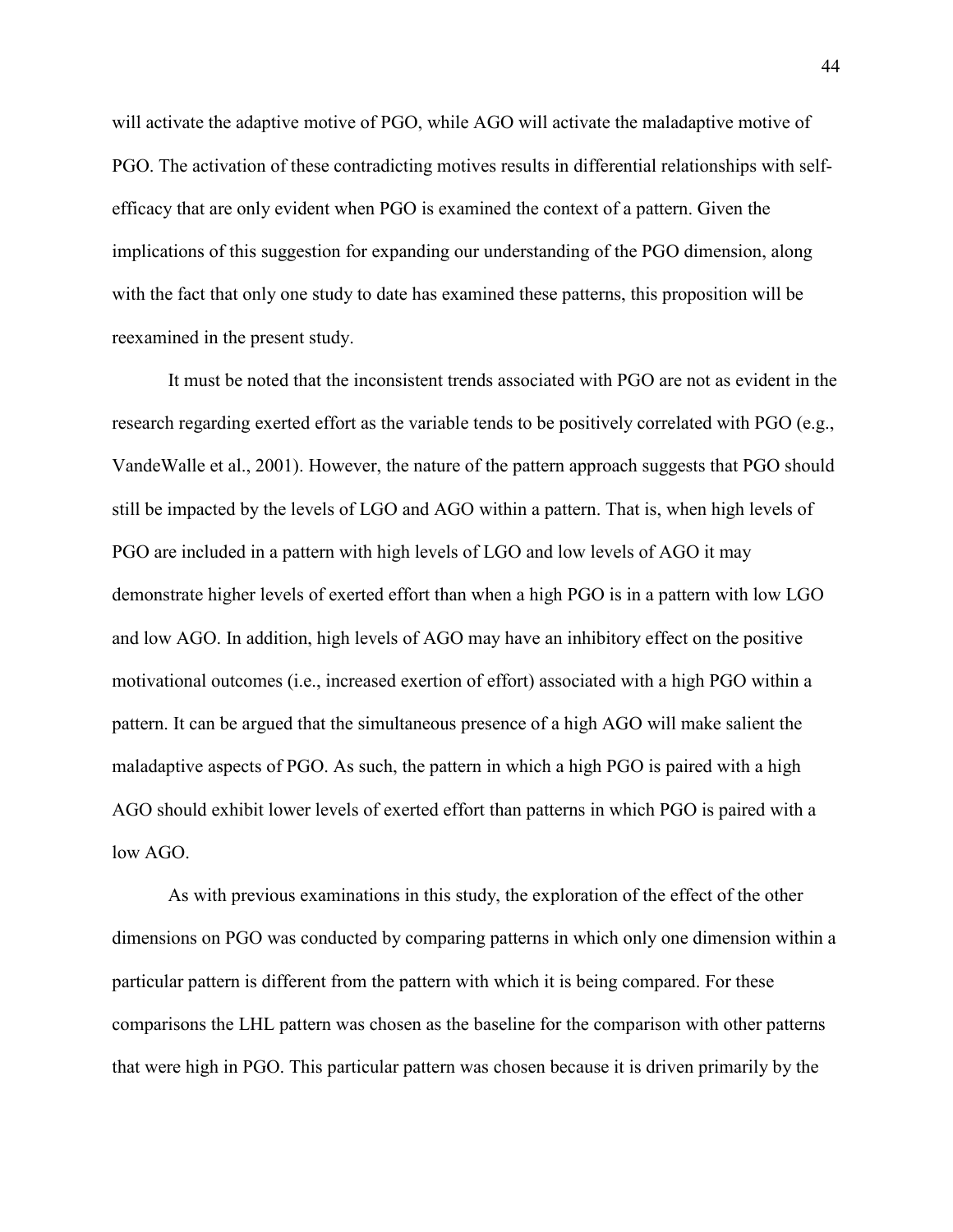will activate the adaptive motive of PGO, while AGO will activate the maladaptive motive of PGO. The activation of these contradicting motives results in differential relationships with self-efficacy that are only evident when PGO is examined the context of a pattern. Given the implications of this suggestion for expanding our understanding of the PGO dimension, along with the fact that only one study to date has examined these patterns, this proposition will be reexamined in the present study.

It must be noted that the inconsistent trends associated with PGO are not as evident in the research regarding exerted effort as the variable tends to be positively correlated with PGO (e.g., VandeWalle et al., 2001). However, the nature of the pattern approach suggests that PGO should still be impacted by the levels of LGO and AGO within a pattern. That is, when high levels of PGO are included in a pattern with high levels of LGO and low levels of AGO it may demonstrate higher levels of exerted effort than when a high PGO is in a pattern with low LGO and low AGO. In addition, high levels of AGO may have an inhibitory effect on the positive motivational outcomes (i.e., increased exertion of effort) associated with a high PGO within a pattern. It can be argued that the simultaneous presence of a high AGO will make salient the maladaptive aspects of PGO. As such, the pattern in which a high PGO is paired with a high AGO should exhibit lower levels of exerted effort than patterns in which PGO is paired with a low AGO.

As with previous examinations in this study, the exploration of the effect of the other dimensions on PGO was conducted by comparing patterns in which only one dimension within a particular pattern is different from the pattern with which it is being compared. For these comparisons the LHL pattern was chosen as the baseline for the comparison with other patterns that were high in PGO. This particular pattern was chosen because it is driven primarily by the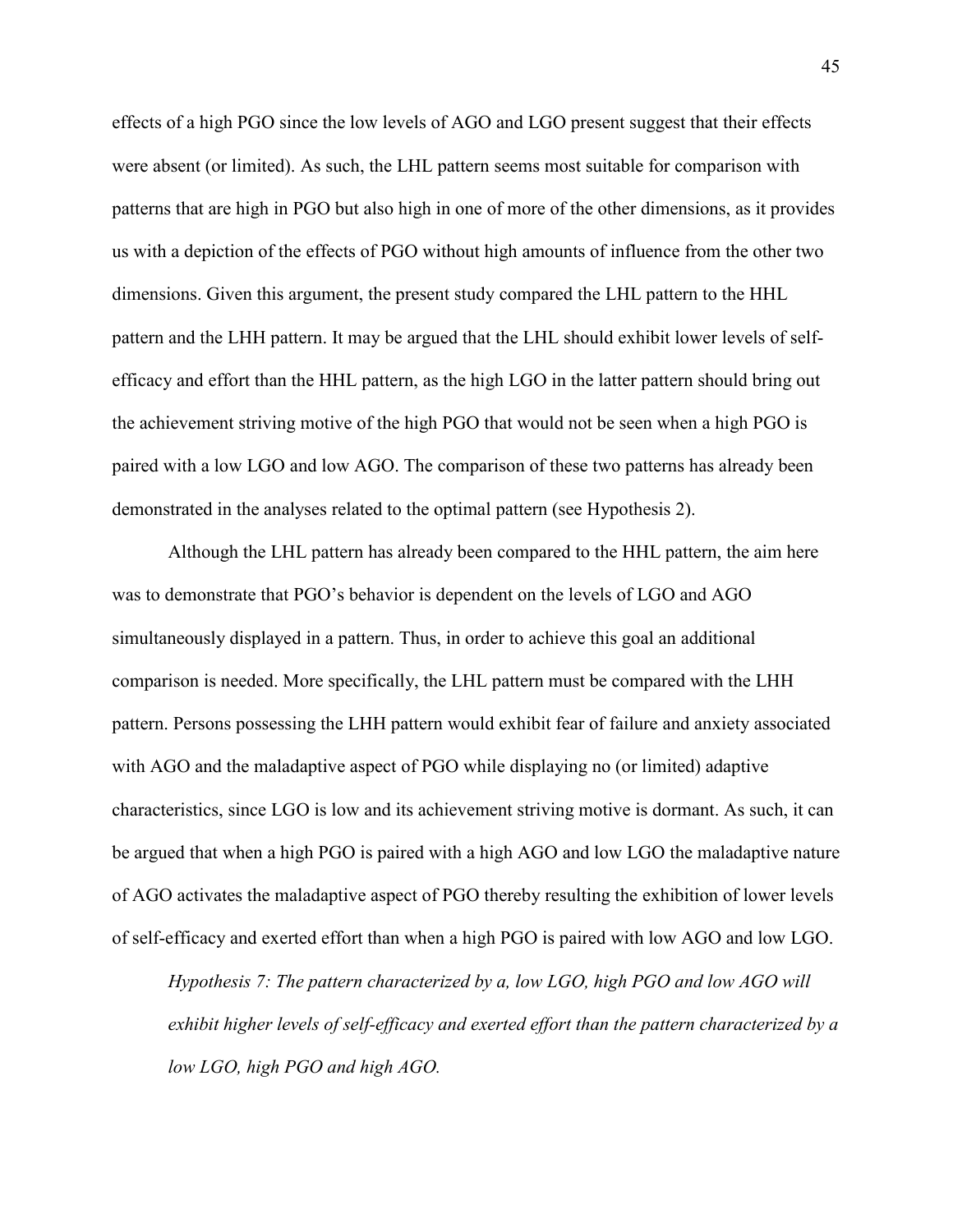effects of a high PGO since the low levels of AGO and LGO present suggest that their effects were absent (or limited). As such, the LHL pattern seems most suitable for comparison with patterns that are high in PGO but also high in one of more of the other dimensions, as it provides us with a depiction of the effects of PGO without high amounts of influence from the other two dimensions. Given this argument, the present study compared the LHL pattern to the HHL pattern and the LHH pattern. It may be argued that the LHL should exhibit lower levels of self-efficacy and effort than the HHL pattern, as the high LGO in the latter pattern should bring out the achievement striving motive of the high PGO that would not be seen when a high PGO is paired with a low LGO and low AGO. The comparison of these two patterns has already been demonstrated in the analyses related to the optimal pattern (see Hypothesis 2).

Although the LHL pattern has already been compared to the HHL pattern, the aim here was to demonstrate that PGO's behavior is dependent on the levels of LGO and AGO simultaneously displayed in a pattern. Thus, in order to achieve this goal an additional comparison is needed. More specifically, the LHL pattern must be compared with the LHH pattern. Persons possessing the LHH pattern would exhibit fear of failure and anxiety associated with AGO and the maladaptive aspect of PGO while displaying no (or limited) adaptive characteristics, since LGO is low and its achievement striving motive is dormant. As such, it can be argued that when a high PGO is paired with a high AGO and low LGO the maladaptive nature of AGO activates the maladaptive aspect of PGO thereby resulting the exhibition of lower levels of self-efficacy and exerted effort than when a high PGO is paired with low AGO and low LGO.

*Hypothesis 7: The pattern characterized by a, low LGO, high PGO and low AGO will exhibit higher levels of self-efficacy and exerted effort than the pattern characterized by a low LGO, high PGO and high AGO.*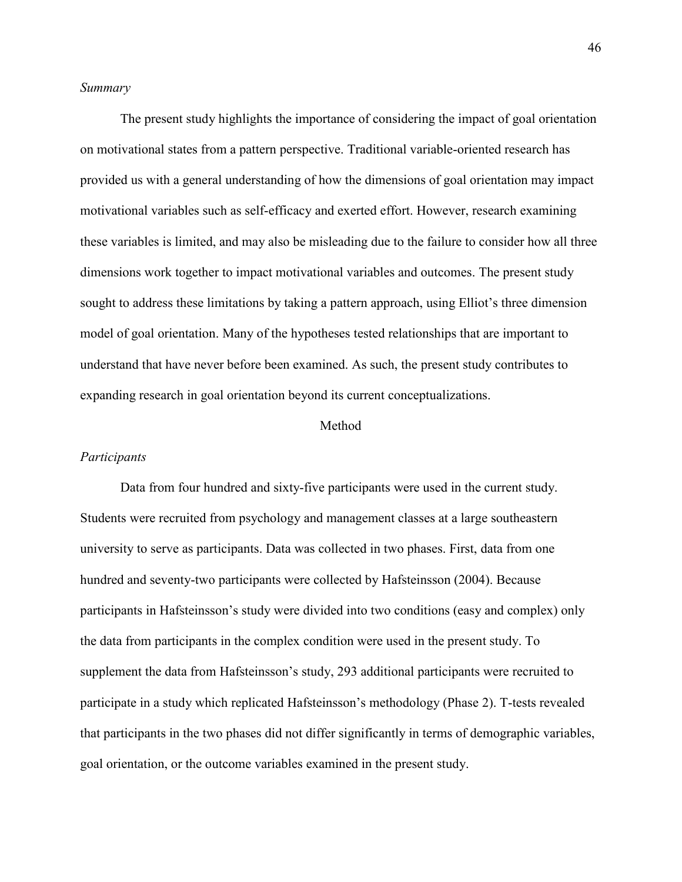*Summary*

The present study highlights the importance of considering the impact of goal orientation on motivational states from a pattern perspective. Traditional variable-oriented research has provided us with a general understanding of how the dimensions of goal orientation may impact motivational variables such as self-efficacy and exerted effort. However, research examining these variables is limited, and may also be misleading due to the failure to consider how all three dimensions work together to impact motivational variables and outcomes. The present study sought to address these limitations by taking a pattern approach, using Elliot's three dimension model of goal orientation. Many of the hypotheses tested relationships that are important to understand that have never before been examined. As such, the present study contributes to expanding research in goal orientation beyond its current conceptualizations.

## Method

*Participants*

Data from four hundred and sixty-five participants were used in the current study. Students were recruited from psychology and management classes at a large southeastern university to serve as participants. Data was collected in two phases. First, data from one hundred and seventy-two participants were collected by Hafsteinsson (2004). Because participants in Hafsteinsson's study were divided into two conditions (easy and complex) only the data from participants in the complex condition were used in the present study. To supplement the data from Hafsteinsson's study, 293 additional participants were recruited to participate in a study which replicated Hafsteinsson's methodology (Phase 2). T-tests revealed that participants in the two phases did not differ significantly in terms of demographic variables, goal orientation, or the outcome variables examined in the present study.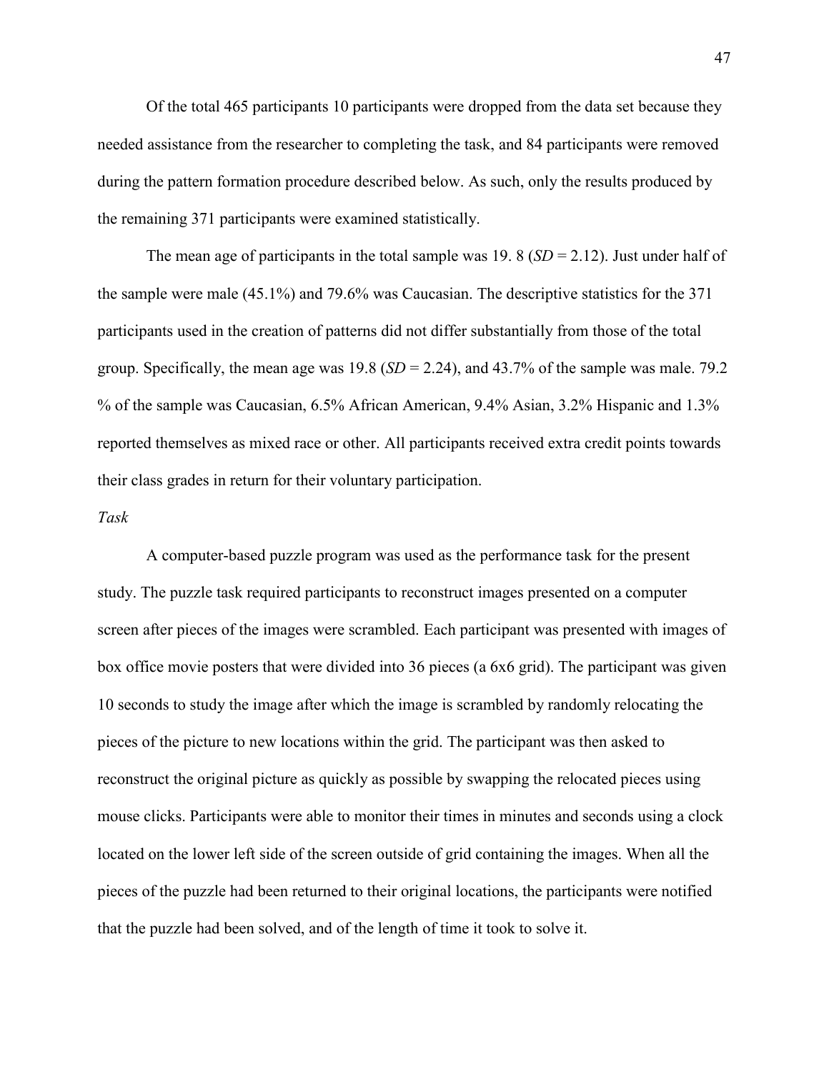Of the total 465 participants 10 participants were dropped from the data set because they needed assistance from the researcher to completing the task, and 84 participants were removed during the pattern formation procedure described below. As such, only the results produced by the remaining 371 participants were examined statistically.

The mean age of participants in the total sample was 19. 8 (*SD* = 2.12). Just under half of the sample were male (45.1%) and 79.6% was Caucasian. The descriptive statistics for the 371 participants used in the creation of patterns did not differ substantially from those of the total group. Specifically, the mean age was 19.8 (*SD* = 2.24), and 43.7% of the sample was male. 79.2 % of the sample was Caucasian, 6.5% African American, 9.4% Asian, 3.2% Hispanic and 1.3% reported themselves as mixed race or other. All participants received extra credit points towards their class grades in return for their voluntary participation.

*Task*

A computer-based puzzle program was used as the performance task for the present study. The puzzle task required participants to reconstruct images presented on a computer screen after pieces of the images were scrambled. Each participant was presented with images of box office movie posters that were divided into 36 pieces (a 6x6 grid). The participant was given 10 seconds to study the image after which the image is scrambled by randomly relocating the pieces of the picture to new locations within the grid. The participant was then asked to reconstruct the original picture as quickly as possible by swapping the relocated pieces using mouse clicks. Participants were able to monitor their times in minutes and seconds using a clock located on the lower left side of the screen outside of grid containing the images. When all the pieces of the puzzle had been returned to their original locations, the participants were notified that the puzzle had been solved, and of the length of time it took to solve it.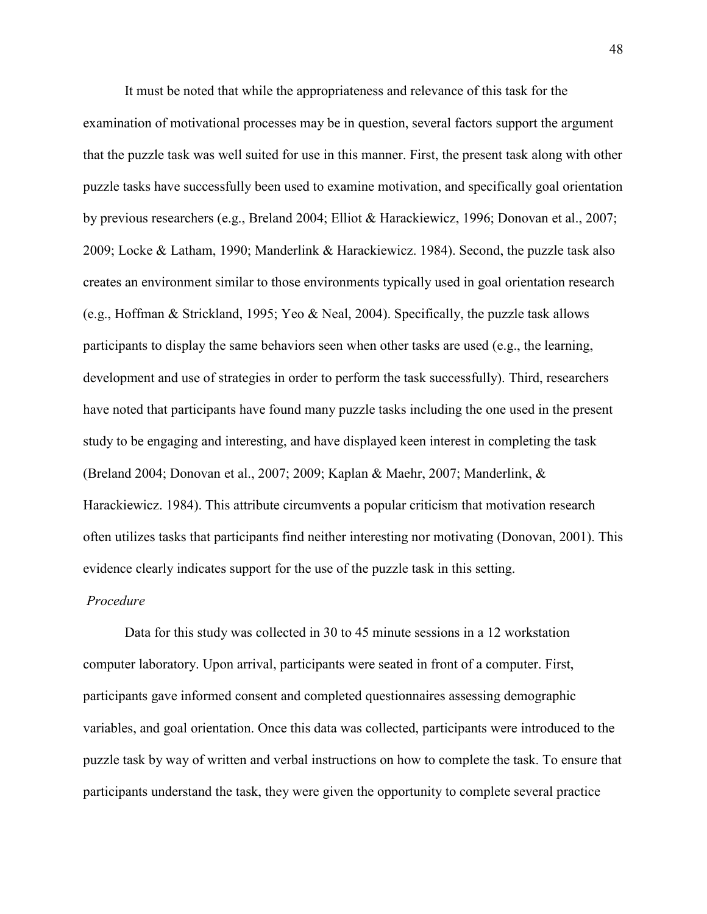It must be noted that while the appropriateness and relevance of this task for the examination of motivational processes may be in question, several factors support the argument that the puzzle task was well suited for use in this manner. First, the present task along with other puzzle tasks have successfully been used to examine motivation, and specifically goal orientation by previous researchers (e.g., Breland 2004; Elliot & Harackiewicz, 1996; Donovan et al., 2007; 2009; Locke & Latham, 1990; Manderlink & Harackiewicz. 1984). Second, the puzzle task also creates an environment similar to those environments typically used in goal orientation research (e.g., Hoffman & Strickland, 1995; Yeo & Neal, 2004). Specifically, the puzzle task allows participants to display the same behaviors seen when other tasks are used (e.g., the learning, development and use of strategies in order to perform the task successfully). Third, researchers have noted that participants have found many puzzle tasks including the one used in the present study to be engaging and interesting, and have displayed keen interest in completing the task (Breland 2004; Donovan et al., 2007; 2009; Kaplan & Maehr, 2007; Manderlink, & Harackiewicz. 1984). This attribute circumvents a popular criticism that motivation research often utilizes tasks that participants find neither interesting nor motivating (Donovan, 2001). This evidence clearly indicates support for the use of the puzzle task in this setting.

*Procedure*

Data for this study was collected in 30 to 45 minute sessions in a 12 workstation computer laboratory. Upon arrival, participants were seated in front of a computer. First, participants gave informed consent and completed questionnaires assessing demographic variables, and goal orientation. Once this data was collected, participants were introduced to the puzzle task by way of written and verbal instructions on how to complete the task. To ensure that participants understand the task, they were given the opportunity to complete several practice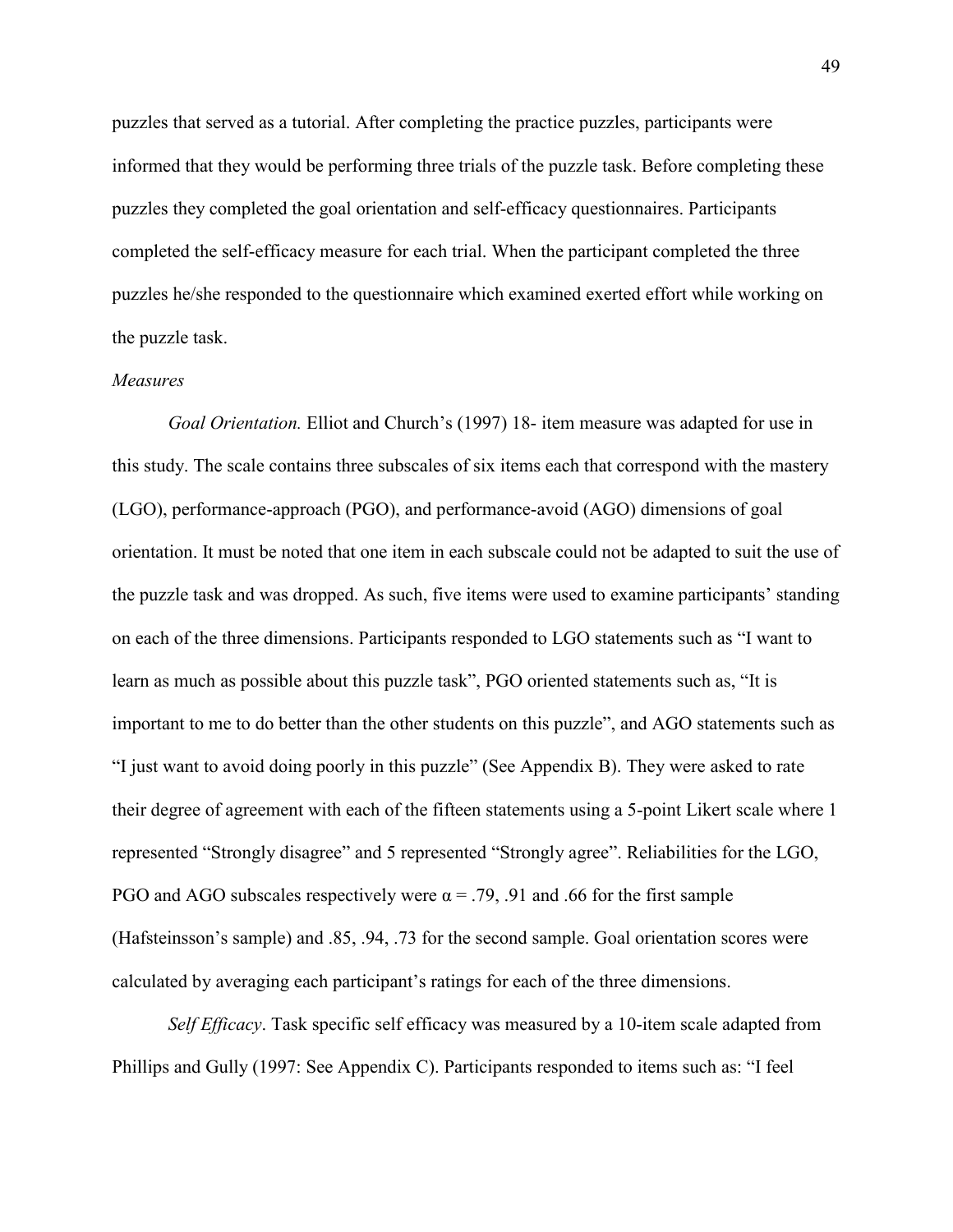puzzles that served as a tutorial. After completing the practice puzzles, participants were informed that they would be performing three trials of the puzzle task. Before completing these puzzles they completed the goal orientation and self-efficacy questionnaires. Participants completed the self-efficacy measure for each trial. When the participant completed the three puzzles he/she responded to the questionnaire which examined exerted effort while working on the puzzle task.

*Measures*

*Goal Orientation.* Elliot and Church's (1997) 18- item measure was adapted for use in this study. The scale contains three subscales of six items each that correspond with the mastery (LGO), performance-approach (PGO), and performance-avoid (AGO) dimensions of goal orientation. It must be noted that one item in each subscale could not be adapted to suit the use of the puzzle task and was dropped. As such, five items were used to examine participants' standing on each of the three dimensions. Participants responded to LGO statements such as "I want to learn as much as possible about this puzzle task", PGO oriented statements such as, "It is important to me to do better than the other students on this puzzle", and AGO statements such as "I just want to avoid doing poorly in this puzzle" (See Appendix B). They were asked to rate their degree of agreement with each of the fifteen statements using a 5-point Likert scale where 1 represented "Strongly disagree" and 5 represented "Strongly agree". Reliabilities for the LGO, PGO and AGO subscales respectively were $\alpha = .79$, .91 and .66 for the first sample (Hafsteinsson's sample) and .85, .94, .73 for the second sample. Goal orientation scores were calculated by averaging each participant's ratings for each of the three dimensions.

*Self Efficacy*. Task specific self efficacy was measured by a 10-item scale adapted from Phillips and Gully (1997: See Appendix C). Participants responded to items such as: "I feel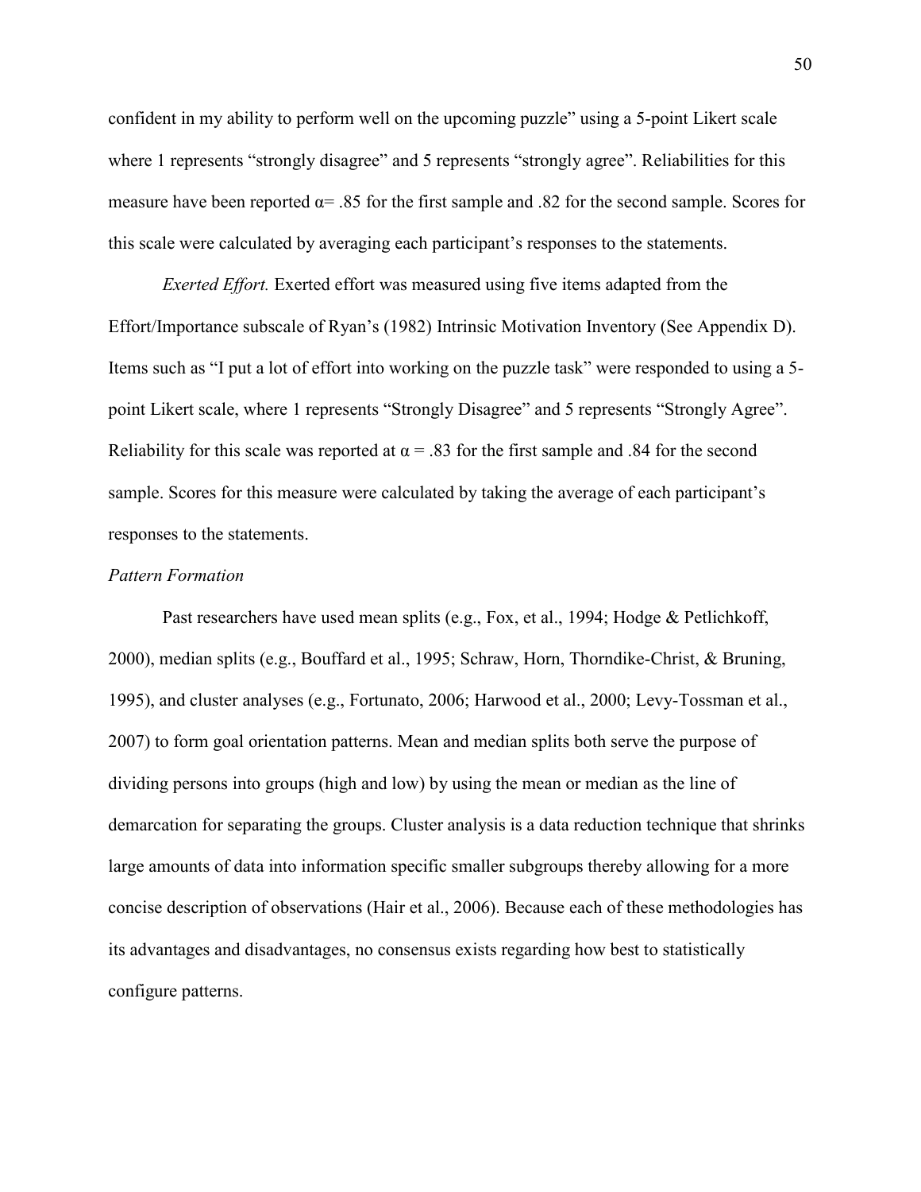confident in my ability to perform well on the upcoming puzzle" using a 5-point Likert scale where 1 represents "strongly disagree" and 5 represents "strongly agree". Reliabilities for this measure have been reported $\alpha = .85$ for the first sample and .82 for the second sample. Scores for this scale were calculated by averaging each participant's responses to the statements.

*Exerted Effort.* Exerted effort was measured using five items adapted from the Effort/Importance subscale of Ryan's (1982) Intrinsic Motivation Inventory (See Appendix D). Items such as "I put a lot of effort into working on the puzzle task" were responded to using a 5-point Likert scale, where 1 represents "Strongly Disagree" and 5 represents "Strongly Agree". Reliability for this scale was reported at $\alpha = .83$ for the first sample and .84 for the second sample. Scores for this measure were calculated by taking the average of each participant's responses to the statements.

*Pattern Formation*

Past researchers have used mean splits (e.g., Fox, et al., 1994; Hodge & Petlichkoff, 2000), median splits (e.g., Bouffard et al., 1995; Schraw, Horn, Thorndike-Christ, & Bruning, 1995), and cluster analyses (e.g., Fortunato, 2006; Harwood et al., 2000; Levy-Tossman et al., 2007) to form goal orientation patterns. Mean and median splits both serve the purpose of dividing persons into groups (high and low) by using the mean or median as the line of demarcation for separating the groups. Cluster analysis is a data reduction technique that shrinks large amounts of data into information specific smaller subgroups thereby allowing for a more concise description of observations (Hair et al., 2006). Because each of these methodologies has its advantages and disadvantages, no consensus exists regarding how best to statistically configure patterns.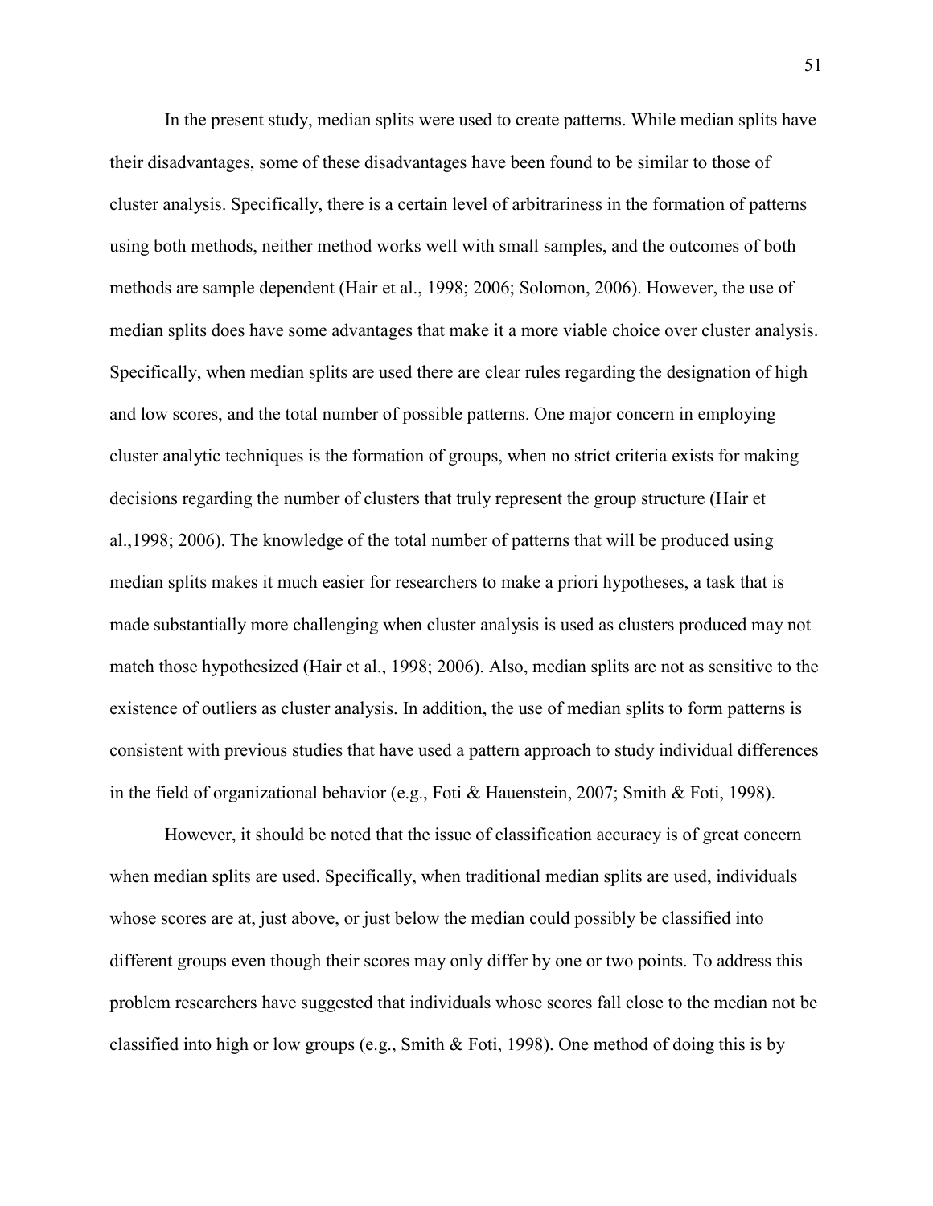In the present study, median splits were used to create patterns. While median splits have their disadvantages, some of these disadvantages have been found to be similar to those of cluster analysis. Specifically, there is a certain level of arbitrariness in the formation of patterns using both methods, neither method works well with small samples, and the outcomes of both methods are sample dependent (Hair et al., 1998; 2006; Solomon, 2006). However, the use of median splits does have some advantages that make it a more viable choice over cluster analysis. Specifically, when median splits are used there are clear rules regarding the designation of high and low scores, and the total number of possible patterns. One major concern in employing cluster analytic techniques is the formation of groups, when no strict criteria exists for making decisions regarding the number of clusters that truly represent the group structure (Hair et al.,1998; 2006). The knowledge of the total number of patterns that will be produced using median splits makes it much easier for researchers to make a priori hypotheses, a task that is made substantially more challenging when cluster analysis is used as clusters produced may not match those hypothesized (Hair et al., 1998; 2006). Also, median splits are not as sensitive to the existence of outliers as cluster analysis. In addition, the use of median splits to form patterns is consistent with previous studies that have used a pattern approach to study individual differences in the field of organizational behavior (e.g., Foti & Hauenstein, 2007; Smith & Foti, 1998).

However, it should be noted that the issue of classification accuracy is of great concern when median splits are used. Specifically, when traditional median splits are used, individuals whose scores are at, just above, or just below the median could possibly be classified into different groups even though their scores may only differ by one or two points. To address this problem researchers have suggested that individuals whose scores fall close to the median not be classified into high or low groups (e.g., Smith & Foti, 1998). One method of doing this is by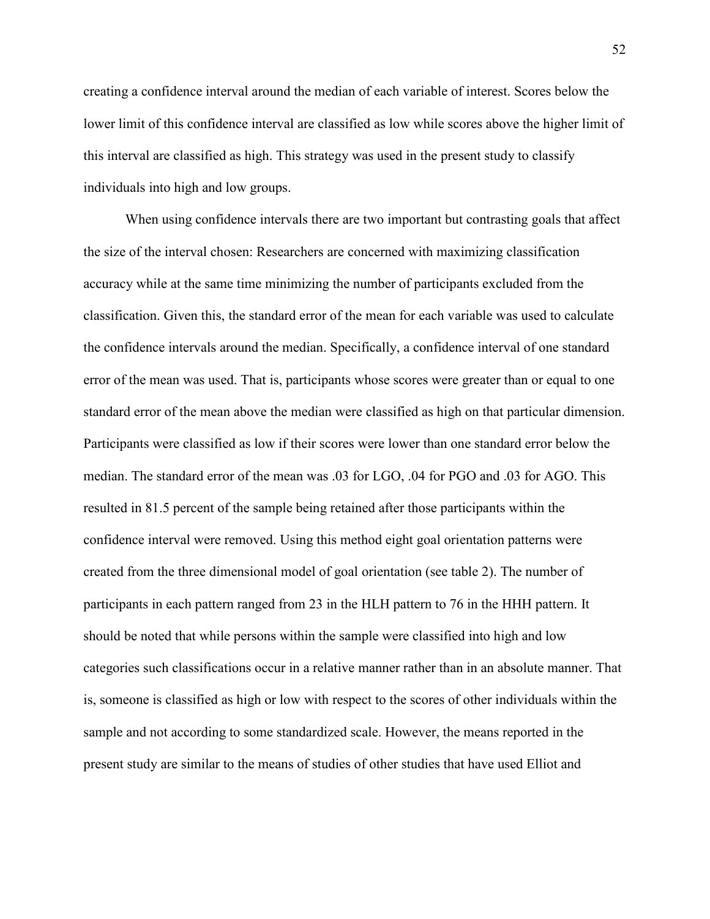creating a confidence interval around the median of each variable of interest. Scores below the lower limit of this confidence interval are classified as low while scores above the higher limit of this interval are classified as high. This strategy was used in the present study to classify individuals into high and low groups.

When using confidence intervals there are two important but contrasting goals that affect the size of the interval chosen: Researchers are concerned with maximizing classification accuracy while at the same time minimizing the number of participants excluded from the classification. Given this, the standard error of the mean for each variable was used to calculate the confidence intervals around the median. Specifically, a confidence interval of one standard error of the mean was used. That is, participants whose scores were greater than or equal to one standard error of the mean above the median were classified as high on that particular dimension. Participants were classified as low if their scores were lower than one standard error below the median. The standard error of the mean was .03 for LGO, .04 for PGO and .03 for AGO. This resulted in 81.5 percent of the sample being retained after those participants within the confidence interval were removed. Using this method eight goal orientation patterns were created from the three dimensional model of goal orientation (see table 2). The number of participants in each pattern ranged from 23 in the HLH pattern to 76 in the HHH pattern. It should be noted that while persons within the sample were classified into high and low categories such classifications occur in a relative manner rather than in an absolute manner. That is, someone is classified as high or low with respect to the scores of other individuals within the sample and not according to some standardized scale. However, the means reported in the present study are similar to the means of studies of other studies that have used Elliot and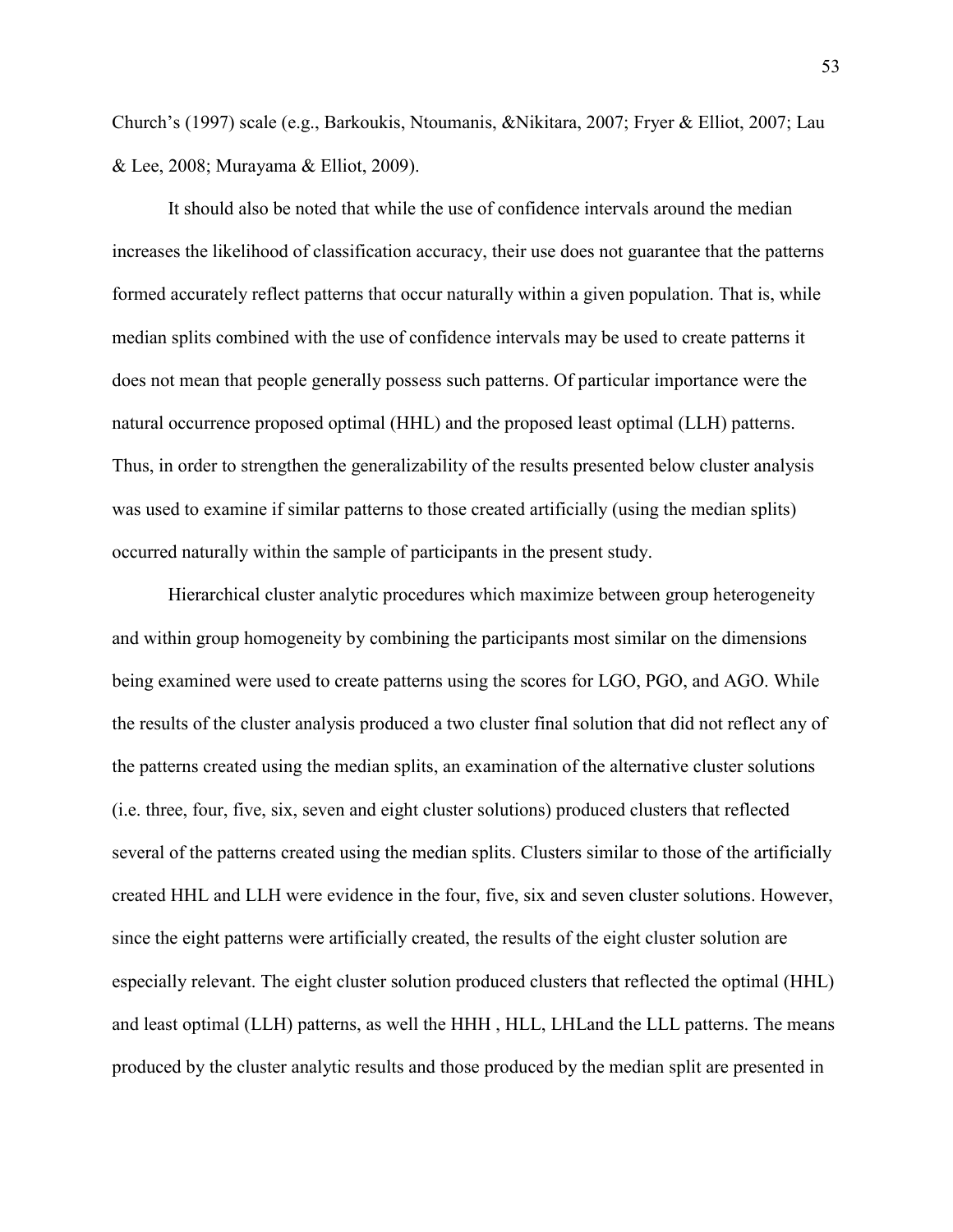Church's (1997) scale (e.g., Barkoukis, Ntoumanis, &Nikitara, 2007; Fryer & Elliot, 2007; Lau & Lee, 2008; Murayama & Elliot, 2009).

It should also be noted that while the use of confidence intervals around the median increases the likelihood of classification accuracy, their use does not guarantee that the patterns formed accurately reflect patterns that occur naturally within a given population. That is, while median splits combined with the use of confidence intervals may be used to create patterns it does not mean that people generally possess such patterns. Of particular importance were the natural occurrence proposed optimal (HHL) and the proposed least optimal (LLH) patterns. Thus, in order to strengthen the generalizability of the results presented below cluster analysis was used to examine if similar patterns to those created artificially (using the median splits) occurred naturally within the sample of participants in the present study.

Hierarchical cluster analytic procedures which maximize between group heterogeneity and within group homogeneity by combining the participants most similar on the dimensions being examined were used to create patterns using the scores for LGO, PGO, and AGO. While the results of the cluster analysis produced a two cluster final solution that did not reflect any of the patterns created using the median splits, an examination of the alternative cluster solutions (i.e. three, four, five, six, seven and eight cluster solutions) produced clusters that reflected several of the patterns created using the median splits. Clusters similar to those of the artificially created HHL and LLH were evidence in the four, five, six and seven cluster solutions. However, since the eight patterns were artificially created, the results of the eight cluster solution are especially relevant. The eight cluster solution produced clusters that reflected the optimal (HHL) and least optimal (LLH) patterns, as well the HHH , HLL, LHLand the LLL patterns. The means produced by the cluster analytic results and those produced by the median split are presented in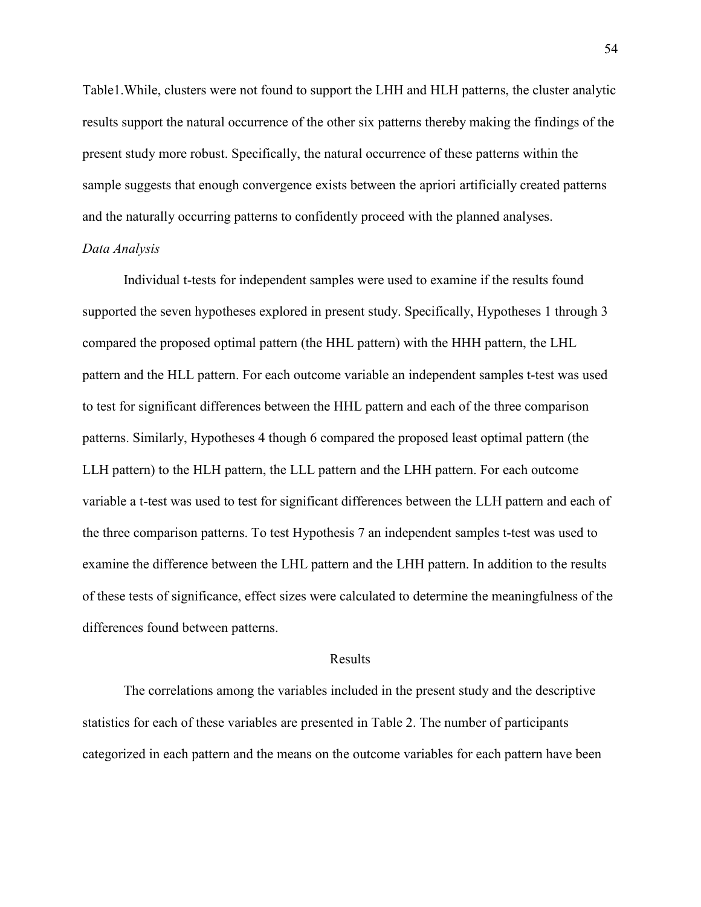Table1.While, clusters were not found to support the LHH and HLH patterns, the cluster analytic results support the natural occurrence of the other six patterns thereby making the findings of the present study more robust. Specifically, the natural occurrence of these patterns within the sample suggests that enough convergence exists between the apriori artificially created patterns and the naturally occurring patterns to confidently proceed with the planned analyses.

*Data Analysis*

Individual t-tests for independent samples were used to examine if the results found supported the seven hypotheses explored in present study. Specifically, Hypotheses 1 through 3 compared the proposed optimal pattern (the HHL pattern) with the HHH pattern, the LHL pattern and the HLL pattern. For each outcome variable an independent samples t-test was used to test for significant differences between the HHL pattern and each of the three comparison patterns. Similarly, Hypotheses 4 though 6 compared the proposed least optimal pattern (the LLH pattern) to the HLH pattern, the LLL pattern and the LHH pattern. For each outcome variable a t-test was used to test for significant differences between the LLH pattern and each of the three comparison patterns. To test Hypothesis 7 an independent samples t-test was used to examine the difference between the LHL pattern and the LHH pattern. In addition to the results of these tests of significance, effect sizes were calculated to determine the meaningfulness of the differences found between patterns.

## Results

The correlations among the variables included in the present study and the descriptive statistics for each of these variables are presented in Table 2. The number of participants categorized in each pattern and the means on the outcome variables for each pattern have been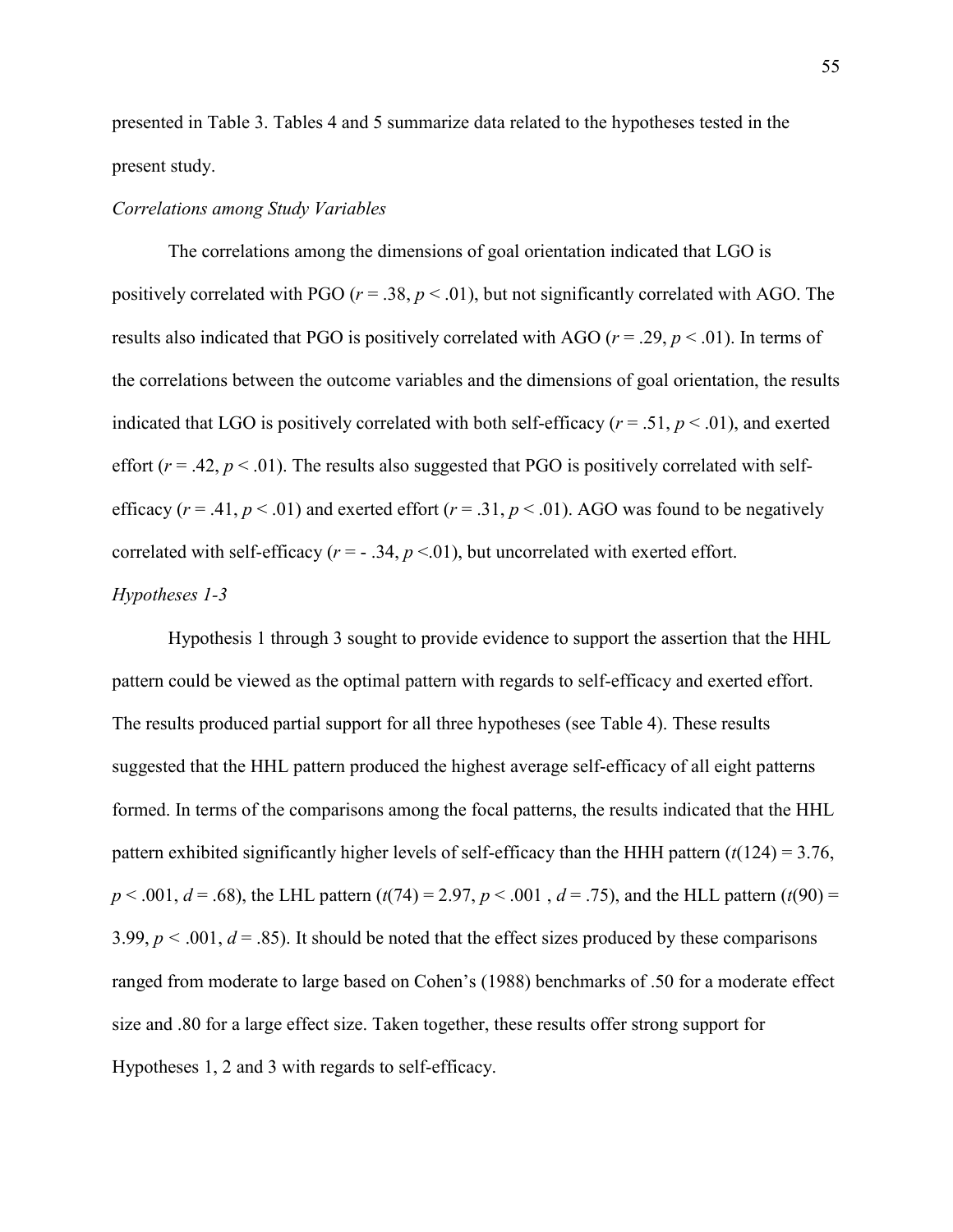presented in Table 3. Tables 4 and 5 summarize data related to the hypotheses tested in the present study.

*Correlations among Study Variables*

The correlations among the dimensions of goal orientation indicated that LGO is positively correlated with PGO ($r = .38$, $p < .01$), but not significantly correlated with AGO. The results also indicated that PGO is positively correlated with AGO ($r = .29$, $p < .01$). In terms of the correlations between the outcome variables and the dimensions of goal orientation, the results indicated that LGO is positively correlated with both self-efficacy ($r = .51$, $p < .01$), and exerted effort ($r = .42$, $p < .01$). The results also suggested that PGO is positively correlated with self-efficacy ($r = .41$, $p < .01$) and exerted effort ($r = .31$, $p < .01$). AGO was found to be negatively correlated with self-efficacy ($r = -.34$, $p < .01$), but uncorrelated with exerted effort.

*Hypotheses 1-3*

Hypothesis 1 through 3 sought to provide evidence to support the assertion that the HHL pattern could be viewed as the optimal pattern with regards to self-efficacy and exerted effort. The results produced partial support for all three hypotheses (see Table 4). These results suggested that the HHL pattern produced the highest average self-efficacy of all eight patterns formed. In terms of the comparisons among the focal patterns, the results indicated that the HHL pattern exhibited significantly higher levels of self-efficacy than the HHH pattern ($t(124) = 3.76$, $p < .001$, $d = .68$), the LHL pattern ($t(74) = 2.97$, $p < .001$ , $d = .75$), and the HLL pattern ($t(90) = 3.99$, $p < .001$, $d = .85$). It should be noted that the effect sizes produced by these comparisons ranged from moderate to large based on Cohen's (1988) benchmarks of .50 for a moderate effect size and .80 for a large effect size. Taken together, these results offer strong support for Hypotheses 1, 2 and 3 with regards to self-efficacy.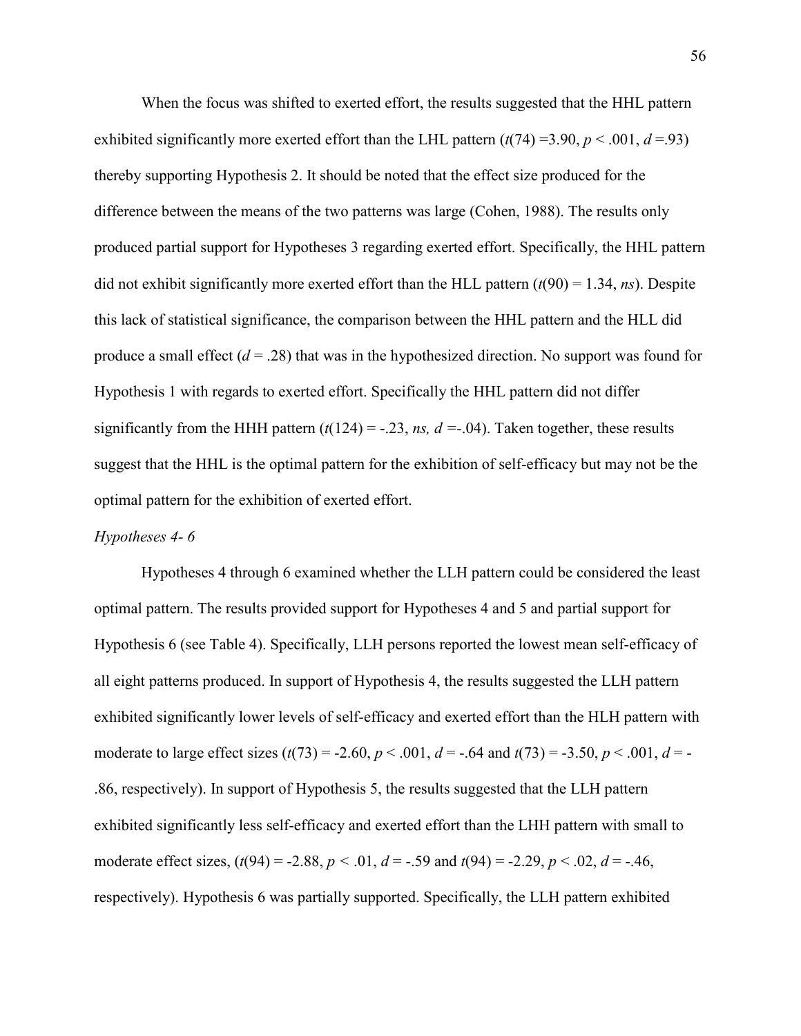When the focus was shifted to exerted effort, the results suggested that the HHL pattern exhibited significantly more exerted effort than the LHL pattern ($t(74) = 3.90$, $p < .001$, $d = .93$) thereby supporting Hypothesis 2. It should be noted that the effect size produced for the difference between the means of the two patterns was large (Cohen, 1988). The results only produced partial support for Hypotheses 3 regarding exerted effort. Specifically, the HHL pattern did not exhibit significantly more exerted effort than the HLL pattern ($t(90) = 1.34$, *ns*). Despite this lack of statistical significance, the comparison between the HHL pattern and the HLL did produce a small effect ($d = .28$) that was in the hypothesized direction. No support was found for Hypothesis 1 with regards to exerted effort. Specifically the HHL pattern did not differ significantly from the HHH pattern ($t(124) = -.23$, *ns,* $d = -.04$). Taken together, these results suggest that the HHL is the optimal pattern for the exhibition of self-efficacy but may not be the optimal pattern for the exhibition of exerted effort.

*Hypotheses 4- 6*

Hypotheses 4 through 6 examined whether the LLH pattern could be considered the least optimal pattern. The results provided support for Hypotheses 4 and 5 and partial support for Hypothesis 6 (see Table 4). Specifically, LLH persons reported the lowest mean self-efficacy of all eight patterns produced. In support of Hypothesis 4, the results suggested the LLH pattern exhibited significantly lower levels of self-efficacy and exerted effort than the HLH pattern with moderate to large effect sizes ($t(73) = -2.60$, $p < .001$, $d = -.64$ and $t(73) = -3.50$, $p < .001$, $d = -.86$, respectively). In support of Hypothesis 5, the results suggested that the LLH pattern exhibited significantly less self-efficacy and exerted effort than the LHH pattern with small to moderate effect sizes, ($t(94) = -2.88$, $p < .01$, $d = -.59$ and $t(94) = -2.29$, $p < .02$, $d = -.46$, respectively). Hypothesis 6 was partially supported. Specifically, the LLH pattern exhibited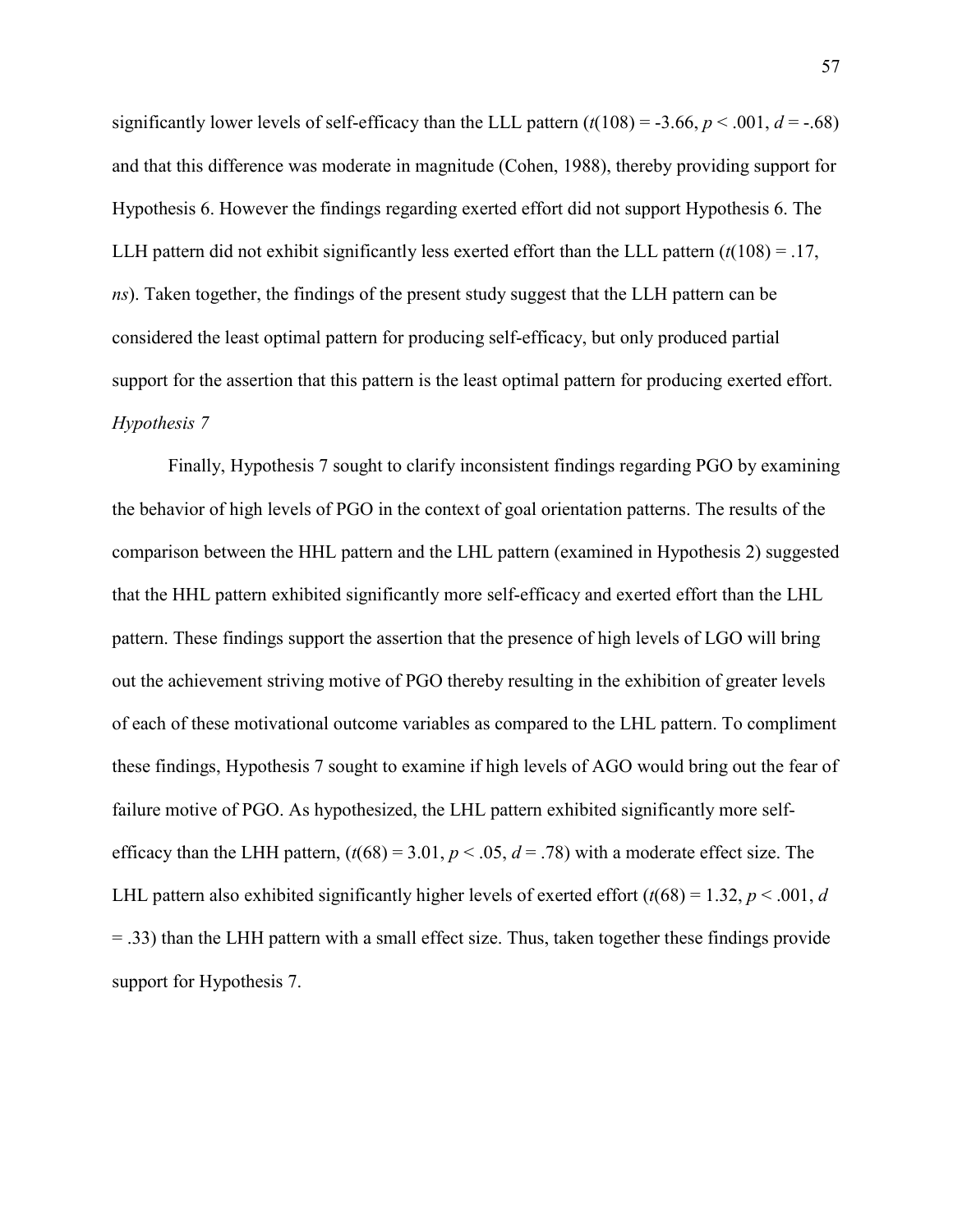significantly lower levels of self-efficacy than the LLL pattern ($t(108) = -3.66$, $p < .001$, $d = -.68$) and that this difference was moderate in magnitude (Cohen, 1988), thereby providing support for Hypothesis 6. However the findings regarding exerted effort did not support Hypothesis 6. The LLH pattern did not exhibit significantly less exerted effort than the LLL pattern ($t(108) = .17$, *ns*). Taken together, the findings of the present study suggest that the LLH pattern can be considered the least optimal pattern for producing self-efficacy, but only produced partial support for the assertion that this pattern is the least optimal pattern for producing exerted effort.

*Hypothesis 7*

Finally, Hypothesis 7 sought to clarify inconsistent findings regarding PGO by examining the behavior of high levels of PGO in the context of goal orientation patterns. The results of the comparison between the HHL pattern and the LHL pattern (examined in Hypothesis 2) suggested that the HHL pattern exhibited significantly more self-efficacy and exerted effort than the LHL pattern. These findings support the assertion that the presence of high levels of LGO will bring out the achievement striving motive of PGO thereby resulting in the exhibition of greater levels of each of these motivational outcome variables as compared to the LHL pattern. To compliment these findings, Hypothesis 7 sought to examine if high levels of AGO would bring out the fear of failure motive of PGO. As hypothesized, the LHL pattern exhibited significantly more self-efficacy than the LHH pattern, ($t(68) = 3.01$, $p < .05$, $d = .78$) with a moderate effect size. The LHL pattern also exhibited significantly higher levels of exerted effort ($t(68) = 1.32$, $p < .001$, $d = .33$) than the LHH pattern with a small effect size. Thus, taken together these findings provide support for Hypothesis 7.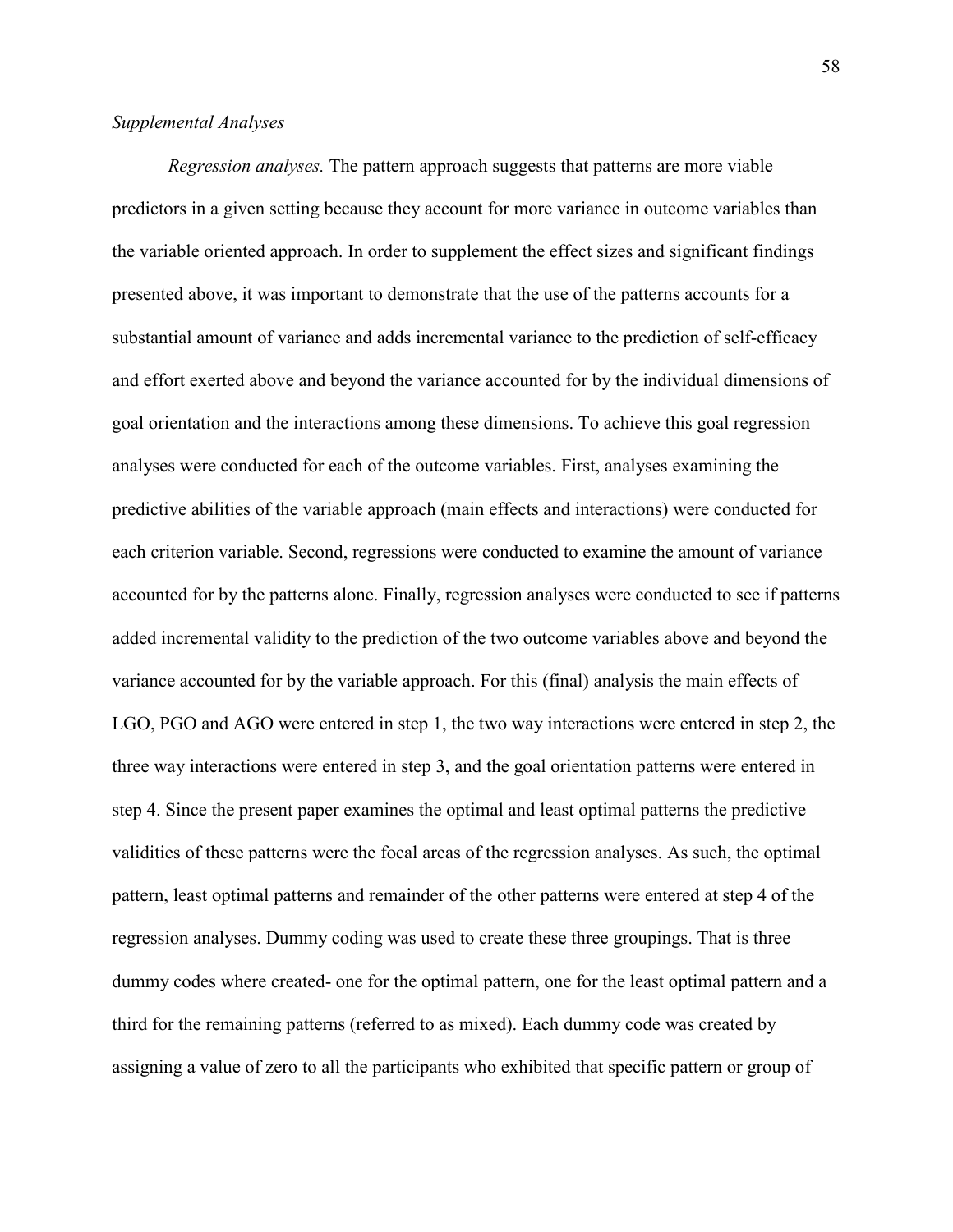*Supplemental Analyses*

*Regression analyses.* The pattern approach suggests that patterns are more viable predictors in a given setting because they account for more variance in outcome variables than the variable oriented approach. In order to supplement the effect sizes and significant findings presented above, it was important to demonstrate that the use of the patterns accounts for a substantial amount of variance and adds incremental variance to the prediction of self-efficacy and effort exerted above and beyond the variance accounted for by the individual dimensions of goal orientation and the interactions among these dimensions. To achieve this goal regression analyses were conducted for each of the outcome variables. First, analyses examining the predictive abilities of the variable approach (main effects and interactions) were conducted for each criterion variable. Second, regressions were conducted to examine the amount of variance accounted for by the patterns alone. Finally, regression analyses were conducted to see if patterns added incremental validity to the prediction of the two outcome variables above and beyond the variance accounted for by the variable approach. For this (final) analysis the main effects of LGO, PGO and AGO were entered in step 1, the two way interactions were entered in step 2, the three way interactions were entered in step 3, and the goal orientation patterns were entered in step 4. Since the present paper examines the optimal and least optimal patterns the predictive validities of these patterns were the focal areas of the regression analyses. As such, the optimal pattern, least optimal patterns and remainder of the other patterns were entered at step 4 of the regression analyses. Dummy coding was used to create these three groupings. That is three dummy codes where created- one for the optimal pattern, one for the least optimal pattern and a third for the remaining patterns (referred to as mixed). Each dummy code was created by assigning a value of zero to all the participants who exhibited that specific pattern or group of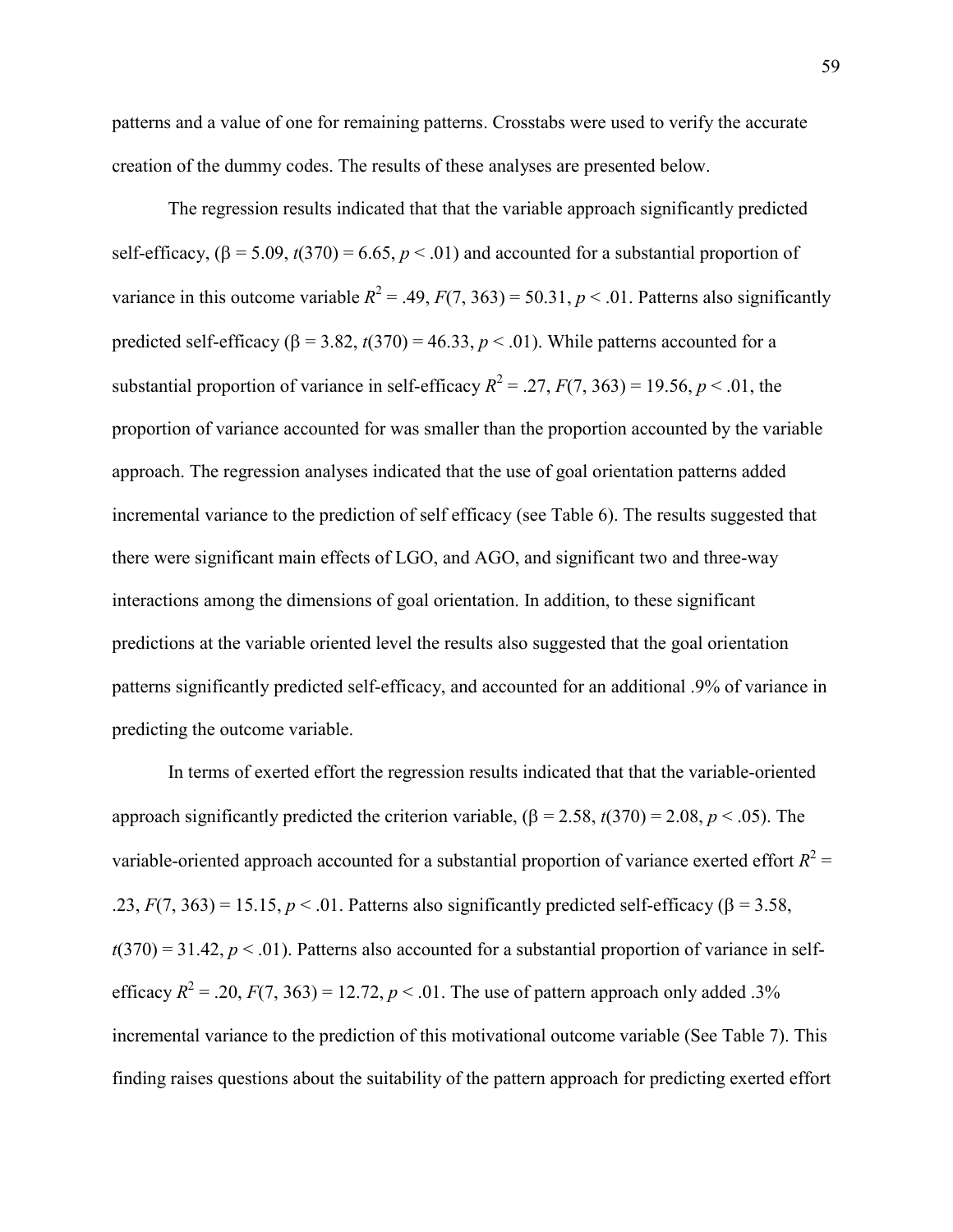patterns and a value of one for remaining patterns. Crosstabs were used to verify the accurate creation of the dummy codes. The results of these analyses are presented below.

The regression results indicated that that the variable approach significantly predicted self-efficacy, (β = 5.09, $t(370) = 6.65$, $p < .01$) and accounted for a substantial proportion of variance in this outcome variable $R^2 = .49$, $F(7, 363) = 50.31$, $p < .01$. Patterns also significantly predicted self-efficacy (β = 3.82, $t(370) = 46.33$, $p < .01$). While patterns accounted for a substantial proportion of variance in self-efficacy $R^2 = .27$, $F(7, 363) = 19.56$, $p < .01$, the proportion of variance accounted for was smaller than the proportion accounted by the variable approach. The regression analyses indicated that the use of goal orientation patterns added incremental variance to the prediction of self efficacy (see Table 6). The results suggested that there were significant main effects of LGO, and AGO, and significant two and three-way interactions among the dimensions of goal orientation. In addition, to these significant predictions at the variable oriented level the results also suggested that the goal orientation patterns significantly predicted self-efficacy, and accounted for an additional .9% of variance in predicting the outcome variable.

In terms of exerted effort the regression results indicated that that the variable-oriented approach significantly predicted the criterion variable, (β = 2.58, $t(370) = 2.08$, $p < .05$). The variable-oriented approach accounted for a substantial proportion of variance exerted effort $R^2 = .23$, $F(7, 363) = 15.15$, $p < .01$. Patterns also significantly predicted self-efficacy (β = 3.58, $t(370) = 31.42$, $p < .01$). Patterns also accounted for a substantial proportion of variance in self-efficacy $R^2 = .20$, $F(7, 363) = 12.72$, $p < .01$. The use of pattern approach only added .3% incremental variance to the prediction of this motivational outcome variable (See Table 7). This finding raises questions about the suitability of the pattern approach for predicting exerted effort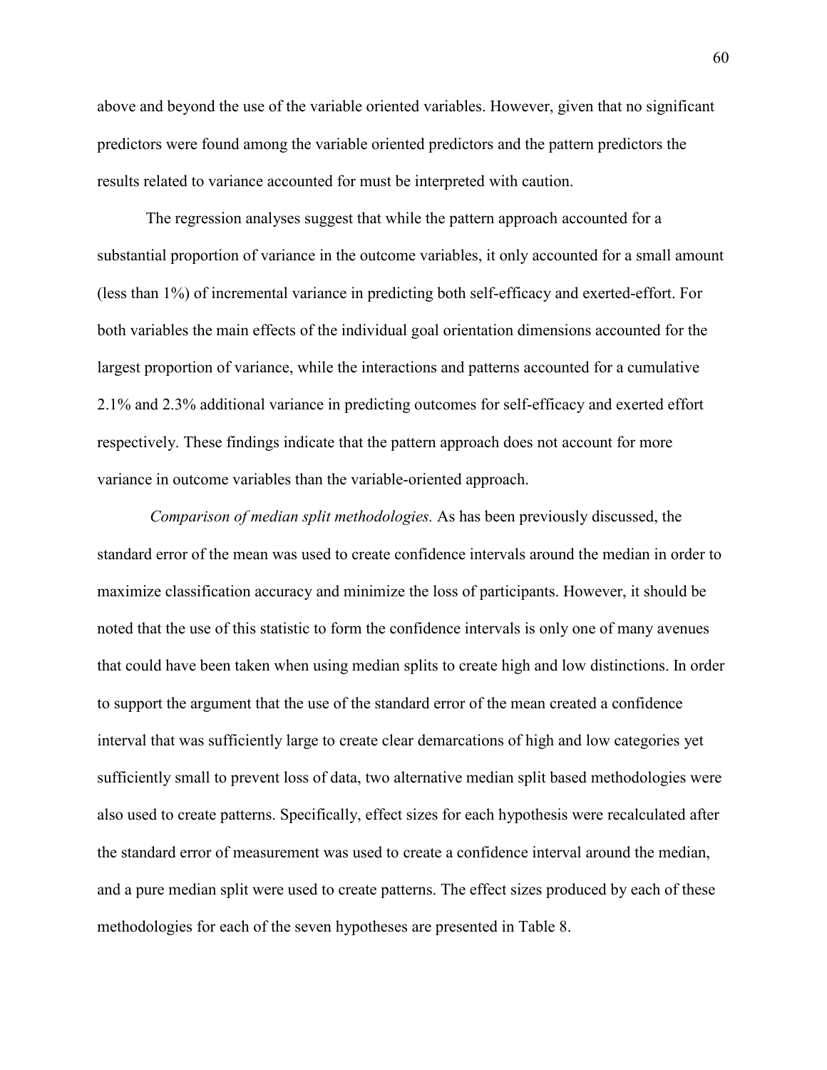above and beyond the use of the variable oriented variables. However, given that no significant predictors were found among the variable oriented predictors and the pattern predictors the results related to variance accounted for must be interpreted with caution.

The regression analyses suggest that while the pattern approach accounted for a substantial proportion of variance in the outcome variables, it only accounted for a small amount (less than 1%) of incremental variance in predicting both self-efficacy and exerted-effort. For both variables the main effects of the individual goal orientation dimensions accounted for the largest proportion of variance, while the interactions and patterns accounted for a cumulative 2.1% and 2.3% additional variance in predicting outcomes for self-efficacy and exerted effort respectively. These findings indicate that the pattern approach does not account for more variance in outcome variables than the variable-oriented approach.

*Comparison of median split methodologies.* As has been previously discussed, the standard error of the mean was used to create confidence intervals around the median in order to maximize classification accuracy and minimize the loss of participants. However, it should be noted that the use of this statistic to form the confidence intervals is only one of many avenues that could have been taken when using median splits to create high and low distinctions. In order to support the argument that the use of the standard error of the mean created a confidence interval that was sufficiently large to create clear demarcations of high and low categories yet sufficiently small to prevent loss of data, two alternative median split based methodologies were also used to create patterns. Specifically, effect sizes for each hypothesis were recalculated after the standard error of measurement was used to create a confidence interval around the median, and a pure median split were used to create patterns. The effect sizes produced by each of these methodologies for each of the seven hypotheses are presented in Table 8.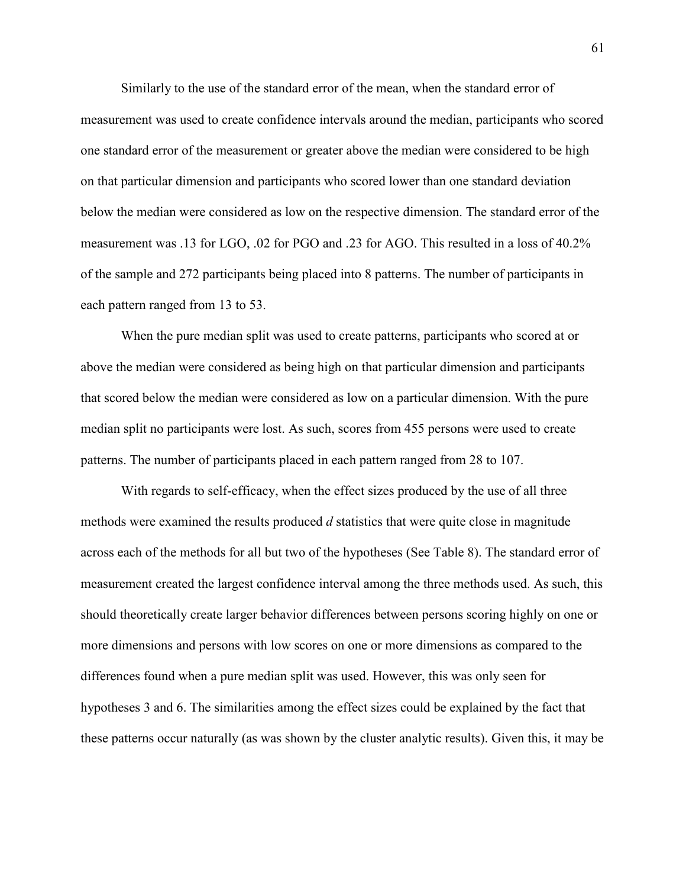Similarly to the use of the standard error of the mean, when the standard error of measurement was used to create confidence intervals around the median, participants who scored one standard error of the measurement or greater above the median were considered to be high on that particular dimension and participants who scored lower than one standard deviation below the median were considered as low on the respective dimension. The standard error of the measurement was .13 for LGO, .02 for PGO and .23 for AGO. This resulted in a loss of 40.2% of the sample and 272 participants being placed into 8 patterns. The number of participants in each pattern ranged from 13 to 53.

When the pure median split was used to create patterns, participants who scored at or above the median were considered as being high on that particular dimension and participants that scored below the median were considered as low on a particular dimension. With the pure median split no participants were lost. As such, scores from 455 persons were used to create patterns. The number of participants placed in each pattern ranged from 28 to 107.

With regards to self-efficacy, when the effect sizes produced by the use of all three methods were examined the results produced *d* statistics that were quite close in magnitude across each of the methods for all but two of the hypotheses (See Table 8). The standard error of measurement created the largest confidence interval among the three methods used. As such, this should theoretically create larger behavior differences between persons scoring highly on one or more dimensions and persons with low scores on one or more dimensions as compared to the differences found when a pure median split was used. However, this was only seen for hypotheses 3 and 6. The similarities among the effect sizes could be explained by the fact that these patterns occur naturally (as was shown by the cluster analytic results). Given this, it may be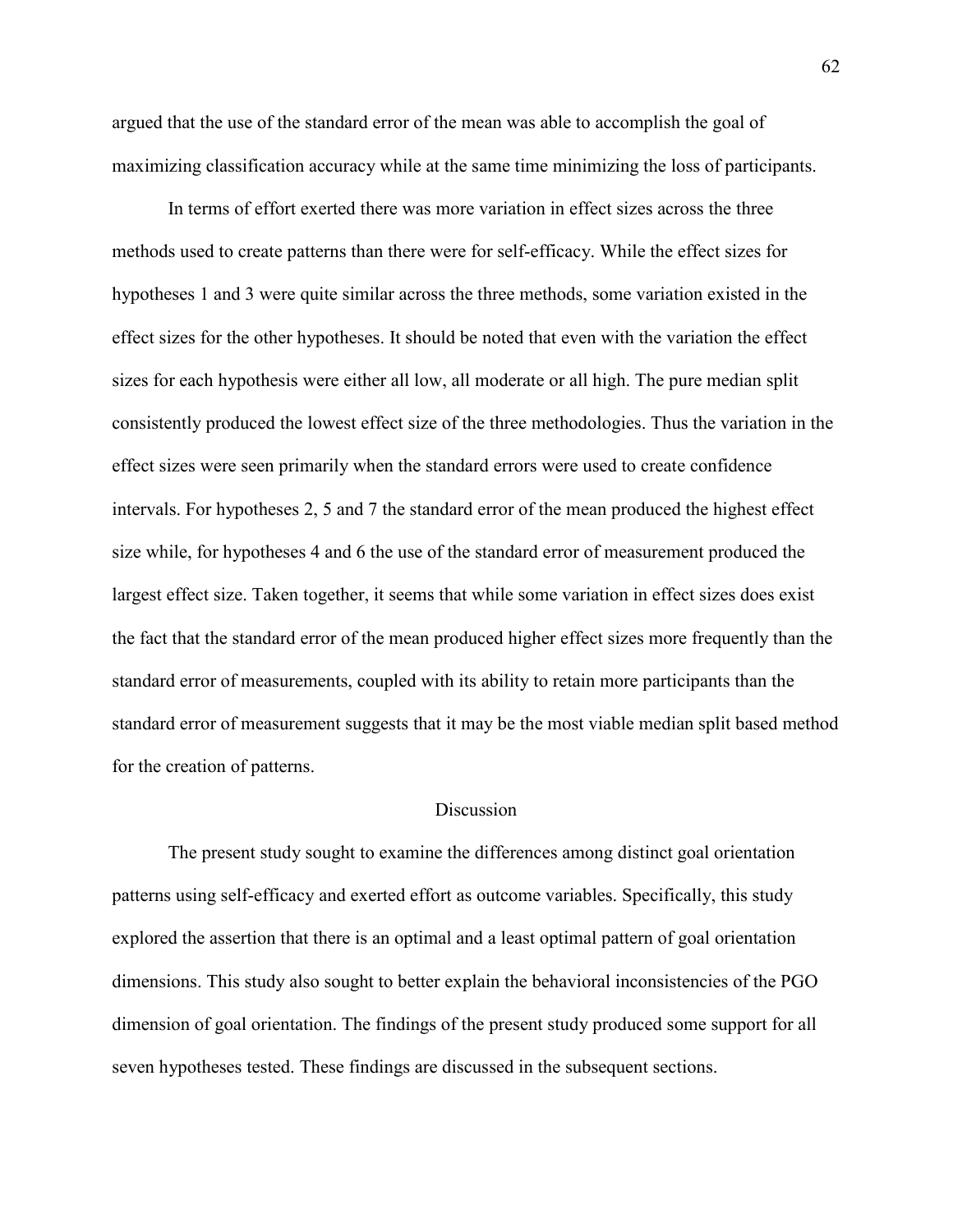argued that the use of the standard error of the mean was able to accomplish the goal of maximizing classification accuracy while at the same time minimizing the loss of participants.

In terms of effort exerted there was more variation in effect sizes across the three methods used to create patterns than there were for self-efficacy. While the effect sizes for hypotheses 1 and 3 were quite similar across the three methods, some variation existed in the effect sizes for the other hypotheses. It should be noted that even with the variation the effect sizes for each hypothesis were either all low, all moderate or all high. The pure median split consistently produced the lowest effect size of the three methodologies. Thus the variation in the effect sizes were seen primarily when the standard errors were used to create confidence intervals. For hypotheses 2, 5 and 7 the standard error of the mean produced the highest effect size while, for hypotheses 4 and 6 the use of the standard error of measurement produced the largest effect size. Taken together, it seems that while some variation in effect sizes does exist the fact that the standard error of the mean produced higher effect sizes more frequently than the standard error of measurements, coupled with its ability to retain more participants than the standard error of measurement suggests that it may be the most viable median split based method for the creation of patterns.

## Discussion

The present study sought to examine the differences among distinct goal orientation patterns using self-efficacy and exerted effort as outcome variables. Specifically, this study explored the assertion that there is an optimal and a least optimal pattern of goal orientation dimensions. This study also sought to better explain the behavioral inconsistencies of the PGO dimension of goal orientation. The findings of the present study produced some support for all seven hypotheses tested. These findings are discussed in the subsequent sections.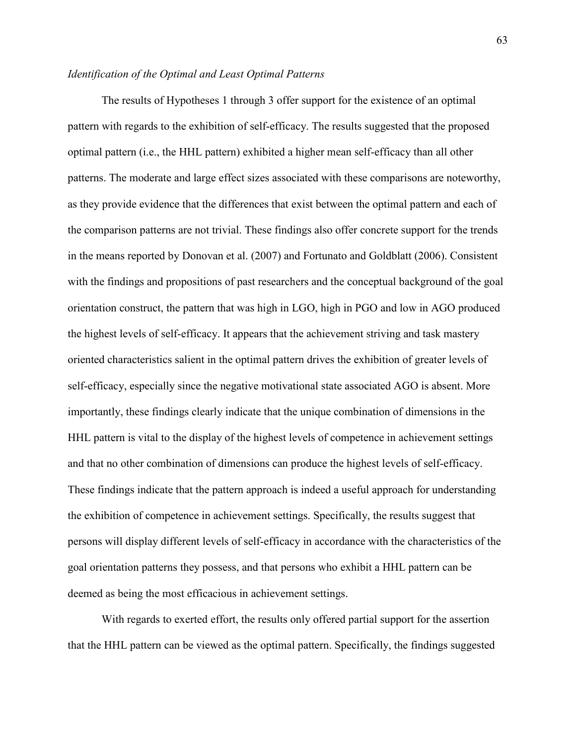*Identification of the Optimal and Least Optimal Patterns*

The results of Hypotheses 1 through 3 offer support for the existence of an optimal pattern with regards to the exhibition of self-efficacy. The results suggested that the proposed optimal pattern (i.e., the HHL pattern) exhibited a higher mean self-efficacy than all other patterns. The moderate and large effect sizes associated with these comparisons are noteworthy, as they provide evidence that the differences that exist between the optimal pattern and each of the comparison patterns are not trivial. These findings also offer concrete support for the trends in the means reported by Donovan et al. (2007) and Fortunato and Goldblatt (2006). Consistent with the findings and propositions of past researchers and the conceptual background of the goal orientation construct, the pattern that was high in LGO, high in PGO and low in AGO produced the highest levels of self-efficacy. It appears that the achievement striving and task mastery oriented characteristics salient in the optimal pattern drives the exhibition of greater levels of self-efficacy, especially since the negative motivational state associated AGO is absent. More importantly, these findings clearly indicate that the unique combination of dimensions in the HHL pattern is vital to the display of the highest levels of competence in achievement settings and that no other combination of dimensions can produce the highest levels of self-efficacy. These findings indicate that the pattern approach is indeed a useful approach for understanding the exhibition of competence in achievement settings. Specifically, the results suggest that persons will display different levels of self-efficacy in accordance with the characteristics of the goal orientation patterns they possess, and that persons who exhibit a HHL pattern can be deemed as being the most efficacious in achievement settings.

With regards to exerted effort, the results only offered partial support for the assertion that the HHL pattern can be viewed as the optimal pattern. Specifically, the findings suggested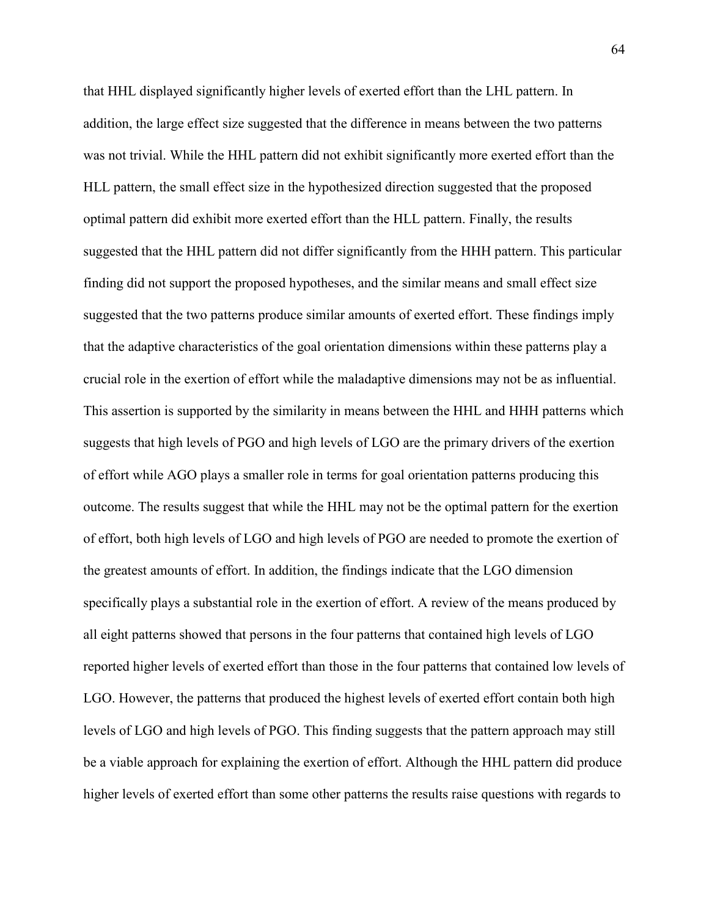that HHL displayed significantly higher levels of exerted effort than the LHL pattern. In addition, the large effect size suggested that the difference in means between the two patterns was not trivial. While the HHL pattern did not exhibit significantly more exerted effort than the HLL pattern, the small effect size in the hypothesized direction suggested that the proposed optimal pattern did exhibit more exerted effort than the HLL pattern. Finally, the results suggested that the HHL pattern did not differ significantly from the HHH pattern. This particular finding did not support the proposed hypotheses, and the similar means and small effect size suggested that the two patterns produce similar amounts of exerted effort. These findings imply that the adaptive characteristics of the goal orientation dimensions within these patterns play a crucial role in the exertion of effort while the maladaptive dimensions may not be as influential. This assertion is supported by the similarity in means between the HHL and HHH patterns which suggests that high levels of PGO and high levels of LGO are the primary drivers of the exertion of effort while AGO plays a smaller role in terms for goal orientation patterns producing this outcome. The results suggest that while the HHL may not be the optimal pattern for the exertion of effort, both high levels of LGO and high levels of PGO are needed to promote the exertion of the greatest amounts of effort. In addition, the findings indicate that the LGO dimension specifically plays a substantial role in the exertion of effort. A review of the means produced by all eight patterns showed that persons in the four patterns that contained high levels of LGO reported higher levels of exerted effort than those in the four patterns that contained low levels of LGO. However, the patterns that produced the highest levels of exerted effort contain both high levels of LGO and high levels of PGO. This finding suggests that the pattern approach may still be a viable approach for explaining the exertion of effort. Although the HHL pattern did produce higher levels of exerted effort than some other patterns the results raise questions with regards to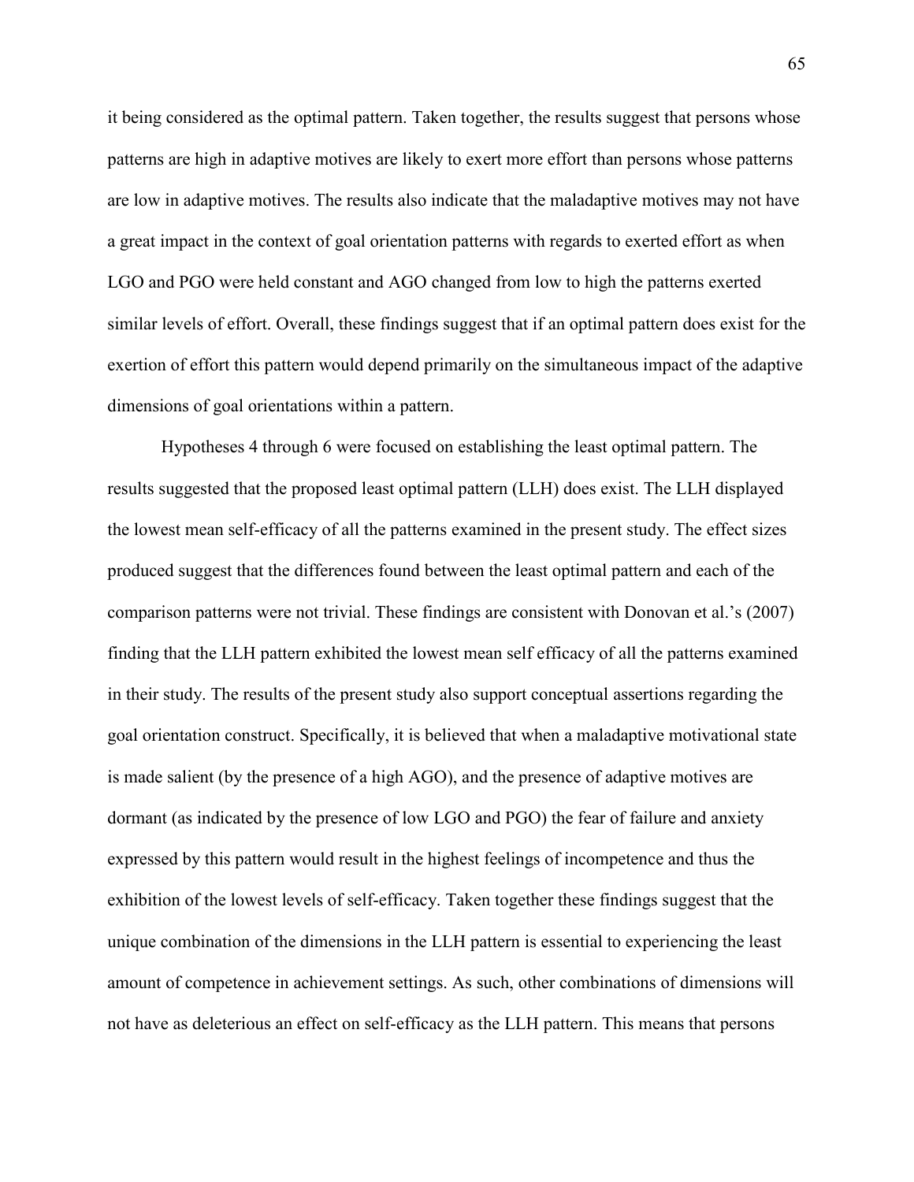it being considered as the optimal pattern. Taken together, the results suggest that persons whose patterns are high in adaptive motives are likely to exert more effort than persons whose patterns are low in adaptive motives. The results also indicate that the maladaptive motives may not have a great impact in the context of goal orientation patterns with regards to exerted effort as when LGO and PGO were held constant and AGO changed from low to high the patterns exerted similar levels of effort. Overall, these findings suggest that if an optimal pattern does exist for the exertion of effort this pattern would depend primarily on the simultaneous impact of the adaptive dimensions of goal orientations within a pattern.

Hypotheses 4 through 6 were focused on establishing the least optimal pattern. The results suggested that the proposed least optimal pattern (LLH) does exist. The LLH displayed the lowest mean self-efficacy of all the patterns examined in the present study. The effect sizes produced suggest that the differences found between the least optimal pattern and each of the comparison patterns were not trivial. These findings are consistent with Donovan et al.'s (2007) finding that the LLH pattern exhibited the lowest mean self efficacy of all the patterns examined in their study. The results of the present study also support conceptual assertions regarding the goal orientation construct. Specifically, it is believed that when a maladaptive motivational state is made salient (by the presence of a high AGO), and the presence of adaptive motives are dormant (as indicated by the presence of low LGO and PGO) the fear of failure and anxiety expressed by this pattern would result in the highest feelings of incompetence and thus the exhibition of the lowest levels of self-efficacy. Taken together these findings suggest that the unique combination of the dimensions in the LLH pattern is essential to experiencing the least amount of competence in achievement settings. As such, other combinations of dimensions will not have as deleterious an effect on self-efficacy as the LLH pattern. This means that persons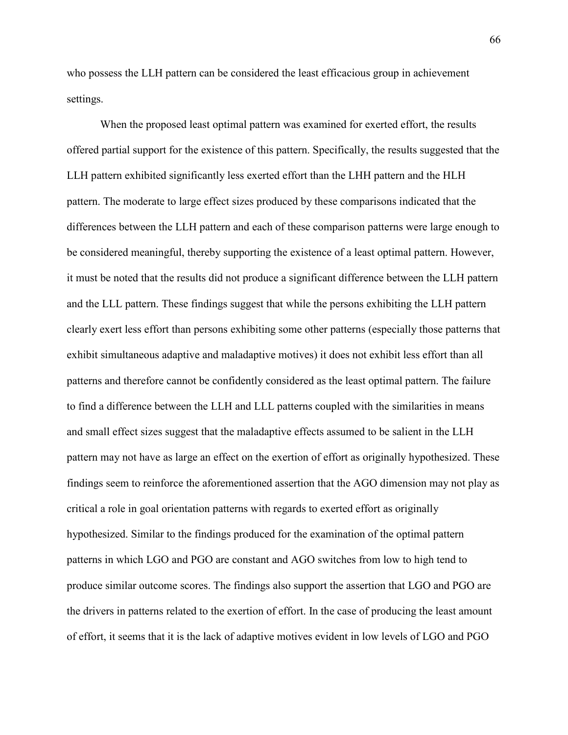who possess the LLH pattern can be considered the least efficacious group in achievement settings.

When the proposed least optimal pattern was examined for exerted effort, the results offered partial support for the existence of this pattern. Specifically, the results suggested that the LLH pattern exhibited significantly less exerted effort than the LHH pattern and the HLH pattern. The moderate to large effect sizes produced by these comparisons indicated that the differences between the LLH pattern and each of these comparison patterns were large enough to be considered meaningful, thereby supporting the existence of a least optimal pattern. However, it must be noted that the results did not produce a significant difference between the LLH pattern and the LLL pattern. These findings suggest that while the persons exhibiting the LLH pattern clearly exert less effort than persons exhibiting some other patterns (especially those patterns that exhibit simultaneous adaptive and maladaptive motives) it does not exhibit less effort than all patterns and therefore cannot be confidently considered as the least optimal pattern. The failure to find a difference between the LLH and LLL patterns coupled with the similarities in means and small effect sizes suggest that the maladaptive effects assumed to be salient in the LLH pattern may not have as large an effect on the exertion of effort as originally hypothesized. These findings seem to reinforce the aforementioned assertion that the AGO dimension may not play as critical a role in goal orientation patterns with regards to exerted effort as originally hypothesized. Similar to the findings produced for the examination of the optimal pattern patterns in which LGO and PGO are constant and AGO switches from low to high tend to produce similar outcome scores. The findings also support the assertion that LGO and PGO are the drivers in patterns related to the exertion of effort. In the case of producing the least amount of effort, it seems that it is the lack of adaptive motives evident in low levels of LGO and PGO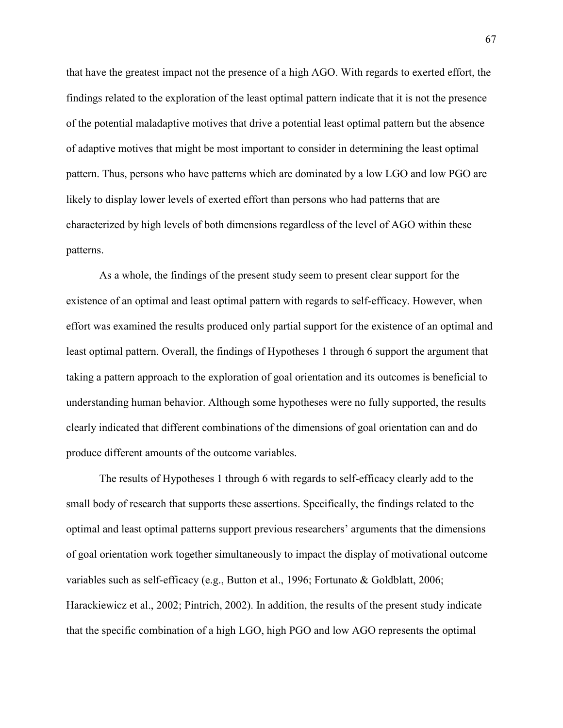that have the greatest impact not the presence of a high AGO. With regards to exerted effort, the findings related to the exploration of the least optimal pattern indicate that it is not the presence of the potential maladaptive motives that drive a potential least optimal pattern but the absence of adaptive motives that might be most important to consider in determining the least optimal pattern. Thus, persons who have patterns which are dominated by a low LGO and low PGO are likely to display lower levels of exerted effort than persons who had patterns that are characterized by high levels of both dimensions regardless of the level of AGO within these patterns.

As a whole, the findings of the present study seem to present clear support for the existence of an optimal and least optimal pattern with regards to self-efficacy. However, when effort was examined the results produced only partial support for the existence of an optimal and least optimal pattern. Overall, the findings of Hypotheses 1 through 6 support the argument that taking a pattern approach to the exploration of goal orientation and its outcomes is beneficial to understanding human behavior. Although some hypotheses were no fully supported, the results clearly indicated that different combinations of the dimensions of goal orientation can and do produce different amounts of the outcome variables.

The results of Hypotheses 1 through 6 with regards to self-efficacy clearly add to the small body of research that supports these assertions. Specifically, the findings related to the optimal and least optimal patterns support previous researchers' arguments that the dimensions of goal orientation work together simultaneously to impact the display of motivational outcome variables such as self-efficacy (e.g., Button et al., 1996; Fortunato & Goldblatt, 2006; Harackiewicz et al., 2002; Pintrich, 2002). In addition, the results of the present study indicate that the specific combination of a high LGO, high PGO and low AGO represents the optimal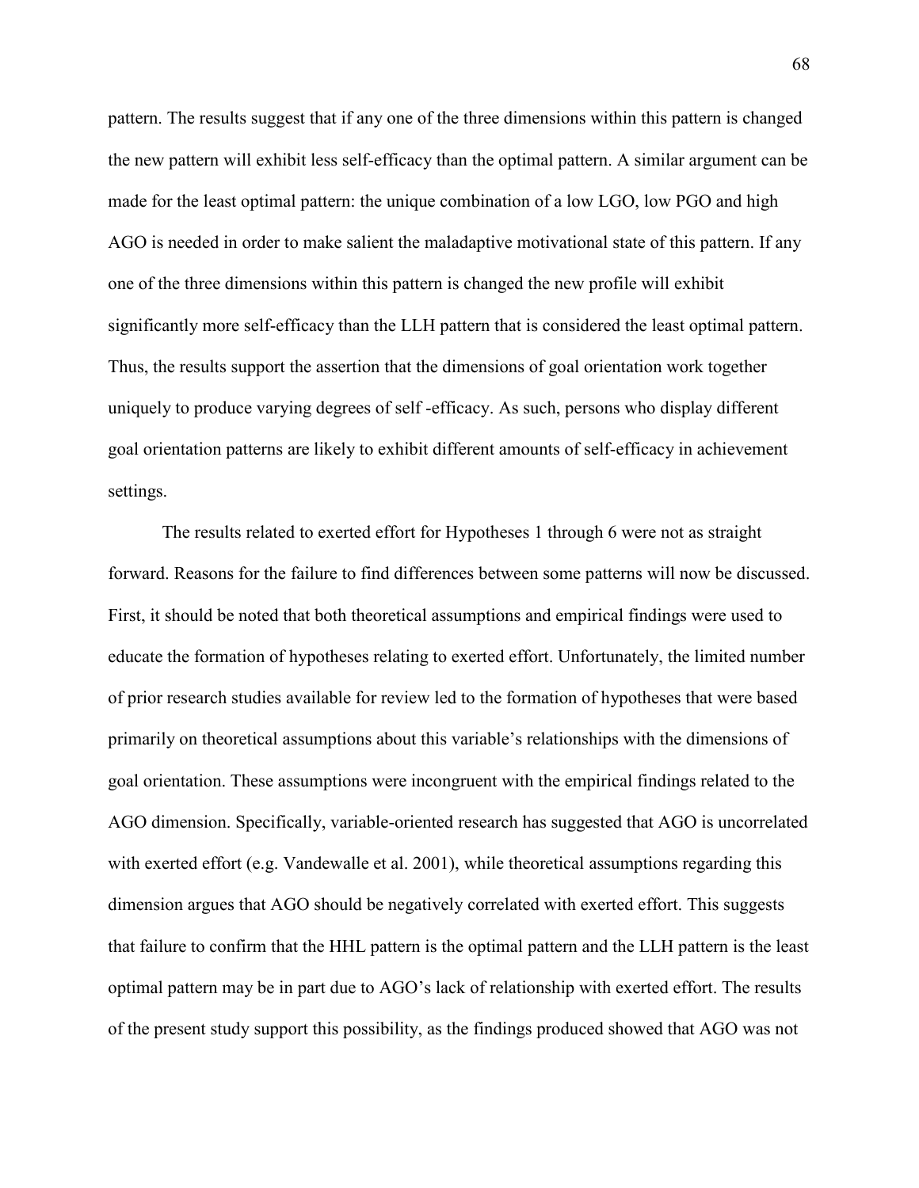pattern. The results suggest that if any one of the three dimensions within this pattern is changed the new pattern will exhibit less self-efficacy than the optimal pattern. A similar argument can be made for the least optimal pattern: the unique combination of a low LGO, low PGO and high AGO is needed in order to make salient the maladaptive motivational state of this pattern. If any one of the three dimensions within this pattern is changed the new profile will exhibit significantly more self-efficacy than the LLH pattern that is considered the least optimal pattern. Thus, the results support the assertion that the dimensions of goal orientation work together uniquely to produce varying degrees of self -efficacy. As such, persons who display different goal orientation patterns are likely to exhibit different amounts of self-efficacy in achievement settings.

The results related to exerted effort for Hypotheses 1 through 6 were not as straight forward. Reasons for the failure to find differences between some patterns will now be discussed. First, it should be noted that both theoretical assumptions and empirical findings were used to educate the formation of hypotheses relating to exerted effort. Unfortunately, the limited number of prior research studies available for review led to the formation of hypotheses that were based primarily on theoretical assumptions about this variable's relationships with the dimensions of goal orientation. These assumptions were incongruent with the empirical findings related to the AGO dimension. Specifically, variable-oriented research has suggested that AGO is uncorrelated with exerted effort (e.g. Vandewalle et al. 2001), while theoretical assumptions regarding this dimension argues that AGO should be negatively correlated with exerted effort. This suggests that failure to confirm that the HHL pattern is the optimal pattern and the LLH pattern is the least optimal pattern may be in part due to AGO's lack of relationship with exerted effort. The results of the present study support this possibility, as the findings produced showed that AGO was not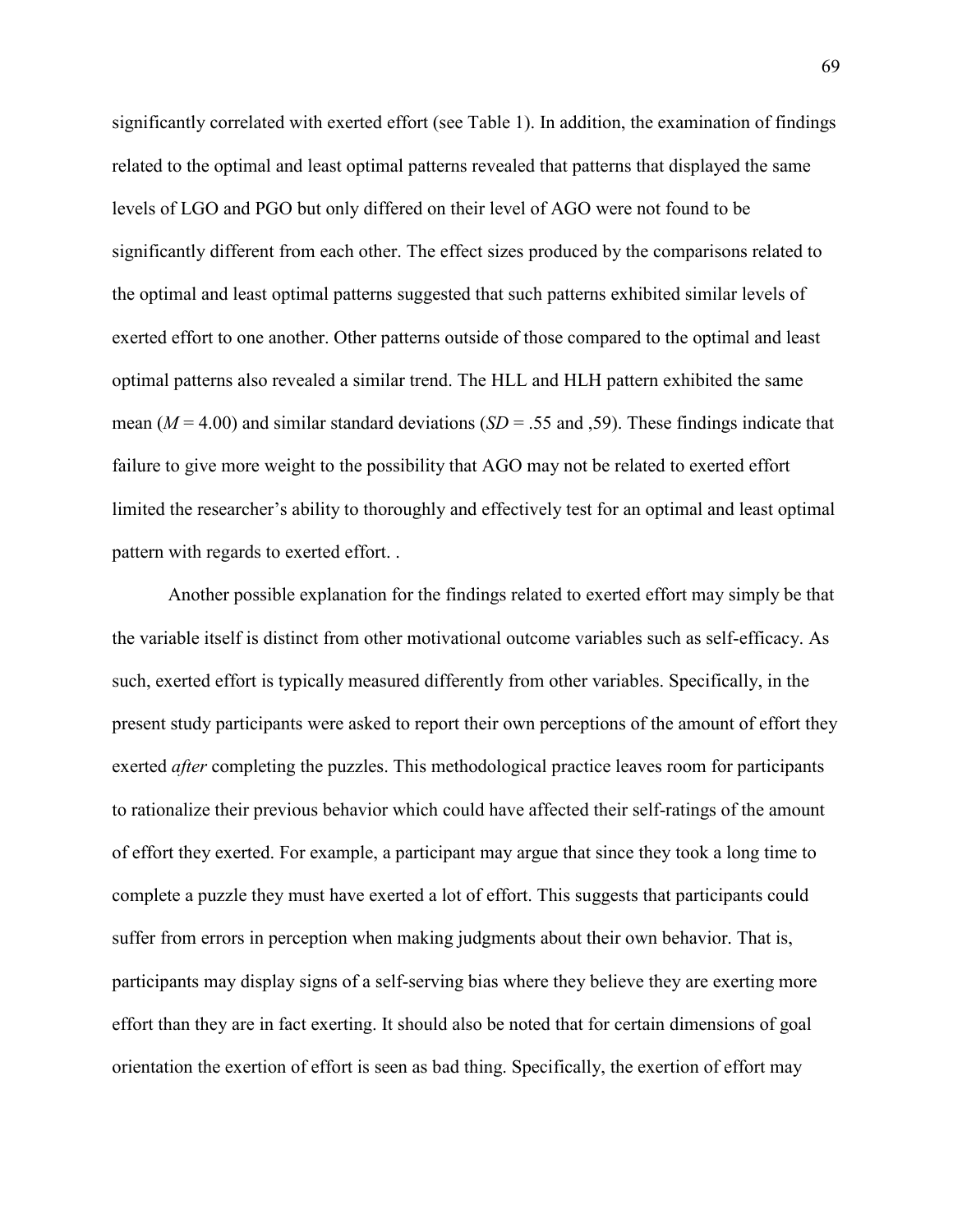significantly correlated with exerted effort (see Table 1). In addition, the examination of findings related to the optimal and least optimal patterns revealed that patterns that displayed the same levels of LGO and PGO but only differed on their level of AGO were not found to be significantly different from each other. The effect sizes produced by the comparisons related to the optimal and least optimal patterns suggested that such patterns exhibited similar levels of exerted effort to one another. Other patterns outside of those compared to the optimal and least optimal patterns also revealed a similar trend. The HLL and HLH pattern exhibited the same mean ($M$ = 4.00) and similar standard deviations ($SD$ = .55 and ,59). These findings indicate that failure to give more weight to the possibility that AGO may not be related to exerted effort limited the researcher's ability to thoroughly and effectively test for an optimal and least optimal pattern with regards to exerted effort. .

Another possible explanation for the findings related to exerted effort may simply be that the variable itself is distinct from other motivational outcome variables such as self-efficacy. As such, exerted effort is typically measured differently from other variables. Specifically, in the present study participants were asked to report their own perceptions of the amount of effort they exerted *after* completing the puzzles. This methodological practice leaves room for participants to rationalize their previous behavior which could have affected their self-ratings of the amount of effort they exerted. For example, a participant may argue that since they took a long time to complete a puzzle they must have exerted a lot of effort. This suggests that participants could suffer from errors in perception when making judgments about their own behavior. That is, participants may display signs of a self-serving bias where they believe they are exerting more effort than they are in fact exerting. It should also be noted that for certain dimensions of goal orientation the exertion of effort is seen as bad thing. Specifically, the exertion of effort may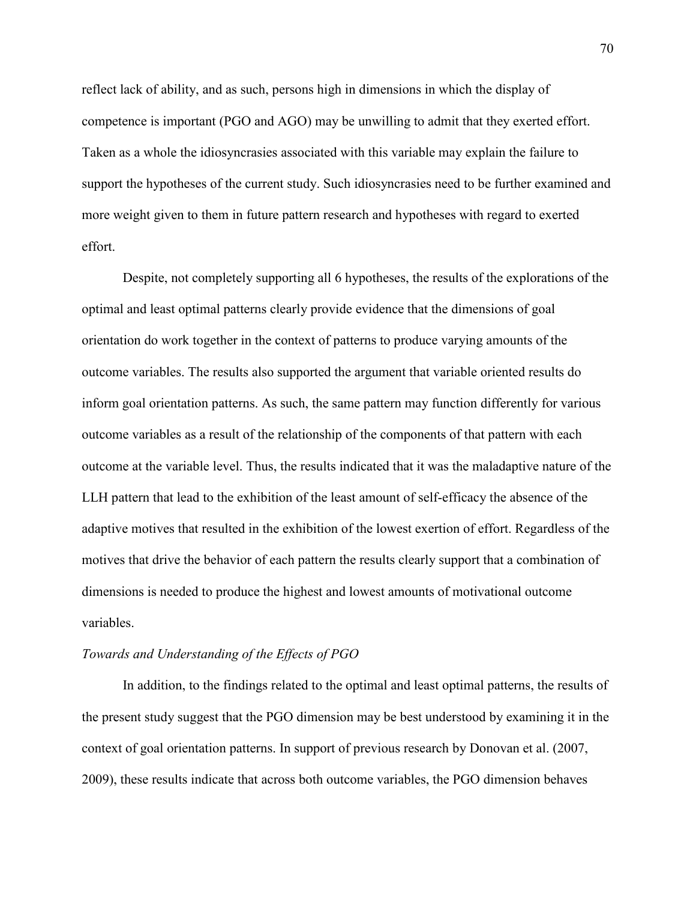reflect lack of ability, and as such, persons high in dimensions in which the display of competence is important (PGO and AGO) may be unwilling to admit that they exerted effort. Taken as a whole the idiosyncrasies associated with this variable may explain the failure to support the hypotheses of the current study. Such idiosyncrasies need to be further examined and more weight given to them in future pattern research and hypotheses with regard to exerted effort.

Despite, not completely supporting all 6 hypotheses, the results of the explorations of the optimal and least optimal patterns clearly provide evidence that the dimensions of goal orientation do work together in the context of patterns to produce varying amounts of the outcome variables. The results also supported the argument that variable oriented results do inform goal orientation patterns. As such, the same pattern may function differently for various outcome variables as a result of the relationship of the components of that pattern with each outcome at the variable level. Thus, the results indicated that it was the maladaptive nature of the LLH pattern that lead to the exhibition of the least amount of self-efficacy the absence of the adaptive motives that resulted in the exhibition of the lowest exertion of effort. Regardless of the motives that drive the behavior of each pattern the results clearly support that a combination of dimensions is needed to produce the highest and lowest amounts of motivational outcome variables.

*Towards and Understanding of the Effects of PGO*

In addition, to the findings related to the optimal and least optimal patterns, the results of the present study suggest that the PGO dimension may be best understood by examining it in the context of goal orientation patterns. In support of previous research by Donovan et al. (2007, 2009), these results indicate that across both outcome variables, the PGO dimension behaves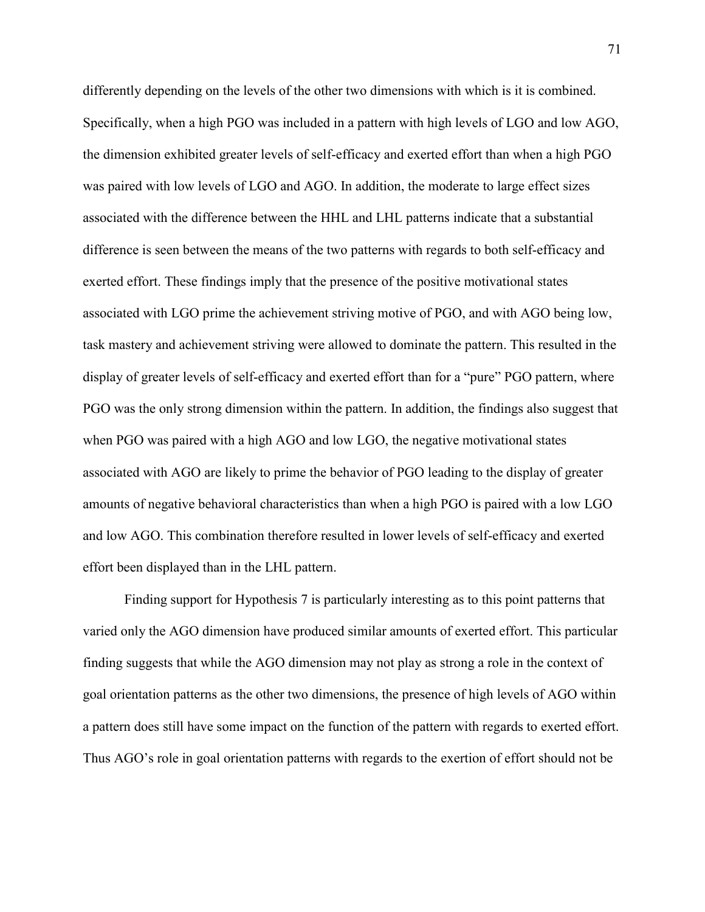differently depending on the levels of the other two dimensions with which is it is combined. Specifically, when a high PGO was included in a pattern with high levels of LGO and low AGO, the dimension exhibited greater levels of self-efficacy and exerted effort than when a high PGO was paired with low levels of LGO and AGO. In addition, the moderate to large effect sizes associated with the difference between the HHL and LHL patterns indicate that a substantial difference is seen between the means of the two patterns with regards to both self-efficacy and exerted effort. These findings imply that the presence of the positive motivational states associated with LGO prime the achievement striving motive of PGO, and with AGO being low, task mastery and achievement striving were allowed to dominate the pattern. This resulted in the display of greater levels of self-efficacy and exerted effort than for a "pure" PGO pattern, where PGO was the only strong dimension within the pattern. In addition, the findings also suggest that when PGO was paired with a high AGO and low LGO, the negative motivational states associated with AGO are likely to prime the behavior of PGO leading to the display of greater amounts of negative behavioral characteristics than when a high PGO is paired with a low LGO and low AGO. This combination therefore resulted in lower levels of self-efficacy and exerted effort been displayed than in the LHL pattern.

Finding support for Hypothesis 7 is particularly interesting as to this point patterns that varied only the AGO dimension have produced similar amounts of exerted effort. This particular finding suggests that while the AGO dimension may not play as strong a role in the context of goal orientation patterns as the other two dimensions, the presence of high levels of AGO within a pattern does still have some impact on the function of the pattern with regards to exerted effort. Thus AGO's role in goal orientation patterns with regards to the exertion of effort should not be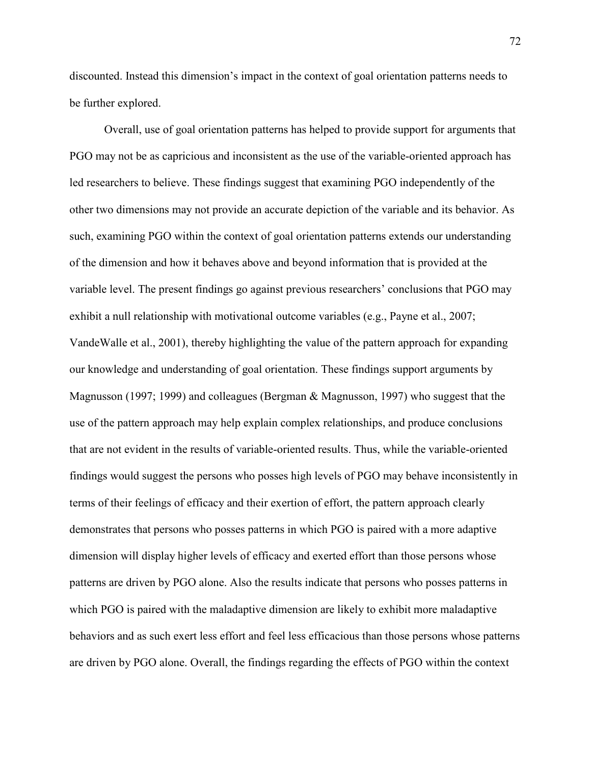discounted. Instead this dimension's impact in the context of goal orientation patterns needs to be further explored.

Overall, use of goal orientation patterns has helped to provide support for arguments that PGO may not be as capricious and inconsistent as the use of the variable-oriented approach has led researchers to believe. These findings suggest that examining PGO independently of the other two dimensions may not provide an accurate depiction of the variable and its behavior. As such, examining PGO within the context of goal orientation patterns extends our understanding of the dimension and how it behaves above and beyond information that is provided at the variable level. The present findings go against previous researchers' conclusions that PGO may exhibit a null relationship with motivational outcome variables (e.g., Payne et al., 2007; VandeWalle et al., 2001), thereby highlighting the value of the pattern approach for expanding our knowledge and understanding of goal orientation. These findings support arguments by Magnusson (1997; 1999) and colleagues (Bergman & Magnusson, 1997) who suggest that the use of the pattern approach may help explain complex relationships, and produce conclusions that are not evident in the results of variable-oriented results. Thus, while the variable-oriented findings would suggest the persons who posses high levels of PGO may behave inconsistently in terms of their feelings of efficacy and their exertion of effort, the pattern approach clearly demonstrates that persons who posses patterns in which PGO is paired with a more adaptive dimension will display higher levels of efficacy and exerted effort than those persons whose patterns are driven by PGO alone. Also the results indicate that persons who posses patterns in which PGO is paired with the maladaptive dimension are likely to exhibit more maladaptive behaviors and as such exert less effort and feel less efficacious than those persons whose patterns are driven by PGO alone. Overall, the findings regarding the effects of PGO within the context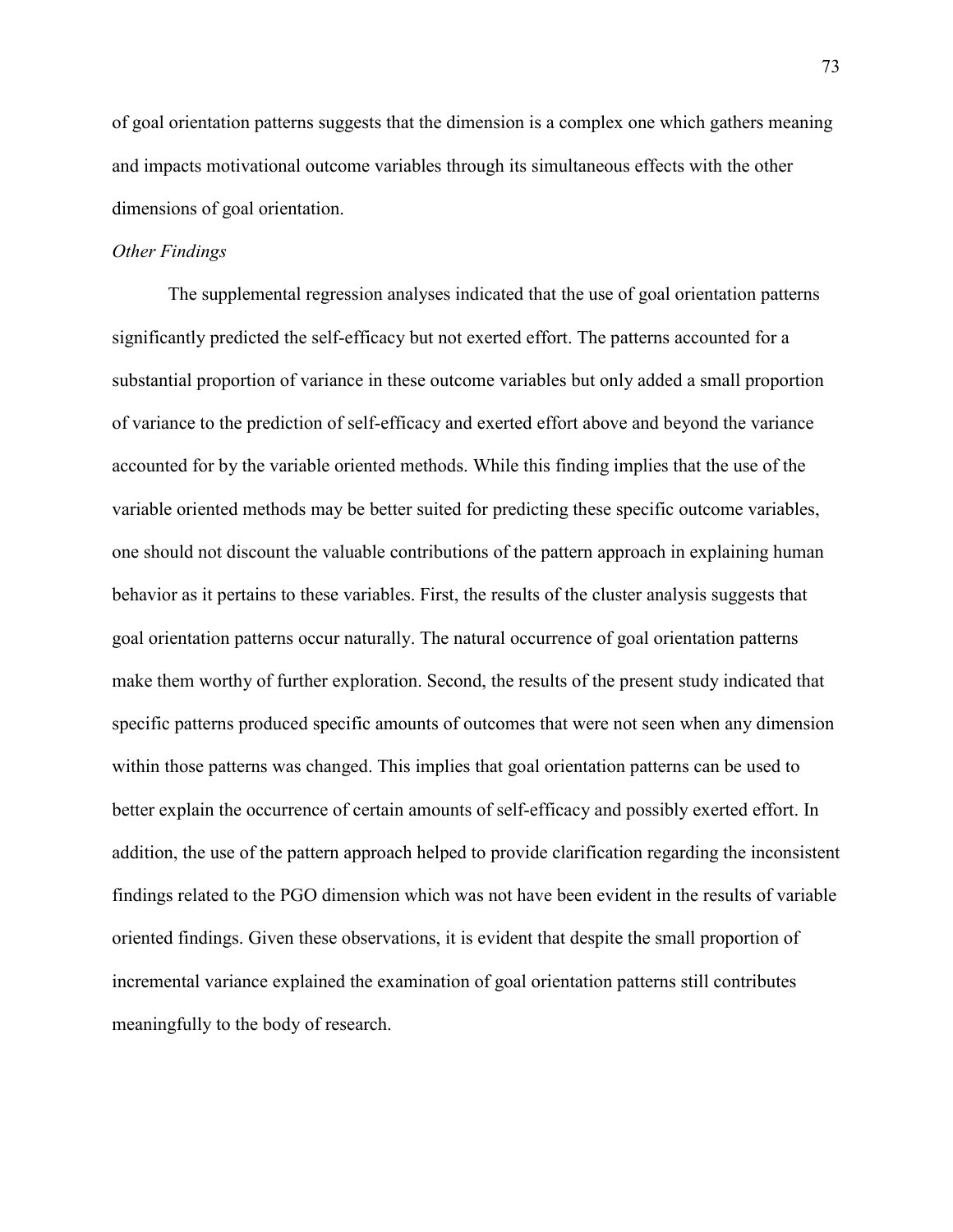of goal orientation patterns suggests that the dimension is a complex one which gathers meaning and impacts motivational outcome variables through its simultaneous effects with the other dimensions of goal orientation.

*Other Findings*

The supplemental regression analyses indicated that the use of goal orientation patterns significantly predicted the self-efficacy but not exerted effort. The patterns accounted for a substantial proportion of variance in these outcome variables but only added a small proportion of variance to the prediction of self-efficacy and exerted effort above and beyond the variance accounted for by the variable oriented methods. While this finding implies that the use of the variable oriented methods may be better suited for predicting these specific outcome variables, one should not discount the valuable contributions of the pattern approach in explaining human behavior as it pertains to these variables. First, the results of the cluster analysis suggests that goal orientation patterns occur naturally. The natural occurrence of goal orientation patterns make them worthy of further exploration. Second, the results of the present study indicated that specific patterns produced specific amounts of outcomes that were not seen when any dimension within those patterns was changed. This implies that goal orientation patterns can be used to better explain the occurrence of certain amounts of self-efficacy and possibly exerted effort. In addition, the use of the pattern approach helped to provide clarification regarding the inconsistent findings related to the PGO dimension which was not have been evident in the results of variable oriented findings. Given these observations, it is evident that despite the small proportion of incremental variance explained the examination of goal orientation patterns still contributes meaningfully to the body of research.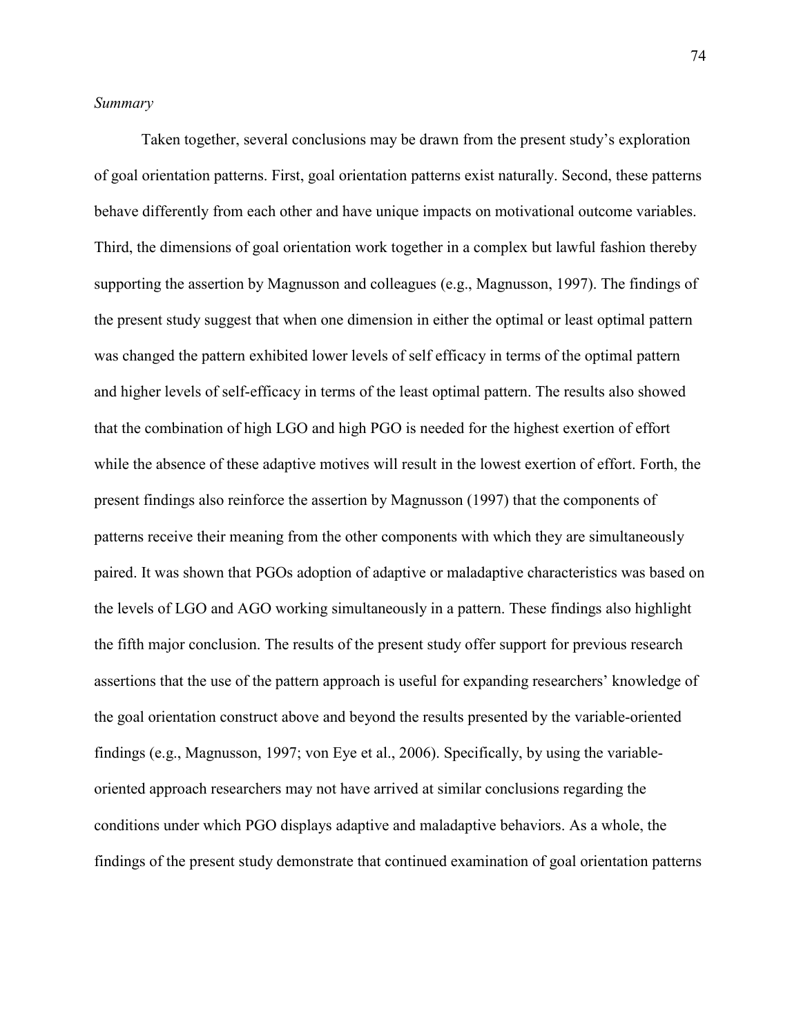*Summary*

Taken together, several conclusions may be drawn from the present study's exploration of goal orientation patterns. First, goal orientation patterns exist naturally. Second, these patterns behave differently from each other and have unique impacts on motivational outcome variables. Third, the dimensions of goal orientation work together in a complex but lawful fashion thereby supporting the assertion by Magnusson and colleagues (e.g., Magnusson, 1997). The findings of the present study suggest that when one dimension in either the optimal or least optimal pattern was changed the pattern exhibited lower levels of self efficacy in terms of the optimal pattern and higher levels of self-efficacy in terms of the least optimal pattern. The results also showed that the combination of high LGO and high PGO is needed for the highest exertion of effort while the absence of these adaptive motives will result in the lowest exertion of effort. Forth, the present findings also reinforce the assertion by Magnusson (1997) that the components of patterns receive their meaning from the other components with which they are simultaneously paired. It was shown that PGOs adoption of adaptive or maladaptive characteristics was based on the levels of LGO and AGO working simultaneously in a pattern. These findings also highlight the fifth major conclusion. The results of the present study offer support for previous research assertions that the use of the pattern approach is useful for expanding researchers' knowledge of the goal orientation construct above and beyond the results presented by the variable-oriented findings (e.g., Magnusson, 1997; von Eye et al., 2006). Specifically, by using the variable-oriented approach researchers may not have arrived at similar conclusions regarding the conditions under which PGO displays adaptive and maladaptive behaviors. As a whole, the findings of the present study demonstrate that continued examination of goal orientation patterns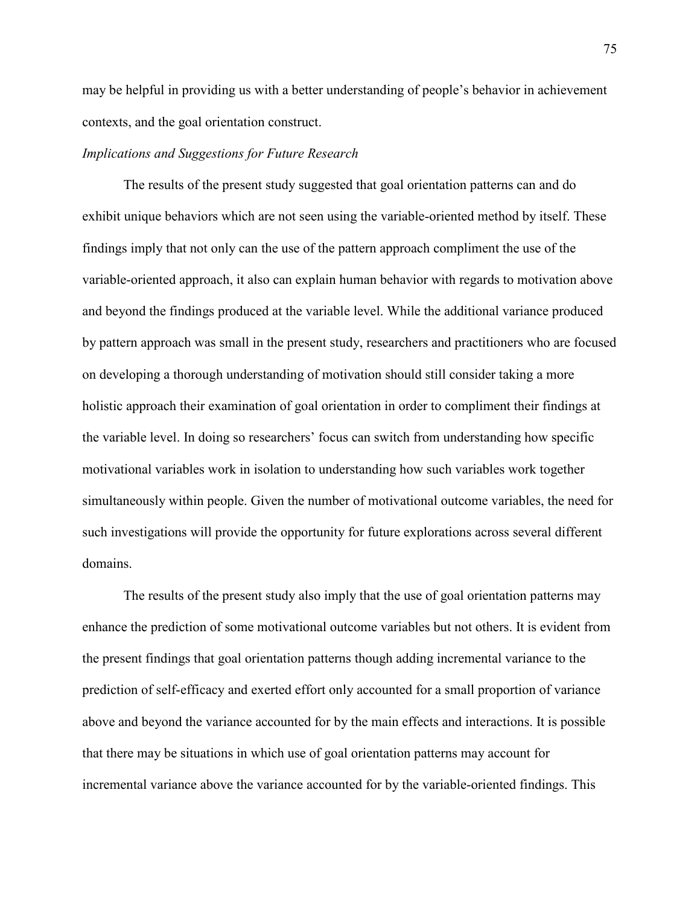may be helpful in providing us with a better understanding of people's behavior in achievement contexts, and the goal orientation construct.

*Implications and Suggestions for Future Research*

The results of the present study suggested that goal orientation patterns can and do exhibit unique behaviors which are not seen using the variable-oriented method by itself. These findings imply that not only can the use of the pattern approach compliment the use of the variable-oriented approach, it also can explain human behavior with regards to motivation above and beyond the findings produced at the variable level. While the additional variance produced by pattern approach was small in the present study, researchers and practitioners who are focused on developing a thorough understanding of motivation should still consider taking a more holistic approach their examination of goal orientation in order to compliment their findings at the variable level. In doing so researchers' focus can switch from understanding how specific motivational variables work in isolation to understanding how such variables work together simultaneously within people. Given the number of motivational outcome variables, the need for such investigations will provide the opportunity for future explorations across several different domains.

The results of the present study also imply that the use of goal orientation patterns may enhance the prediction of some motivational outcome variables but not others. It is evident from the present findings that goal orientation patterns though adding incremental variance to the prediction of self-efficacy and exerted effort only accounted for a small proportion of variance above and beyond the variance accounted for by the main effects and interactions. It is possible that there may be situations in which use of goal orientation patterns may account for incremental variance above the variance accounted for by the variable-oriented findings. This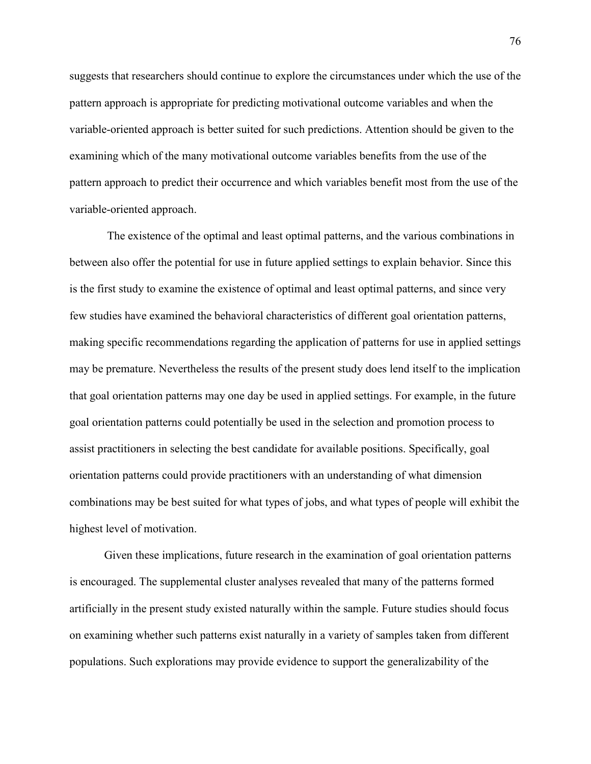suggests that researchers should continue to explore the circumstances under which the use of the pattern approach is appropriate for predicting motivational outcome variables and when the variable-oriented approach is better suited for such predictions. Attention should be given to the examining which of the many motivational outcome variables benefits from the use of the pattern approach to predict their occurrence and which variables benefit most from the use of the variable-oriented approach.

The existence of the optimal and least optimal patterns, and the various combinations in between also offer the potential for use in future applied settings to explain behavior. Since this is the first study to examine the existence of optimal and least optimal patterns, and since very few studies have examined the behavioral characteristics of different goal orientation patterns, making specific recommendations regarding the application of patterns for use in applied settings may be premature. Nevertheless the results of the present study does lend itself to the implication that goal orientation patterns may one day be used in applied settings. For example, in the future goal orientation patterns could potentially be used in the selection and promotion process to assist practitioners in selecting the best candidate for available positions. Specifically, goal orientation patterns could provide practitioners with an understanding of what dimension combinations may be best suited for what types of jobs, and what types of people will exhibit the highest level of motivation.

Given these implications, future research in the examination of goal orientation patterns is encouraged. The supplemental cluster analyses revealed that many of the patterns formed artificially in the present study existed naturally within the sample. Future studies should focus on examining whether such patterns exist naturally in a variety of samples taken from different populations. Such explorations may provide evidence to support the generalizability of the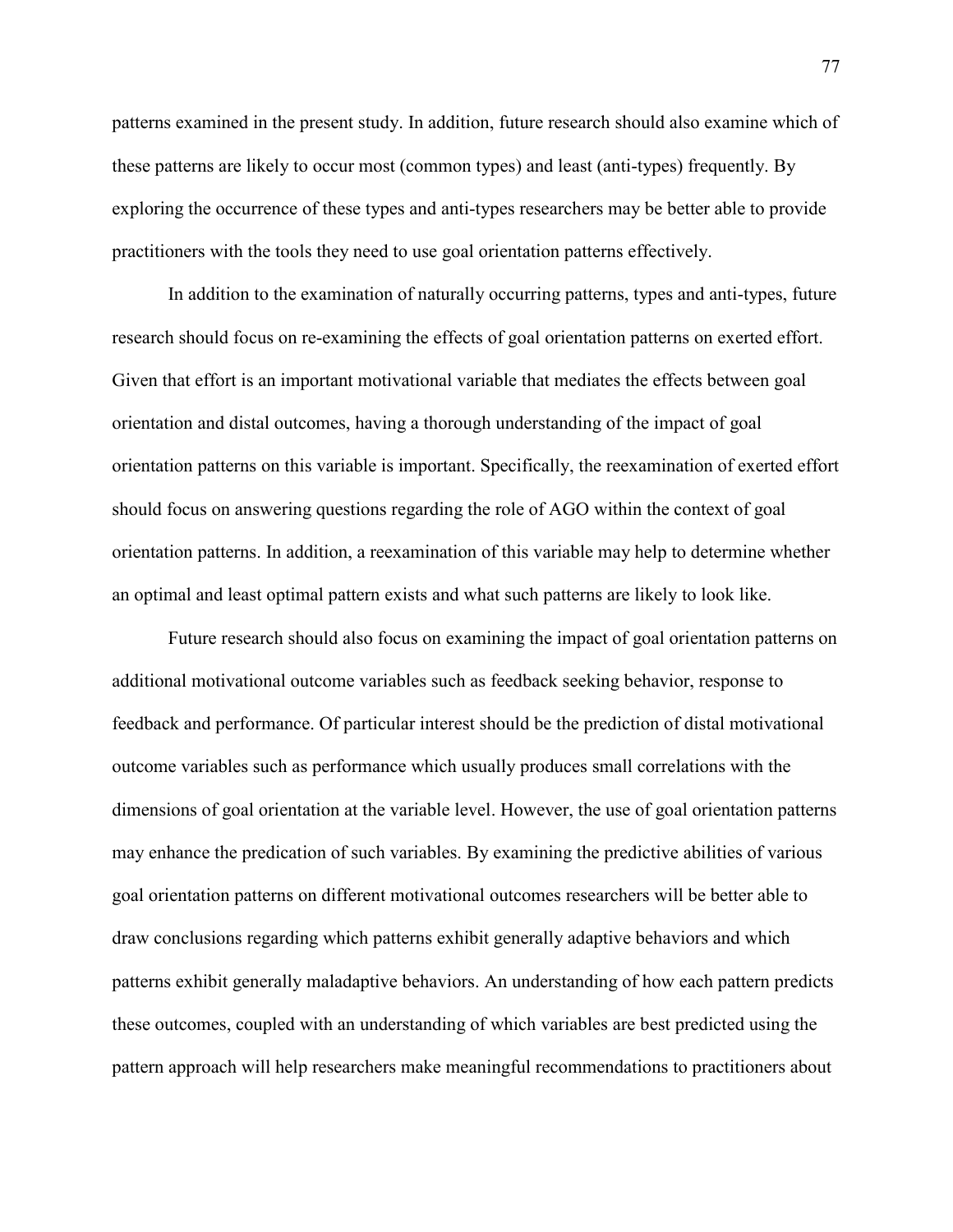patterns examined in the present study. In addition, future research should also examine which of these patterns are likely to occur most (common types) and least (anti-types) frequently. By exploring the occurrence of these types and anti-types researchers may be better able to provide practitioners with the tools they need to use goal orientation patterns effectively.

In addition to the examination of naturally occurring patterns, types and anti-types, future research should focus on re-examining the effects of goal orientation patterns on exerted effort. Given that effort is an important motivational variable that mediates the effects between goal orientation and distal outcomes, having a thorough understanding of the impact of goal orientation patterns on this variable is important. Specifically, the reexamination of exerted effort should focus on answering questions regarding the role of AGO within the context of goal orientation patterns. In addition, a reexamination of this variable may help to determine whether an optimal and least optimal pattern exists and what such patterns are likely to look like.

Future research should also focus on examining the impact of goal orientation patterns on additional motivational outcome variables such as feedback seeking behavior, response to feedback and performance. Of particular interest should be the prediction of distal motivational outcome variables such as performance which usually produces small correlations with the dimensions of goal orientation at the variable level. However, the use of goal orientation patterns may enhance the predication of such variables. By examining the predictive abilities of various goal orientation patterns on different motivational outcomes researchers will be better able to draw conclusions regarding which patterns exhibit generally adaptive behaviors and which patterns exhibit generally maladaptive behaviors. An understanding of how each pattern predicts these outcomes, coupled with an understanding of which variables are best predicted using the pattern approach will help researchers make meaningful recommendations to practitioners about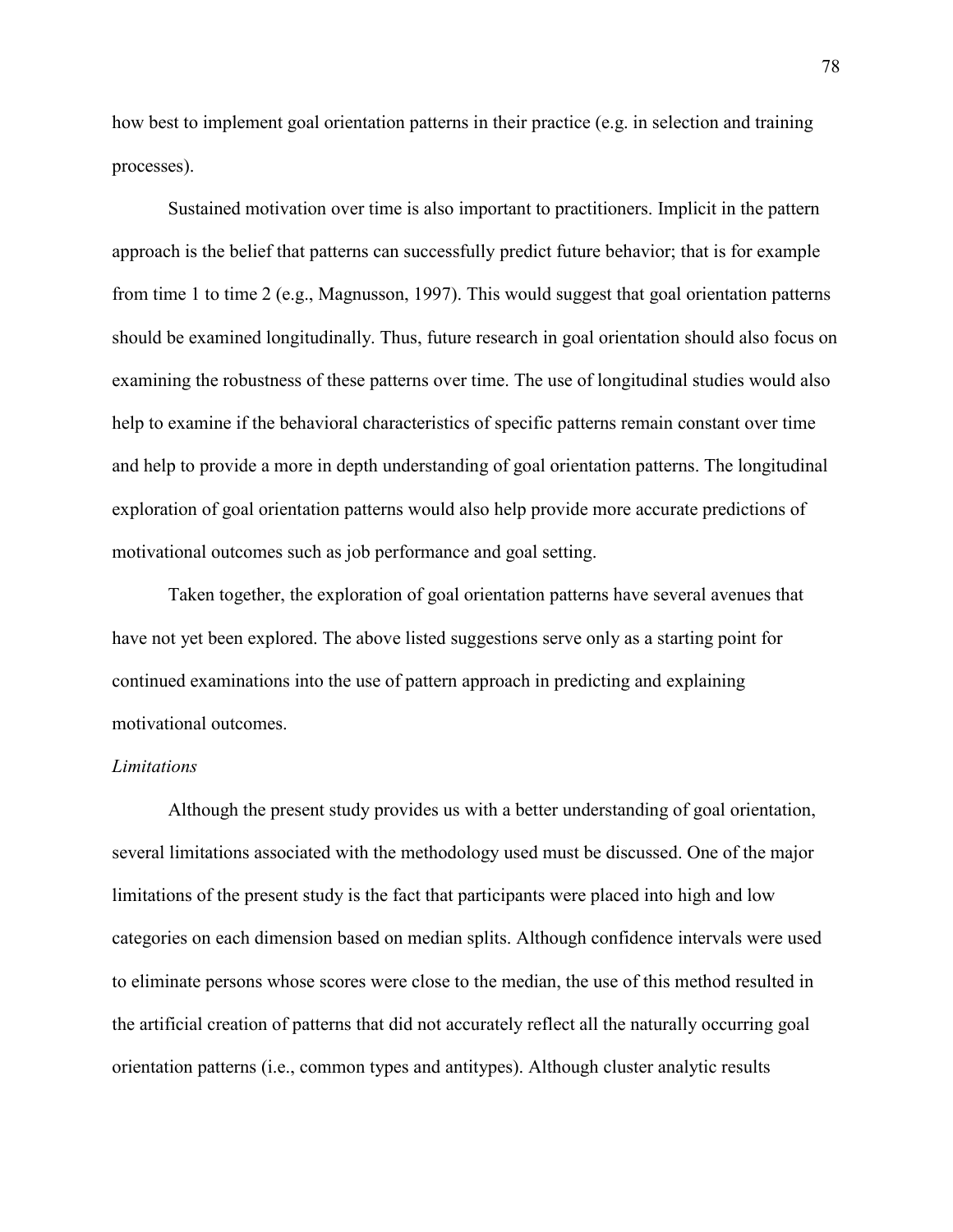how best to implement goal orientation patterns in their practice (e.g. in selection and training processes).

Sustained motivation over time is also important to practitioners. Implicit in the pattern approach is the belief that patterns can successfully predict future behavior; that is for example from time 1 to time 2 (e.g., Magnusson, 1997). This would suggest that goal orientation patterns should be examined longitudinally. Thus, future research in goal orientation should also focus on examining the robustness of these patterns over time. The use of longitudinal studies would also help to examine if the behavioral characteristics of specific patterns remain constant over time and help to provide a more in depth understanding of goal orientation patterns. The longitudinal exploration of goal orientation patterns would also help provide more accurate predictions of motivational outcomes such as job performance and goal setting.

Taken together, the exploration of goal orientation patterns have several avenues that have not yet been explored. The above listed suggestions serve only as a starting point for continued examinations into the use of pattern approach in predicting and explaining motivational outcomes.

*Limitations*

Although the present study provides us with a better understanding of goal orientation, several limitations associated with the methodology used must be discussed. One of the major limitations of the present study is the fact that participants were placed into high and low categories on each dimension based on median splits. Although confidence intervals were used to eliminate persons whose scores were close to the median, the use of this method resulted in the artificial creation of patterns that did not accurately reflect all the naturally occurring goal orientation patterns (i.e., common types and antitypes). Although cluster analytic results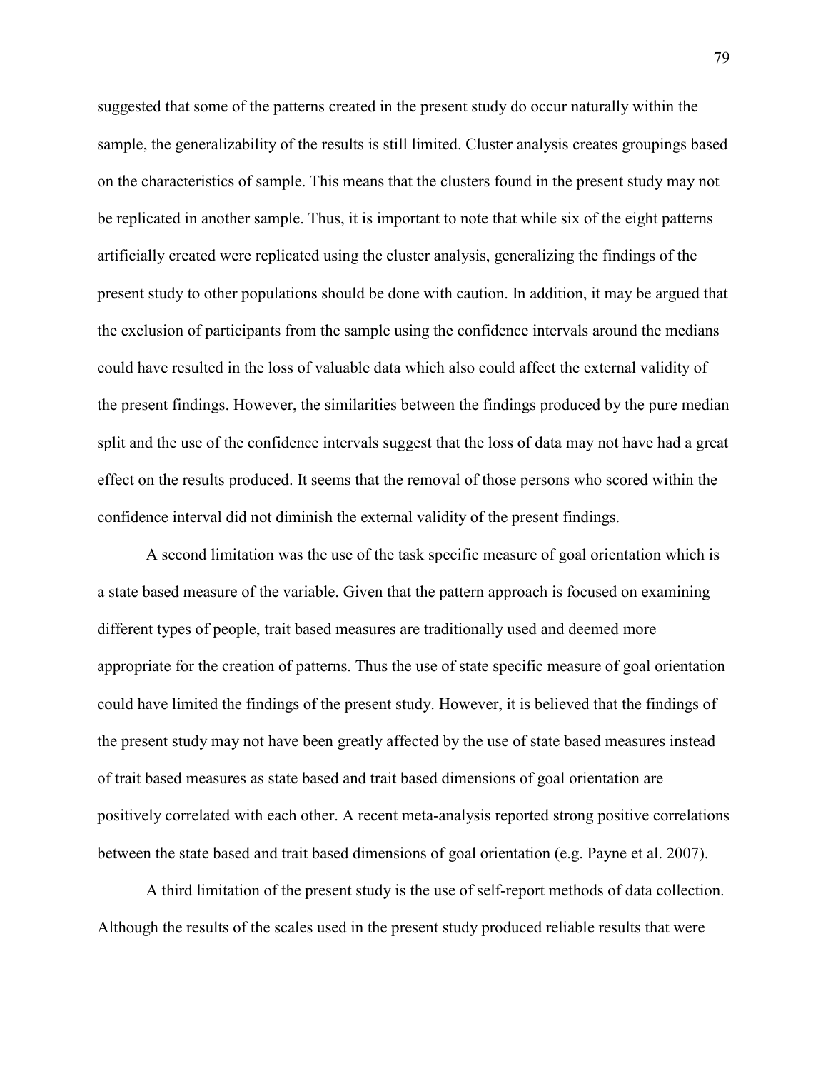suggested that some of the patterns created in the present study do occur naturally within the sample, the generalizability of the results is still limited. Cluster analysis creates groupings based on the characteristics of sample. This means that the clusters found in the present study may not be replicated in another sample. Thus, it is important to note that while six of the eight patterns artificially created were replicated using the cluster analysis, generalizing the findings of the present study to other populations should be done with caution. In addition, it may be argued that the exclusion of participants from the sample using the confidence intervals around the medians could have resulted in the loss of valuable data which also could affect the external validity of the present findings. However, the similarities between the findings produced by the pure median split and the use of the confidence intervals suggest that the loss of data may not have had a great effect on the results produced. It seems that the removal of those persons who scored within the confidence interval did not diminish the external validity of the present findings.

A second limitation was the use of the task specific measure of goal orientation which is a state based measure of the variable. Given that the pattern approach is focused on examining different types of people, trait based measures are traditionally used and deemed more appropriate for the creation of patterns. Thus the use of state specific measure of goal orientation could have limited the findings of the present study. However, it is believed that the findings of the present study may not have been greatly affected by the use of state based measures instead of trait based measures as state based and trait based dimensions of goal orientation are positively correlated with each other. A recent meta-analysis reported strong positive correlations between the state based and trait based dimensions of goal orientation (e.g. Payne et al. 2007).

A third limitation of the present study is the use of self-report methods of data collection. Although the results of the scales used in the present study produced reliable results that were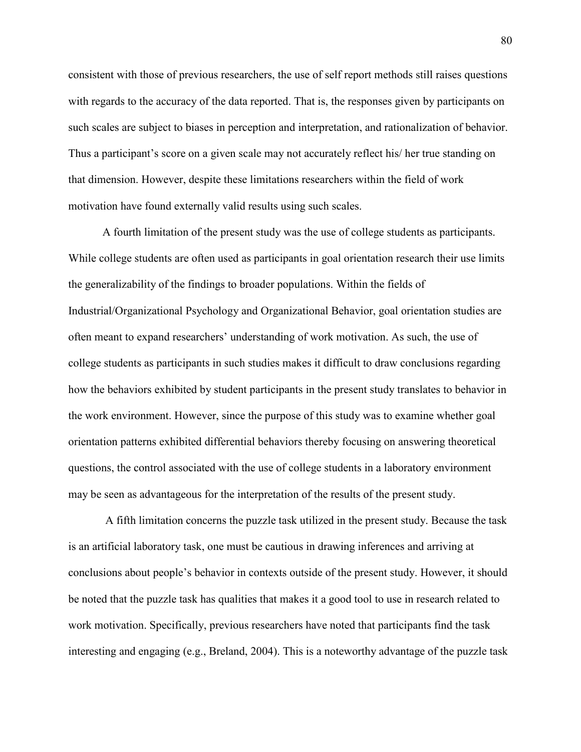consistent with those of previous researchers, the use of self report methods still raises questions with regards to the accuracy of the data reported. That is, the responses given by participants on such scales are subject to biases in perception and interpretation, and rationalization of behavior. Thus a participant's score on a given scale may not accurately reflect his/ her true standing on that dimension. However, despite these limitations researchers within the field of work motivation have found externally valid results using such scales.

A fourth limitation of the present study was the use of college students as participants. While college students are often used as participants in goal orientation research their use limits the generalizability of the findings to broader populations. Within the fields of Industrial/Organizational Psychology and Organizational Behavior, goal orientation studies are often meant to expand researchers' understanding of work motivation. As such, the use of college students as participants in such studies makes it difficult to draw conclusions regarding how the behaviors exhibited by student participants in the present study translates to behavior in the work environment. However, since the purpose of this study was to examine whether goal orientation patterns exhibited differential behaviors thereby focusing on answering theoretical questions, the control associated with the use of college students in a laboratory environment may be seen as advantageous for the interpretation of the results of the present study.

A fifth limitation concerns the puzzle task utilized in the present study. Because the task is an artificial laboratory task, one must be cautious in drawing inferences and arriving at conclusions about people's behavior in contexts outside of the present study. However, it should be noted that the puzzle task has qualities that makes it a good tool to use in research related to work motivation. Specifically, previous researchers have noted that participants find the task interesting and engaging (e.g., Breland, 2004). This is a noteworthy advantage of the puzzle task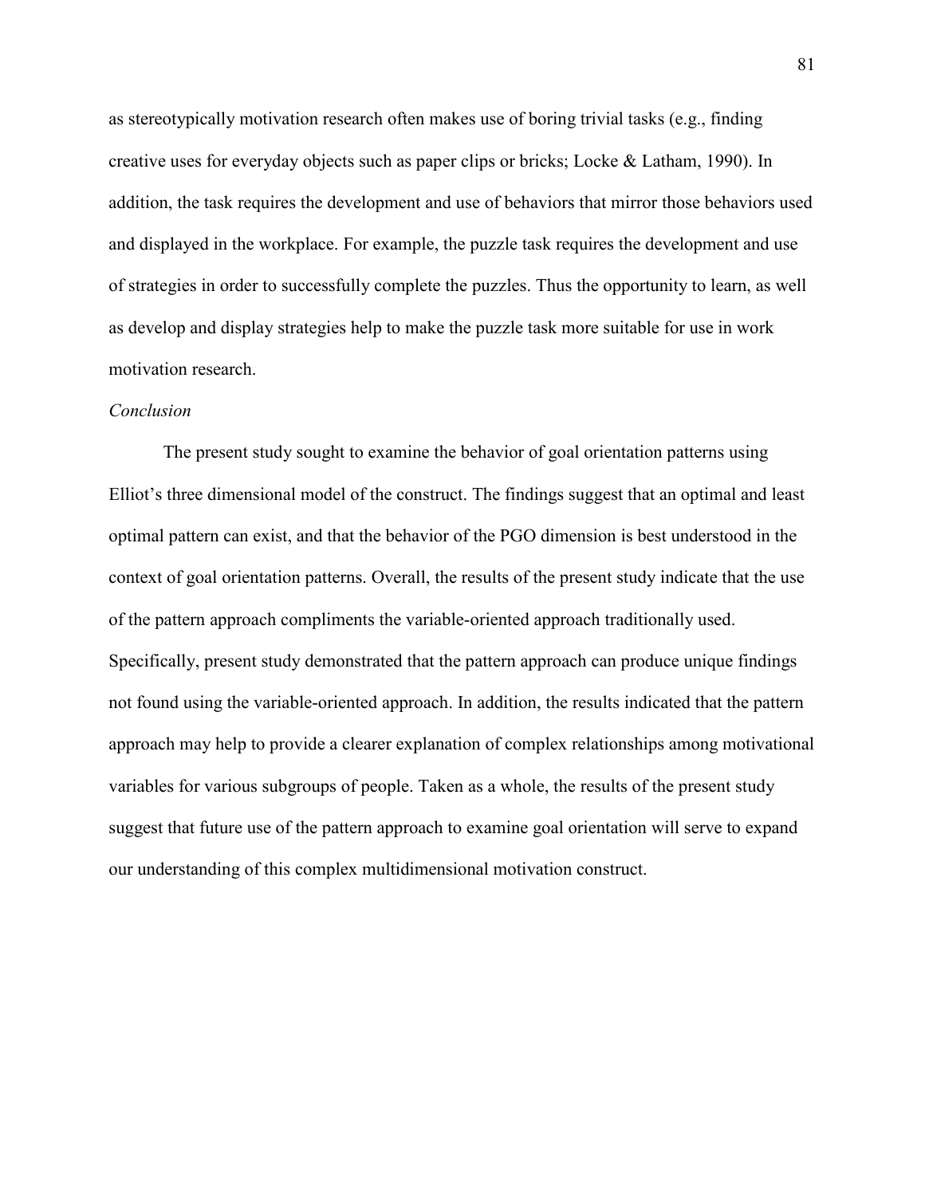as stereotypically motivation research often makes use of boring trivial tasks (e.g., finding creative uses for everyday objects such as paper clips or bricks; Locke & Latham, 1990). In addition, the task requires the development and use of behaviors that mirror those behaviors used and displayed in the workplace. For example, the puzzle task requires the development and use of strategies in order to successfully complete the puzzles. Thus the opportunity to learn, as well as develop and display strategies help to make the puzzle task more suitable for use in work motivation research.

*Conclusion*

The present study sought to examine the behavior of goal orientation patterns using Elliot's three dimensional model of the construct. The findings suggest that an optimal and least optimal pattern can exist, and that the behavior of the PGO dimension is best understood in the context of goal orientation patterns. Overall, the results of the present study indicate that the use of the pattern approach compliments the variable-oriented approach traditionally used. Specifically, present study demonstrated that the pattern approach can produce unique findings not found using the variable-oriented approach. In addition, the results indicated that the pattern approach may help to provide a clearer explanation of complex relationships among motivational variables for various subgroups of people. Taken as a whole, the results of the present study suggest that future use of the pattern approach to examine goal orientation will serve to expand our understanding of this complex multidimensional motivation construct.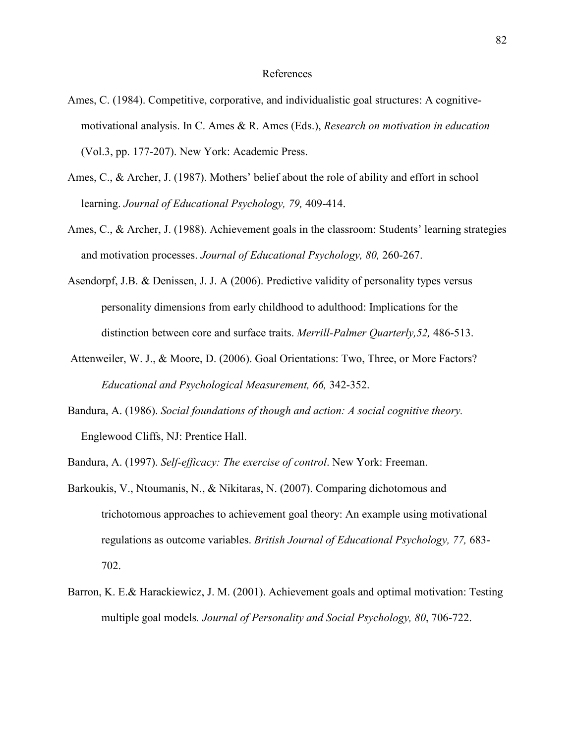# References

Ames, C. (1984). Competitive, corporative, and individualistic goal structures: A cognitive-motivational analysis. In C. Ames & R. Ames (Eds.), *Research on motivation in education* (Vol.3, pp. 177-207). New York: Academic Press.

Ames, C., & Archer, J. (1987). Mothers' belief about the role of ability and effort in school learning. *Journal of Educational Psychology, 79,* 409-414.

Ames, C., & Archer, J. (1988). Achievement goals in the classroom: Students' learning strategies and motivation processes. *Journal of Educational Psychology, 80,* 260-267.

Asendorpf, J.B. & Denissen, J. J. A (2006). Predictive validity of personality types versus personality dimensions from early childhood to adulthood: Implications for the distinction between core and surface traits. *Merrill-Palmer Quarterly,52,* 486-513.

Attenweiler, W. J., & Moore, D. (2006). Goal Orientations: Two, Three, or More Factors? *Educational and Psychological Measurement, 66,* 342-352.

Bandura, A. (1986). *Social foundations of though and action: A social cognitive theory.* Englewood Cliffs, NJ: Prentice Hall.

Bandura, A. (1997). *Self-efficacy: The exercise of control*. New York: Freeman.

Barkoukis, V., Ntoumanis, N., & Nikitaras, N. (2007). Comparing dichotomous and trichotomous approaches to achievement goal theory: An example using motivational regulations as outcome variables. *British Journal of Educational Psychology, 77,* 683-702.

Barron, K. E.& Harackiewicz, J. M. (2001). Achievement goals and optimal motivation: Testing multiple goal models*. Journal of Personality and Social Psychology, 80*, 706-722.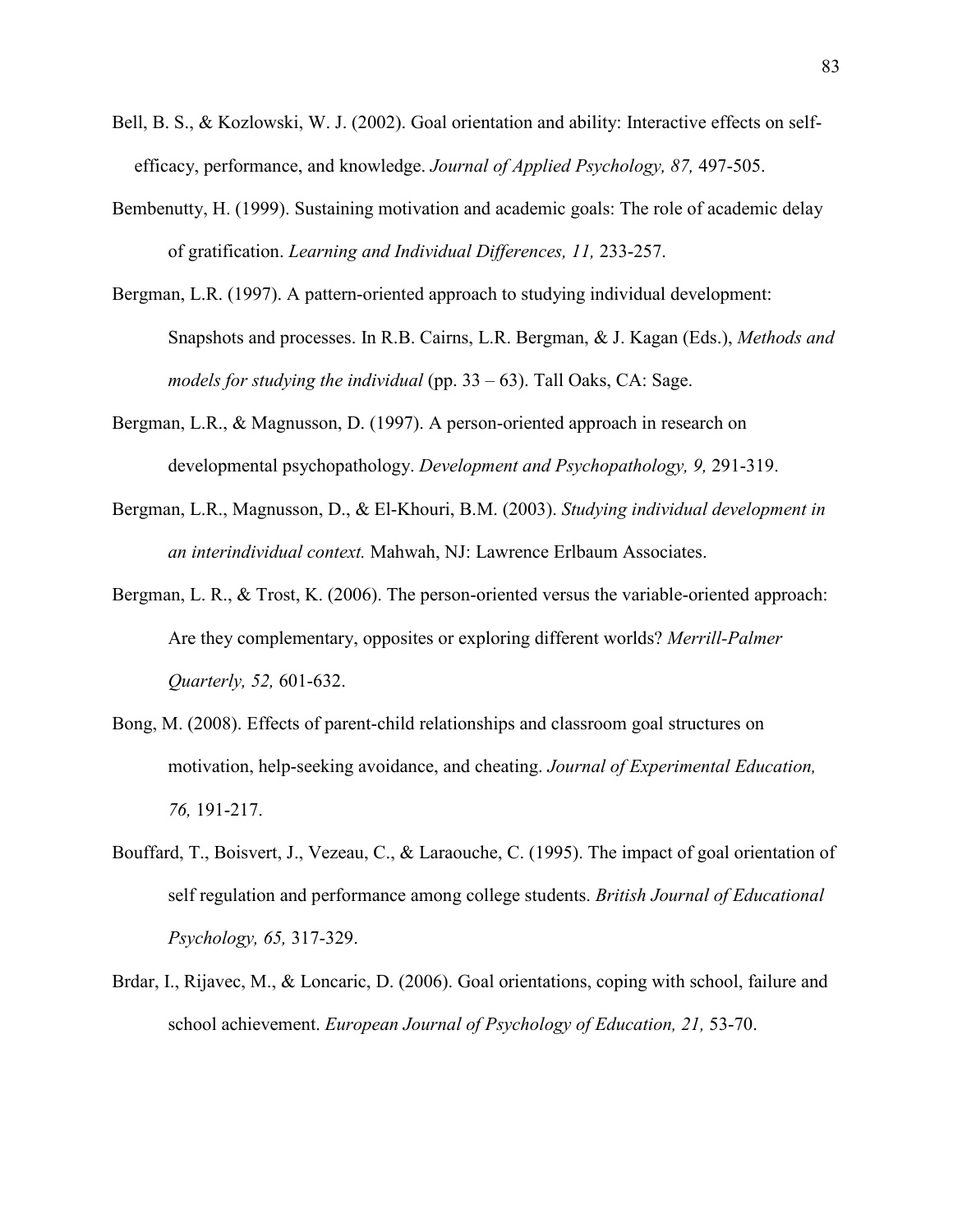Bell, B. S., & Kozlowski, W. J. (2002). Goal orientation and ability: Interactive effects on self-efficacy, performance, and knowledge. *Journal of Applied Psychology, 87,* 497-505.

Bembenutty, H. (1999). Sustaining motivation and academic goals: The role of academic delay of gratification. *Learning and Individual Differences, 11,* 233-257.

Bergman, L.R. (1997). A pattern-oriented approach to studying individual development: Snapshots and processes. In R.B. Cairns, L.R. Bergman, & J. Kagan (Eds.), *Methods and models for studying the individual* (pp. 33 – 63). Tall Oaks, CA: Sage.

Bergman, L.R., & Magnusson, D. (1997). A person-oriented approach in research on developmental psychopathology. *Development and Psychopathology, 9,* 291-319.

Bergman, L.R., Magnusson, D., & El-Khouri, B.M. (2003). *Studying individual development in an interindividual context.* Mahwah, NJ: Lawrence Erlbaum Associates.

Bergman, L. R., & Trost, K. (2006). The person-oriented versus the variable-oriented approach: Are they complementary, opposites or exploring different worlds? *Merrill-Palmer Quarterly, 52,* 601-632.

Bong, M. (2008). Effects of parent-child relationships and classroom goal structures on motivation, help-seeking avoidance, and cheating. *Journal of Experimental Education, 76,* 191-217.

Bouffard, T., Boisvert, J., Vezeau, C., & Laraouche, C. (1995). The impact of goal orientation of self regulation and performance among college students. *British Journal of Educational Psychology, 65,* 317-329.

Brdar, I., Rijavec, M., & Loncaric, D. (2006). Goal orientations, coping with school, failure and school achievement. *European Journal of Psychology of Education, 21,* 53-70.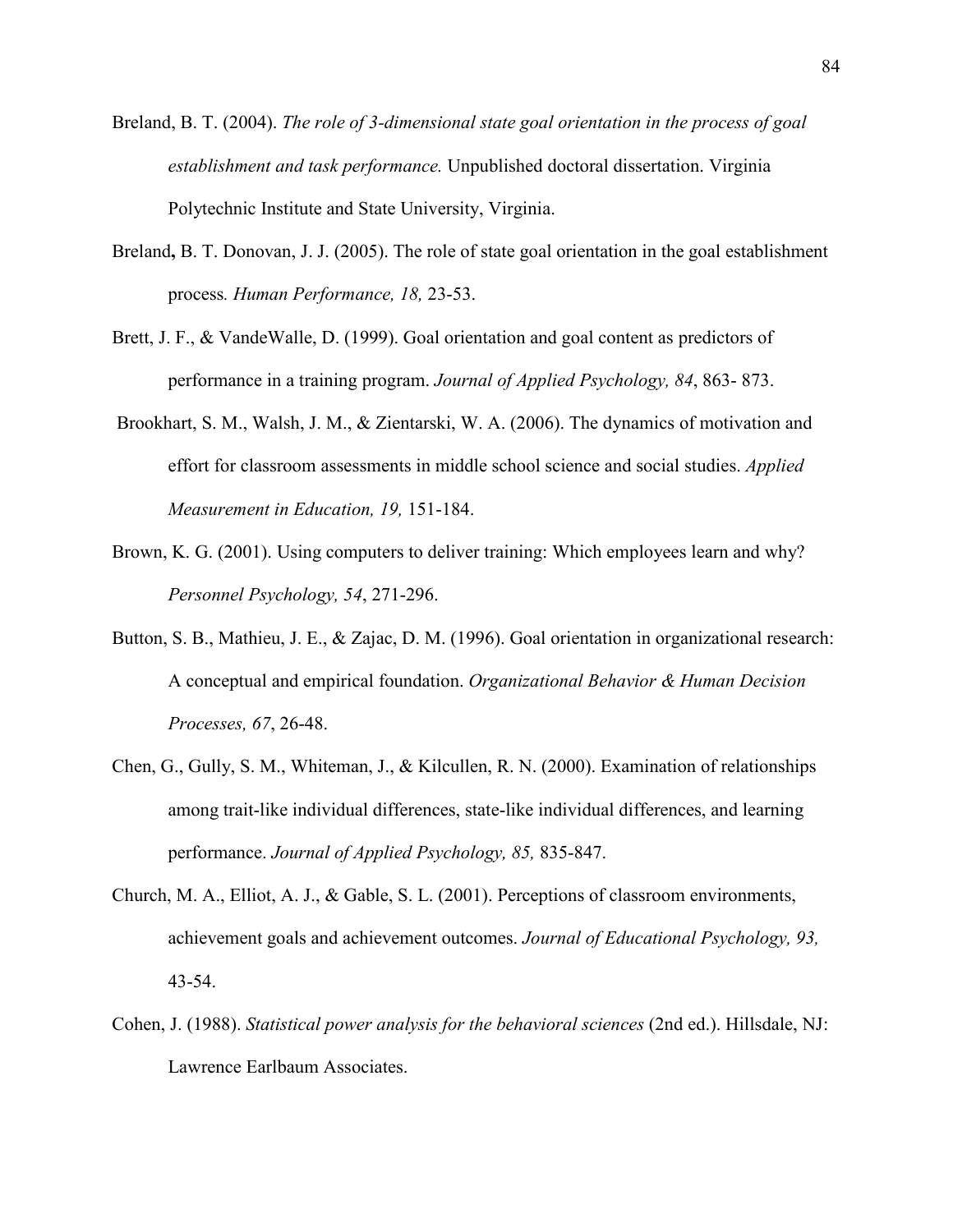Breland, B. T. (2004). *The role of 3-dimensional state goal orientation in the process of goal establishment and task performance.* Unpublished doctoral dissertation. Virginia Polytechnic Institute and State University, Virginia.

Breland**,** B. T. Donovan, J. J. (2005). The role of state goal orientation in the goal establishment process*. Human Performance, 18,* 23-53.

Brett, J. F., & VandeWalle, D. (1999). Goal orientation and goal content as predictors of performance in a training program. *Journal of Applied Psychology, 84*, 863- 873.

Brookhart, S. M., Walsh, J. M., & Zientarski, W. A. (2006). The dynamics of motivation and effort for classroom assessments in middle school science and social studies. *Applied Measurement in Education, 19,* 151-184.

Brown, K. G. (2001). Using computers to deliver training: Which employees learn and why? *Personnel Psychology, 54*, 271-296.

Button, S. B., Mathieu, J. E., & Zajac, D. M. (1996). Goal orientation in organizational research: A conceptual and empirical foundation. *Organizational Behavior & Human Decision Processes, 67*, 26-48.

Chen, G., Gully, S. M., Whiteman, J., & Kilcullen, R. N. (2000). Examination of relationships among trait-like individual differences, state-like individual differences, and learning performance. *Journal of Applied Psychology, 85,* 835-847.

Church, M. A., Elliot, A. J., & Gable, S. L. (2001). Perceptions of classroom environments, achievement goals and achievement outcomes. *Journal of Educational Psychology, 93,* 43-54.

Cohen, J. (1988). *Statistical power analysis for the behavioral sciences* (2nd ed.). Hillsdale, NJ: Lawrence Earlbaum Associates.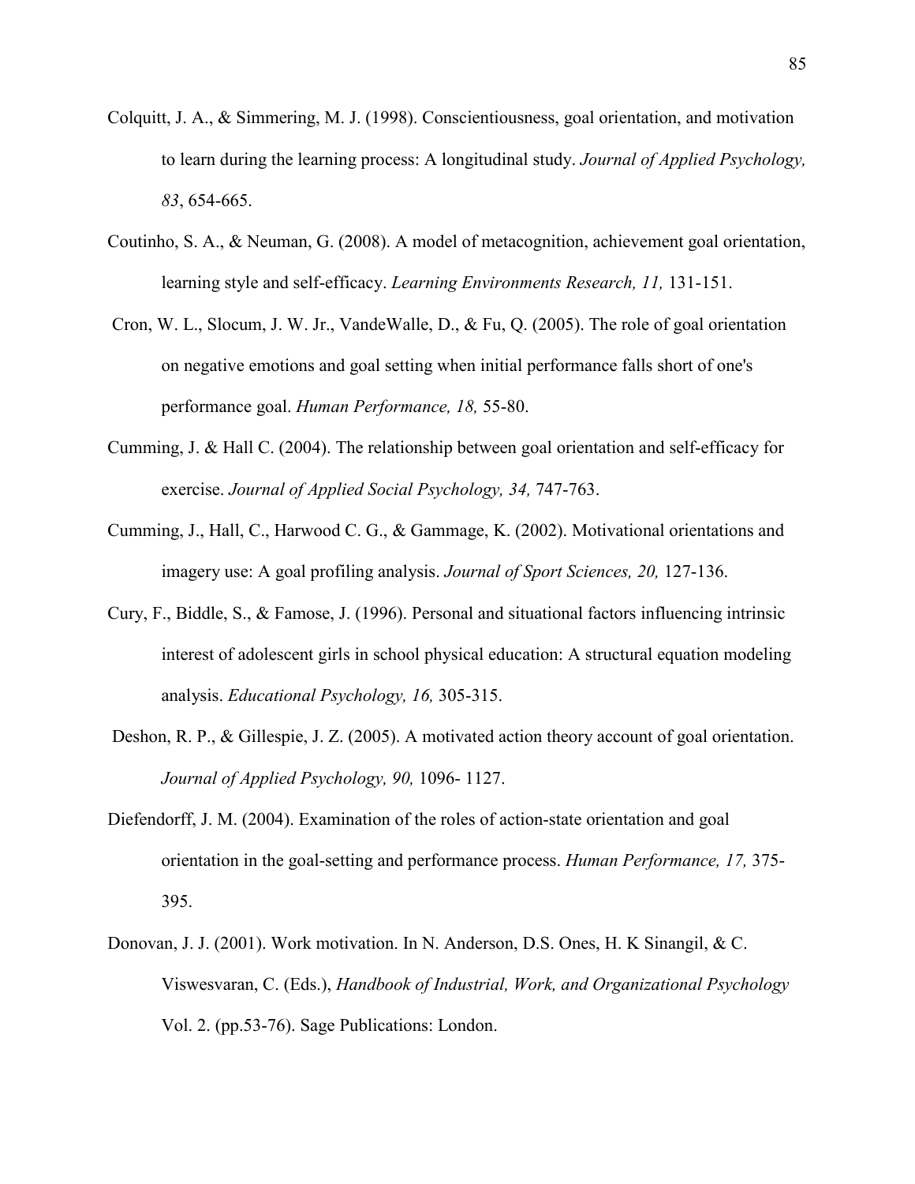Colquitt, J. A., & Simmering, M. J. (1998). Conscientiousness, goal orientation, and motivation to learn during the learning process: A longitudinal study. *Journal of Applied Psychology, 83*, 654-665.

Coutinho, S. A., & Neuman, G. (2008). A model of metacognition, achievement goal orientation, learning style and self-efficacy. *Learning Environments Research, 11,* 131-151.

Cron, W. L., Slocum, J. W. Jr., VandeWalle, D., & Fu, Q. (2005). The role of goal orientation on negative emotions and goal setting when initial performance falls short of one's performance goal. *Human Performance, 18,* 55-80.

Cumming, J. & Hall C. (2004). The relationship between goal orientation and self-efficacy for exercise. *Journal of Applied Social Psychology, 34,* 747-763.

Cumming, J., Hall, C., Harwood C. G., & Gammage, K. (2002). Motivational orientations and imagery use: A goal profiling analysis. *Journal of Sport Sciences, 20,* 127-136.

Cury, F., Biddle, S., & Famose, J. (1996). Personal and situational factors influencing intrinsic interest of adolescent girls in school physical education: A structural equation modeling analysis. *Educational Psychology, 16,* 305-315.

Deshon, R. P., & Gillespie, J. Z. (2005). A motivated action theory account of goal orientation. *Journal of Applied Psychology, 90,* 1096- 1127.

Diefendorff, J. M. (2004). Examination of the roles of action-state orientation and goal orientation in the goal-setting and performance process. *Human Performance, 17,* 375-395.

Donovan, J. J. (2001). Work motivation. In N. Anderson, D.S. Ones, H. K Sinangil, & C. Viswesvaran, C. (Eds.), *Handbook of Industrial, Work, and Organizational Psychology* Vol. 2. (pp.53-76). Sage Publications: London.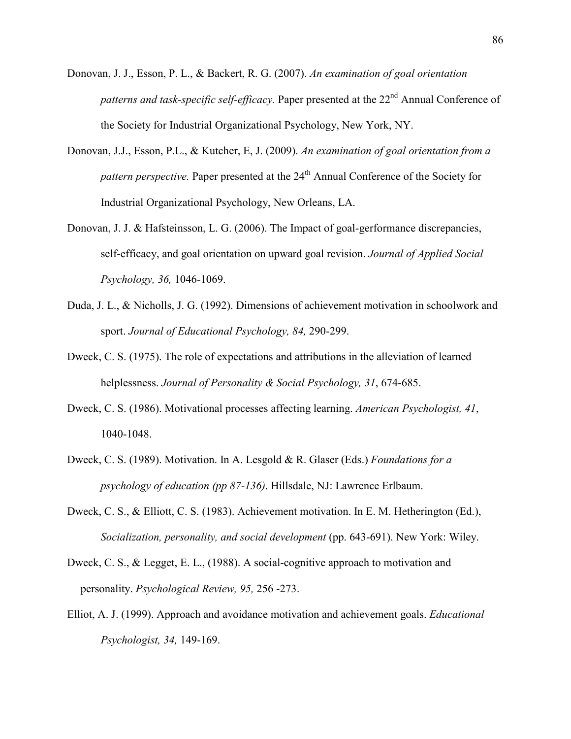Donovan, J. J., Esson, P. L., & Backert, R. G. (2007). *An examination of goal orientation patterns and task-specific self-efficacy.* Paper presented at the 22nd Annual Conference of the Society for Industrial Organizational Psychology, New York, NY.

Donovan, J.J., Esson, P.L., & Kutcher, E, J. (2009). *An examination of goal orientation from a pattern perspective.* Paper presented at the 24th Annual Conference of the Society for Industrial Organizational Psychology, New Orleans, LA.

Donovan, J. J. & Hafsteinsson, L. G. (2006). The Impact of goal-gerformance discrepancies, self-efficacy, and goal orientation on upward goal revision. *Journal of Applied Social Psychology, 36,* 1046-1069.

Duda, J. L., & Nicholls, J. G. (1992). Dimensions of achievement motivation in schoolwork and sport. *Journal of Educational Psychology, 84,* 290-299.

Dweck, C. S. (1975). The role of expectations and attributions in the alleviation of learned helplessness. *Journal of Personality & Social Psychology, 31*, 674-685.

Dweck, C. S. (1986). Motivational processes affecting learning. *American Psychologist, 41*, 1040-1048.

Dweck, C. S. (1989). Motivation. In A. Lesgold & R. Glaser (Eds.) *Foundations for a psychology of education (pp 87-136)*. Hillsdale, NJ: Lawrence Erlbaum.

Dweck, C. S., & Elliott, C. S. (1983). Achievement motivation. In E. M. Hetherington (Ed.), *Socialization, personality, and social development* (pp. 643-691). New York: Wiley.

Dweck, C. S., & Legget, E. L., (1988). A social-cognitive approach to motivation and personality. *Psychological Review, 95,* 256 -273.

Elliot, A. J. (1999). Approach and avoidance motivation and achievement goals. *Educational Psychologist, 34,* 149-169.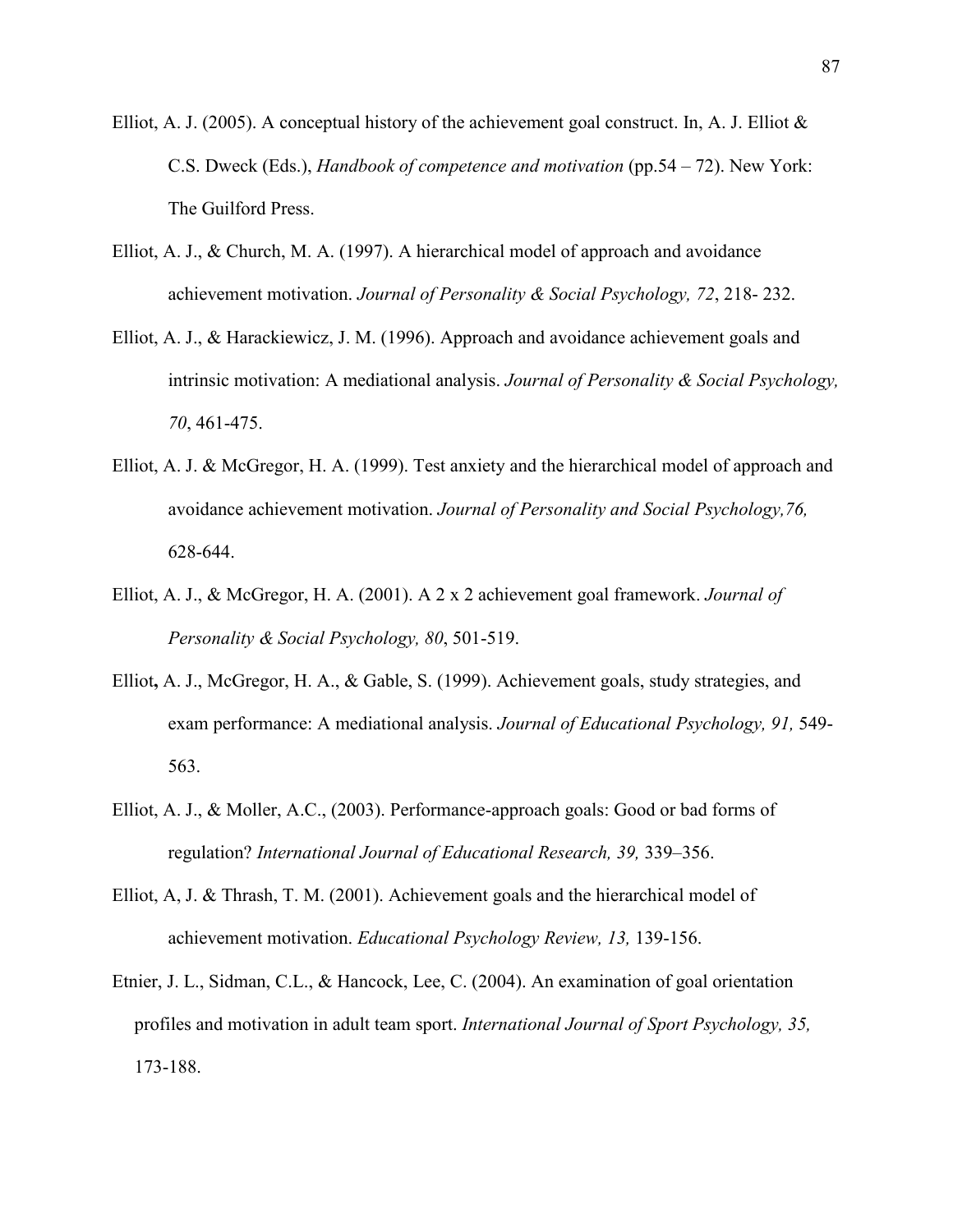Elliot, A. J. (2005). A conceptual history of the achievement goal construct. In, A. J. Elliot & C.S. Dweck (Eds.), *Handbook of competence and motivation* (pp.54 – 72). New York: The Guilford Press.

Elliot, A. J., & Church, M. A. (1997). A hierarchical model of approach and avoidance achievement motivation. *Journal of Personality & Social Psychology, 72*, 218- 232.

Elliot, A. J., & Harackiewicz, J. M. (1996). Approach and avoidance achievement goals and intrinsic motivation: A mediational analysis. *Journal of Personality & Social Psychology, 70*, 461-475.

Elliot, A. J. & McGregor, H. A. (1999). Test anxiety and the hierarchical model of approach and avoidance achievement motivation. *Journal of Personality and Social Psychology,76,* 628-644.

Elliot, A. J., & McGregor, H. A. (2001). A 2 x 2 achievement goal framework. *Journal of Personality & Social Psychology, 80*, 501-519.

Elliot**,** A. J., McGregor, H. A., & Gable, S. (1999). Achievement goals, study strategies, and exam performance: A mediational analysis. *Journal of Educational Psychology, 91,* 549-563.

Elliot, A. J., & Moller, A.C., (2003). Performance-approach goals: Good or bad forms of regulation? *International Journal of Educational Research, 39,* 339–356.

Elliot, A, J. & Thrash, T. M. (2001). Achievement goals and the hierarchical model of achievement motivation. *Educational Psychology Review, 13,* 139-156.

Etnier, J. L., Sidman, C.L., & Hancock, Lee, C. (2004). An examination of goal orientation profiles and motivation in adult team sport. *International Journal of Sport Psychology, 35,* 173-188.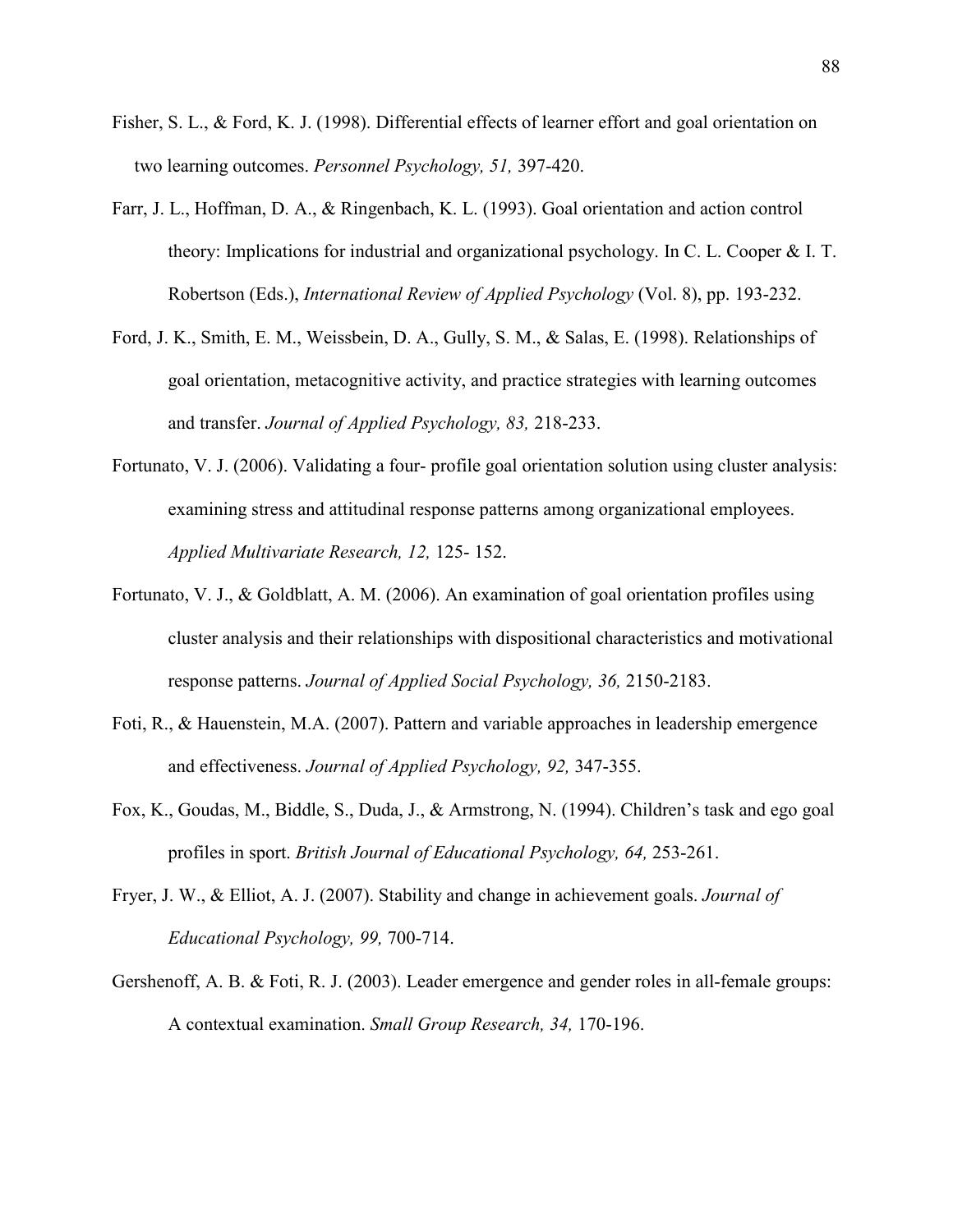Fisher, S. L., & Ford, K. J. (1998). Differential effects of learner effort and goal orientation on two learning outcomes. *Personnel Psychology, 51,* 397-420.

Farr, J. L., Hoffman, D. A., & Ringenbach, K. L. (1993). Goal orientation and action control theory: Implications for industrial and organizational psychology. In C. L. Cooper & I. T. Robertson (Eds.), *International Review of Applied Psychology* (Vol. 8), pp. 193-232.

Ford, J. K., Smith, E. M., Weissbein, D. A., Gully, S. M., & Salas, E. (1998). Relationships of goal orientation, metacognitive activity, and practice strategies with learning outcomes and transfer. *Journal of Applied Psychology, 83,* 218-233.

Fortunato, V. J. (2006). Validating a four- profile goal orientation solution using cluster analysis: examining stress and attitudinal response patterns among organizational employees. *Applied Multivariate Research, 12,* 125- 152.

Fortunato, V. J., & Goldblatt, A. M. (2006). An examination of goal orientation profiles using cluster analysis and their relationships with dispositional characteristics and motivational response patterns. *Journal of Applied Social Psychology, 36,* 2150-2183.

Foti, R., & Hauenstein, M.A. (2007). Pattern and variable approaches in leadership emergence and effectiveness. *Journal of Applied Psychology, 92,* 347-355.

Fox, K., Goudas, M., Biddle, S., Duda, J., & Armstrong, N. (1994). Children's task and ego goal profiles in sport. *British Journal of Educational Psychology, 64,* 253-261.

Fryer, J. W., & Elliot, A. J. (2007). Stability and change in achievement goals. *Journal of Educational Psychology, 99,* 700-714.

Gershenoff, A. B. & Foti, R. J. (2003). Leader emergence and gender roles in all-female groups: A contextual examination. *Small Group Research, 34,* 170-196.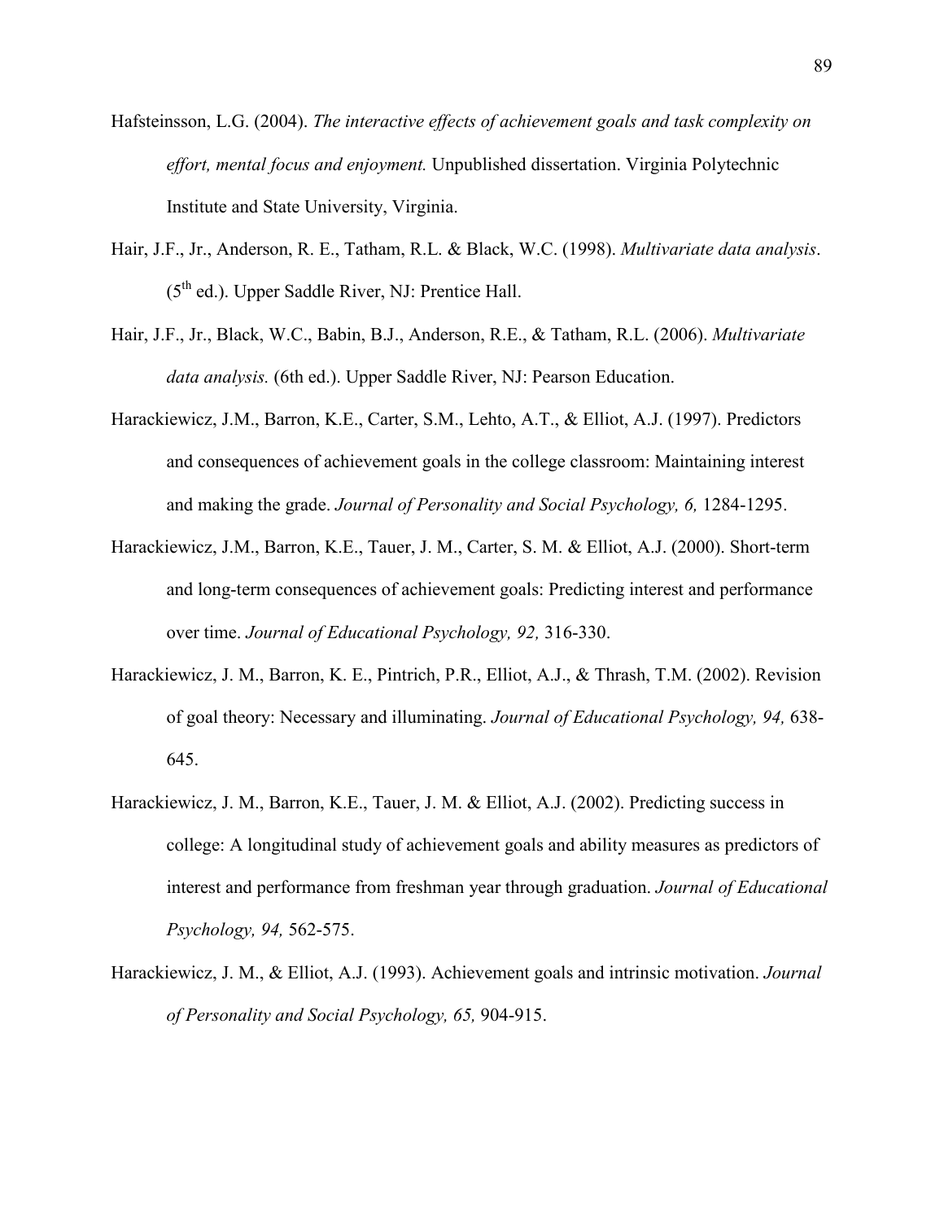Hafsteinsson, L.G. (2004). *The interactive effects of achievement goals and task complexity on effort, mental focus and enjoyment.* Unpublished dissertation. Virginia Polytechnic Institute and State University, Virginia.

Hair, J.F., Jr., Anderson, R. E., Tatham, R.L. & Black, W.C. (1998). *Multivariate data analysis*. (5th ed.). Upper Saddle River, NJ: Prentice Hall.

Hair, J.F., Jr., Black, W.C., Babin, B.J., Anderson, R.E., & Tatham, R.L. (2006). *Multivariate data analysis.* (6th ed.). Upper Saddle River, NJ: Pearson Education.

Harackiewicz, J.M., Barron, K.E., Carter, S.M., Lehto, A.T., & Elliot, A.J. (1997). Predictors and consequences of achievement goals in the college classroom: Maintaining interest and making the grade. *Journal of Personality and Social Psychology, 6,* 1284-1295.

Harackiewicz, J.M., Barron, K.E., Tauer, J. M., Carter, S. M. & Elliot, A.J. (2000). Short-term and long-term consequences of achievement goals: Predicting interest and performance over time. *Journal of Educational Psychology, 92,* 316-330.

Harackiewicz, J. M., Barron, K. E., Pintrich, P.R., Elliot, A.J., & Thrash, T.M. (2002). Revision of goal theory: Necessary and illuminating. *Journal of Educational Psychology, 94,* 638-645.

Harackiewicz, J. M., Barron, K.E., Tauer, J. M. & Elliot, A.J. (2002). Predicting success in college: A longitudinal study of achievement goals and ability measures as predictors of interest and performance from freshman year through graduation. *Journal of Educational Psychology, 94,* 562-575.

Harackiewicz, J. M., & Elliot, A.J. (1993). Achievement goals and intrinsic motivation. *Journal of Personality and Social Psychology, 65,* 904-915.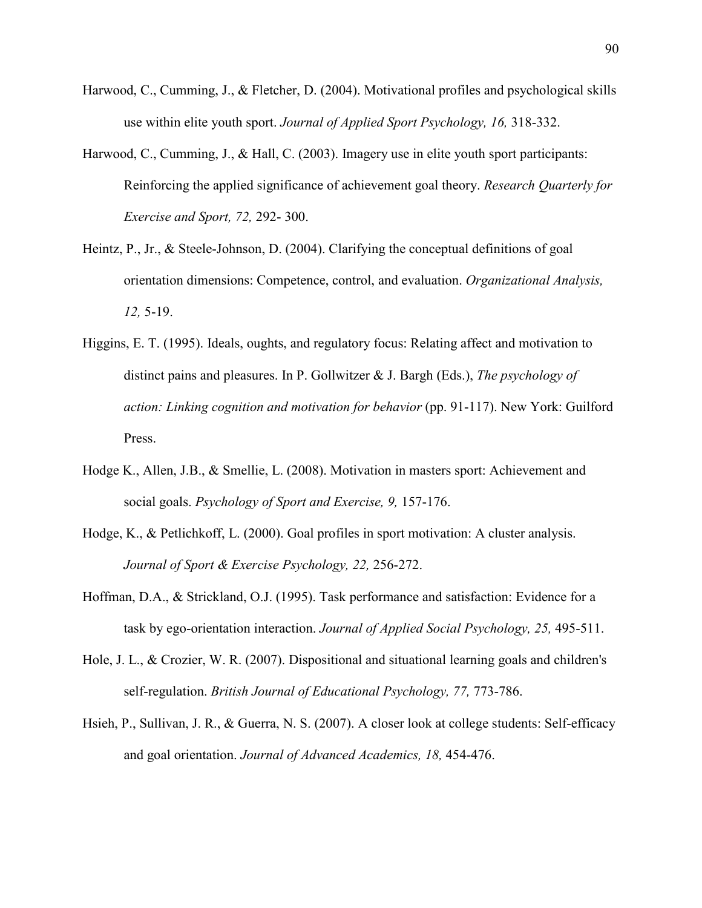Harwood, C., Cumming, J., & Fletcher, D. (2004). Motivational profiles and psychological skills use within elite youth sport. *Journal of Applied Sport Psychology, 16,* 318-332.

Harwood, C., Cumming, J., & Hall, C. (2003). Imagery use in elite youth sport participants: Reinforcing the applied significance of achievement goal theory. *Research Quarterly for Exercise and Sport, 72,* 292- 300.

Heintz, P., Jr., & Steele-Johnson, D. (2004). Clarifying the conceptual definitions of goal orientation dimensions: Competence, control, and evaluation. *Organizational Analysis, 12,* 5-19.

Higgins, E. T. (1995). Ideals, oughts, and regulatory focus: Relating affect and motivation to distinct pains and pleasures. In P. Gollwitzer & J. Bargh (Eds.), *The psychology of action: Linking cognition and motivation for behavior* (pp. 91-117). New York: Guilford Press.

Hodge K., Allen, J.B., & Smellie, L. (2008). Motivation in masters sport: Achievement and social goals. *Psychology of Sport and Exercise, 9,* 157-176.

Hodge, K., & Petlichkoff, L. (2000). Goal profiles in sport motivation: A cluster analysis. *Journal of Sport & Exercise Psychology, 22,* 256-272.

Hoffman, D.A., & Strickland, O.J. (1995). Task performance and satisfaction: Evidence for a task by ego-orientation interaction. *Journal of Applied Social Psychology, 25,* 495-511.

Hole, J. L., & Crozier, W. R. (2007). Dispositional and situational learning goals and children's self-regulation. *British Journal of Educational Psychology, 77,* 773-786.

Hsieh, P., Sullivan, J. R., & Guerra, N. S. (2007). A closer look at college students: Self-efficacy and goal orientation. *Journal of Advanced Academics, 18,* 454-476.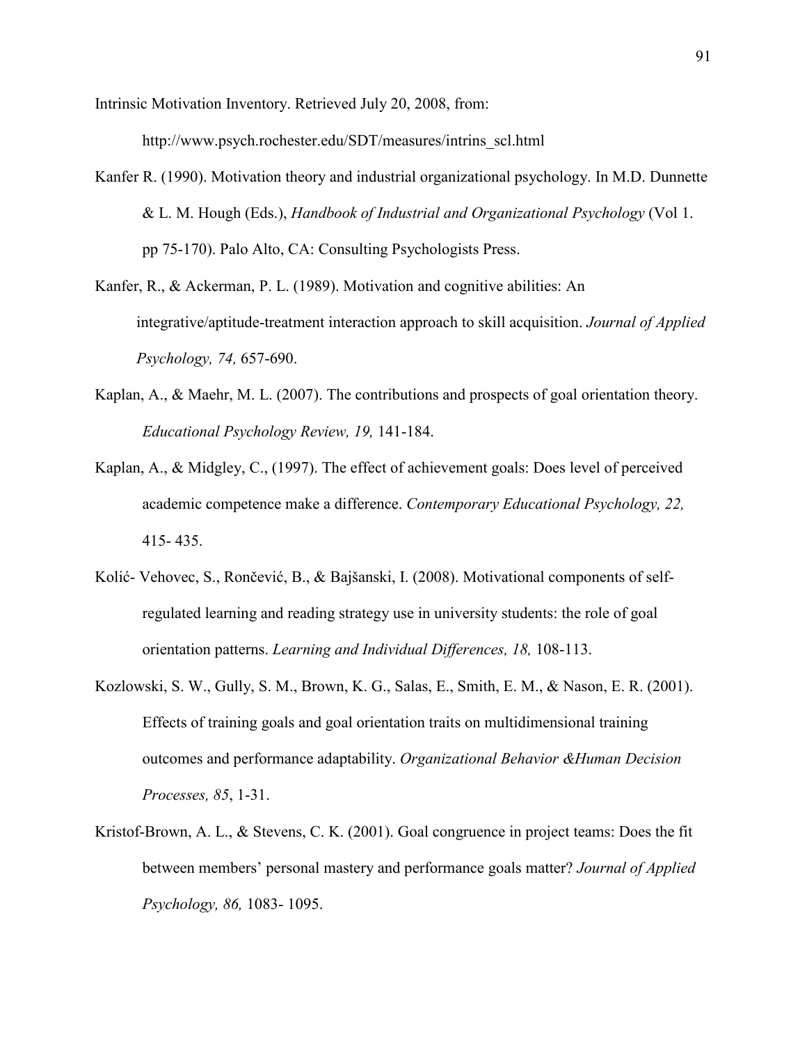Intrinsic Motivation Inventory. Retrieved July 20, 2008, from: http://www.psych.rochester.edu/SDT/measures/intrins_scl.html

Kanfer R. (1990). Motivation theory and industrial organizational psychology. In M.D. Dunnette & L. M. Hough (Eds.), *Handbook of Industrial and Organizational Psychology* (Vol 1. pp 75-170). Palo Alto, CA: Consulting Psychologists Press.

Kanfer, R., & Ackerman, P. L. (1989). Motivation and cognitive abilities: An integrative/aptitude-treatment interaction approach to skill acquisition. *Journal of Applied Psychology, 74,* 657-690.

Kaplan, A., & Maehr, M. L. (2007). The contributions and prospects of goal orientation theory. *Educational Psychology Review, 19,* 141-184.

Kaplan, A., & Midgley, C., (1997). The effect of achievement goals: Does level of perceived academic competence make a difference. *Contemporary Educational Psychology, 22,* 415- 435.

Kolić- Vehovec, S., Rončević, B., & Bajšanski, I. (2008). Motivational components of self-regulated learning and reading strategy use in university students: the role of goal orientation patterns. *Learning and Individual Differences, 18,* 108-113.

Kozlowski, S. W., Gully, S. M., Brown, K. G., Salas, E., Smith, E. M., & Nason, E. R. (2001). Effects of training goals and goal orientation traits on multidimensional training outcomes and performance adaptability. *Organizational Behavior &Human Decision Processes, 85*, 1-31.

Kristof-Brown, A. L., & Stevens, C. K. (2001). Goal congruence in project teams: Does the fit between members' personal mastery and performance goals matter? *Journal of Applied Psychology, 86,* 1083- 1095.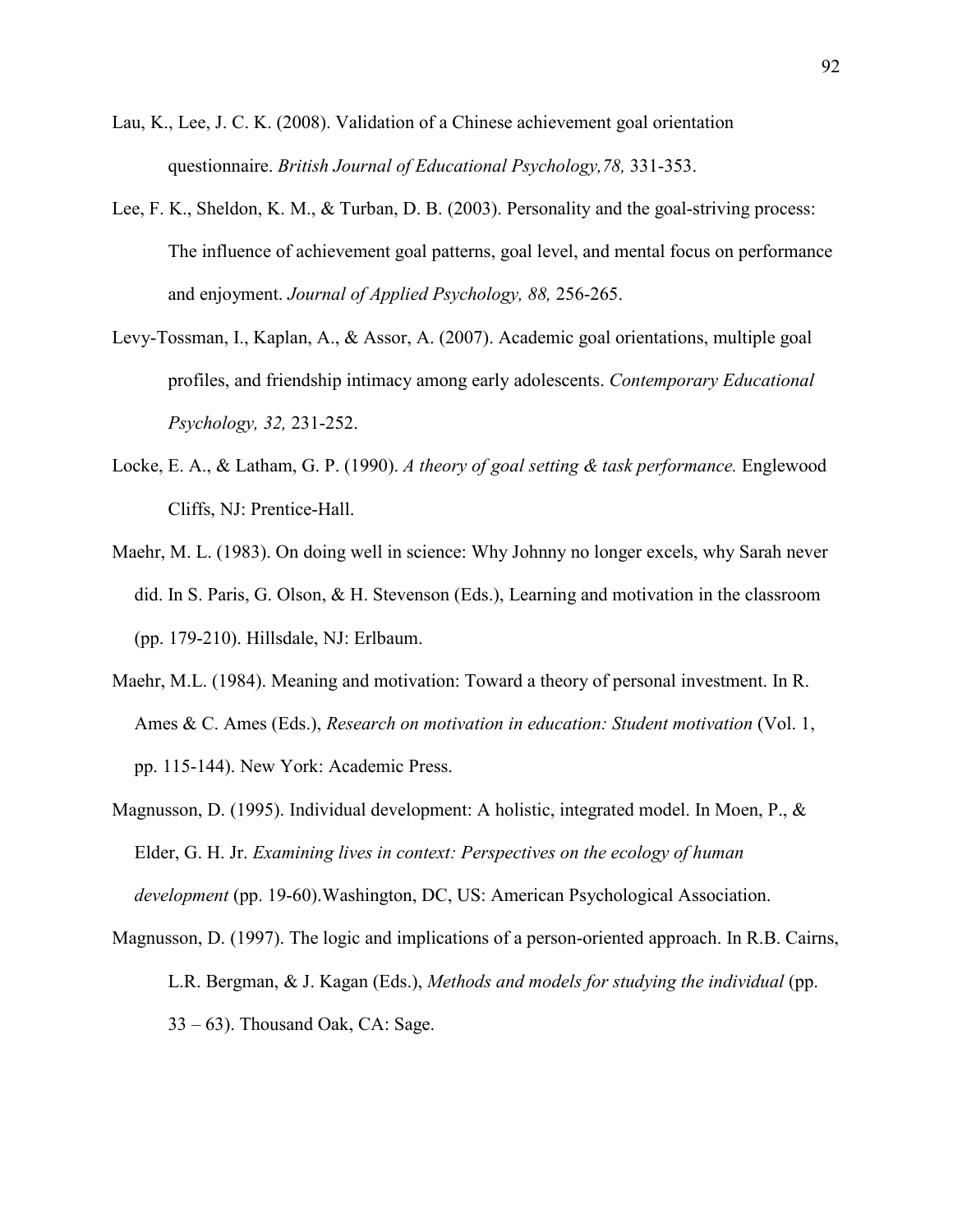Lau, K., Lee, J. C. K. (2008). Validation of a Chinese achievement goal orientation questionnaire. *British Journal of Educational Psychology,78,* 331-353.

Lee, F. K., Sheldon, K. M., & Turban, D. B. (2003). Personality and the goal-striving process: The influence of achievement goal patterns, goal level, and mental focus on performance and enjoyment. *Journal of Applied Psychology, 88,* 256-265.

Levy-Tossman, I., Kaplan, A., & Assor, A. (2007). Academic goal orientations, multiple goal profiles, and friendship intimacy among early adolescents. *Contemporary Educational Psychology, 32,* 231-252.

Locke, E. A., & Latham, G. P. (1990). *A theory of goal setting & task performance.* Englewood Cliffs, NJ: Prentice-Hall.

Maehr, M. L. (1983). On doing well in science: Why Johnny no longer excels, why Sarah never did. In S. Paris, G. Olson, & H. Stevenson (Eds.), Learning and motivation in the classroom (pp. 179-210). Hillsdale, NJ: Erlbaum.

Maehr, M.L. (1984). Meaning and motivation: Toward a theory of personal investment. In R. Ames & C. Ames (Eds.), *Research on motivation in education: Student motivation* (Vol. 1, pp. 115-144). New York: Academic Press.

Magnusson, D. (1995). Individual development: A holistic, integrated model. In Moen, P., & Elder, G. H. Jr. *Examining lives in context: Perspectives on the ecology of human development* (pp. 19-60).Washington, DC, US: American Psychological Association.

Magnusson, D. (1997). The logic and implications of a person-oriented approach. In R.B. Cairns, L.R. Bergman, & J. Kagan (Eds.), *Methods and models for studying the individual* (pp. 33 – 63). Thousand Oak, CA: Sage.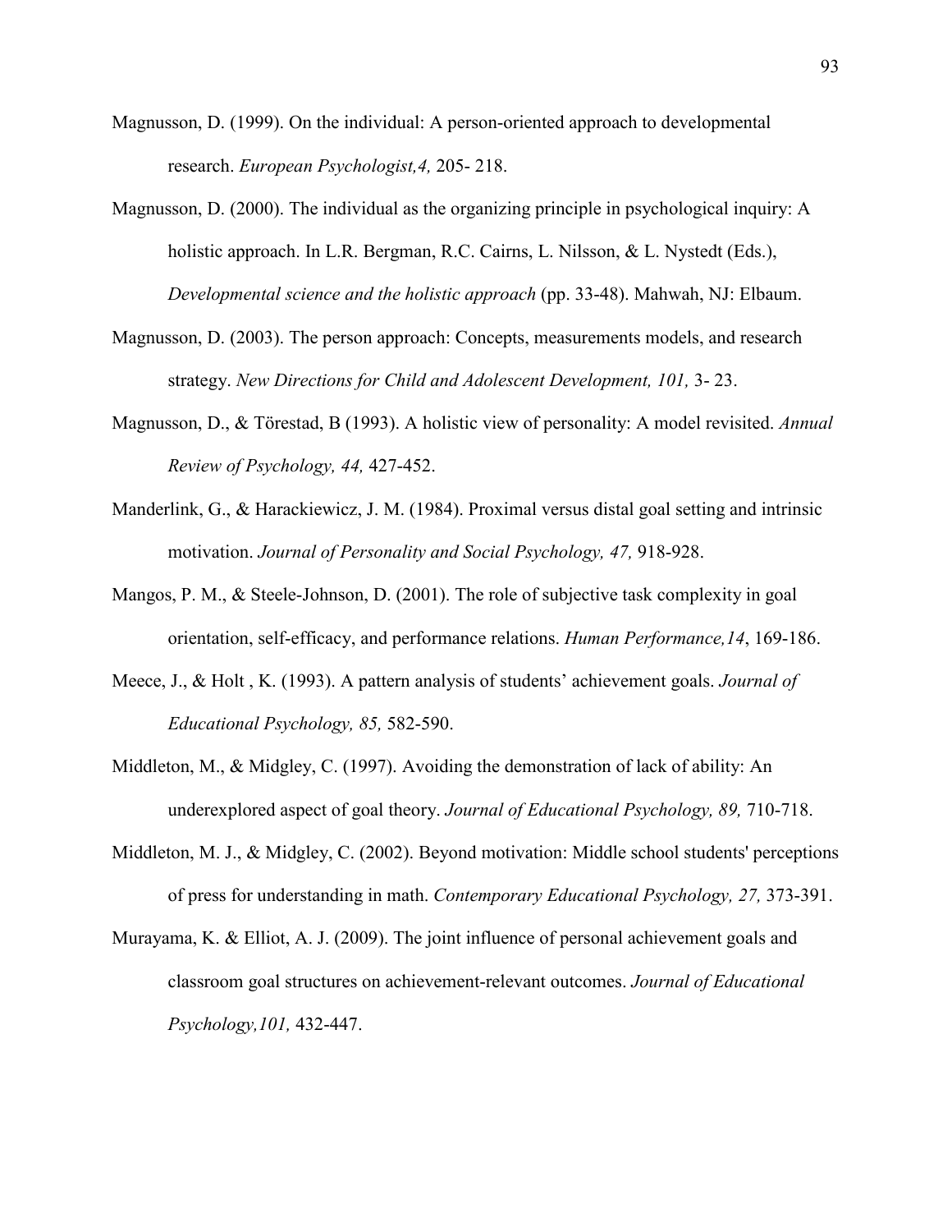Magnusson, D. (1999). On the individual: A person-oriented approach to developmental research. *European Psychologist,4,* 205- 218.

Magnusson, D. (2000). The individual as the organizing principle in psychological inquiry: A holistic approach. In L.R. Bergman, R.C. Cairns, L. Nilsson, & L. Nystedt (Eds.), *Developmental science and the holistic approach* (pp. 33-48). Mahwah, NJ: Elbaum.

Magnusson, D. (2003). The person approach: Concepts, measurements models, and research strategy. *New Directions for Child and Adolescent Development, 101,* 3- 23.

Magnusson, D., & Törestad, B (1993). A holistic view of personality: A model revisited. *Annual Review of Psychology, 44,* 427-452.

Manderlink, G., & Harackiewicz, J. M. (1984). Proximal versus distal goal setting and intrinsic motivation. *Journal of Personality and Social Psychology, 47,* 918-928.

Mangos, P. M., & Steele-Johnson, D. (2001). The role of subjective task complexity in goal orientation, self-efficacy, and performance relations. *Human Performance,14*, 169-186.

Meece, J., & Holt , K. (1993). A pattern analysis of students' achievement goals. *Journal of Educational Psychology, 85,* 582-590.

Middleton, M., & Midgley, C. (1997). Avoiding the demonstration of lack of ability: An underexplored aspect of goal theory. *Journal of Educational Psychology, 89,* 710-718.

Middleton, M. J., & Midgley, C. (2002). Beyond motivation: Middle school students' perceptions of press for understanding in math. *Contemporary Educational Psychology, 27,* 373-391.

Murayama, K. & Elliot, A. J. (2009). The joint influence of personal achievement goals and classroom goal structures on achievement-relevant outcomes. *Journal of Educational Psychology,101,* 432-447.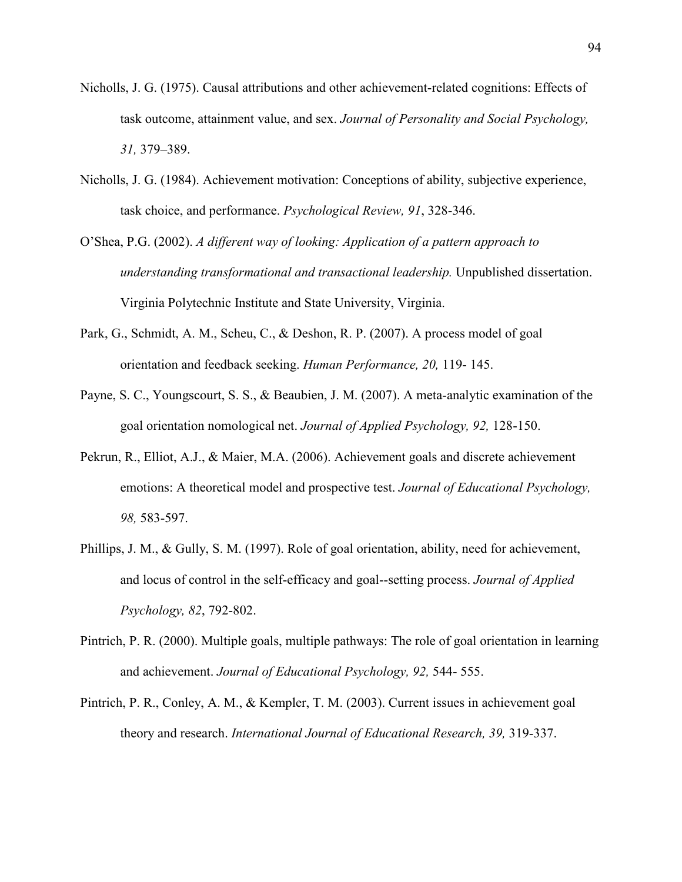Nicholls, J. G. (1975). Causal attributions and other achievement-related cognitions: Effects of task outcome, attainment value, and sex. *Journal of Personality and Social Psychology, 31,* 379–389.

Nicholls, J. G. (1984). Achievement motivation: Conceptions of ability, subjective experience, task choice, and performance. *Psychological Review, 91*, 328-346.

O'Shea, P.G. (2002). *A different way of looking: Application of a pattern approach to understanding transformational and transactional leadership.* Unpublished dissertation. Virginia Polytechnic Institute and State University, Virginia.

Park, G., Schmidt, A. M., Scheu, C., & Deshon, R. P. (2007). A process model of goal orientation and feedback seeking. *Human Performance, 20,* 119- 145.

Payne, S. C., Youngscourt, S. S., & Beaubien, J. M. (2007). A meta-analytic examination of the goal orientation nomological net. *Journal of Applied Psychology, 92,* 128-150.

Pekrun, R., Elliot, A.J., & Maier, M.A. (2006). Achievement goals and discrete achievement emotions: A theoretical model and prospective test. *Journal of Educational Psychology, 98,* 583-597.

Phillips, J. M., & Gully, S. M. (1997). Role of goal orientation, ability, need for achievement, and locus of control in the self-efficacy and goal--setting process. *Journal of Applied Psychology, 82*, 792-802.

Pintrich, P. R. (2000). Multiple goals, multiple pathways: The role of goal orientation in learning and achievement. *Journal of Educational Psychology, 92,* 544- 555.

Pintrich, P. R., Conley, A. M., & Kempler, T. M. (2003). Current issues in achievement goal theory and research. *International Journal of Educational Research, 39,* 319-337.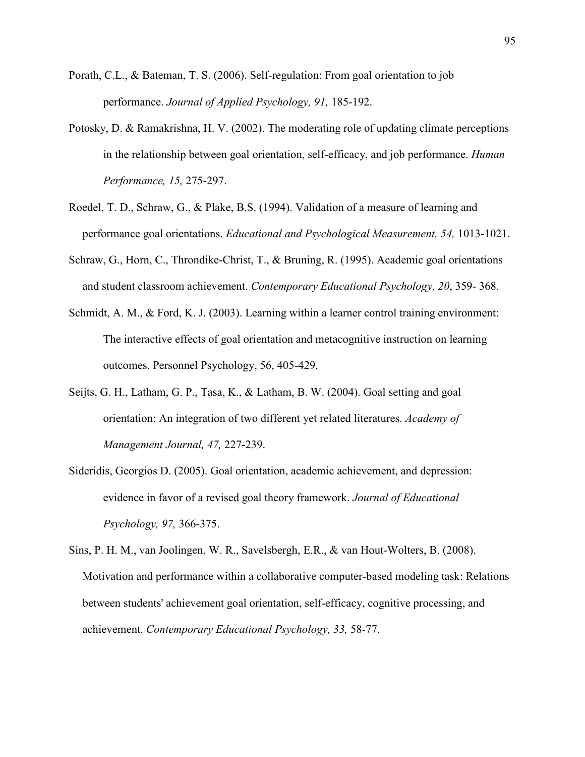Porath, C.L., & Bateman, T. S. (2006). Self-regulation: From goal orientation to job performance. *Journal of Applied Psychology, 91,* 185-192.

Potosky, D. & Ramakrishna, H. V. (2002). The moderating role of updating climate perceptions in the relationship between goal orientation, self-efficacy, and job performance. *Human Performance, 15,* 275-297.

Roedel, T. D., Schraw, G., & Plake, B.S. (1994). Validation of a measure of learning and performance goal orientations. *Educational and Psychological Measurement, 54,* 1013-1021.

Schraw, G., Horn, C., Throndike-Christ, T., & Bruning, R. (1995). Academic goal orientations and student classroom achievement. *Contemporary Educational Psychology, 20*, 359- 368.

Schmidt, A. M., & Ford, K. J. (2003). Learning within a learner control training environment: The interactive effects of goal orientation and metacognitive instruction on learning outcomes. Personnel Psychology, 56, 405-429.

Seijts, G. H., Latham, G. P., Tasa, K., & Latham, B. W. (2004). Goal setting and goal orientation: An integration of two different yet related literatures. *Academy of Management Journal, 47,* 227-239.

Sideridis, Georgios D. (2005). Goal orientation, academic achievement, and depression: evidence in favor of a revised goal theory framework. *Journal of Educational Psychology, 97,* 366-375.

Sins, P. H. M., van Joolingen, W. R., Savelsbergh, E.R., & van Hout-Wolters, B. (2008). Motivation and performance within a collaborative computer-based modeling task: Relations between students' achievement goal orientation, self-efficacy, cognitive processing, and achievement. *Contemporary Educational Psychology, 33,* 58-77.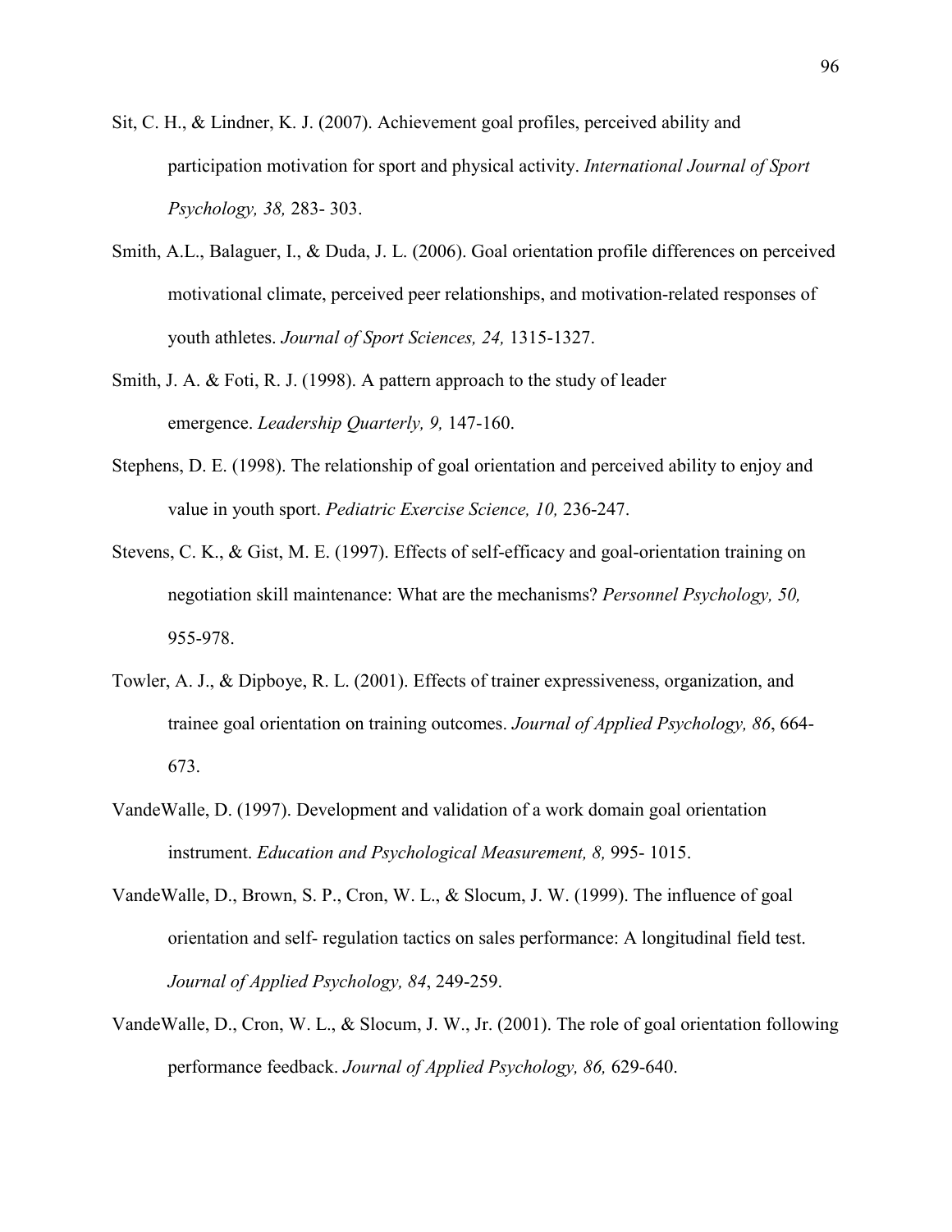Sit, C. H., & Lindner, K. J. (2007). Achievement goal profiles, perceived ability and participation motivation for sport and physical activity. *International Journal of Sport Psychology, 38,* 283- 303.

Smith, A.L., Balaguer, I., & Duda, J. L. (2006). Goal orientation profile differences on perceived motivational climate, perceived peer relationships, and motivation-related responses of youth athletes. *Journal of Sport Sciences, 24,* 1315-1327.

Smith, J. A. & Foti, R. J. (1998). A pattern approach to the study of leader emergence. *Leadership Quarterly, 9,* 147-160.

Stephens, D. E. (1998). The relationship of goal orientation and perceived ability to enjoy and value in youth sport. *Pediatric Exercise Science, 10,* 236-247.

Stevens, C. K., & Gist, M. E. (1997). Effects of self-efficacy and goal-orientation training on negotiation skill maintenance: What are the mechanisms? *Personnel Psychology, 50,* 955-978.

Towler, A. J., & Dipboye, R. L. (2001). Effects of trainer expressiveness, organization, and trainee goal orientation on training outcomes. *Journal of Applied Psychology, 86*, 664-673.

VandeWalle, D. (1997). Development and validation of a work domain goal orientation instrument. *Education and Psychological Measurement, 8,* 995- 1015.

VandeWalle, D., Brown, S. P., Cron, W. L., & Slocum, J. W. (1999). The influence of goal orientation and self- regulation tactics on sales performance: A longitudinal field test. *Journal of Applied Psychology, 84*, 249-259.

VandeWalle, D., Cron, W. L., & Slocum, J. W., Jr. (2001). The role of goal orientation following performance feedback. *Journal of Applied Psychology, 86,* 629-640.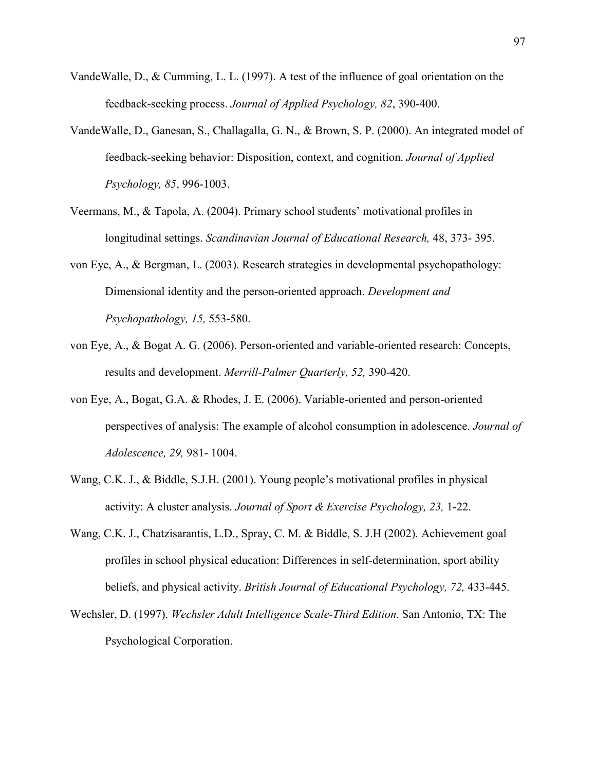VandeWalle, D., & Cumming, L. L. (1997). A test of the influence of goal orientation on the feedback-seeking process. *Journal of Applied Psychology, 82*, 390-400.

VandeWalle, D., Ganesan, S., Challagalla, G. N., & Brown, S. P. (2000). An integrated model of feedback-seeking behavior: Disposition, context, and cognition. *Journal of Applied Psychology, 85*, 996-1003.

Veermans, M., & Tapola, A. (2004). Primary school students' motivational profiles in longitudinal settings. *Scandinavian Journal of Educational Research,* 48, 373- 395.

von Eye, A., & Bergman, L. (2003). Research strategies in developmental psychopathology: Dimensional identity and the person-oriented approach. *Development and Psychopathology, 15,* 553-580.

von Eye, A., & Bogat A. G. (2006). Person-oriented and variable-oriented research: Concepts, results and development. *Merrill-Palmer Quarterly, 52,* 390-420.

von Eye, A., Bogat, G.A. & Rhodes, J. E. (2006). Variable-oriented and person-oriented perspectives of analysis: The example of alcohol consumption in adolescence. *Journal of Adolescence, 29,* 981- 1004.

Wang, C.K. J., & Biddle, S.J.H. (2001). Young people's motivational profiles in physical activity: A cluster analysis. *Journal of Sport & Exercise Psychology, 23,* 1-22.

Wang, C.K. J., Chatzisarantis, L.D., Spray, C. M. & Biddle, S. J.H (2002). Achievement goal profiles in school physical education: Differences in self-determination, sport ability beliefs, and physical activity. *British Journal of Educational Psychology, 72,* 433-445.

Wechsler, D. (1997). *Wechsler Adult Intelligence Scale-Third Edition*. San Antonio, TX: The Psychological Corporation.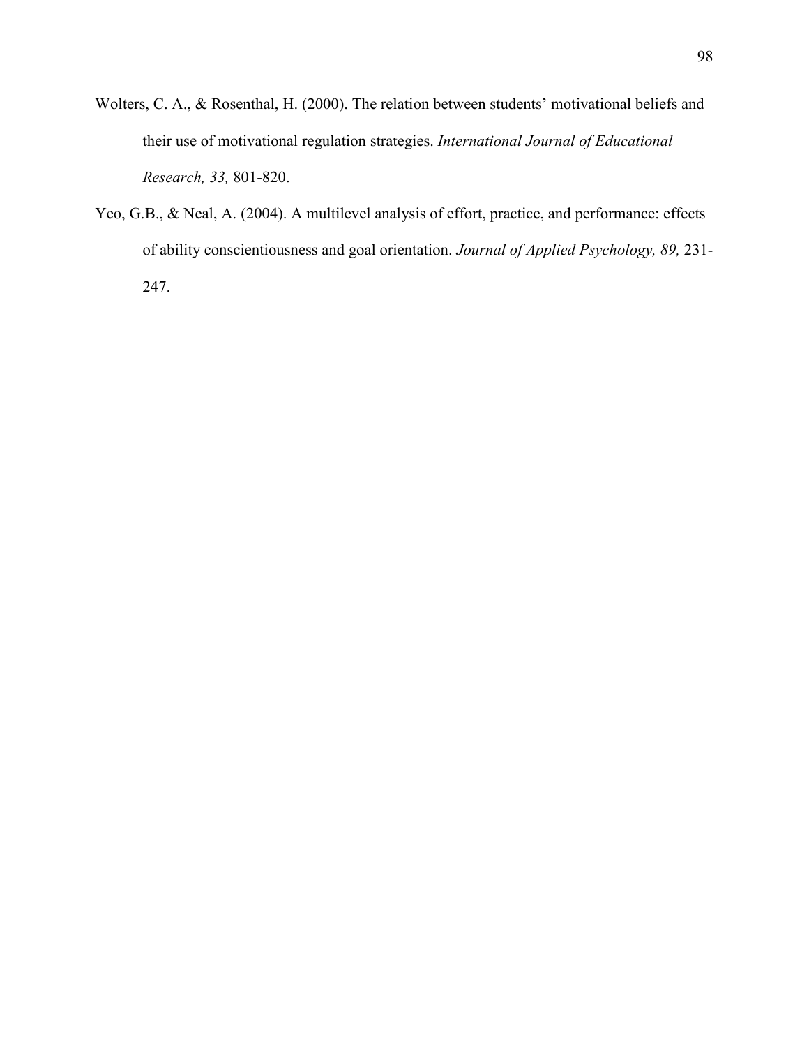Wolters, C. A., & Rosenthal, H. (2000). The relation between students' motivational beliefs and their use of motivational regulation strategies. *International Journal of Educational Research, 33,* 801-820.

Yeo, G.B., & Neal, A. (2004). A multilevel analysis of effort, practice, and performance: effects of ability conscientiousness and goal orientation. *Journal of Applied Psychology, 89,* 231-247.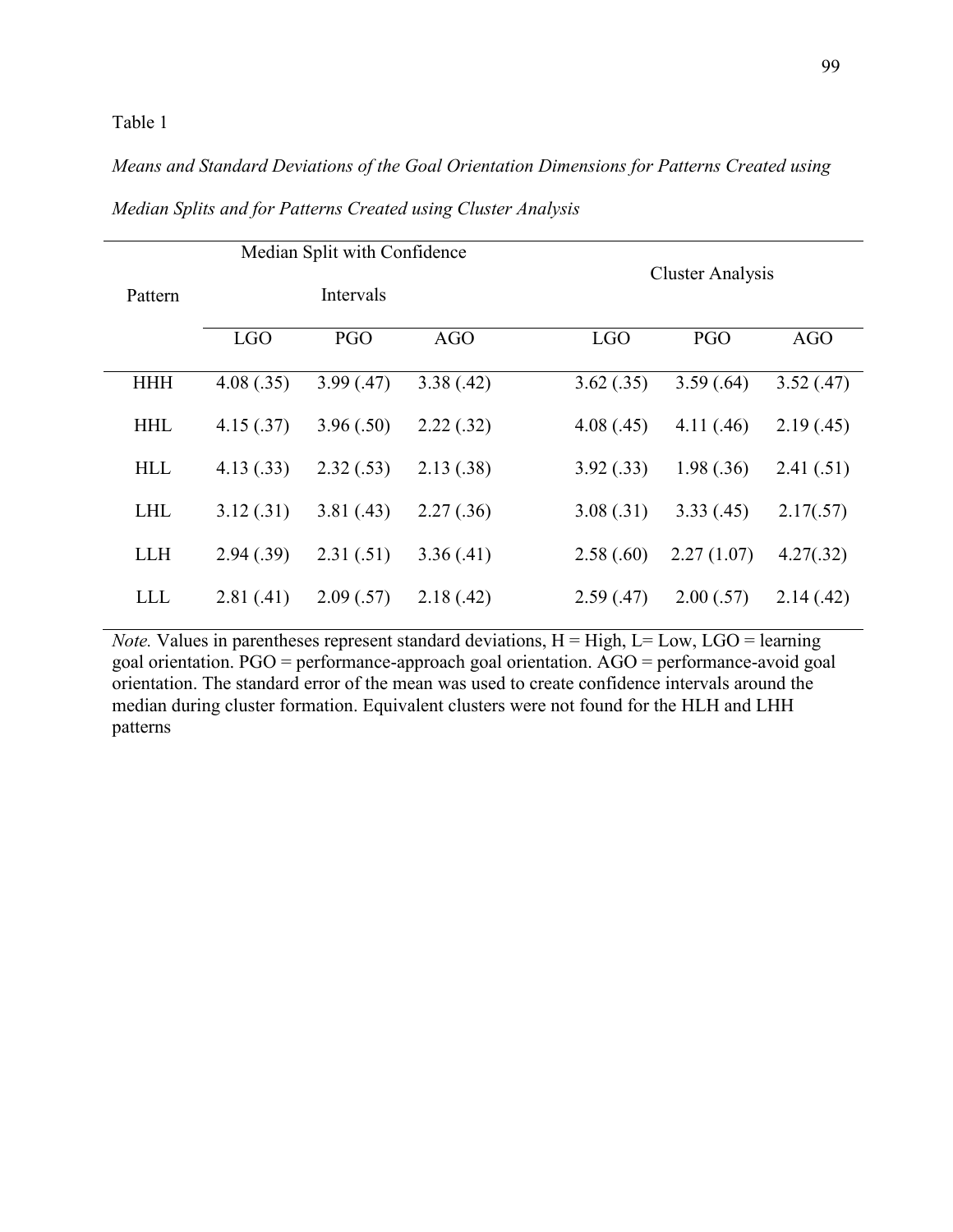Table 1

*Means and Standard Deviations of the Goal Orientation Dimensions for Patterns Created using Median Splits and for Patterns Created using Cluster Analysis*

| Pattern | Median Split with Confidence Intervals | | | Cluster Analysis | | |
|---|---|---|---|---|---|---|
| | LGO | PGO | AGO | LGO | PGO | AGO |
| HHH | 4.08 (.35) | 3.99 (.47) | 3.38 (.42) | 3.62 (.35) | 3.59 (.64) | 3.52 (.47) |
| HHL | 4.15 (.37) | 3.96 (.50) | 2.22 (.32) | 4.08 (.45) | 4.11 (.46) | 2.19 (.45) |
| HLL | 4.13 (.33) | 2.32 (.53) | 2.13 (.38) | 3.92 (.33) | 1.98 (.36) | 2.41 (.51) |
| LHL | 3.12 (.31) | 3.81 (.43) | 2.27 (.36) | 3.08 (.31) | 3.33 (.45) | 2.17(.57) |
| LLH | 2.94 (.39) | 2.31 (.51) | 3.36 (.41) | 2.58 (.60) | 2.27 (1.07) | 4.27(.32) |
| LLL | 2.81 (.41) | 2.09 (.57) | 2.18 (.42) | 2.59 (.47) | 2.00 (.57) | 2.14 (.42) |

*Note.* Values in parentheses represent standard deviations, H = High, L= Low, LGO = learning goal orientation. PGO = performance-approach goal orientation. AGO = performance-avoid goal orientation. The standard error of the mean was used to create confidence intervals around the median during cluster formation. Equivalent clusters were not found for the HLH and LHH patterns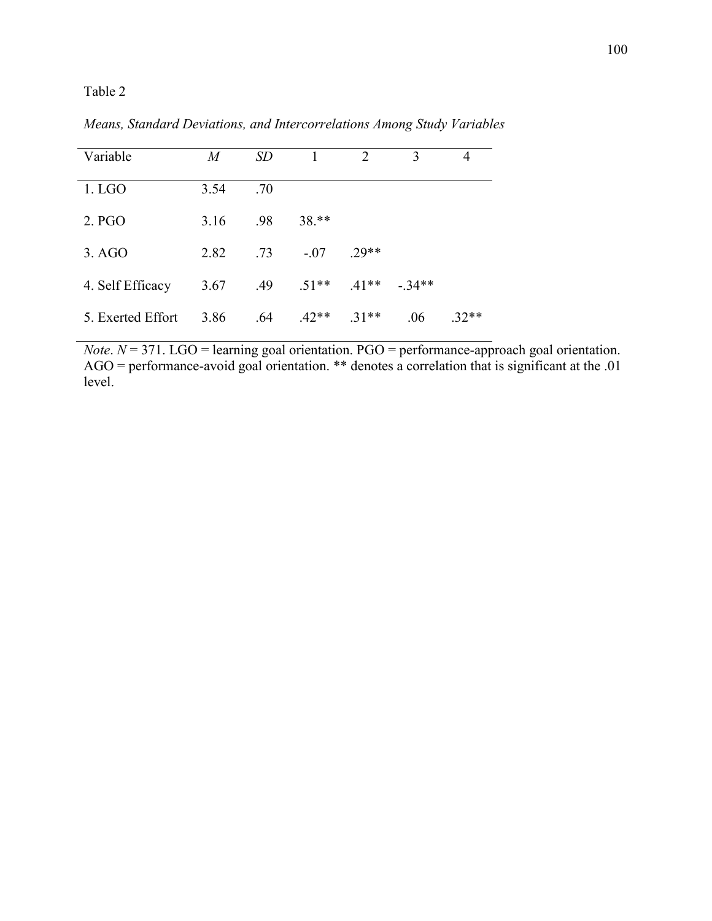Table 2

*Means, Standard Deviations, and Intercorrelations Among Study Variables*

| Variable | *M* | *SD* | 1 | 2 | 3 | 4 |
|---|---|---|---|---|---|---|
| 1. LGO | 3.54 | .70 | | | | |
| 2. PGO | 3.16 | .98 | 38.** | | | |
| 3. AGO | 2.82 | .73 | -.07 | .29** | | |
| 4. Self Efficacy | 3.67 | .49 | .51** | .41** | -.34** | |
| 5. Exerted Effort | 3.86 | .64 | .42** | .31** | .06 | .32** |

*Note*. $N$ = 371. LGO = learning goal orientation. PGO = performance-approach goal orientation. AGO = performance-avoid goal orientation. ** denotes a correlation that is significant at the .01 level.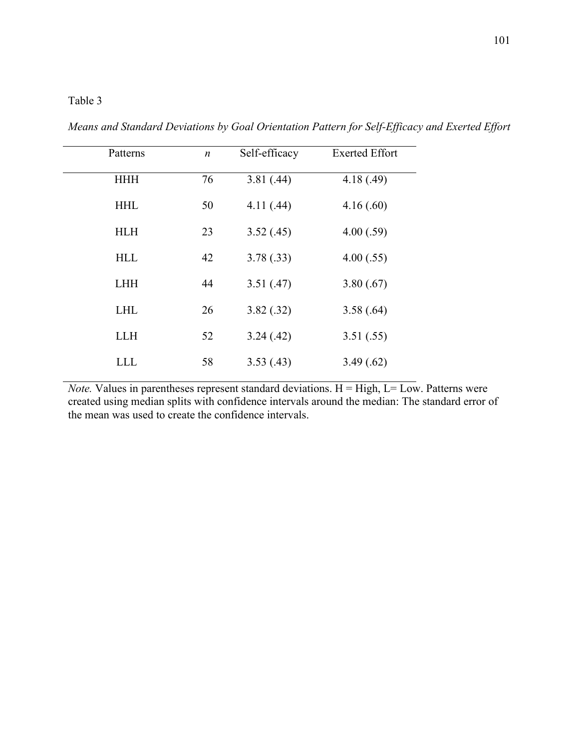Table 3

*Means and Standard Deviations by Goal Orientation Pattern for Self-Efficacy and Exerted Effort*

| Patterns | *n* | Self-efficacy | Exerted Effort |
|---|---|---|---|
| HHH | 76 | 3.81 (.44) | 4.18 (.49) |
| HHL | 50 | 4.11 (.44) | 4.16 (.60) |
| HLH | 23 | 3.52 (.45) | 4.00 (.59) |
| HLL | 42 | 3.78 (.33) | 4.00 (.55) |
| LHH | 44 | 3.51 (.47) | 3.80 (.67) |
| LHL | 26 | 3.82 (.32) | 3.58 (.64) |
| LLH | 52 | 3.24 (.42) | 3.51 (.55) |
| LLL | 58 | 3.53 (.43) | 3.49 (.62) |

*Note.* Values in parentheses represent standard deviations. H = High, L= Low. Patterns were created using median splits with confidence intervals around the median: The standard error of the mean was used to create the confidence intervals.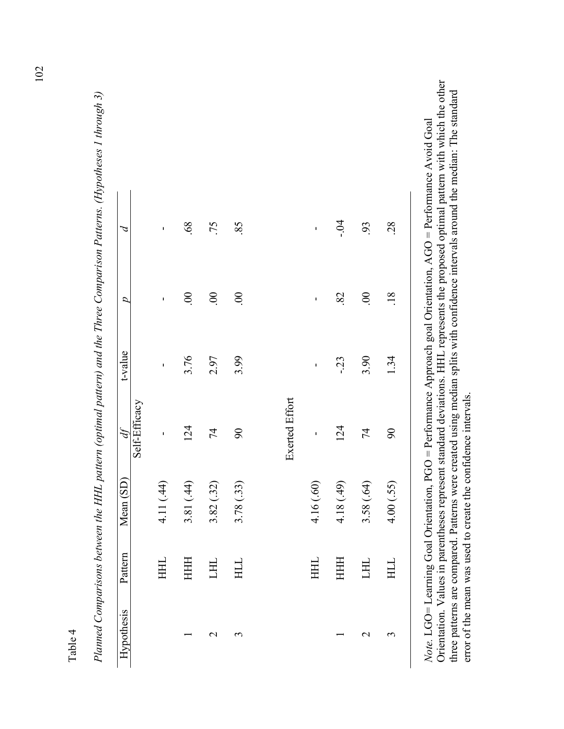Table 4

*Planned Comparisons between the HHL pattern (optimal pattern) and the Three Comparison Patterns. (Hypotheses 1 through 3)*

| Hypothesis | Pattern | Mean (SD) | *df* | t-value | *p* | *d* |
|---|---|---|---|---|---|---|
| | | | Self-Efficacy | | | |
| | HHL | 4.11 (.44) | - | - | - | - |
| 1 | HHH | 3.81 (.44) | 124 | 3.76 | .00 | .68 |
| 2 | LHL | 3.82 (.32) | 74 | 2.97 | .00 | .75 |
| 3 | HLL | 3.78 (.33) | 90 | 3.99 | .00 | .85 |
| | | | Exerted Effort | | | |
| | HHL | 4.16 (.60) | - | - | - | - |
| 1 | HHH | 4.18 (.49) | 124 | -.23 | .82 | -.04 |
| 2 | LHL | 3.58 (.64) | 74 | 3.90 | .00 | .93 |
| 3 | HLL | 4.00 (.55) | 90 | 1.34 | .18 | .28 |

*Note.* LGO= Learning Goal Orientation, PGO = Performance Approach goal Orientation, AGO = Performance Avoid Goal Orientation. Values in parentheses represent standard deviations. HHL represents the proposed optimal pattern with which the other three patterns are compared. Patterns were created using median splits with confidence intervals around the median: The standard error of the mean was used to create the confidence intervals.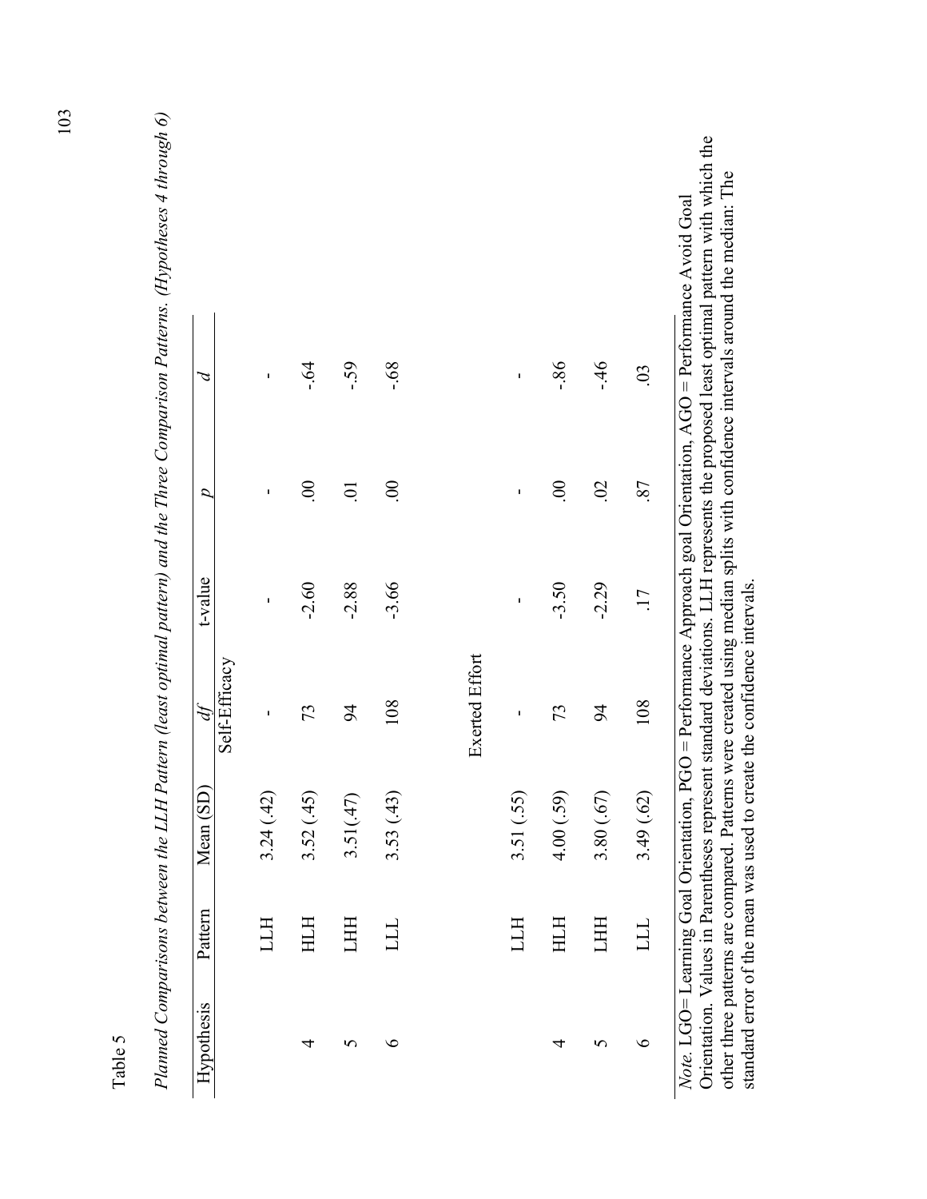Table 5

*Planned Comparisons between the LLH Pattern (least optimal pattern) and the Three Comparison Patterns. (Hypotheses 4 through 6)*

| Hypothesis | Pattern | Mean (SD) | *df* | t-value | *p* | *d* |
|---|---|---|---|---|---|---|
| | | | Self-Efficacy | | | |
| | LLH | 3.24 (.42) | - | - | - | - |
| 4 | HLH | 3.52 (.45) | 73 | -2.60 | .00 | -.64 |
| 5 | LHH | 3.51(.47) | 94 | -2.88 | .01 | -.59 |
| 6 | LLL | 3.53 (.43) | 108 | -3.66 | .00 | -.68 |
| | | | Exerted Effort | | | |
| | LLH | 3.51 (.55) | - | - | - | - |
| 4 | HLH | 4.00 (.59) | 73 | -3.50 | .00 | -.86 |
| 5 | LHH | 3.80 (.67) | 94 | -2.29 | .02 | -.46 |
| 6 | LLL | 3.49 (.62) | 108 | .17 | .87 | .03 |

*Note.* LGO= Learning Goal Orientation, PGO = Performance Approach goal Orientation, AGO = Performance Avoid Goal Orientation. Values in Parentheses represent standard deviations. LLH represents the proposed least optimal pattern with which the other three patterns are compared. Patterns were created using median splits with confidence intervals around the median: The standard error of the mean was used to create the confidence intervals.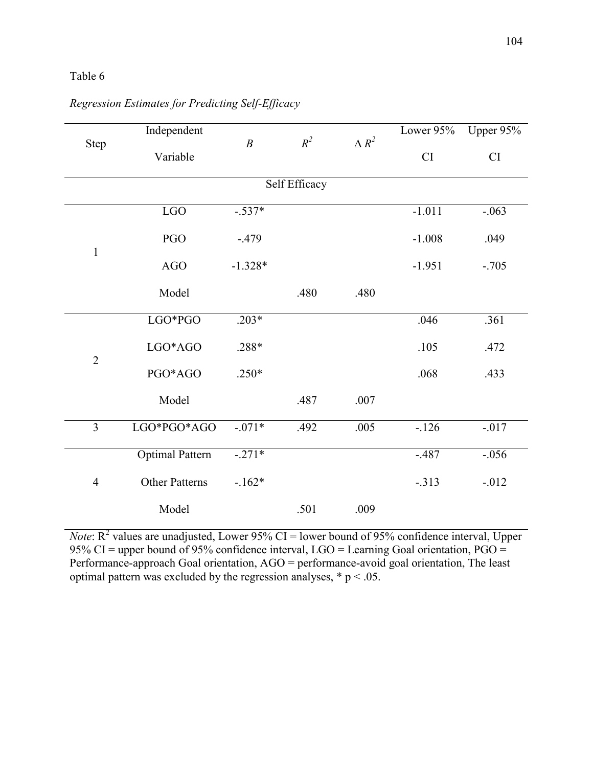Table 6

*Regression Estimates for Predicting Self-Efficacy*

| Step | Independent Variable | *B* | $R^2$ | $\Delta R^2$ | Lower 95% CI | Upper 95% CI |
|---|---|---|---|---|---|---|
| | | | Self Efficacy | | | |
| 1 | LGO | -.537* | | | -1.011 | -.063 |
| | PGO | -.479 | | | -1.008 | .049 |
| | AGO | -1.328* | | | -1.951 | -.705 |
| | Model | | .480 | .480 | | |
| 2 | LGO*PGO | .203* | | | .046 | .361 |
| | LGO*AGO | .288* | | | .105 | .472 |
| | PGO*AGO | .250* | | | .068 | .433 |
| | Model | | .487 | .007 | | |
| 3 | LGO*PGO*AGO | -.071* | .492 | .005 | -.126 | -.017 |
| 4 | Optimal Pattern | -.271* | | | -.487 | -.056 |
| | Other Patterns | -.162* | | | -.313 | -.012 |
| | Model | | .501 | .009 | | |

*Note*: $R^2$ values are unadjusted, Lower 95% CI = lower bound of 95% confidence interval, Upper 95% CI = upper bound of 95% confidence interval, LGO = Learning Goal orientation, PGO = Performance-approach Goal orientation, AGO = performance-avoid goal orientation, The least optimal pattern was excluded by the regression analyses, * $p < .05$.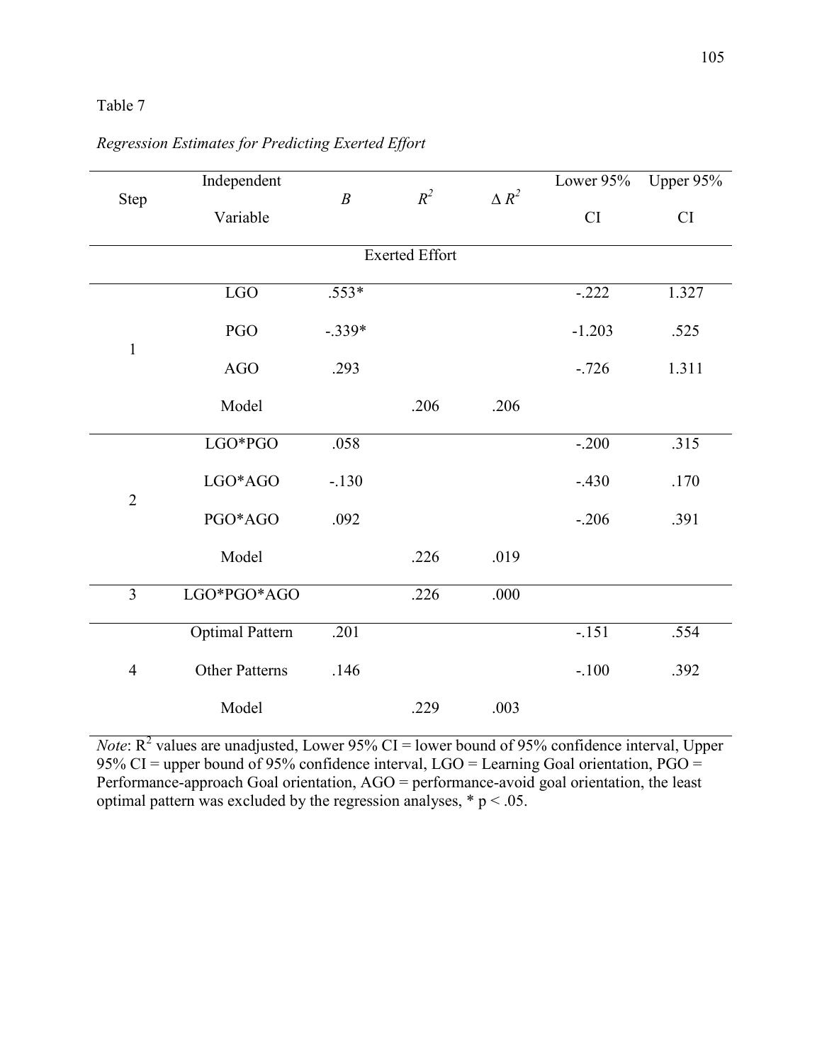Table 7

*Regression Estimates for Predicting Exerted Effort*

| Step | Independent Variable | *B* | $R^2$ | $\Delta R^2$ | Lower 95% CI | Upper 95% CI |
|---|---|---|---|---|---|---|
| | | | Exerted Effort | | | |
| 1 | LGO | .553* | | | -.222 | 1.327 |
| | PGO | -.339* | | | -1.203 | .525 |
| | AGO | .293 | | | -.726 | 1.311 |
| | Model | | .206 | .206 | | |
| 2 | LGO*PGO | .058 | | | -.200 | .315 |
| | LGO*AGO | -.130 | | | -.430 | .170 |
| | PGO*AGO | .092 | | | -.206 | .391 |
| | Model | | .226 | .019 | | |
| 3 | LGO*PGO*AGO | | .226 | .000 | | |
| 4 | Optimal Pattern | .201 | | | -.151 | .554 |
| | Other Patterns | .146 | | | -.100 | .392 |
| | Model | | .229 | .003 | | |

*Note*: $R^2$ values are unadjusted, Lower 95% CI = lower bound of 95% confidence interval, Upper 95% CI = upper bound of 95% confidence interval, LGO = Learning Goal orientation, PGO = Performance-approach Goal orientation, AGO = performance-avoid goal orientation, the least optimal pattern was excluded by the regression analyses, * $p < .05$.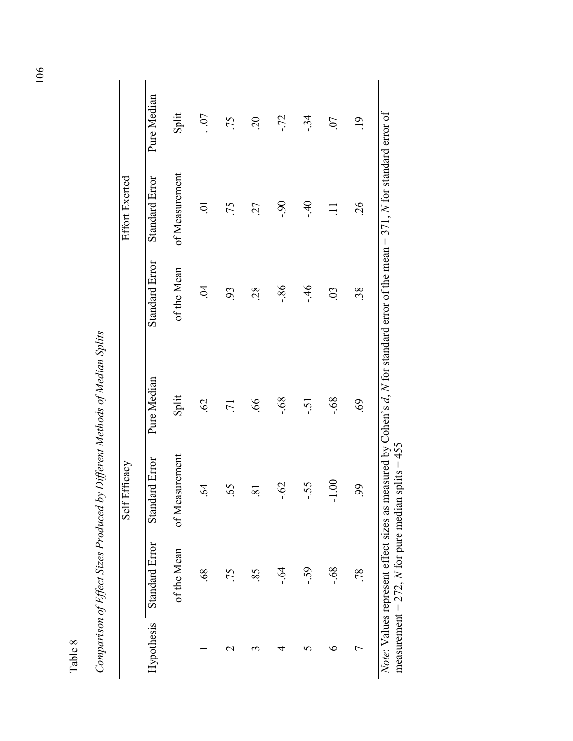Table 8

*Comparison of Effect Sizes Produced by Different Methods of Median Splits*

| Hypothesis | Self Efficacy | | | Effort Exerted | | |
|---|---|---|---|---|---|---|
| | Standard Error of the Mean | Standard Error of Measurement | Pure Median Split | Standard Error of the Mean | Standard Error of Measurement | Pure Median Split |
| 1 | .68 | .64 | .62 | -.04 | -.01 | .-07 |
| 2 | .75 | .65 | .71 | .93 | .75 | .75 |
| 3 | .85 | .81 | .66 | .28 | .27 | .20 |
| 4 | -.64 | -.62 | -.68 | -.86 | -.90 | -.72 |
| 5 | -.59 | -.55 | -.51 | -.46 | -.40 | -.34 |
| 6 | -.68 | -1.00 | -.68 | .03 | .11 | .07 |
| 7 | .78 | .99 | .69 | .38 | .26 | .19 |

*Note*: Values represent effect sizes as measured by Cohen's *d*, *N* for standard error of the mean = 371, *N* for standard error of measurement = 272, *N* for pure median splits = 455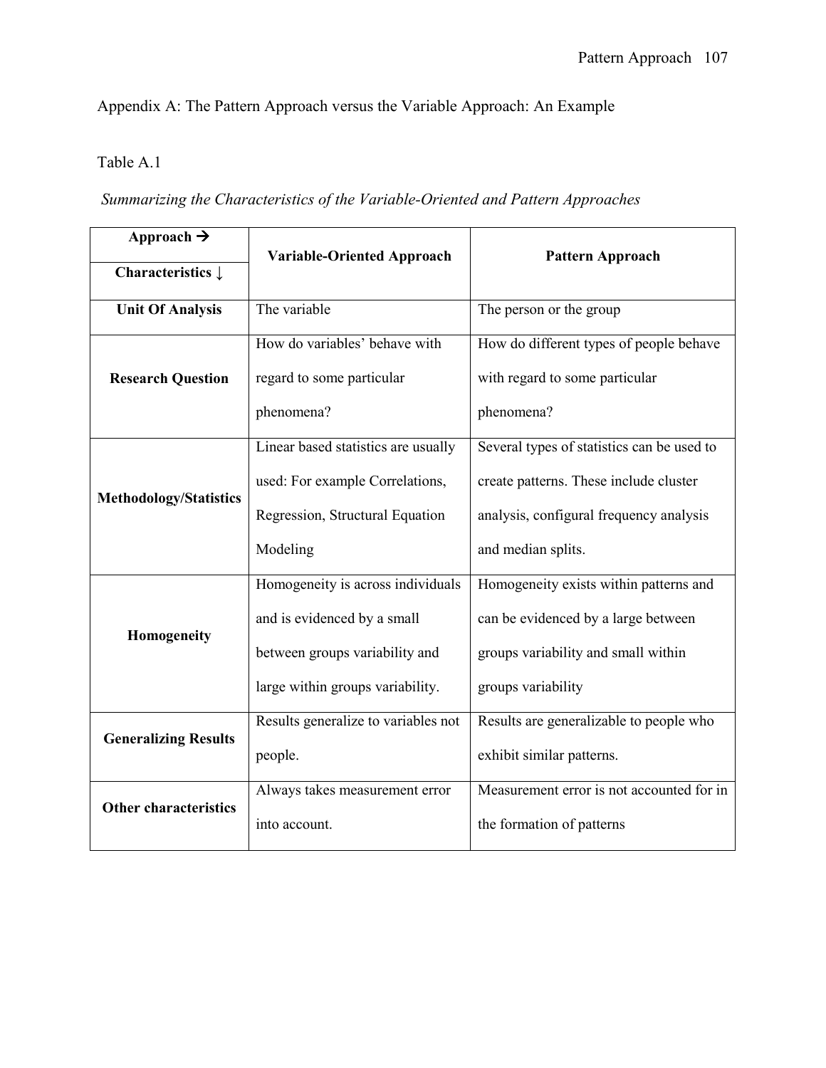Appendix A: The Pattern Approach versus the Variable Approach: An Example

Table A.1

*Summarizing the Characteristics of the Variable-Oriented and Pattern Approaches*

| **Approach →** **Characteristics ↓** | **Variable-Oriented Approach** | **Pattern Approach** |
|---|---|---|
| **Unit Of Analysis** | The variable | The person or the group |
| **Research Question** | How do variables' behave with regard to some particular phenomena? | How do different types of people behave with regard to some particular phenomena? |
| **Methodology/Statistics** | Linear based statistics are usually used: For example Correlations, Regression, Structural Equation Modeling | Several types of statistics can be used to create patterns. These include cluster analysis, configural frequency analysis and median splits. |
| **Homogeneity** | Homogeneity is across individuals and is evidenced by a small between groups variability and large within groups variability. | Homogeneity exists within patterns and can be evidenced by a large between groups variability and small within groups variability |
| **Generalizing Results** | Results generalize to variables not people. | Results are generalizable to people who exhibit similar patterns. |
| **Other characteristics** | Always takes measurement error into account. | Measurement error is not accounted for in the formation of patterns |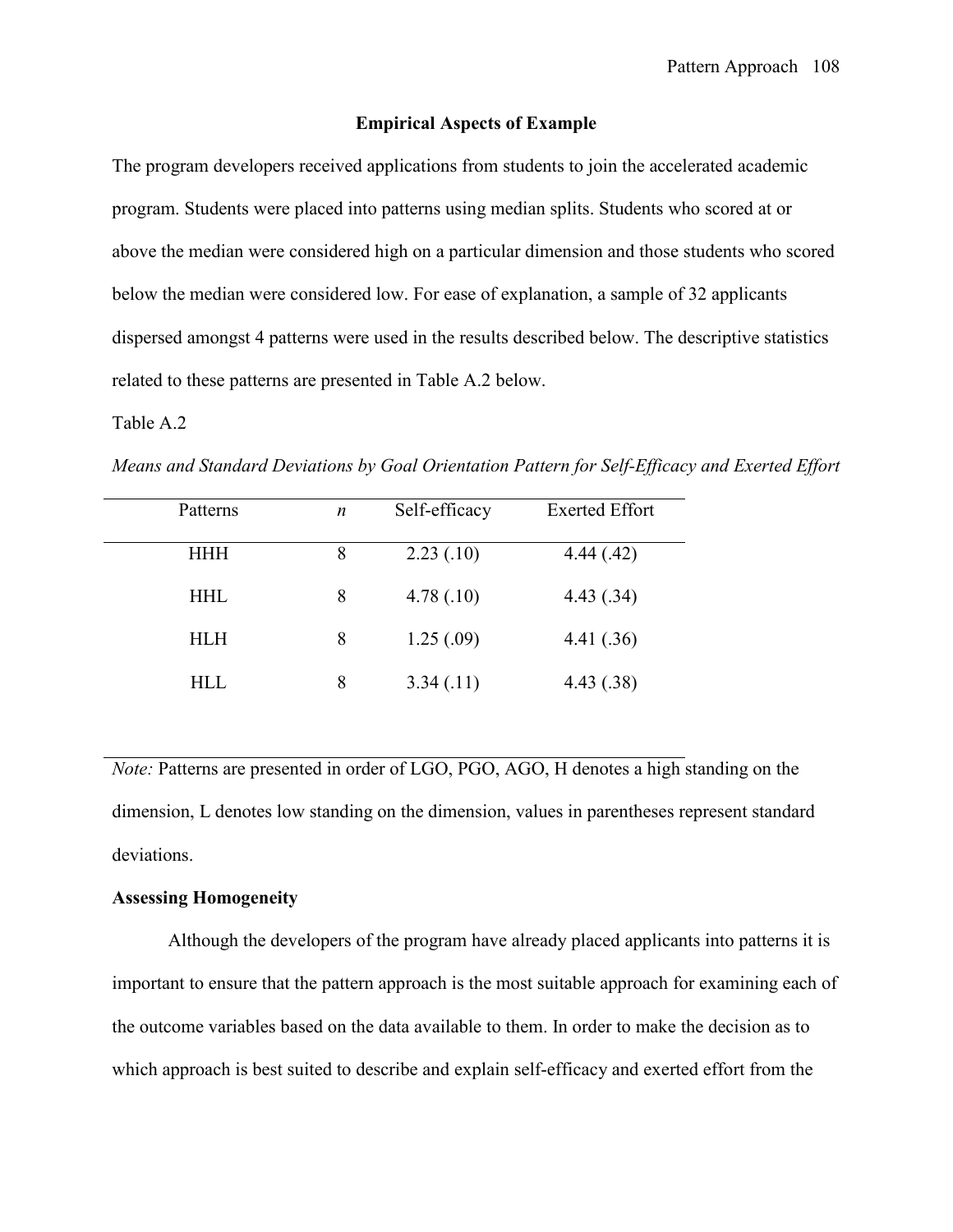## Empirical Aspects of Example

The program developers received applications from students to join the accelerated academic program. Students were placed into patterns using median splits. Students who scored at or above the median were considered high on a particular dimension and those students who scored below the median were considered low. For ease of explanation, a sample of 32 applicants dispersed amongst 4 patterns were used in the results described below. The descriptive statistics related to these patterns are presented in Table A.2 below.

Table A.2

*Means and Standard Deviations by Goal Orientation Pattern for Self-Efficacy and Exerted Effort*

| Patterns | *n* | Self-efficacy | Exerted Effort |
|---|---|---|---|
| HHH | 8 | 2.23 (.10) | 4.44 (.42) |
| HHL | 8 | 4.78 (.10) | 4.43 (.34) |
| HLH | 8 | 1.25 (.09) | 4.41 (.36) |
| HLL | 8 | 3.34 (.11) | 4.43 (.38) |

*Note:* Patterns are presented in order of LGO, PGO, AGO, H denotes a high standing on the dimension, L denotes low standing on the dimension, values in parentheses represent standard deviations.

**Assessing Homogeneity**

Although the developers of the program have already placed applicants into patterns it is important to ensure that the pattern approach is the most suitable approach for examining each of the outcome variables based on the data available to them. In order to make the decision as to which approach is best suited to describe and explain self-efficacy and exerted effort from the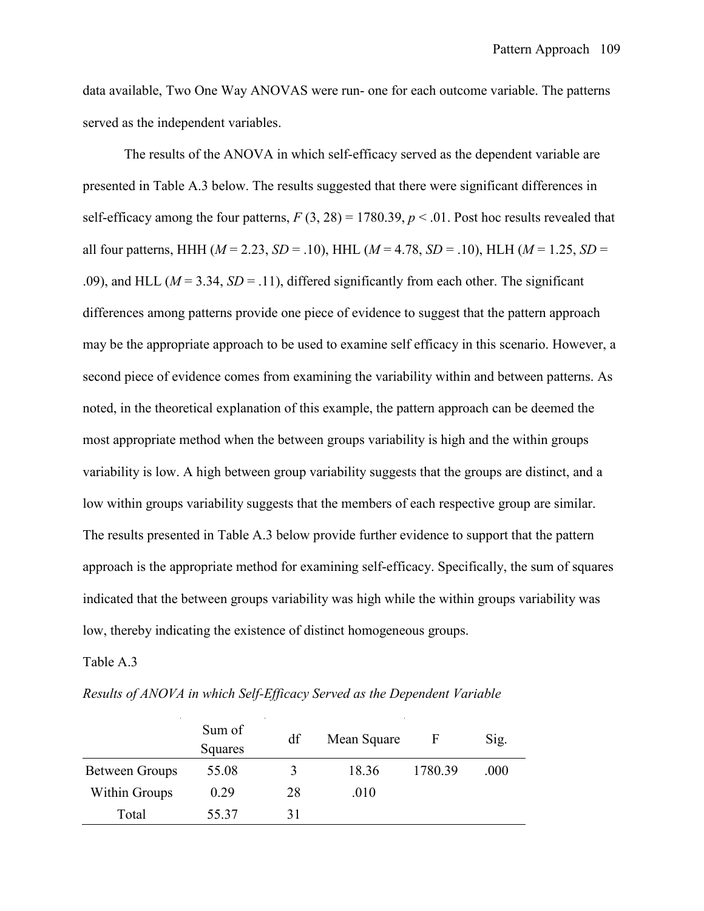data available, Two One Way ANOVAS were run- one for each outcome variable. The patterns served as the independent variables.

The results of the ANOVA in which self-efficacy served as the dependent variable are presented in Table A.3 below. The results suggested that there were significant differences in self-efficacy among the four patterns, $F$ (3, 28) = 1780.39, $p < .01$. Post hoc results revealed that all four patterns, HHH ($M$ = 2.23, $SD$ = .10), HHL ($M$ = 4.78, $SD$ = .10), HLH ($M$ = 1.25, $SD$ = .09), and HLL ($M$ = 3.34, $SD$ = .11), differed significantly from each other. The significant differences among patterns provide one piece of evidence to suggest that the pattern approach may be the appropriate approach to be used to examine self efficacy in this scenario. However, a second piece of evidence comes from examining the variability within and between patterns. As noted, in the theoretical explanation of this example, the pattern approach can be deemed the most appropriate method when the between groups variability is high and the within groups variability is low. A high between group variability suggests that the groups are distinct, and a low within groups variability suggests that the members of each respective group are similar. The results presented in Table A.3 below provide further evidence to support that the pattern approach is the appropriate method for examining self-efficacy. Specifically, the sum of squares indicated that the between groups variability was high while the within groups variability was low, thereby indicating the existence of distinct homogeneous groups.

Table A.3

*Results of ANOVA in which Self-Efficacy Served as the Dependent Variable*

| | Sum of Squares | df | Mean Square | F | Sig. |
|---|---|---|---|---|---|
| Between Groups | 55.08 | 3 | 18.36 | 1780.39 | .000 |
| Within Groups | 0.29 | 28 | .010 | | |
| Total | 55.37 | 31 | | | |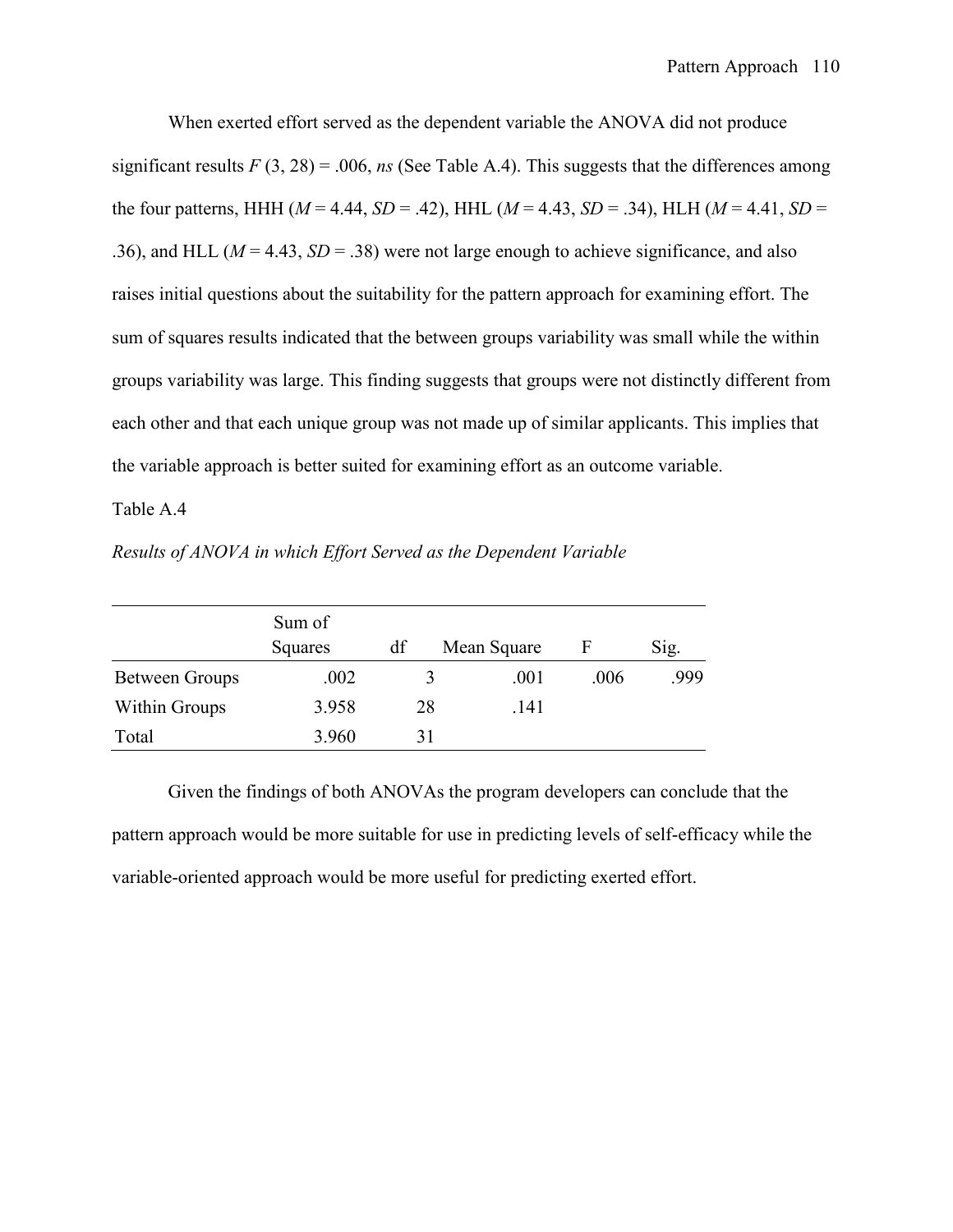When exerted effort served as the dependent variable the ANOVA did not produce significant results $F$ (3, 28) = .006, *ns* (See Table A.4). This suggests that the differences among the four patterns, HHH ($M$ = 4.44, $SD$ = .42), HHL ($M$ = 4.43, $SD$ = .34), HLH ($M$ = 4.41, $SD$ = .36), and HLL ($M$ = 4.43, $SD$ = .38) were not large enough to achieve significance, and also raises initial questions about the suitability for the pattern approach for examining effort. The sum of squares results indicated that the between groups variability was small while the within groups variability was large. This finding suggests that groups were not distinctly different from each other and that each unique group was not made up of similar applicants. This implies that the variable approach is better suited for examining effort as an outcome variable.

Table A.4

*Results of ANOVA in which Effort Served as the Dependent Variable*

| | Sum of Squares | df | Mean Square | F | Sig. |
|---|---|---|---|---|---|
| Between Groups | .002 | 3 | .001 | .006 | .999 |
| Within Groups | 3.958 | 28 | .141 | | |
| Total | 3.960 | 31 | | | |

Given the findings of both ANOVAs the program developers can conclude that the pattern approach would be more suitable for use in predicting levels of self-efficacy while the variable-oriented approach would be more useful for predicting exerted effort.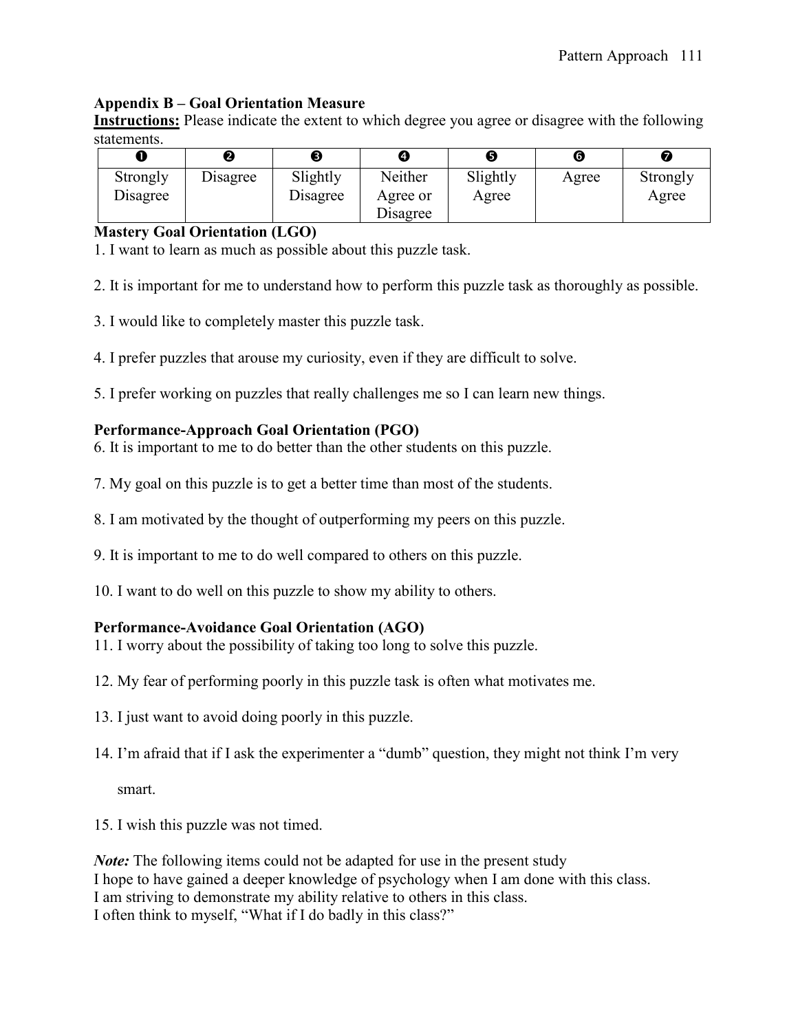## Appendix B – Goal Orientation Measure

**Instructions:** Please indicate the extent to which degree you agree or disagree with the following statements.

| ❶ | ❷ | ❸ | ❹ | ❺ | ❻ | ❼ |
|---|---|---|---|---|---|---|
| Strongly Disagree | Disagree | Slightly Disagree | Neither Agree or Disagree | Slightly Agree | Agree | Strongly Agree |

**Mastery Goal Orientation (LGO)**

1. I want to learn as much as possible about this puzzle task.

2. It is important for me to understand how to perform this puzzle task as thoroughly as possible.

3. I would like to completely master this puzzle task.

4. I prefer puzzles that arouse my curiosity, even if they are difficult to solve.

5. I prefer working on puzzles that really challenges me so I can learn new things.

**Performance-Approach Goal Orientation (PGO)**

6. It is important to me to do better than the other students on this puzzle.

7. My goal on this puzzle is to get a better time than most of the students.

8. I am motivated by the thought of outperforming my peers on this puzzle.

9. It is important to me to do well compared to others on this puzzle.

10. I want to do well on this puzzle to show my ability to others.

**Performance-Avoidance Goal Orientation (AGO)**

11. I worry about the possibility of taking too long to solve this puzzle.

12. My fear of performing poorly in this puzzle task is often what motivates me.

13. I just want to avoid doing poorly in this puzzle.

14. I'm afraid that if I ask the experimenter a "dumb" question, they might not think I'm very smart.

15. I wish this puzzle was not timed.

***Note:*** The following items could not be adapted for use in the present study
I hope to have gained a deeper knowledge of psychology when I am done with this class.
I am striving to demonstrate my ability relative to others in this class.
I often think to myself, "What if I do badly in this class?"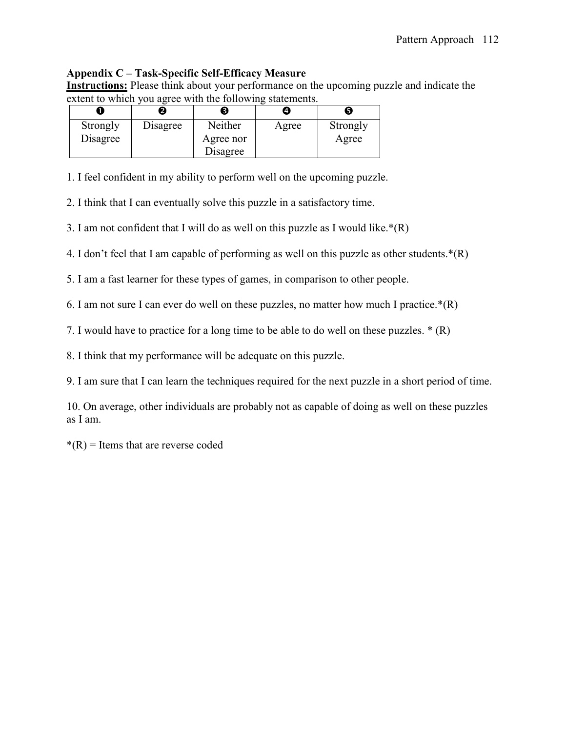**Appendix C – Task-Specific Self-Efficacy Measure**

**Instructions:** Please think about your performance on the upcoming puzzle and indicate the extent to which you agree with the following statements.

| ❶ | ❷ | ❸ | ❹ | ❺ |
|---|---|---|---|---|
| Strongly Disagree | Disagree | Neither Agree nor Disagree | Agree | Strongly Agree |

1. I feel confident in my ability to perform well on the upcoming puzzle.

2. I think that I can eventually solve this puzzle in a satisfactory time.

3. I am not confident that I will do as well on this puzzle as I would like.*(R)

4. I don't feel that I am capable of performing as well on this puzzle as other students.*(R)

5. I am a fast learner for these types of games, in comparison to other people.

6. I am not sure I can ever do well on these puzzles, no matter how much I practice.*(R)

7. I would have to practice for a long time to be able to do well on these puzzles. * (R)

8. I think that my performance will be adequate on this puzzle.

9. I am sure that I can learn the techniques required for the next puzzle in a short period of time.

10. On average, other individuals are probably not as capable of doing as well on these puzzles as I am.

*(R) = Items that are reverse coded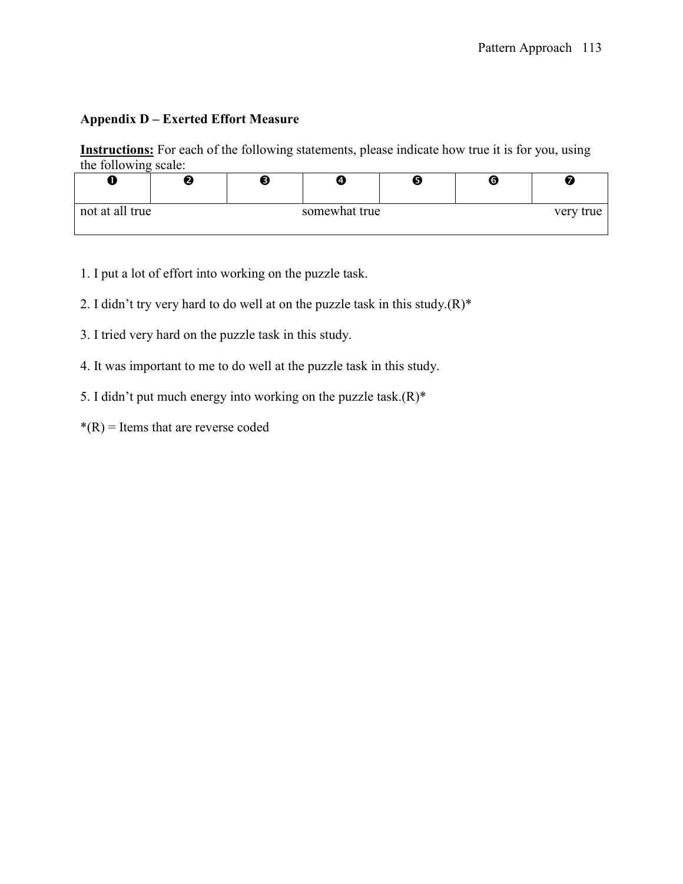**Appendix D – Exerted Effort Measure**

**Instructions:** For each of the following statements, please indicate how true it is for you, using the following scale:

| ❶ | ❷ | ❸ | ❹ | ❺ | ❻ | ❼ |
|---|---|---|---|---|---|---|
| not at all true | | | somewhat true | | | very true |

1. I put a lot of effort into working on the puzzle task.

2. I didn't try very hard to do well at on the puzzle task in this study.(R)*

3. I tried very hard on the puzzle task in this study.

4. It was important to me to do well at the puzzle task in this study.

5. I didn't put much energy into working on the puzzle task.(R)*

*(R) = Items that are reverse coded